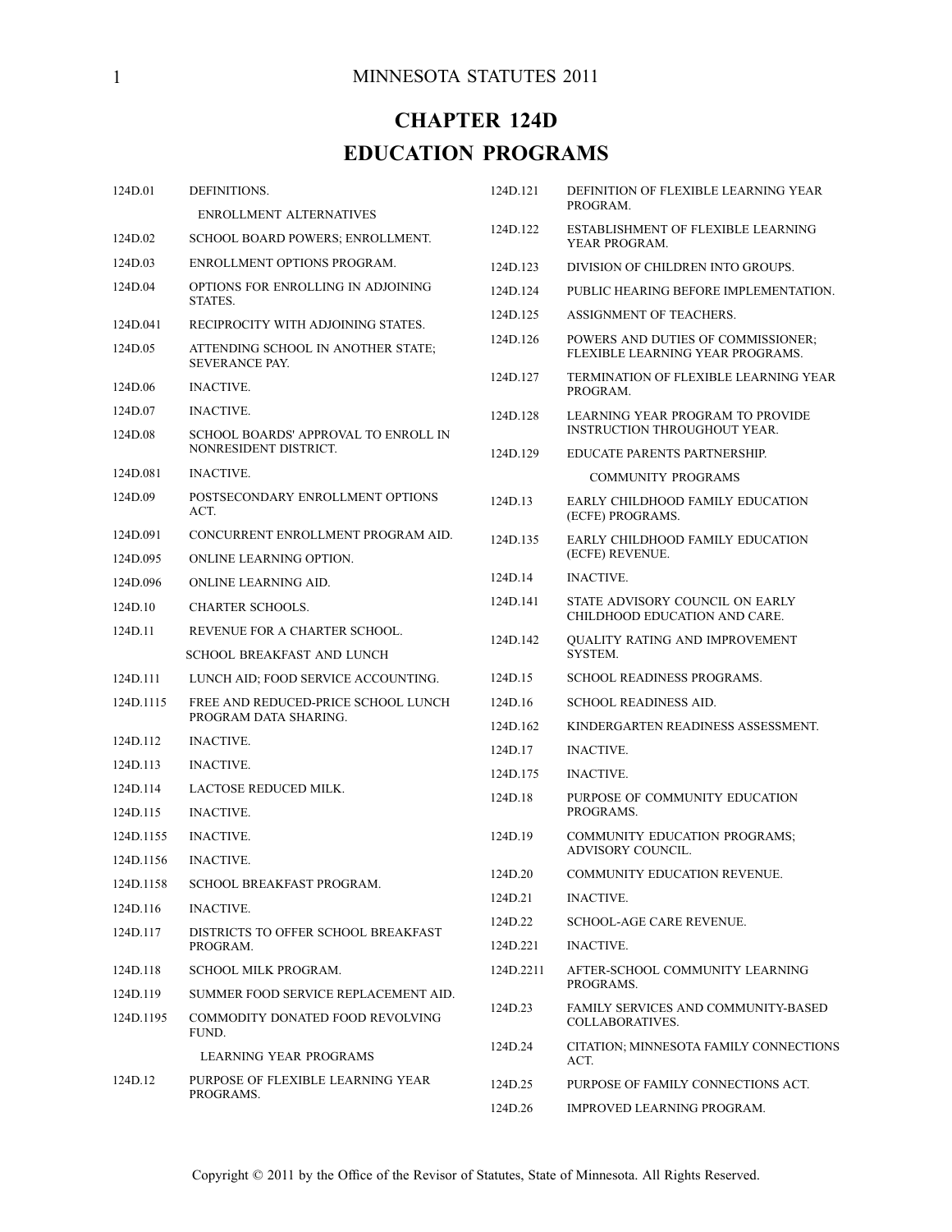# CHAPTER 124D

## EDUCATION PROGRAMS

| | |
|---|---|
| 124D.01 | DEFINITIONS. |
| | ENROLLMENT ALTERNATIVES |
| 124D.02 | SCHOOL BOARD POWERS; ENROLLMENT. |
| 124D.03 | ENROLLMENT OPTIONS PROGRAM. |
| 124D.04 | OPTIONS FOR ENROLLING IN ADJOINING STATES. |
| 124D.041 | RECIPROCITY WITH ADJOINING STATES. |
| 124D.05 | ATTENDING SCHOOL IN ANOTHER STATE; SEVERANCE PAY. |
| 124D.06 | INACTIVE. |
| 124D.07 | INACTIVE. |
| 124D.08 | SCHOOL BOARDS' APPROVAL TO ENROLL IN NONRESIDENT DISTRICT. |
| 124D.081 | INACTIVE. |
| 124D.09 | POSTSECONDARY ENROLLMENT OPTIONS ACT. |
| 124D.091 | CONCURRENT ENROLLMENT PROGRAM AID. |
| 124D.095 | ONLINE LEARNING OPTION. |
| 124D.096 | ONLINE LEARNING AID. |
| 124D.10 | CHARTER SCHOOLS. |
| 124D.11 | REVENUE FOR A CHARTER SCHOOL. |
| | SCHOOL BREAKFAST AND LUNCH |
| 124D.111 | LUNCH AID; FOOD SERVICE ACCOUNTING. |
| 124D.1115 | FREE AND REDUCED-PRICE SCHOOL LUNCH PROGRAM DATA SHARING. |
| 124D.112 | INACTIVE. |
| 124D.113 | INACTIVE. |
| 124D.114 | LACTOSE REDUCED MILK. |
| 124D.115 | INACTIVE. |
| 124D.1155 | INACTIVE. |
| 124D.1156 | INACTIVE. |
| 124D.1158 | SCHOOL BREAKFAST PROGRAM. |
| 124D.116 | INACTIVE. |
| 124D.117 | DISTRICTS TO OFFER SCHOOL BREAKFAST PROGRAM. |
| 124D.118 | SCHOOL MILK PROGRAM. |
| 124D.119 | SUMMER FOOD SERVICE REPLACEMENT AID. |
| 124D.1195 | COMMODITY DONATED FOOD REVOLVING FUND. |
| | LEARNING YEAR PROGRAMS |
| 124D.12 | PURPOSE OF FLEXIBLE LEARNING YEAR PROGRAMS. |
| 124D.121 | DEFINITION OF FLEXIBLE LEARNING YEAR PROGRAM. |
| 124D.122 | ESTABLISHMENT OF FLEXIBLE LEARNING YEAR PROGRAM. |
| 124D.123 | DIVISION OF CHILDREN INTO GROUPS. |
| 124D.124 | PUBLIC HEARING BEFORE IMPLEMENTATION. |
| 124D.125 | ASSIGNMENT OF TEACHERS. |
| 124D.126 | POWERS AND DUTIES OF COMMISSIONER; FLEXIBLE LEARNING YEAR PROGRAMS. |
| 124D.127 | TERMINATION OF FLEXIBLE LEARNING YEAR PROGRAM. |
| 124D.128 | LEARNING YEAR PROGRAM TO PROVIDE INSTRUCTION THROUGHOUT YEAR. |
| 124D.129 | EDUCATE PARENTS PARTNERSHIP. |
| | COMMUNITY PROGRAMS |
| 124D.13 | EARLY CHILDHOOD FAMILY EDUCATION (ECFE) PROGRAMS. |
| 124D.135 | EARLY CHILDHOOD FAMILY EDUCATION (ECFE) REVENUE. |
| 124D.14 | INACTIVE. |
| 124D.141 | STATE ADVISORY COUNCIL ON EARLY CHILDHOOD EDUCATION AND CARE. |
| 124D.142 | QUALITY RATING AND IMPROVEMENT SYSTEM. |
| 124D.15 | SCHOOL READINESS PROGRAMS. |
| 124D.16 | SCHOOL READINESS AID. |
| 124D.162 | KINDERGARTEN READINESS ASSESSMENT. |
| 124D.17 | INACTIVE. |
| 124D.175 | INACTIVE. |
| 124D.18 | PURPOSE OF COMMUNITY EDUCATION PROGRAMS. |
| 124D.19 | COMMUNITY EDUCATION PROGRAMS; ADVISORY COUNCIL. |
| 124D.20 | COMMUNITY EDUCATION REVENUE. |
| 124D.21 | INACTIVE. |
| 124D.22 | SCHOOL-AGE CARE REVENUE. |
| 124D.221 | INACTIVE. |
| 124D.2211 | AFTER-SCHOOL COMMUNITY LEARNING PROGRAMS. |
| 124D.23 | FAMILY SERVICES AND COMMUNITY-BASED COLLABORATIVES. |
| 124D.24 | CITATION; MINNESOTA FAMILY CONNECTIONS ACT. |
| 124D.25 | PURPOSE OF FAMILY CONNECTIONS ACT. |
| 124D.26 | IMPROVED LEARNING PROGRAM. |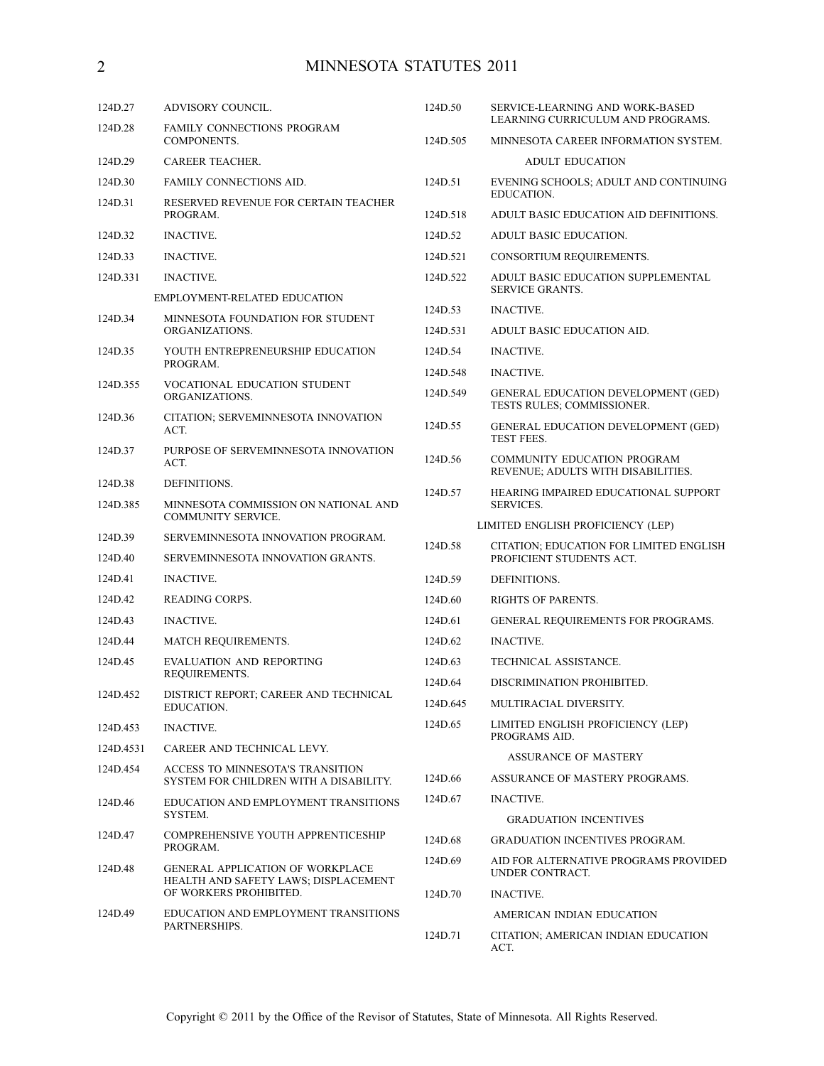124D.27 ADVISORY COUNCIL.

124D.28 FAMILY CONNECTIONS PROGRAM COMPONENTS.

124D.29 CAREER TEACHER.

124D.30 FAMILY CONNECTIONS AID.

124D.31 RESERVED REVENUE FOR CERTAIN TEACHER PROGRAM.

124D.32 INACTIVE.

124D.33 INACTIVE.

124D.331 INACTIVE.

EMPLOYMENT-RELATED EDUCATION

124D.34 MINNESOTA FOUNDATION FOR STUDENT ORGANIZATIONS.

124D.35 YOUTH ENTREPRENEURSHIP EDUCATION PROGRAM.

124D.355 VOCATIONAL EDUCATION STUDENT ORGANIZATIONS.

124D.36 CITATION; SERVEMINNESOTA INNOVATION ACT.

124D.37 PURPOSE OF SERVEMINNESOTA INNOVATION ACT.

124D.38 DEFINITIONS.

124D.385 MINNESOTA COMMISSION ON NATIONAL AND COMMUNITY SERVICE.

124D.39 SERVEMINNESOTA INNOVATION PROGRAM.

124D.40 SERVEMINNESOTA INNOVATION GRANTS.

124D.41 INACTIVE.

124D.42 READING CORPS.

124D.43 INACTIVE.

124D.44 MATCH REQUIREMENTS.

124D.45 EVALUATION AND REPORTING REQUIREMENTS.

124D.452 DISTRICT REPORT; CAREER AND TECHNICAL EDUCATION.

124D.453 INACTIVE.

124D.4531 CAREER AND TECHNICAL LEVY.

124D.454 ACCESS TO MINNESOTA'S TRANSITION SYSTEM FOR CHILDREN WITH A DISABILITY.

124D.46 EDUCATION AND EMPLOYMENT TRANSITIONS SYSTEM.

124D.47 COMPREHENSIVE YOUTH APPRENTICESHIP PROGRAM.

124D.48 GENERAL APPLICATION OF WORKPLACE HEALTH AND SAFETY LAWS; DISPLACEMENT OF WORKERS PROHIBITED.

124D.49 EDUCATION AND EMPLOYMENT TRANSITIONS PARTNERSHIPS.

124D.50 SERVICE-LEARNING AND WORK-BASED LEARNING CURRICULUM AND PROGRAMS.

124D.505 MINNESOTA CAREER INFORMATION SYSTEM.

ADULT EDUCATION

124D.51 EVENING SCHOOLS; ADULT AND CONTINUING EDUCATION.

124D.518 ADULT BASIC EDUCATION AID DEFINITIONS.

124D.52 ADULT BASIC EDUCATION.

124D.521 CONSORTIUM REQUIREMENTS.

124D.522 ADULT BASIC EDUCATION SUPPLEMENTAL SERVICE GRANTS.

124D.53 INACTIVE.

124D.531 ADULT BASIC EDUCATION AID.

124D.54 INACTIVE.

124D.548 INACTIVE.

124D.549 GENERAL EDUCATION DEVELOPMENT (GED) TESTS RULES; COMMISSIONER.

124D.55 GENERAL EDUCATION DEVELOPMENT (GED) TEST FEES.

124D.56 COMMUNITY EDUCATION PROGRAM REVENUE; ADULTS WITH DISABILITIES.

124D.57 HEARING IMPAIRED EDUCATIONAL SUPPORT SERVICES.

LIMITED ENGLISH PROFICIENCY (LEP)

124D.58 CITATION; EDUCATION FOR LIMITED ENGLISH PROFICIENT STUDENTS ACT.

124D.59 DEFINITIONS.

124D.60 RIGHTS OF PARENTS.

124D.61 GENERAL REQUIREMENTS FOR PROGRAMS.

124D.62 INACTIVE.

124D.63 TECHNICAL ASSISTANCE.

124D.64 DISCRIMINATION PROHIBITED.

124D.645 MULTIRACIAL DIVERSITY.

124D.65 LIMITED ENGLISH PROFICIENCY (LEP) PROGRAMS AID.

ASSURANCE OF MASTERY

124D.66 ASSURANCE OF MASTERY PROGRAMS.

124D.67 INACTIVE.

GRADUATION INCENTIVES

124D.68 GRADUATION INCENTIVES PROGRAM.

124D.69 AID FOR ALTERNATIVE PROGRAMS PROVIDED UNDER CONTRACT.

124D.70 INACTIVE.

AMERICAN INDIAN EDUCATION

124D.71 CITATION; AMERICAN INDIAN EDUCATION ACT.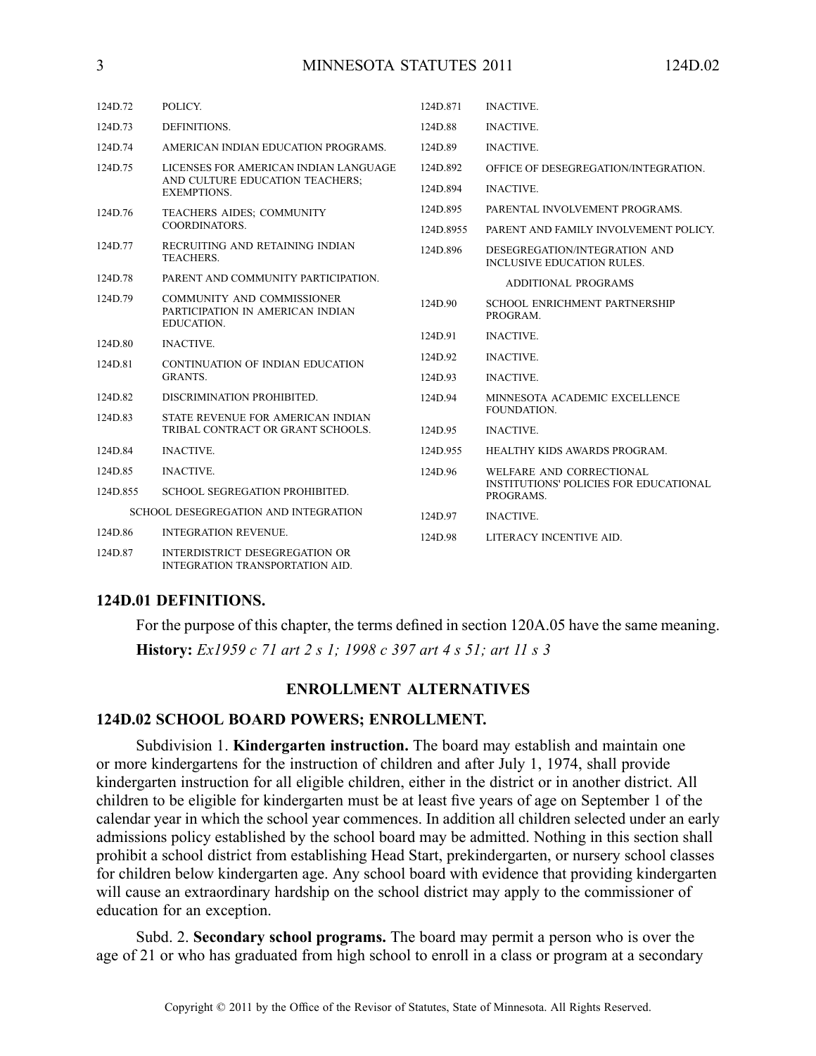| | |
|---|---|
| 124D.72 | POLICY. |
| 124D.73 | DEFINITIONS. |
| 124D.74 | AMERICAN INDIAN EDUCATION PROGRAMS. |
| 124D.75 | LICENSES FOR AMERICAN INDIAN LANGUAGE AND CULTURE EDUCATION TEACHERS; EXEMPTIONS. |
| 124D.76 | TEACHERS AIDES; COMMUNITY COORDINATORS. |
| 124D.77 | RECRUITING AND RETAINING INDIAN TEACHERS. |
| 124D.78 | PARENT AND COMMUNITY PARTICIPATION. |
| 124D.79 | COMMUNITY AND COMMISSIONER PARTICIPATION IN AMERICAN INDIAN EDUCATION. |
| 124D.80 | INACTIVE. |
| 124D.81 | CONTINUATION OF INDIAN EDUCATION GRANTS. |
| 124D.82 | DISCRIMINATION PROHIBITED. |
| 124D.83 | STATE REVENUE FOR AMERICAN INDIAN TRIBAL CONTRACT OR GRANT SCHOOLS. |
| 124D.84 | INACTIVE. |
| 124D.85 | INACTIVE. |
| 124D.855 | SCHOOL SEGREGATION PROHIBITED. |
| | SCHOOL DESEGREGATION AND INTEGRATION |
| 124D.86 | INTEGRATION REVENUE. |
| 124D.87 | INTERDISTRICT DESEGREGATION OR INTEGRATION TRANSPORTATION AID. |
| 124D.871 | INACTIVE. |
| 124D.88 | INACTIVE. |
| 124D.89 | INACTIVE. |
| 124D.892 | OFFICE OF DESEGREGATION/INTEGRATION. |
| 124D.894 | INACTIVE. |
| 124D.895 | PARENTAL INVOLVEMENT PROGRAMS. |
| 124D.8955 | PARENT AND FAMILY INVOLVEMENT POLICY. |
| 124D.896 | DESEGREGATION/INTEGRATION AND INCLUSIVE EDUCATION RULES. |
| | ADDITIONAL PROGRAMS |
| 124D.90 | SCHOOL ENRICHMENT PARTNERSHIP PROGRAM. |
| 124D.91 | INACTIVE. |
| 124D.92 | INACTIVE. |
| 124D.93 | INACTIVE. |
| 124D.94 | MINNESOTA ACADEMIC EXCELLENCE FOUNDATION. |
| 124D.95 | INACTIVE. |
| 124D.955 | HEALTHY KIDS AWARDS PROGRAM. |
| 124D.96 | WELFARE AND CORRECTIONAL INSTITUTIONS' POLICIES FOR EDUCATIONAL PROGRAMS. |
| 124D.97 | INACTIVE. |
| 124D.98 | LITERACY INCENTIVE AID. |

## 124D.01 DEFINITIONS.

For the purpose of this chapter, the terms defined in section 120A.05 have the same meaning.

**History:** *Ex1959 c 71 art 2 s 1; 1998 c 397 art 4 s 51; art 11 s 3*

## ENROLLMENT ALTERNATIVES

## 124D.02 SCHOOL BOARD POWERS; ENROLLMENT.

Subdivision 1. **Kindergarten instruction.** The board may establish and maintain one or more kindergartens for the instruction of children and after July 1, 1974, shall provide kindergarten instruction for all eligible children, either in the district or in another district. All children to be eligible for kindergarten must be at least five years of age on September 1 of the calendar year in which the school year commences. In addition all children selected under an early admissions policy established by the school board may be admitted. Nothing in this section shall prohibit a school district from establishing Head Start, prekindergarten, or nursery school classes for children below kindergarten age. Any school board with evidence that providing kindergarten will cause an extraordinary hardship on the school district may apply to the commissioner of education for an exception.

Subd. 2. **Secondary school programs.** The board may permit a person who is over the age of 21 or who has graduated from high school to enroll in a class or program at a secondary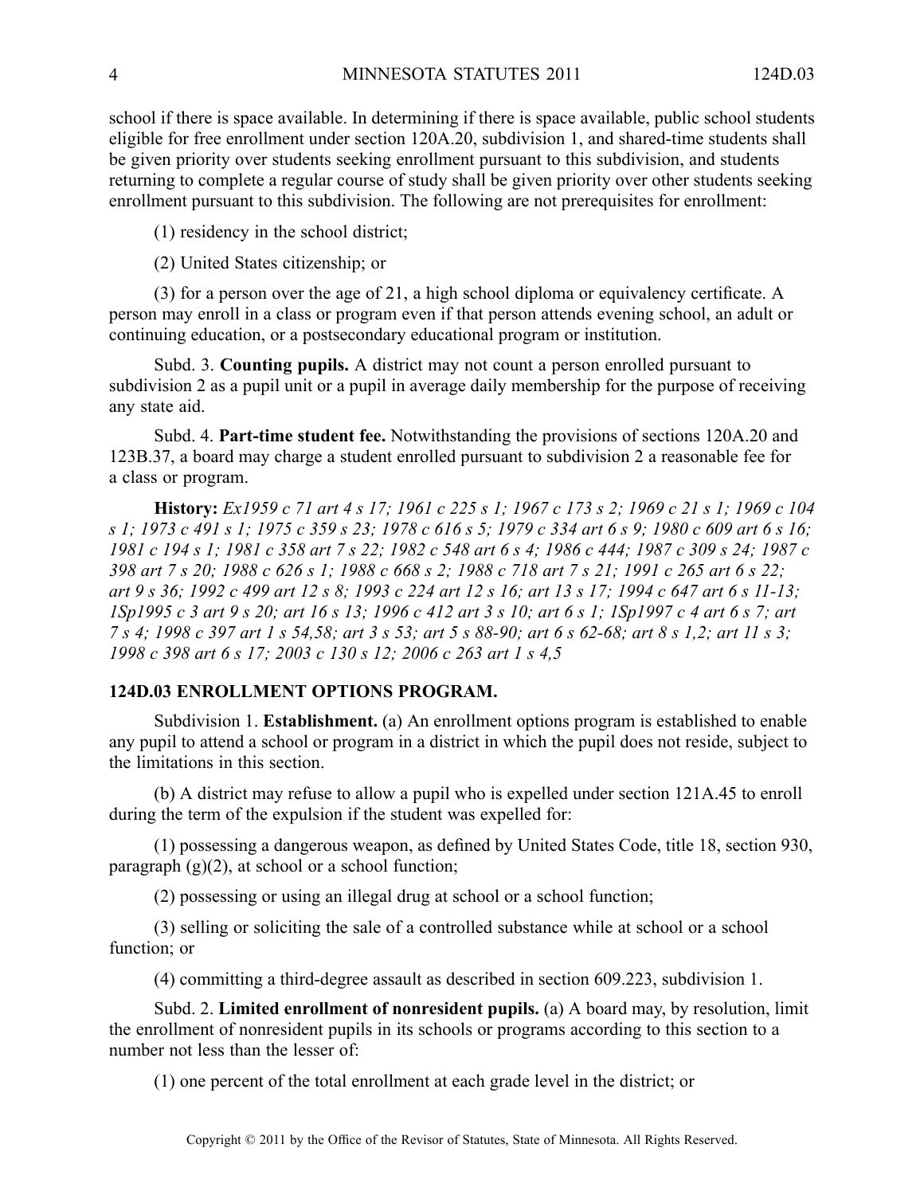school if there is space available. In determining if there is space available, public school students eligible for free enrollment under section 120A.20, subdivision 1, and shared-time students shall be given priority over students seeking enrollment pursuant to this subdivision, and students returning to complete a regular course of study shall be given priority over other students seeking enrollment pursuant to this subdivision. The following are not prerequisites for enrollment:

(1) residency in the school district;

(2) United States citizenship; or

(3) for a person over the age of 21, a high school diploma or equivalency certificate. A person may enroll in a class or program even if that person attends evening school, an adult or continuing education, or a postsecondary educational program or institution.

Subd. 3. **Counting pupils.** A district may not count a person enrolled pursuant to subdivision 2 as a pupil unit or a pupil in average daily membership for the purpose of receiving any state aid.

Subd. 4. **Part-time student fee.** Notwithstanding the provisions of sections 120A.20 and 123B.37, a board may charge a student enrolled pursuant to subdivision 2 a reasonable fee for a class or program.

**History:** *Ex1959 c 71 art 4 s 17; 1961 c 225 s 1; 1967 c 173 s 2; 1969 c 21 s 1; 1969 c 104 s 1; 1973 c 491 s 1; 1975 c 359 s 23; 1978 c 616 s 5; 1979 c 334 art 6 s 9; 1980 c 609 art 6 s 16; 1981 c 194 s 1; 1981 c 358 art 7 s 22; 1982 c 548 art 6 s 4; 1986 c 444; 1987 c 309 s 24; 1987 c 398 art 7 s 20; 1988 c 626 s 1; 1988 c 668 s 2; 1988 c 718 art 7 s 21; 1991 c 265 art 6 s 22; art 9 s 36; 1992 c 499 art 12 s 8; 1993 c 224 art 12 s 16; art 13 s 17; 1994 c 647 art 6 s 11-13; 1Sp1995 c 3 art 9 s 20; art 16 s 13; 1996 c 412 art 3 s 10; art 6 s 1; 1Sp1997 c 4 art 6 s 7; art 7 s 4; 1998 c 397 art 1 s 54,58; art 3 s 53; art 5 s 88-90; art 6 s 62-68; art 8 s 1,2; art 11 s 3; 1998 c 398 art 6 s 17; 2003 c 130 s 12; 2006 c 263 art 1 s 4,5*

### 124D.03 ENROLLMENT OPTIONS PROGRAM.

Subdivision 1. **Establishment.** (a) An enrollment options program is established to enable any pupil to attend a school or program in a district in which the pupil does not reside, subject to the limitations in this section.

(b) A district may refuse to allow a pupil who is expelled under section 121A.45 to enroll during the term of the expulsion if the student was expelled for:

(1) possessing a dangerous weapon, as defined by United States Code, title 18, section 930, paragraph (g)(2), at school or a school function;

(2) possessing or using an illegal drug at school or a school function;

(3) selling or soliciting the sale of a controlled substance while at school or a school function; or

(4) committing a third-degree assault as described in section 609.223, subdivision 1.

Subd. 2. **Limited enrollment of nonresident pupils.** (a) A board may, by resolution, limit the enrollment of nonresident pupils in its schools or programs according to this section to a number not less than the lesser of:

(1) one percent of the total enrollment at each grade level in the district; or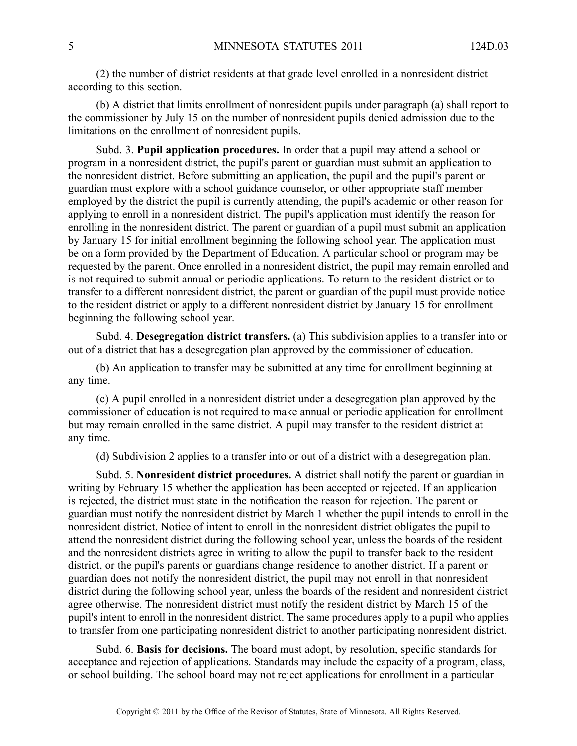(2) the number of district residents at that grade level enrolled in a nonresident district according to this section.

(b) A district that limits enrollment of nonresident pupils under paragraph (a) shall report to the commissioner by July 15 on the number of nonresident pupils denied admission due to the limitations on the enrollment of nonresident pupils.

Subd. 3. **Pupil application procedures.** In order that a pupil may attend a school or program in a nonresident district, the pupil's parent or guardian must submit an application to the nonresident district. Before submitting an application, the pupil and the pupil's parent or guardian must explore with a school guidance counselor, or other appropriate staff member employed by the district the pupil is currently attending, the pupil's academic or other reason for applying to enroll in a nonresident district. The pupil's application must identify the reason for enrolling in the nonresident district. The parent or guardian of a pupil must submit an application by January 15 for initial enrollment beginning the following school year. The application must be on a form provided by the Department of Education. A particular school or program may be requested by the parent. Once enrolled in a nonresident district, the pupil may remain enrolled and is not required to submit annual or periodic applications. To return to the resident district or to transfer to a different nonresident district, the parent or guardian of the pupil must provide notice to the resident district or apply to a different nonresident district by January 15 for enrollment beginning the following school year.

Subd. 4. **Desegregation district transfers.** (a) This subdivision applies to a transfer into or out of a district that has a desegregation plan approved by the commissioner of education.

(b) An application to transfer may be submitted at any time for enrollment beginning at any time.

(c) A pupil enrolled in a nonresident district under a desegregation plan approved by the commissioner of education is not required to make annual or periodic application for enrollment but may remain enrolled in the same district. A pupil may transfer to the resident district at any time.

(d) Subdivision 2 applies to a transfer into or out of a district with a desegregation plan.

Subd. 5. **Nonresident district procedures.** A district shall notify the parent or guardian in writing by February 15 whether the application has been accepted or rejected. If an application is rejected, the district must state in the notification the reason for rejection. The parent or guardian must notify the nonresident district by March 1 whether the pupil intends to enroll in the nonresident district. Notice of intent to enroll in the nonresident district obligates the pupil to attend the nonresident district during the following school year, unless the boards of the resident and the nonresident districts agree in writing to allow the pupil to transfer back to the resident district, or the pupil's parents or guardians change residence to another district. If a parent or guardian does not notify the nonresident district, the pupil may not enroll in that nonresident district during the following school year, unless the boards of the resident and nonresident district agree otherwise. The nonresident district must notify the resident district by March 15 of the pupil's intent to enroll in the nonresident district. The same procedures apply to a pupil who applies to transfer from one participating nonresident district to another participating nonresident district.

Subd. 6. **Basis for decisions.** The board must adopt, by resolution, specific standards for acceptance and rejection of applications. Standards may include the capacity of a program, class, or school building. The school board may not reject applications for enrollment in a particular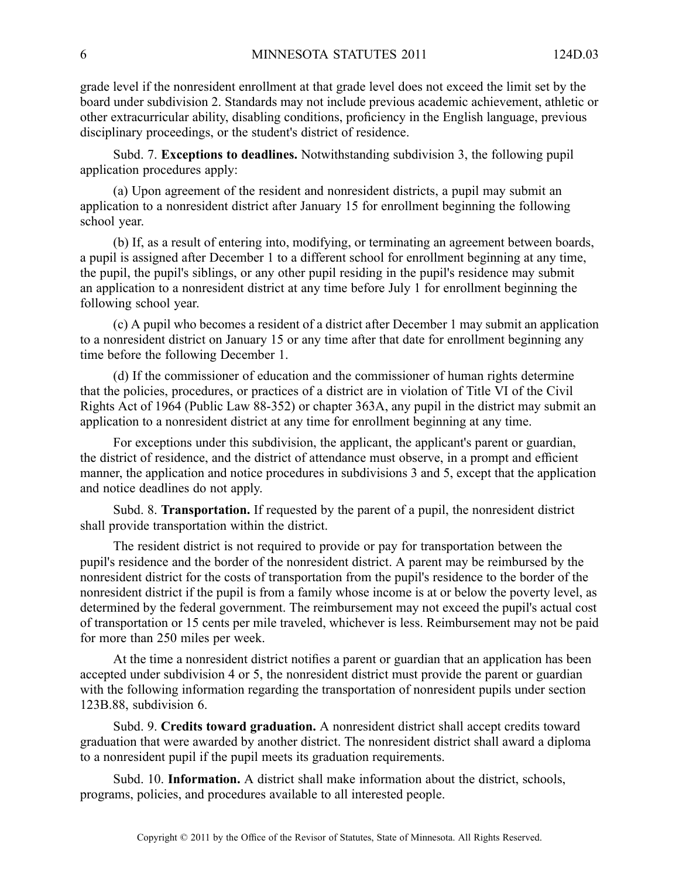grade level if the nonresident enrollment at that grade level does not exceed the limit set by the board under subdivision 2. Standards may not include previous academic achievement, athletic or other extracurricular ability, disabling conditions, proficiency in the English language, previous disciplinary proceedings, or the student's district of residence.

Subd. 7. **Exceptions to deadlines.** Notwithstanding subdivision 3, the following pupil application procedures apply:

(a) Upon agreement of the resident and nonresident districts, a pupil may submit an application to a nonresident district after January 15 for enrollment beginning the following school year.

(b) If, as a result of entering into, modifying, or terminating an agreement between boards, a pupil is assigned after December 1 to a different school for enrollment beginning at any time, the pupil, the pupil's siblings, or any other pupil residing in the pupil's residence may submit an application to a nonresident district at any time before July 1 for enrollment beginning the following school year.

(c) A pupil who becomes a resident of a district after December 1 may submit an application to a nonresident district on January 15 or any time after that date for enrollment beginning any time before the following December 1.

(d) If the commissioner of education and the commissioner of human rights determine that the policies, procedures, or practices of a district are in violation of Title VI of the Civil Rights Act of 1964 (Public Law 88-352) or chapter 363A, any pupil in the district may submit an application to a nonresident district at any time for enrollment beginning at any time.

For exceptions under this subdivision, the applicant, the applicant's parent or guardian, the district of residence, and the district of attendance must observe, in a prompt and efficient manner, the application and notice procedures in subdivisions 3 and 5, except that the application and notice deadlines do not apply.

Subd. 8. **Transportation.** If requested by the parent of a pupil, the nonresident district shall provide transportation within the district.

The resident district is not required to provide or pay for transportation between the pupil's residence and the border of the nonresident district. A parent may be reimbursed by the nonresident district for the costs of transportation from the pupil's residence to the border of the nonresident district if the pupil is from a family whose income is at or below the poverty level, as determined by the federal government. The reimbursement may not exceed the pupil's actual cost of transportation or 15 cents per mile traveled, whichever is less. Reimbursement may not be paid for more than 250 miles per week.

At the time a nonresident district notifies a parent or guardian that an application has been accepted under subdivision 4 or 5, the nonresident district must provide the parent or guardian with the following information regarding the transportation of nonresident pupils under section 123B.88, subdivision 6.

Subd. 9. **Credits toward graduation.** A nonresident district shall accept credits toward graduation that were awarded by another district. The nonresident district shall award a diploma to a nonresident pupil if the pupil meets its graduation requirements.

Subd. 10. **Information.** A district shall make information about the district, schools, programs, policies, and procedures available to all interested people.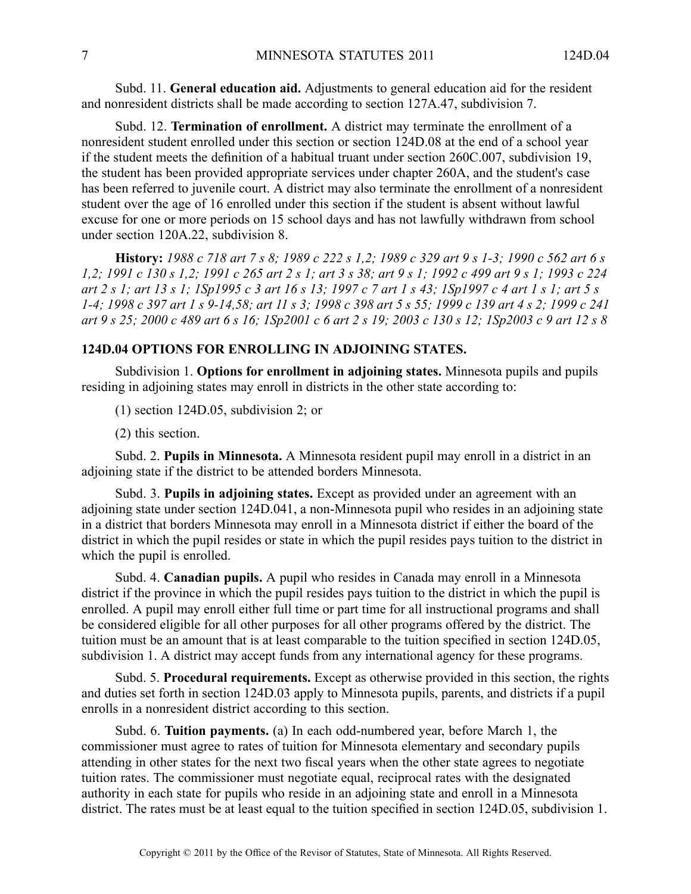Subd. 11. **General education aid.** Adjustments to general education aid for the resident and nonresident districts shall be made according to section 127A.47, subdivision 7.

Subd. 12. **Termination of enrollment.** A district may terminate the enrollment of a nonresident student enrolled under this section or section 124D.08 at the end of a school year if the student meets the definition of a habitual truant under section 260C.007, subdivision 19, the student has been provided appropriate services under chapter 260A, and the student's case has been referred to juvenile court. A district may also terminate the enrollment of a nonresident student over the age of 16 enrolled under this section if the student is absent without lawful excuse for one or more periods on 15 school days and has not lawfully withdrawn from school under section 120A.22, subdivision 8.

**History:** *1988 c 718 art 7 s 8; 1989 c 222 s 1,2; 1989 c 329 art 9 s 1-3; 1990 c 562 art 6 s 1,2; 1991 c 130 s 1,2; 1991 c 265 art 2 s 1; art 3 s 38; art 9 s 1; 1992 c 499 art 9 s 1; 1993 c 224 art 2 s 1; art 13 s 1; 1Sp1995 c 3 art 16 s 13; 1997 c 7 art 1 s 43; 1Sp1997 c 4 art 1 s 1; art 5 s 1-4; 1998 c 397 art 1 s 9-14,58; art 11 s 3; 1998 c 398 art 5 s 55; 1999 c 139 art 4 s 2; 1999 c 241 art 9 s 25; 2000 c 489 art 6 s 16; 1Sp2001 c 6 art 2 s 19; 2003 c 130 s 12; 1Sp2003 c 9 art 12 s 8*

## 124D.04 OPTIONS FOR ENROLLING IN ADJOINING STATES.

Subdivision 1. **Options for enrollment in adjoining states.** Minnesota pupils and pupils residing in adjoining states may enroll in districts in the other state according to:

(1) section 124D.05, subdivision 2; or

(2) this section.

Subd. 2. **Pupils in Minnesota.** A Minnesota resident pupil may enroll in a district in an adjoining state if the district to be attended borders Minnesota.

Subd. 3. **Pupils in adjoining states.** Except as provided under an agreement with an adjoining state under section 124D.041, a non-Minnesota pupil who resides in an adjoining state in a district that borders Minnesota may enroll in a Minnesota district if either the board of the district in which the pupil resides or state in which the pupil resides pays tuition to the district in which the pupil is enrolled.

Subd. 4. **Canadian pupils.** A pupil who resides in Canada may enroll in a Minnesota district if the province in which the pupil resides pays tuition to the district in which the pupil is enrolled. A pupil may enroll either full time or part time for all instructional programs and shall be considered eligible for all other purposes for all other programs offered by the district. The tuition must be an amount that is at least comparable to the tuition specified in section 124D.05, subdivision 1. A district may accept funds from any international agency for these programs.

Subd. 5. **Procedural requirements.** Except as otherwise provided in this section, the rights and duties set forth in section 124D.03 apply to Minnesota pupils, parents, and districts if a pupil enrolls in a nonresident district according to this section.

Subd. 6. **Tuition payments.** (a) In each odd-numbered year, before March 1, the commissioner must agree to rates of tuition for Minnesota elementary and secondary pupils attending in other states for the next two fiscal years when the other state agrees to negotiate tuition rates. The commissioner must negotiate equal, reciprocal rates with the designated authority in each state for pupils who reside in an adjoining state and enroll in a Minnesota district. The rates must be at least equal to the tuition specified in section 124D.05, subdivision 1.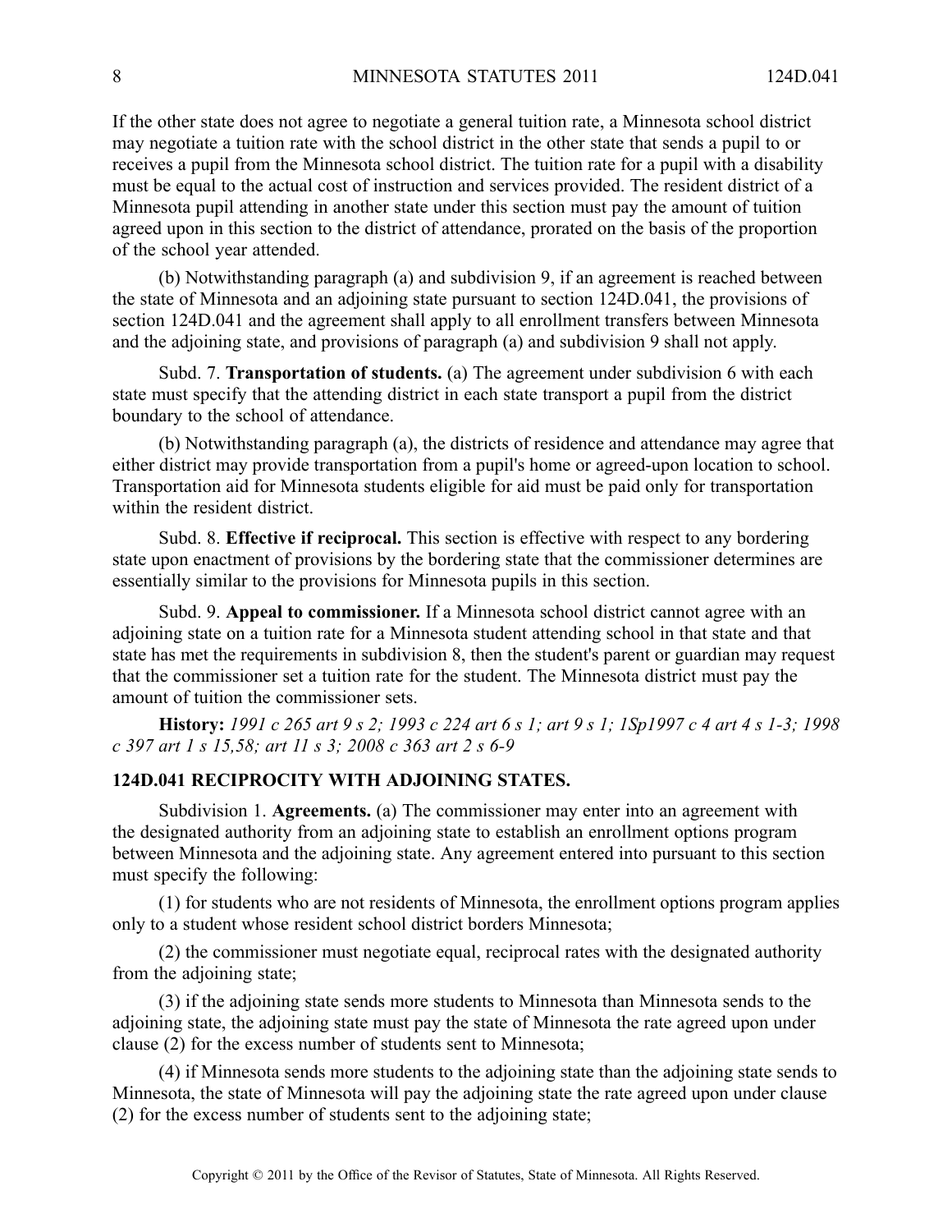If the other state does not agree to negotiate a general tuition rate, a Minnesota school district may negotiate a tuition rate with the school district in the other state that sends a pupil to or receives a pupil from the Minnesota school district. The tuition rate for a pupil with a disability must be equal to the actual cost of instruction and services provided. The resident district of a Minnesota pupil attending in another state under this section must pay the amount of tuition agreed upon in this section to the district of attendance, prorated on the basis of the proportion of the school year attended.

(b) Notwithstanding paragraph (a) and subdivision 9, if an agreement is reached between the state of Minnesota and an adjoining state pursuant to section 124D.041, the provisions of section 124D.041 and the agreement shall apply to all enrollment transfers between Minnesota and the adjoining state, and provisions of paragraph (a) and subdivision 9 shall not apply.

Subd. 7. **Transportation of students.** (a) The agreement under subdivision 6 with each state must specify that the attending district in each state transport a pupil from the district boundary to the school of attendance.

(b) Notwithstanding paragraph (a), the districts of residence and attendance may agree that either district may provide transportation from a pupil's home or agreed-upon location to school. Transportation aid for Minnesota students eligible for aid must be paid only for transportation within the resident district.

Subd. 8. **Effective if reciprocal.** This section is effective with respect to any bordering state upon enactment of provisions by the bordering state that the commissioner determines are essentially similar to the provisions for Minnesota pupils in this section.

Subd. 9. **Appeal to commissioner.** If a Minnesota school district cannot agree with an adjoining state on a tuition rate for a Minnesota student attending school in that state and that state has met the requirements in subdivision 8, then the student's parent or guardian may request that the commissioner set a tuition rate for the student. The Minnesota district must pay the amount of tuition the commissioner sets.

**History:** *1991 c 265 art 9 s 2; 1993 c 224 art 6 s 1; art 9 s 1; 1Sp1997 c 4 art 4 s 1-3; 1998 c 397 art 1 s 15,58; art 11 s 3; 2008 c 363 art 2 s 6-9*

### 124D.041 RECIPROCITY WITH ADJOINING STATES.

Subdivision 1. **Agreements.** (a) The commissioner may enter into an agreement with the designated authority from an adjoining state to establish an enrollment options program between Minnesota and the adjoining state. Any agreement entered into pursuant to this section must specify the following:

(1) for students who are not residents of Minnesota, the enrollment options program applies only to a student whose resident school district borders Minnesota;

(2) the commissioner must negotiate equal, reciprocal rates with the designated authority from the adjoining state;

(3) if the adjoining state sends more students to Minnesota than Minnesota sends to the adjoining state, the adjoining state must pay the state of Minnesota the rate agreed upon under clause (2) for the excess number of students sent to Minnesota;

(4) if Minnesota sends more students to the adjoining state than the adjoining state sends to Minnesota, the state of Minnesota will pay the adjoining state the rate agreed upon under clause (2) for the excess number of students sent to the adjoining state;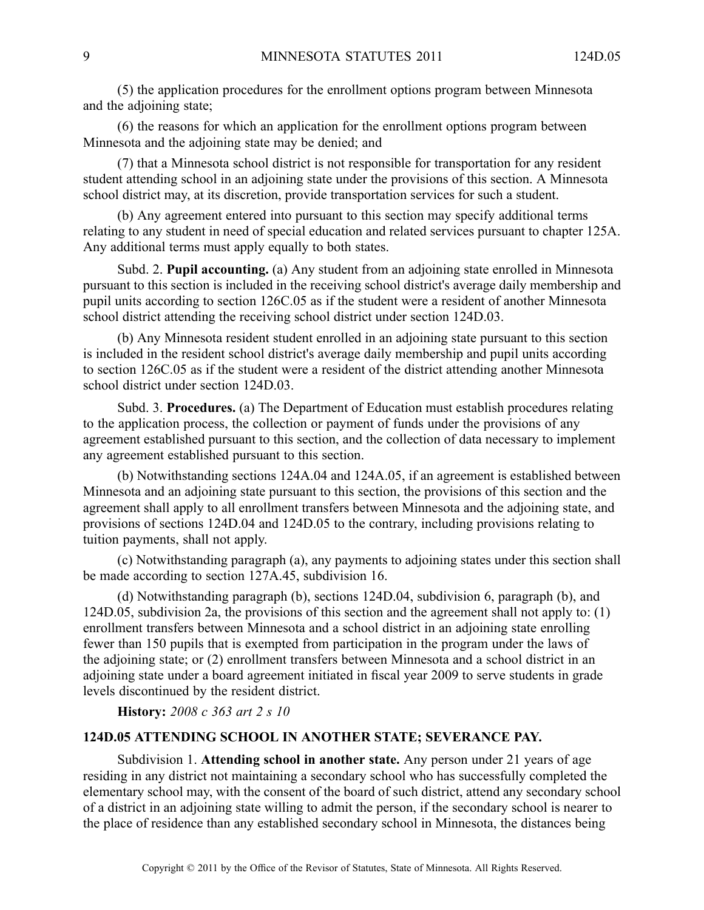(5) the application procedures for the enrollment options program between Minnesota and the adjoining state;

(6) the reasons for which an application for the enrollment options program between Minnesota and the adjoining state may be denied; and

(7) that a Minnesota school district is not responsible for transportation for any resident student attending school in an adjoining state under the provisions of this section. A Minnesota school district may, at its discretion, provide transportation services for such a student.

(b) Any agreement entered into pursuant to this section may specify additional terms relating to any student in need of special education and related services pursuant to chapter 125A. Any additional terms must apply equally to both states.

Subd. 2. **Pupil accounting.** (a) Any student from an adjoining state enrolled in Minnesota pursuant to this section is included in the receiving school district's average daily membership and pupil units according to section 126C.05 as if the student were a resident of another Minnesota school district attending the receiving school district under section 124D.03.

(b) Any Minnesota resident student enrolled in an adjoining state pursuant to this section is included in the resident school district's average daily membership and pupil units according to section 126C.05 as if the student were a resident of the district attending another Minnesota school district under section 124D.03.

Subd. 3. **Procedures.** (a) The Department of Education must establish procedures relating to the application process, the collection or payment of funds under the provisions of any agreement established pursuant to this section, and the collection of data necessary to implement any agreement established pursuant to this section.

(b) Notwithstanding sections 124A.04 and 124A.05, if an agreement is established between Minnesota and an adjoining state pursuant to this section, the provisions of this section and the agreement shall apply to all enrollment transfers between Minnesota and the adjoining state, and provisions of sections 124D.04 and 124D.05 to the contrary, including provisions relating to tuition payments, shall not apply.

(c) Notwithstanding paragraph (a), any payments to adjoining states under this section shall be made according to section 127A.45, subdivision 16.

(d) Notwithstanding paragraph (b), sections 124D.04, subdivision 6, paragraph (b), and 124D.05, subdivision 2a, the provisions of this section and the agreement shall not apply to: (1) enrollment transfers between Minnesota and a school district in an adjoining state enrolling fewer than 150 pupils that is exempted from participation in the program under the laws of the adjoining state; or (2) enrollment transfers between Minnesota and a school district in an adjoining state under a board agreement initiated in fiscal year 2009 to serve students in grade levels discontinued by the resident district.

**History:** *2008 c 363 art 2 s 10*

## 124D.05 ATTENDING SCHOOL IN ANOTHER STATE; SEVERANCE PAY.

Subdivision 1. **Attending school in another state.** Any person under 21 years of age residing in any district not maintaining a secondary school who has successfully completed the elementary school may, with the consent of the board of such district, attend any secondary school of a district in an adjoining state willing to admit the person, if the secondary school is nearer to the place of residence than any established secondary school in Minnesota, the distances being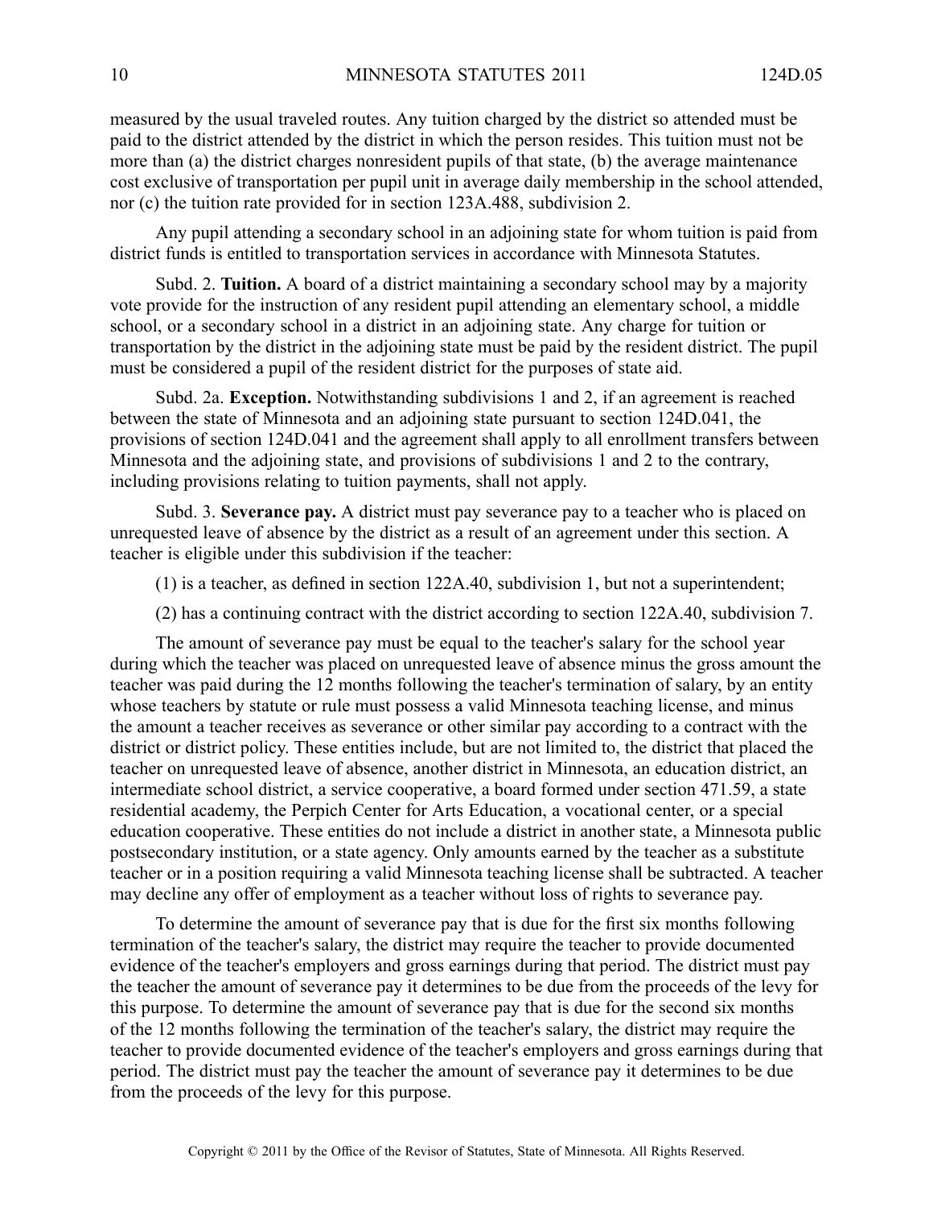measured by the usual traveled routes. Any tuition charged by the district so attended must be paid to the district attended by the district in which the person resides. This tuition must not be more than (a) the district charges nonresident pupils of that state, (b) the average maintenance cost exclusive of transportation per pupil unit in average daily membership in the school attended, nor (c) the tuition rate provided for in section 123A.488, subdivision 2.

Any pupil attending a secondary school in an adjoining state for whom tuition is paid from district funds is entitled to transportation services in accordance with Minnesota Statutes.

Subd. 2. **Tuition.** A board of a district maintaining a secondary school may by a majority vote provide for the instruction of any resident pupil attending an elementary school, a middle school, or a secondary school in a district in an adjoining state. Any charge for tuition or transportation by the district in the adjoining state must be paid by the resident district. The pupil must be considered a pupil of the resident district for the purposes of state aid.

Subd. 2a. **Exception.** Notwithstanding subdivisions 1 and 2, if an agreement is reached between the state of Minnesota and an adjoining state pursuant to section 124D.041, the provisions of section 124D.041 and the agreement shall apply to all enrollment transfers between Minnesota and the adjoining state, and provisions of subdivisions 1 and 2 to the contrary, including provisions relating to tuition payments, shall not apply.

Subd. 3. **Severance pay.** A district must pay severance pay to a teacher who is placed on unrequested leave of absence by the district as a result of an agreement under this section. A teacher is eligible under this subdivision if the teacher:

(1) is a teacher, as defined in section 122A.40, subdivision 1, but not a superintendent;

(2) has a continuing contract with the district according to section 122A.40, subdivision 7.

The amount of severance pay must be equal to the teacher's salary for the school year during which the teacher was placed on unrequested leave of absence minus the gross amount the teacher was paid during the 12 months following the teacher's termination of salary, by an entity whose teachers by statute or rule must possess a valid Minnesota teaching license, and minus the amount a teacher receives as severance or other similar pay according to a contract with the district or district policy. These entities include, but are not limited to, the district that placed the teacher on unrequested leave of absence, another district in Minnesota, an education district, an intermediate school district, a service cooperative, a board formed under section 471.59, a state residential academy, the Perpich Center for Arts Education, a vocational center, or a special education cooperative. These entities do not include a district in another state, a Minnesota public postsecondary institution, or a state agency. Only amounts earned by the teacher as a substitute teacher or in a position requiring a valid Minnesota teaching license shall be subtracted. A teacher may decline any offer of employment as a teacher without loss of rights to severance pay.

To determine the amount of severance pay that is due for the first six months following termination of the teacher's salary, the district may require the teacher to provide documented evidence of the teacher's employers and gross earnings during that period. The district must pay the teacher the amount of severance pay it determines to be due from the proceeds of the levy for this purpose. To determine the amount of severance pay that is due for the second six months of the 12 months following the termination of the teacher's salary, the district may require the teacher to provide documented evidence of the teacher's employers and gross earnings during that period. The district must pay the teacher the amount of severance pay it determines to be due from the proceeds of the levy for this purpose.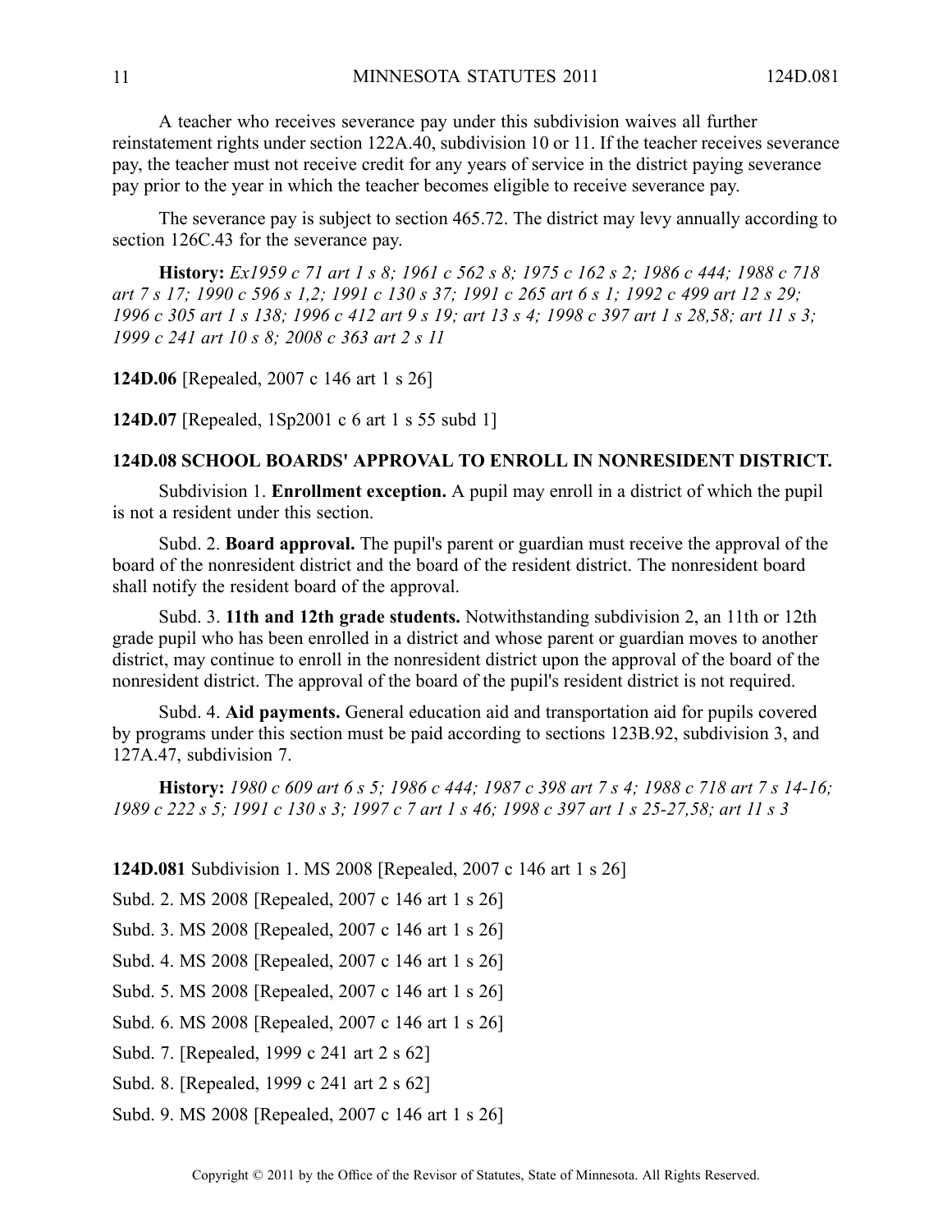A teacher who receives severance pay under this subdivision waives all further reinstatement rights under section 122A.40, subdivision 10 or 11. If the teacher receives severance pay, the teacher must not receive credit for any years of service in the district paying severance pay prior to the year in which the teacher becomes eligible to receive severance pay.

The severance pay is subject to section 465.72. The district may levy annually according to section 126C.43 for the severance pay.

**History:** *Ex1959 c 71 art 1 s 8; 1961 c 562 s 8; 1975 c 162 s 2; 1986 c 444; 1988 c 718 art 7 s 17; 1990 c 596 s 1,2; 1991 c 130 s 37; 1991 c 265 art 6 s 1; 1992 c 499 art 12 s 29; 1996 c 305 art 1 s 138; 1996 c 412 art 9 s 19; art 13 s 4; 1998 c 397 art 1 s 28,58; art 11 s 3; 1999 c 241 art 10 s 8; 2008 c 363 art 2 s 11*

**124D.06** [Repealed, 2007 c 146 art 1 s 26]

**124D.07** [Repealed, 1Sp2001 c 6 art 1 s 55 subd 1]

## 124D.08 SCHOOL BOARDS' APPROVAL TO ENROLL IN NONRESIDENT DISTRICT.

Subdivision 1. **Enrollment exception.** A pupil may enroll in a district of which the pupil is not a resident under this section.

Subd. 2. **Board approval.** The pupil's parent or guardian must receive the approval of the board of the nonresident district and the board of the resident district. The nonresident board shall notify the resident board of the approval.

Subd. 3. **11th and 12th grade students.** Notwithstanding subdivision 2, an 11th or 12th grade pupil who has been enrolled in a district and whose parent or guardian moves to another district, may continue to enroll in the nonresident district upon the approval of the board of the nonresident district. The approval of the board of the pupil's resident district is not required.

Subd. 4. **Aid payments.** General education aid and transportation aid for pupils covered by programs under this section must be paid according to sections 123B.92, subdivision 3, and 127A.47, subdivision 7.

**History:** *1980 c 609 art 6 s 5; 1986 c 444; 1987 c 398 art 7 s 4; 1988 c 718 art 7 s 14-16; 1989 c 222 s 5; 1991 c 130 s 3; 1997 c 7 art 1 s 46; 1998 c 397 art 1 s 25-27,58; art 11 s 3*

**124D.081** Subdivision 1. MS 2008 [Repealed, 2007 c 146 art 1 s 26]

Subd. 2. MS 2008 [Repealed, 2007 c 146 art 1 s 26]

Subd. 3. MS 2008 [Repealed, 2007 c 146 art 1 s 26]

Subd. 4. MS 2008 [Repealed, 2007 c 146 art 1 s 26]

Subd. 5. MS 2008 [Repealed, 2007 c 146 art 1 s 26]

Subd. 6. MS 2008 [Repealed, 2007 c 146 art 1 s 26]

Subd. 7. [Repealed, 1999 c 241 art 2 s 62]

Subd. 8. [Repealed, 1999 c 241 art 2 s 62]

Subd. 9. MS 2008 [Repealed, 2007 c 146 art 1 s 26]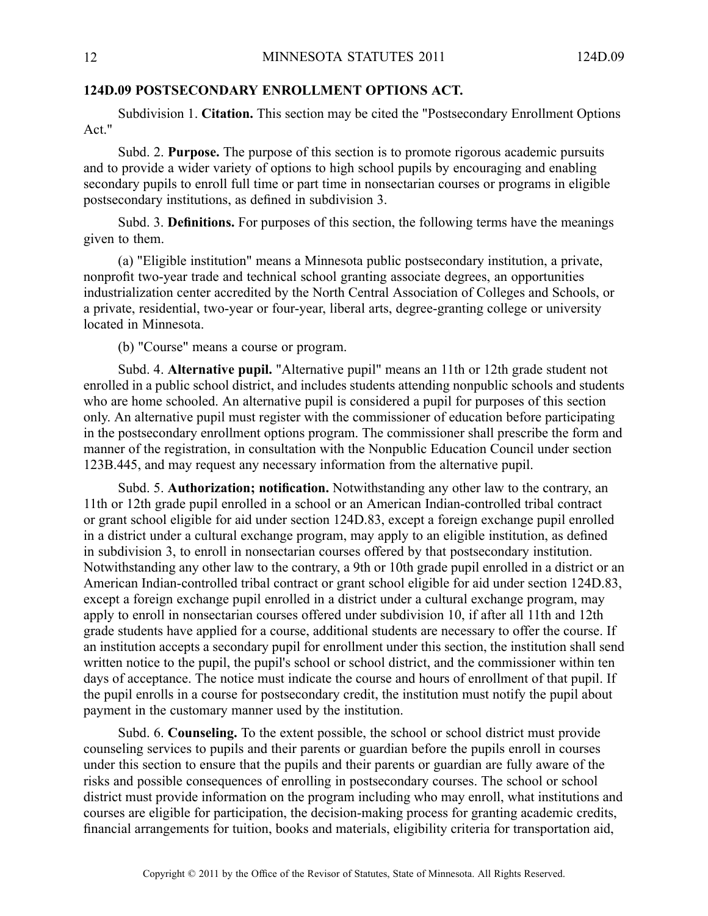**124D.09 POSTSECONDARY ENROLLMENT OPTIONS ACT.**

Subdivision 1. **Citation.** This section may be cited the "Postsecondary Enrollment Options Act."

Subd. 2. **Purpose.** The purpose of this section is to promote rigorous academic pursuits and to provide a wider variety of options to high school pupils by encouraging and enabling secondary pupils to enroll full time or part time in nonsectarian courses or programs in eligible postsecondary institutions, as defined in subdivision 3.

Subd. 3. **Definitions.** For purposes of this section, the following terms have the meanings given to them.

(a) "Eligible institution" means a Minnesota public postsecondary institution, a private, nonprofit two-year trade and technical school granting associate degrees, an opportunities industrialization center accredited by the North Central Association of Colleges and Schools, or a private, residential, two-year or four-year, liberal arts, degree-granting college or university located in Minnesota.

(b) "Course" means a course or program.

Subd. 4. **Alternative pupil.** "Alternative pupil" means an 11th or 12th grade student not enrolled in a public school district, and includes students attending nonpublic schools and students who are home schooled. An alternative pupil is considered a pupil for purposes of this section only. An alternative pupil must register with the commissioner of education before participating in the postsecondary enrollment options program. The commissioner shall prescribe the form and manner of the registration, in consultation with the Nonpublic Education Council under section 123B.445, and may request any necessary information from the alternative pupil.

Subd. 5. **Authorization; notification.** Notwithstanding any other law to the contrary, an 11th or 12th grade pupil enrolled in a school or an American Indian-controlled tribal contract or grant school eligible for aid under section 124D.83, except a foreign exchange pupil enrolled in a district under a cultural exchange program, may apply to an eligible institution, as defined in subdivision 3, to enroll in nonsectarian courses offered by that postsecondary institution. Notwithstanding any other law to the contrary, a 9th or 10th grade pupil enrolled in a district or an American Indian-controlled tribal contract or grant school eligible for aid under section 124D.83, except a foreign exchange pupil enrolled in a district under a cultural exchange program, may apply to enroll in nonsectarian courses offered under subdivision 10, if after all 11th and 12th grade students have applied for a course, additional students are necessary to offer the course. If an institution accepts a secondary pupil for enrollment under this section, the institution shall send written notice to the pupil, the pupil's school or school district, and the commissioner within ten days of acceptance. The notice must indicate the course and hours of enrollment of that pupil. If the pupil enrolls in a course for postsecondary credit, the institution must notify the pupil about payment in the customary manner used by the institution.

Subd. 6. **Counseling.** To the extent possible, the school or school district must provide counseling services to pupils and their parents or guardian before the pupils enroll in courses under this section to ensure that the pupils and their parents or guardian are fully aware of the risks and possible consequences of enrolling in postsecondary courses. The school or school district must provide information on the program including who may enroll, what institutions and courses are eligible for participation, the decision-making process for granting academic credits, financial arrangements for tuition, books and materials, eligibility criteria for transportation aid,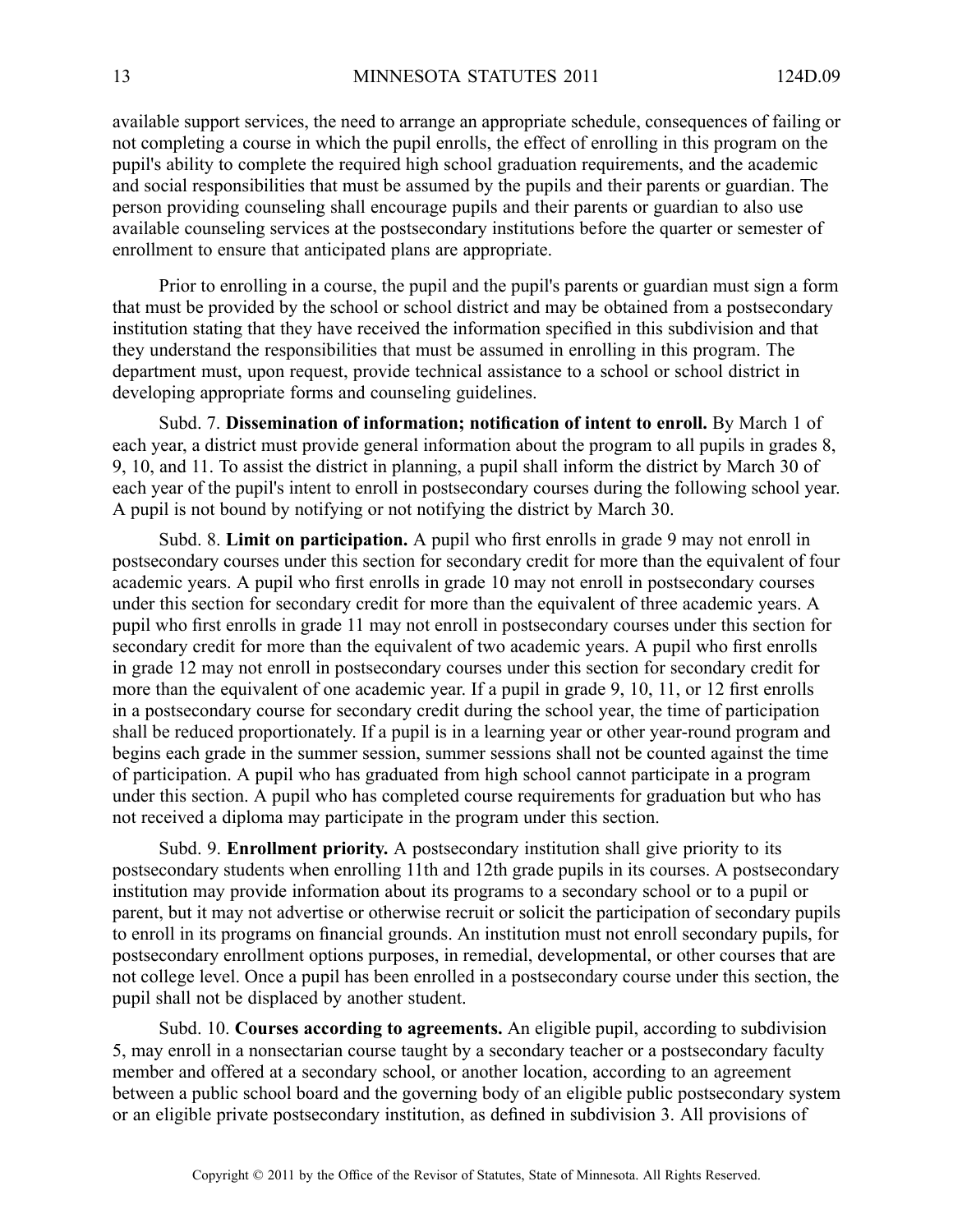available support services, the need to arrange an appropriate schedule, consequences of failing or not completing a course in which the pupil enrolls, the effect of enrolling in this program on the pupil's ability to complete the required high school graduation requirements, and the academic and social responsibilities that must be assumed by the pupils and their parents or guardian. The person providing counseling shall encourage pupils and their parents or guardian to also use available counseling services at the postsecondary institutions before the quarter or semester of enrollment to ensure that anticipated plans are appropriate.

Prior to enrolling in a course, the pupil and the pupil's parents or guardian must sign a form that must be provided by the school or school district and may be obtained from a postsecondary institution stating that they have received the information specified in this subdivision and that they understand the responsibilities that must be assumed in enrolling in this program. The department must, upon request, provide technical assistance to a school or school district in developing appropriate forms and counseling guidelines.

Subd. 7. **Dissemination of information; notification of intent to enroll.** By March 1 of each year, a district must provide general information about the program to all pupils in grades 8, 9, 10, and 11. To assist the district in planning, a pupil shall inform the district by March 30 of each year of the pupil's intent to enroll in postsecondary courses during the following school year. A pupil is not bound by notifying or not notifying the district by March 30.

Subd. 8. **Limit on participation.** A pupil who first enrolls in grade 9 may not enroll in postsecondary courses under this section for secondary credit for more than the equivalent of four academic years. A pupil who first enrolls in grade 10 may not enroll in postsecondary courses under this section for secondary credit for more than the equivalent of three academic years. A pupil who first enrolls in grade 11 may not enroll in postsecondary courses under this section for secondary credit for more than the equivalent of two academic years. A pupil who first enrolls in grade 12 may not enroll in postsecondary courses under this section for secondary credit for more than the equivalent of one academic year. If a pupil in grade 9, 10, 11, or 12 first enrolls in a postsecondary course for secondary credit during the school year, the time of participation shall be reduced proportionately. If a pupil is in a learning year or other year-round program and begins each grade in the summer session, summer sessions shall not be counted against the time of participation. A pupil who has graduated from high school cannot participate in a program under this section. A pupil who has completed course requirements for graduation but who has not received a diploma may participate in the program under this section.

Subd. 9. **Enrollment priority.** A postsecondary institution shall give priority to its postsecondary students when enrolling 11th and 12th grade pupils in its courses. A postsecondary institution may provide information about its programs to a secondary school or to a pupil or parent, but it may not advertise or otherwise recruit or solicit the participation of secondary pupils to enroll in its programs on financial grounds. An institution must not enroll secondary pupils, for postsecondary enrollment options purposes, in remedial, developmental, or other courses that are not college level. Once a pupil has been enrolled in a postsecondary course under this section, the pupil shall not be displaced by another student.

Subd. 10. **Courses according to agreements.** An eligible pupil, according to subdivision 5, may enroll in a nonsectarian course taught by a secondary teacher or a postsecondary faculty member and offered at a secondary school, or another location, according to an agreement between a public school board and the governing body of an eligible public postsecondary system or an eligible private postsecondary institution, as defined in subdivision 3. All provisions of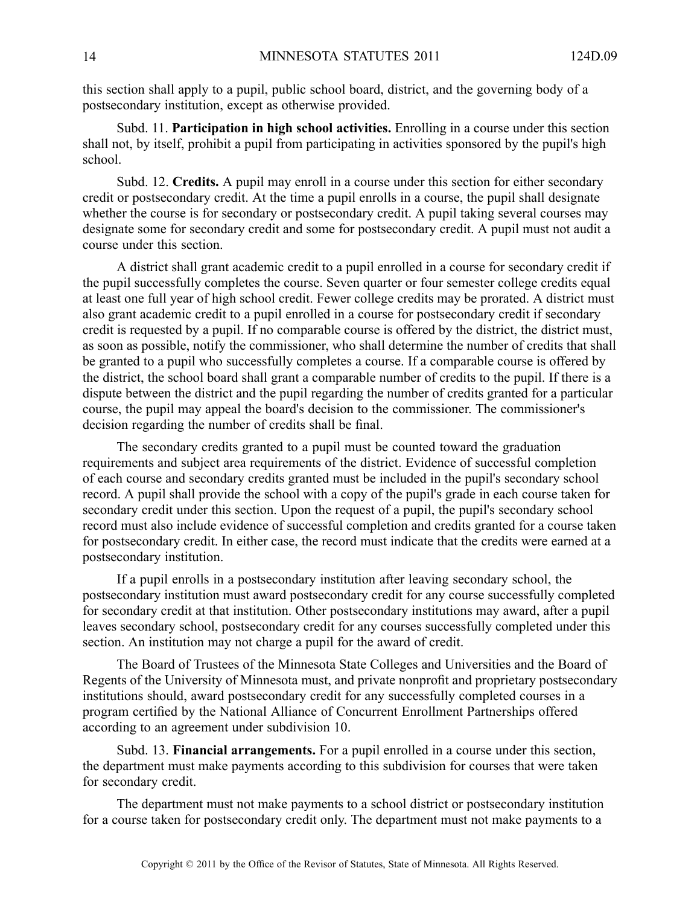this section shall apply to a pupil, public school board, district, and the governing body of a postsecondary institution, except as otherwise provided.

Subd. 11. **Participation in high school activities.** Enrolling in a course under this section shall not, by itself, prohibit a pupil from participating in activities sponsored by the pupil's high school.

Subd. 12. **Credits.** A pupil may enroll in a course under this section for either secondary credit or postsecondary credit. At the time a pupil enrolls in a course, the pupil shall designate whether the course is for secondary or postsecondary credit. A pupil taking several courses may designate some for secondary credit and some for postsecondary credit. A pupil must not audit a course under this section.

A district shall grant academic credit to a pupil enrolled in a course for secondary credit if the pupil successfully completes the course. Seven quarter or four semester college credits equal at least one full year of high school credit. Fewer college credits may be prorated. A district must also grant academic credit to a pupil enrolled in a course for postsecondary credit if secondary credit is requested by a pupil. If no comparable course is offered by the district, the district must, as soon as possible, notify the commissioner, who shall determine the number of credits that shall be granted to a pupil who successfully completes a course. If a comparable course is offered by the district, the school board shall grant a comparable number of credits to the pupil. If there is a dispute between the district and the pupil regarding the number of credits granted for a particular course, the pupil may appeal the board's decision to the commissioner. The commissioner's decision regarding the number of credits shall be final.

The secondary credits granted to a pupil must be counted toward the graduation requirements and subject area requirements of the district. Evidence of successful completion of each course and secondary credits granted must be included in the pupil's secondary school record. A pupil shall provide the school with a copy of the pupil's grade in each course taken for secondary credit under this section. Upon the request of a pupil, the pupil's secondary school record must also include evidence of successful completion and credits granted for a course taken for postsecondary credit. In either case, the record must indicate that the credits were earned at a postsecondary institution.

If a pupil enrolls in a postsecondary institution after leaving secondary school, the postsecondary institution must award postsecondary credit for any course successfully completed for secondary credit at that institution. Other postsecondary institutions may award, after a pupil leaves secondary school, postsecondary credit for any courses successfully completed under this section. An institution may not charge a pupil for the award of credit.

The Board of Trustees of the Minnesota State Colleges and Universities and the Board of Regents of the University of Minnesota must, and private nonprofit and proprietary postsecondary institutions should, award postsecondary credit for any successfully completed courses in a program certified by the National Alliance of Concurrent Enrollment Partnerships offered according to an agreement under subdivision 10.

Subd. 13. **Financial arrangements.** For a pupil enrolled in a course under this section, the department must make payments according to this subdivision for courses that were taken for secondary credit.

The department must not make payments to a school district or postsecondary institution for a course taken for postsecondary credit only. The department must not make payments to a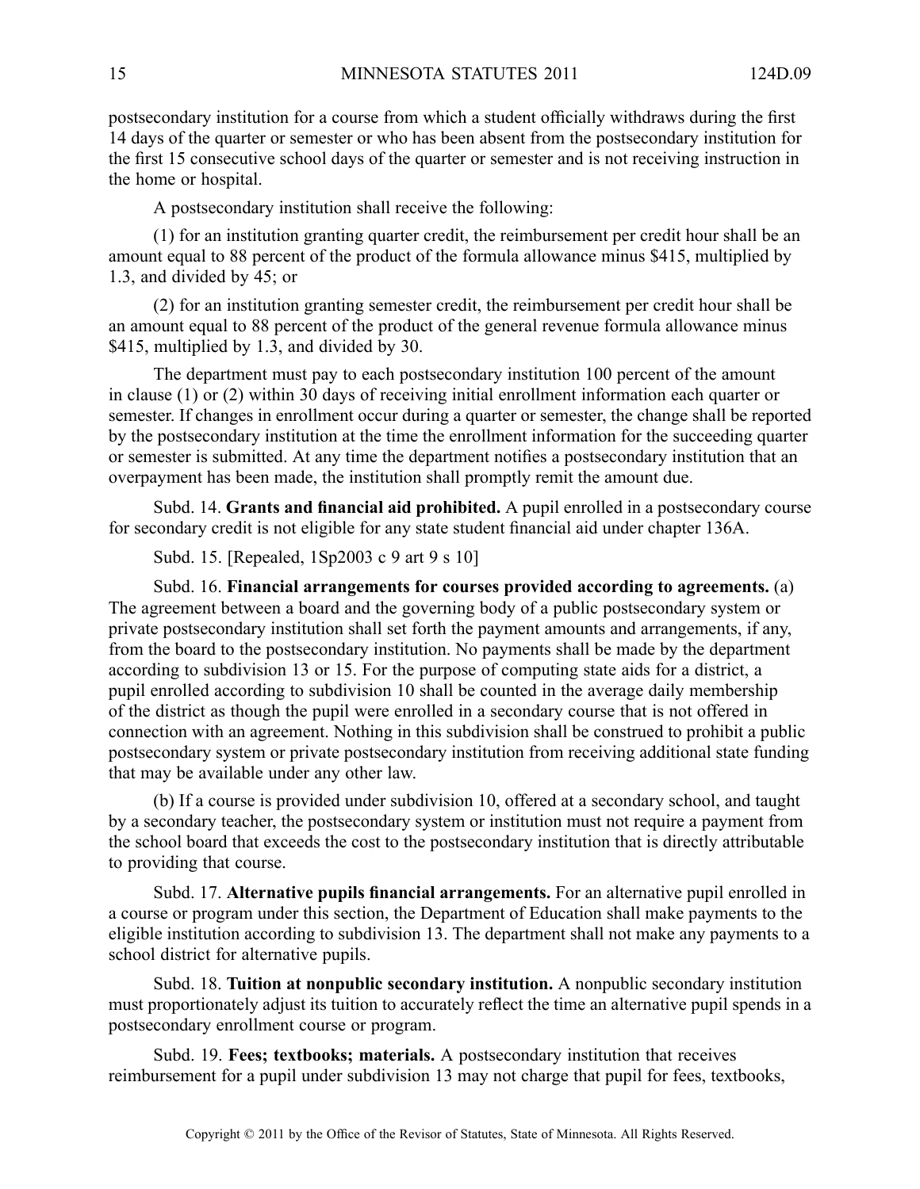postsecondary institution for a course from which a student officially withdraws during the first 14 days of the quarter or semester or who has been absent from the postsecondary institution for the first 15 consecutive school days of the quarter or semester and is not receiving instruction in the home or hospital.

A postsecondary institution shall receive the following:

(1) for an institution granting quarter credit, the reimbursement per credit hour shall be an amount equal to 88 percent of the product of the formula allowance minus $415, multiplied by 1.3, and divided by 45; or

(2) for an institution granting semester credit, the reimbursement per credit hour shall be an amount equal to 88 percent of the product of the general revenue formula allowance minus $415, multiplied by 1.3, and divided by 30.

The department must pay to each postsecondary institution 100 percent of the amount in clause (1) or (2) within 30 days of receiving initial enrollment information each quarter or semester. If changes in enrollment occur during a quarter or semester, the change shall be reported by the postsecondary institution at the time the enrollment information for the succeeding quarter or semester is submitted. At any time the department notifies a postsecondary institution that an overpayment has been made, the institution shall promptly remit the amount due.

Subd. 14. **Grants and financial aid prohibited.** A pupil enrolled in a postsecondary course for secondary credit is not eligible for any state student financial aid under chapter 136A.

Subd. 15. [Repealed, 1Sp2003 c 9 art 9 s 10]

Subd. 16. **Financial arrangements for courses provided according to agreements.** (a) The agreement between a board and the governing body of a public postsecondary system or private postsecondary institution shall set forth the payment amounts and arrangements, if any, from the board to the postsecondary institution. No payments shall be made by the department according to subdivision 13 or 15. For the purpose of computing state aids for a district, a pupil enrolled according to subdivision 10 shall be counted in the average daily membership of the district as though the pupil were enrolled in a secondary course that is not offered in connection with an agreement. Nothing in this subdivision shall be construed to prohibit a public postsecondary system or private postsecondary institution from receiving additional state funding that may be available under any other law.

(b) If a course is provided under subdivision 10, offered at a secondary school, and taught by a secondary teacher, the postsecondary system or institution must not require a payment from the school board that exceeds the cost to the postsecondary institution that is directly attributable to providing that course.

Subd. 17. **Alternative pupils financial arrangements.** For an alternative pupil enrolled in a course or program under this section, the Department of Education shall make payments to the eligible institution according to subdivision 13. The department shall not make any payments to a school district for alternative pupils.

Subd. 18. **Tuition at nonpublic secondary institution.** A nonpublic secondary institution must proportionately adjust its tuition to accurately reflect the time an alternative pupil spends in a postsecondary enrollment course or program.

Subd. 19. **Fees; textbooks; materials.** A postsecondary institution that receives reimbursement for a pupil under subdivision 13 may not charge that pupil for fees, textbooks,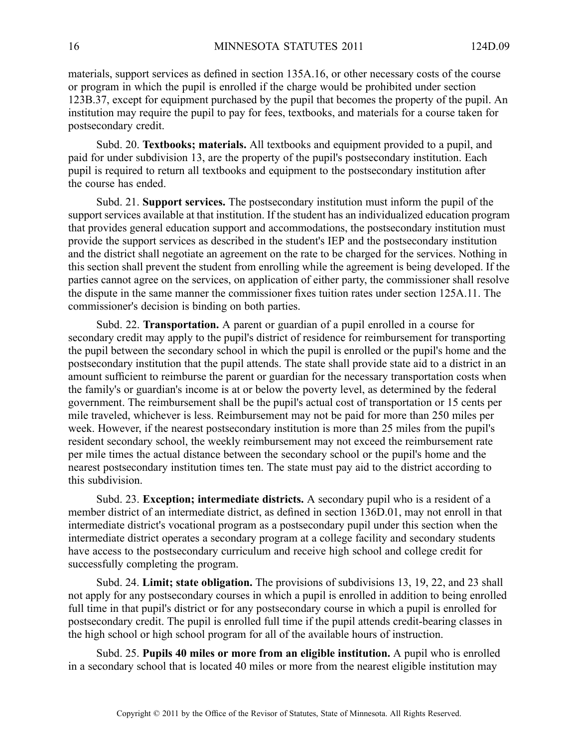materials, support services as defined in section 135A.16, or other necessary costs of the course or program in which the pupil is enrolled if the charge would be prohibited under section 123B.37, except for equipment purchased by the pupil that becomes the property of the pupil. An institution may require the pupil to pay for fees, textbooks, and materials for a course taken for postsecondary credit.

Subd. 20. **Textbooks; materials.** All textbooks and equipment provided to a pupil, and paid for under subdivision 13, are the property of the pupil's postsecondary institution. Each pupil is required to return all textbooks and equipment to the postsecondary institution after the course has ended.

Subd. 21. **Support services.** The postsecondary institution must inform the pupil of the support services available at that institution. If the student has an individualized education program that provides general education support and accommodations, the postsecondary institution must provide the support services as described in the student's IEP and the postsecondary institution and the district shall negotiate an agreement on the rate to be charged for the services. Nothing in this section shall prevent the student from enrolling while the agreement is being developed. If the parties cannot agree on the services, on application of either party, the commissioner shall resolve the dispute in the same manner the commissioner fixes tuition rates under section 125A.11. The commissioner's decision is binding on both parties.

Subd. 22. **Transportation.** A parent or guardian of a pupil enrolled in a course for secondary credit may apply to the pupil's district of residence for reimbursement for transporting the pupil between the secondary school in which the pupil is enrolled or the pupil's home and the postsecondary institution that the pupil attends. The state shall provide state aid to a district in an amount sufficient to reimburse the parent or guardian for the necessary transportation costs when the family's or guardian's income is at or below the poverty level, as determined by the federal government. The reimbursement shall be the pupil's actual cost of transportation or 15 cents per mile traveled, whichever is less. Reimbursement may not be paid for more than 250 miles per week. However, if the nearest postsecondary institution is more than 25 miles from the pupil's resident secondary school, the weekly reimbursement may not exceed the reimbursement rate per mile times the actual distance between the secondary school or the pupil's home and the nearest postsecondary institution times ten. The state must pay aid to the district according to this subdivision.

Subd. 23. **Exception; intermediate districts.** A secondary pupil who is a resident of a member district of an intermediate district, as defined in section 136D.01, may not enroll in that intermediate district's vocational program as a postsecondary pupil under this section when the intermediate district operates a secondary program at a college facility and secondary students have access to the postsecondary curriculum and receive high school and college credit for successfully completing the program.

Subd. 24. **Limit; state obligation.** The provisions of subdivisions 13, 19, 22, and 23 shall not apply for any postsecondary courses in which a pupil is enrolled in addition to being enrolled full time in that pupil's district or for any postsecondary course in which a pupil is enrolled for postsecondary credit. The pupil is enrolled full time if the pupil attends credit-bearing classes in the high school or high school program for all of the available hours of instruction.

Subd. 25. **Pupils 40 miles or more from an eligible institution.** A pupil who is enrolled in a secondary school that is located 40 miles or more from the nearest eligible institution may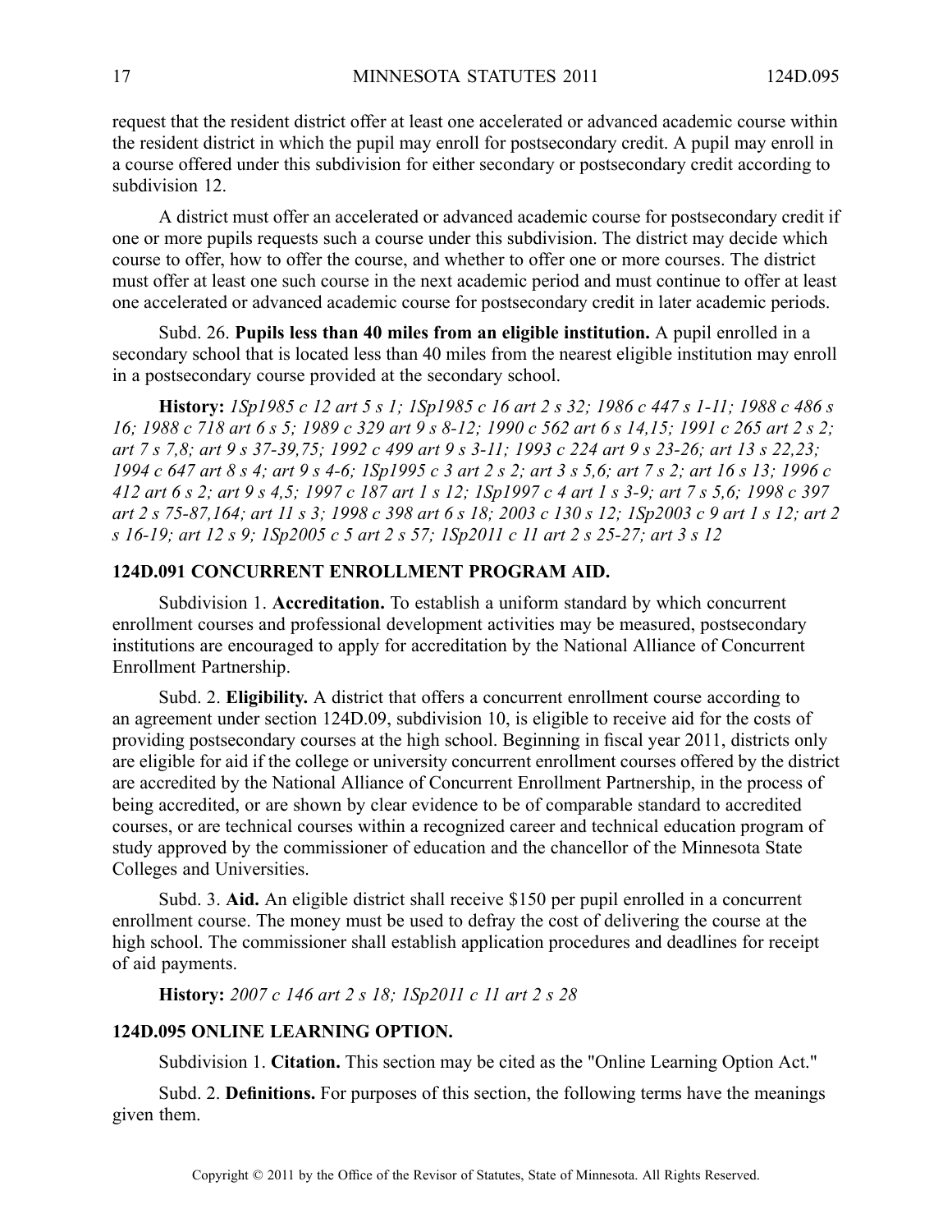request that the resident district offer at least one accelerated or advanced academic course within the resident district in which the pupil may enroll for postsecondary credit. A pupil may enroll in a course offered under this subdivision for either secondary or postsecondary credit according to subdivision 12.

A district must offer an accelerated or advanced academic course for postsecondary credit if one or more pupils requests such a course under this subdivision. The district may decide which course to offer, how to offer the course, and whether to offer one or more courses. The district must offer at least one such course in the next academic period and must continue to offer at least one accelerated or advanced academic course for postsecondary credit in later academic periods.

Subd. 26. **Pupils less than 40 miles from an eligible institution.** A pupil enrolled in a secondary school that is located less than 40 miles from the nearest eligible institution may enroll in a postsecondary course provided at the secondary school.

**History:** *1Sp1985 c 12 art 5 s 1; 1Sp1985 c 16 art 2 s 32; 1986 c 447 s 1-11; 1988 c 486 s 16; 1988 c 718 art 6 s 5; 1989 c 329 art 9 s 8-12; 1990 c 562 art 6 s 14,15; 1991 c 265 art 2 s 2; art 7 s 7,8; art 9 s 37-39,75; 1992 c 499 art 9 s 3-11; 1993 c 224 art 9 s 23-26; art 13 s 22,23; 1994 c 647 art 8 s 4; art 9 s 4-6; 1Sp1995 c 3 art 2 s 2; art 3 s 5,6; art 7 s 2; art 16 s 13; 1996 c 412 art 6 s 2; art 9 s 4,5; 1997 c 187 art 1 s 12; 1Sp1997 c 4 art 1 s 3-9; art 7 s 5,6; 1998 c 397 art 2 s 75-87,164; art 11 s 3; 1998 c 398 art 6 s 18; 2003 c 130 s 12; 1Sp2003 c 9 art 1 s 12; art 2 s 16-19; art 12 s 9; 1Sp2005 c 5 art 2 s 57; 1Sp2011 c 11 art 2 s 25-27; art 3 s 12*

## 124D.091 CONCURRENT ENROLLMENT PROGRAM AID.

Subdivision 1. **Accreditation.** To establish a uniform standard by which concurrent enrollment courses and professional development activities may be measured, postsecondary institutions are encouraged to apply for accreditation by the National Alliance of Concurrent Enrollment Partnership.

Subd. 2. **Eligibility.** A district that offers a concurrent enrollment course according to an agreement under section 124D.09, subdivision 10, is eligible to receive aid for the costs of providing postsecondary courses at the high school. Beginning in fiscal year 2011, districts only are eligible for aid if the college or university concurrent enrollment courses offered by the district are accredited by the National Alliance of Concurrent Enrollment Partnership, in the process of being accredited, or are shown by clear evidence to be of comparable standard to accredited courses, or are technical courses within a recognized career and technical education program of study approved by the commissioner of education and the chancellor of the Minnesota State Colleges and Universities.

Subd. 3. **Aid.** An eligible district shall receive $150 per pupil enrolled in a concurrent enrollment course. The money must be used to defray the cost of delivering the course at the high school. The commissioner shall establish application procedures and deadlines for receipt of aid payments.

**History:** *2007 c 146 art 2 s 18; 1Sp2011 c 11 art 2 s 28*

## 124D.095 ONLINE LEARNING OPTION.

Subdivision 1. **Citation.** This section may be cited as the "Online Learning Option Act."

Subd. 2. **Definitions.** For purposes of this section, the following terms have the meanings given them.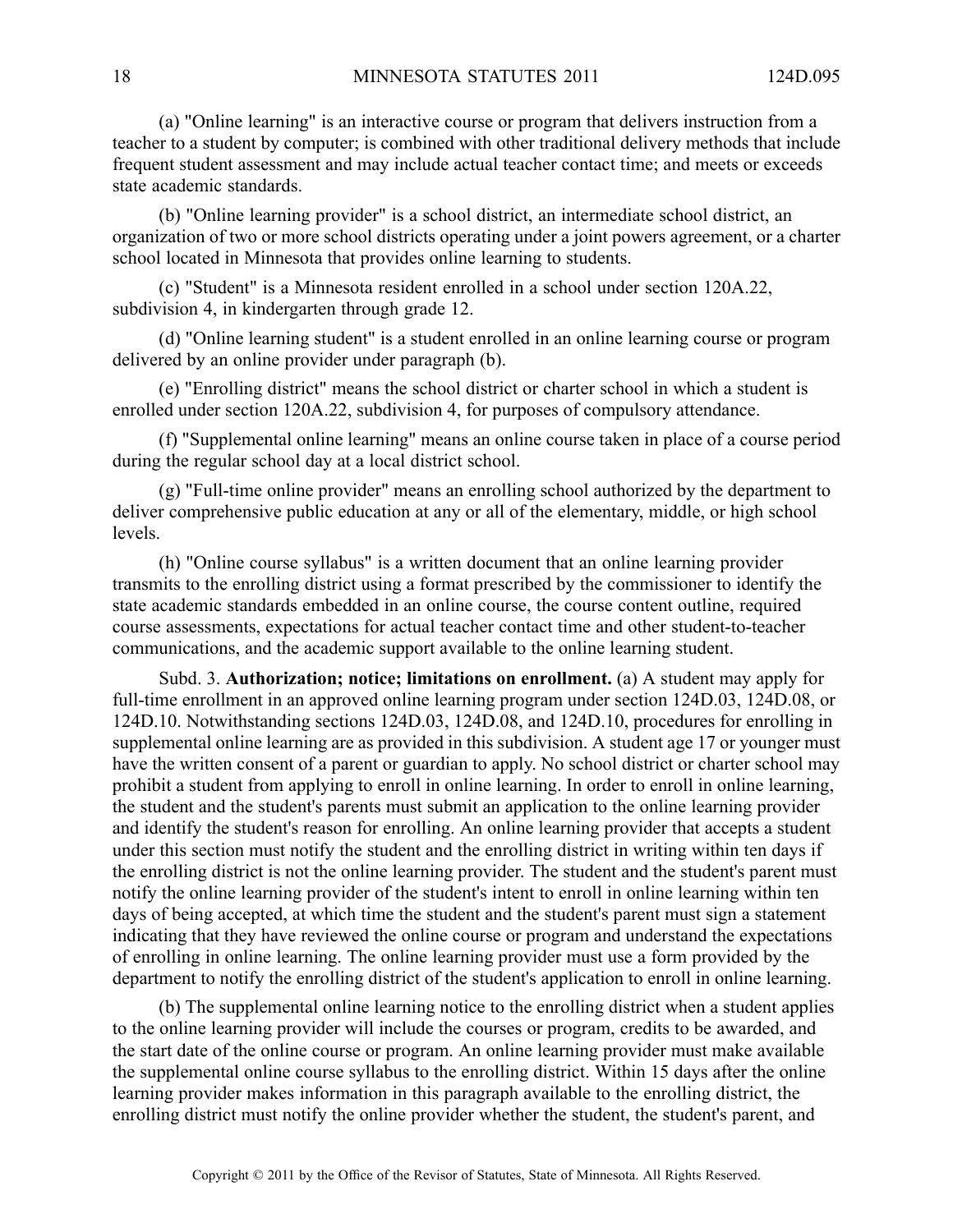(a) "Online learning" is an interactive course or program that delivers instruction from a teacher to a student by computer; is combined with other traditional delivery methods that include frequent student assessment and may include actual teacher contact time; and meets or exceeds state academic standards.

(b) "Online learning provider" is a school district, an intermediate school district, an organization of two or more school districts operating under a joint powers agreement, or a charter school located in Minnesota that provides online learning to students.

(c) "Student" is a Minnesota resident enrolled in a school under section 120A.22, subdivision 4, in kindergarten through grade 12.

(d) "Online learning student" is a student enrolled in an online learning course or program delivered by an online provider under paragraph (b).

(e) "Enrolling district" means the school district or charter school in which a student is enrolled under section 120A.22, subdivision 4, for purposes of compulsory attendance.

(f) "Supplemental online learning" means an online course taken in place of a course period during the regular school day at a local district school.

(g) "Full-time online provider" means an enrolling school authorized by the department to deliver comprehensive public education at any or all of the elementary, middle, or high school levels.

(h) "Online course syllabus" is a written document that an online learning provider transmits to the enrolling district using a format prescribed by the commissioner to identify the state academic standards embedded in an online course, the course content outline, required course assessments, expectations for actual teacher contact time and other student-to-teacher communications, and the academic support available to the online learning student.

Subd. 3. **Authorization; notice; limitations on enrollment.** (a) A student may apply for full-time enrollment in an approved online learning program under section 124D.03, 124D.08, or 124D.10. Notwithstanding sections 124D.03, 124D.08, and 124D.10, procedures for enrolling in supplemental online learning are as provided in this subdivision. A student age 17 or younger must have the written consent of a parent or guardian to apply. No school district or charter school may prohibit a student from applying to enroll in online learning. In order to enroll in online learning, the student and the student's parents must submit an application to the online learning provider and identify the student's reason for enrolling. An online learning provider that accepts a student under this section must notify the student and the enrolling district in writing within ten days if the enrolling district is not the online learning provider. The student and the student's parent must notify the online learning provider of the student's intent to enroll in online learning within ten days of being accepted, at which time the student and the student's parent must sign a statement indicating that they have reviewed the online course or program and understand the expectations of enrolling in online learning. The online learning provider must use a form provided by the department to notify the enrolling district of the student's application to enroll in online learning.

(b) The supplemental online learning notice to the enrolling district when a student applies to the online learning provider will include the courses or program, credits to be awarded, and the start date of the online course or program. An online learning provider must make available the supplemental online course syllabus to the enrolling district. Within 15 days after the online learning provider makes information in this paragraph available to the enrolling district, the enrolling district must notify the online provider whether the student, the student's parent, and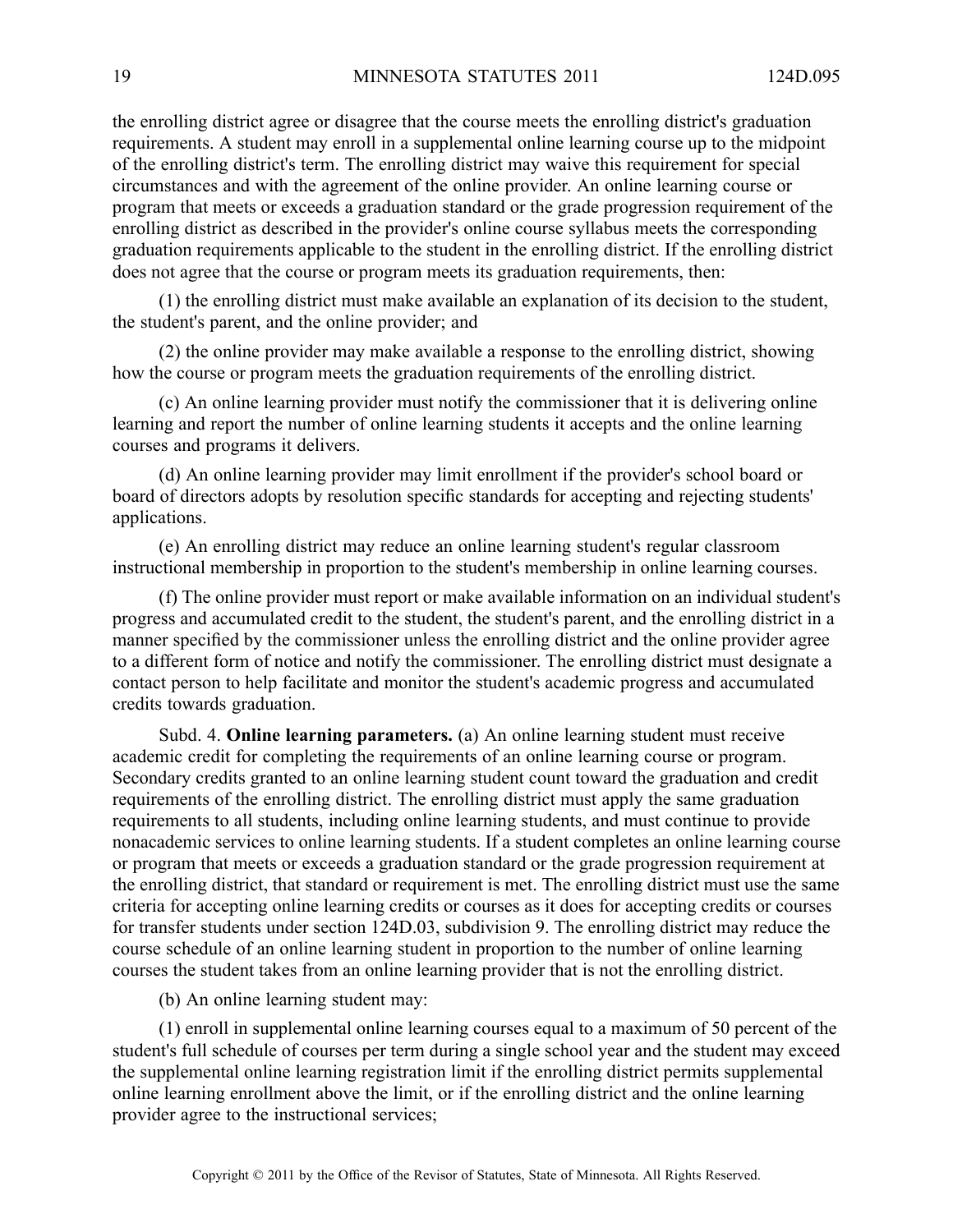the enrolling district agree or disagree that the course meets the enrolling district's graduation requirements. A student may enroll in a supplemental online learning course up to the midpoint of the enrolling district's term. The enrolling district may waive this requirement for special circumstances and with the agreement of the online provider. An online learning course or program that meets or exceeds a graduation standard or the grade progression requirement of the enrolling district as described in the provider's online course syllabus meets the corresponding graduation requirements applicable to the student in the enrolling district. If the enrolling district does not agree that the course or program meets its graduation requirements, then:

(1) the enrolling district must make available an explanation of its decision to the student, the student's parent, and the online provider; and

(2) the online provider may make available a response to the enrolling district, showing how the course or program meets the graduation requirements of the enrolling district.

(c) An online learning provider must notify the commissioner that it is delivering online learning and report the number of online learning students it accepts and the online learning courses and programs it delivers.

(d) An online learning provider may limit enrollment if the provider's school board or board of directors adopts by resolution specific standards for accepting and rejecting students' applications.

(e) An enrolling district may reduce an online learning student's regular classroom instructional membership in proportion to the student's membership in online learning courses.

(f) The online provider must report or make available information on an individual student's progress and accumulated credit to the student, the student's parent, and the enrolling district in a manner specified by the commissioner unless the enrolling district and the online provider agree to a different form of notice and notify the commissioner. The enrolling district must designate a contact person to help facilitate and monitor the student's academic progress and accumulated credits towards graduation.

Subd. 4. **Online learning parameters.** (a) An online learning student must receive academic credit for completing the requirements of an online learning course or program. Secondary credits granted to an online learning student count toward the graduation and credit requirements of the enrolling district. The enrolling district must apply the same graduation requirements to all students, including online learning students, and must continue to provide nonacademic services to online learning students. If a student completes an online learning course or program that meets or exceeds a graduation standard or the grade progression requirement at the enrolling district, that standard or requirement is met. The enrolling district must use the same criteria for accepting online learning credits or courses as it does for accepting credits or courses for transfer students under section 124D.03, subdivision 9. The enrolling district may reduce the course schedule of an online learning student in proportion to the number of online learning courses the student takes from an online learning provider that is not the enrolling district.

(b) An online learning student may:

(1) enroll in supplemental online learning courses equal to a maximum of 50 percent of the student's full schedule of courses per term during a single school year and the student may exceed the supplemental online learning registration limit if the enrolling district permits supplemental online learning enrollment above the limit, or if the enrolling district and the online learning provider agree to the instructional services;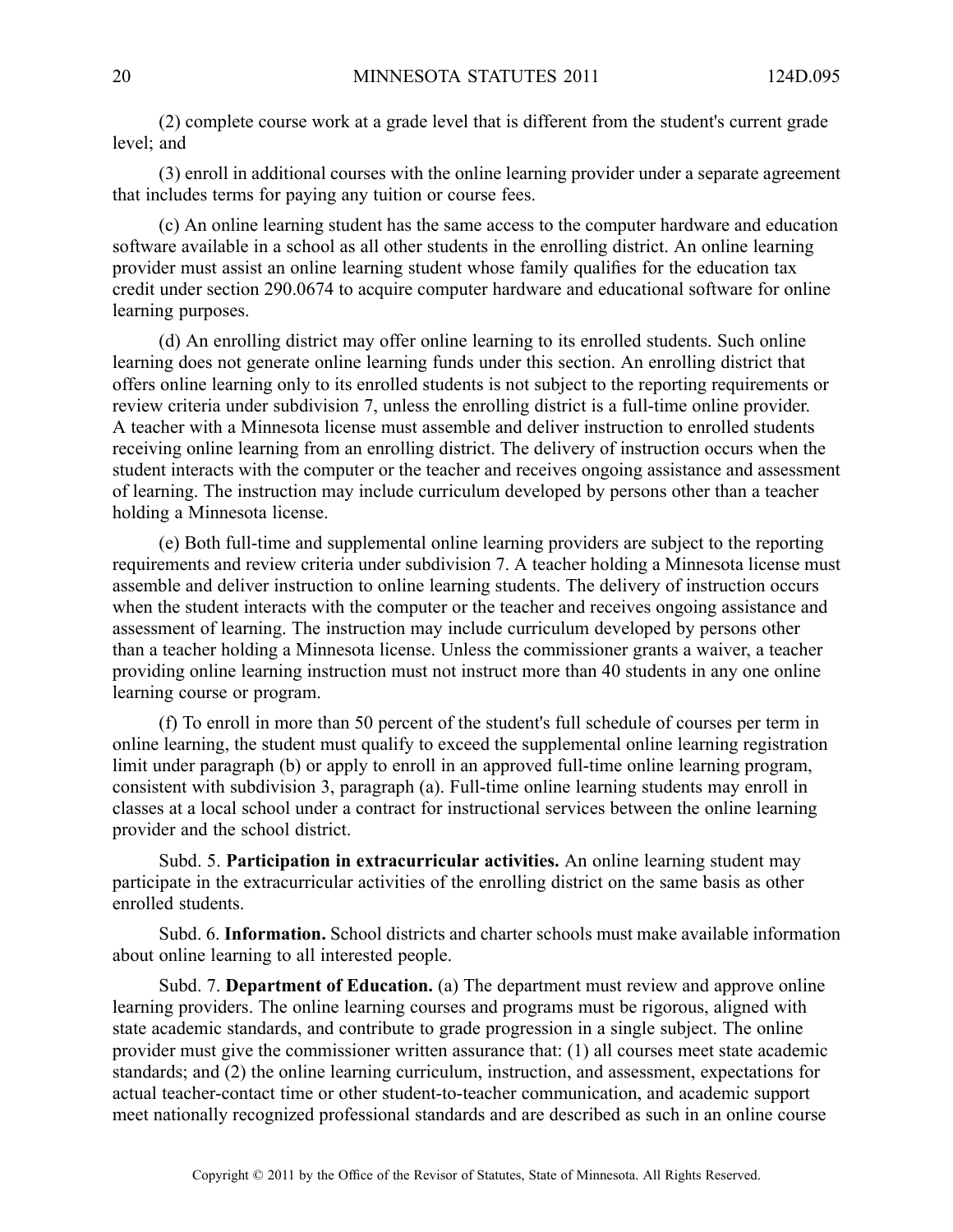(2) complete course work at a grade level that is different from the student's current grade level; and

(3) enroll in additional courses with the online learning provider under a separate agreement that includes terms for paying any tuition or course fees.

(c) An online learning student has the same access to the computer hardware and education software available in a school as all other students in the enrolling district. An online learning provider must assist an online learning student whose family qualifies for the education tax credit under section 290.0674 to acquire computer hardware and educational software for online learning purposes.

(d) An enrolling district may offer online learning to its enrolled students. Such online learning does not generate online learning funds under this section. An enrolling district that offers online learning only to its enrolled students is not subject to the reporting requirements or review criteria under subdivision 7, unless the enrolling district is a full-time online provider. A teacher with a Minnesota license must assemble and deliver instruction to enrolled students receiving online learning from an enrolling district. The delivery of instruction occurs when the student interacts with the computer or the teacher and receives ongoing assistance and assessment of learning. The instruction may include curriculum developed by persons other than a teacher holding a Minnesota license.

(e) Both full-time and supplemental online learning providers are subject to the reporting requirements and review criteria under subdivision 7. A teacher holding a Minnesota license must assemble and deliver instruction to online learning students. The delivery of instruction occurs when the student interacts with the computer or the teacher and receives ongoing assistance and assessment of learning. The instruction may include curriculum developed by persons other than a teacher holding a Minnesota license. Unless the commissioner grants a waiver, a teacher providing online learning instruction must not instruct more than 40 students in any one online learning course or program.

(f) To enroll in more than 50 percent of the student's full schedule of courses per term in online learning, the student must qualify to exceed the supplemental online learning registration limit under paragraph (b) or apply to enroll in an approved full-time online learning program, consistent with subdivision 3, paragraph (a). Full-time online learning students may enroll in classes at a local school under a contract for instructional services between the online learning provider and the school district.

Subd. 5. **Participation in extracurricular activities.** An online learning student may participate in the extracurricular activities of the enrolling district on the same basis as other enrolled students.

Subd. 6. **Information.** School districts and charter schools must make available information about online learning to all interested people.

Subd. 7. **Department of Education.** (a) The department must review and approve online learning providers. The online learning courses and programs must be rigorous, aligned with state academic standards, and contribute to grade progression in a single subject. The online provider must give the commissioner written assurance that: (1) all courses meet state academic standards; and (2) the online learning curriculum, instruction, and assessment, expectations for actual teacher-contact time or other student-to-teacher communication, and academic support meet nationally recognized professional standards and are described as such in an online course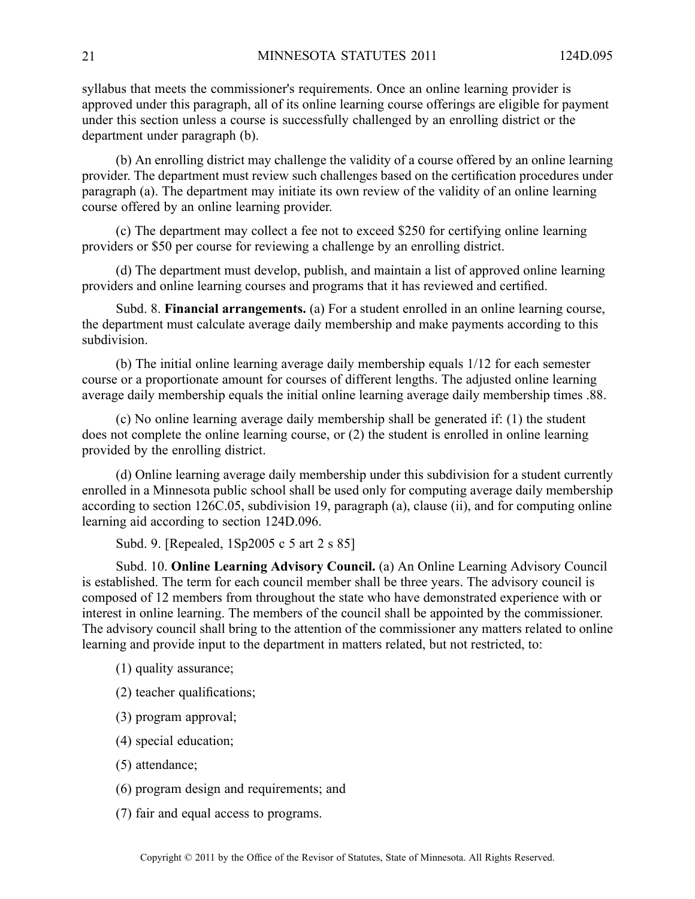syllabus that meets the commissioner's requirements. Once an online learning provider is approved under this paragraph, all of its online learning course offerings are eligible for payment under this section unless a course is successfully challenged by an enrolling district or the department under paragraph (b).

(b) An enrolling district may challenge the validity of a course offered by an online learning provider. The department must review such challenges based on the certification procedures under paragraph (a). The department may initiate its own review of the validity of an online learning course offered by an online learning provider.

(c) The department may collect a fee not to exceed $250 for certifying online learning providers or $50 per course for reviewing a challenge by an enrolling district.

(d) The department must develop, publish, and maintain a list of approved online learning providers and online learning courses and programs that it has reviewed and certified.

Subd. 8. **Financial arrangements.** (a) For a student enrolled in an online learning course, the department must calculate average daily membership and make payments according to this subdivision.

(b) The initial online learning average daily membership equals 1/12 for each semester course or a proportionate amount for courses of different lengths. The adjusted online learning average daily membership equals the initial online learning average daily membership times .88.

(c) No online learning average daily membership shall be generated if: (1) the student does not complete the online learning course, or (2) the student is enrolled in online learning provided by the enrolling district.

(d) Online learning average daily membership under this subdivision for a student currently enrolled in a Minnesota public school shall be used only for computing average daily membership according to section 126C.05, subdivision 19, paragraph (a), clause (ii), and for computing online learning aid according to section 124D.096.

Subd. 9. [Repealed, 1Sp2005 c 5 art 2 s 85]

Subd. 10. **Online Learning Advisory Council.** (a) An Online Learning Advisory Council is established. The term for each council member shall be three years. The advisory council is composed of 12 members from throughout the state who have demonstrated experience with or interest in online learning. The members of the council shall be appointed by the commissioner. The advisory council shall bring to the attention of the commissioner any matters related to online learning and provide input to the department in matters related, but not restricted, to:

(1) quality assurance;

(2) teacher qualifications;

(3) program approval;

(4) special education;

(5) attendance;

(6) program design and requirements; and

(7) fair and equal access to programs.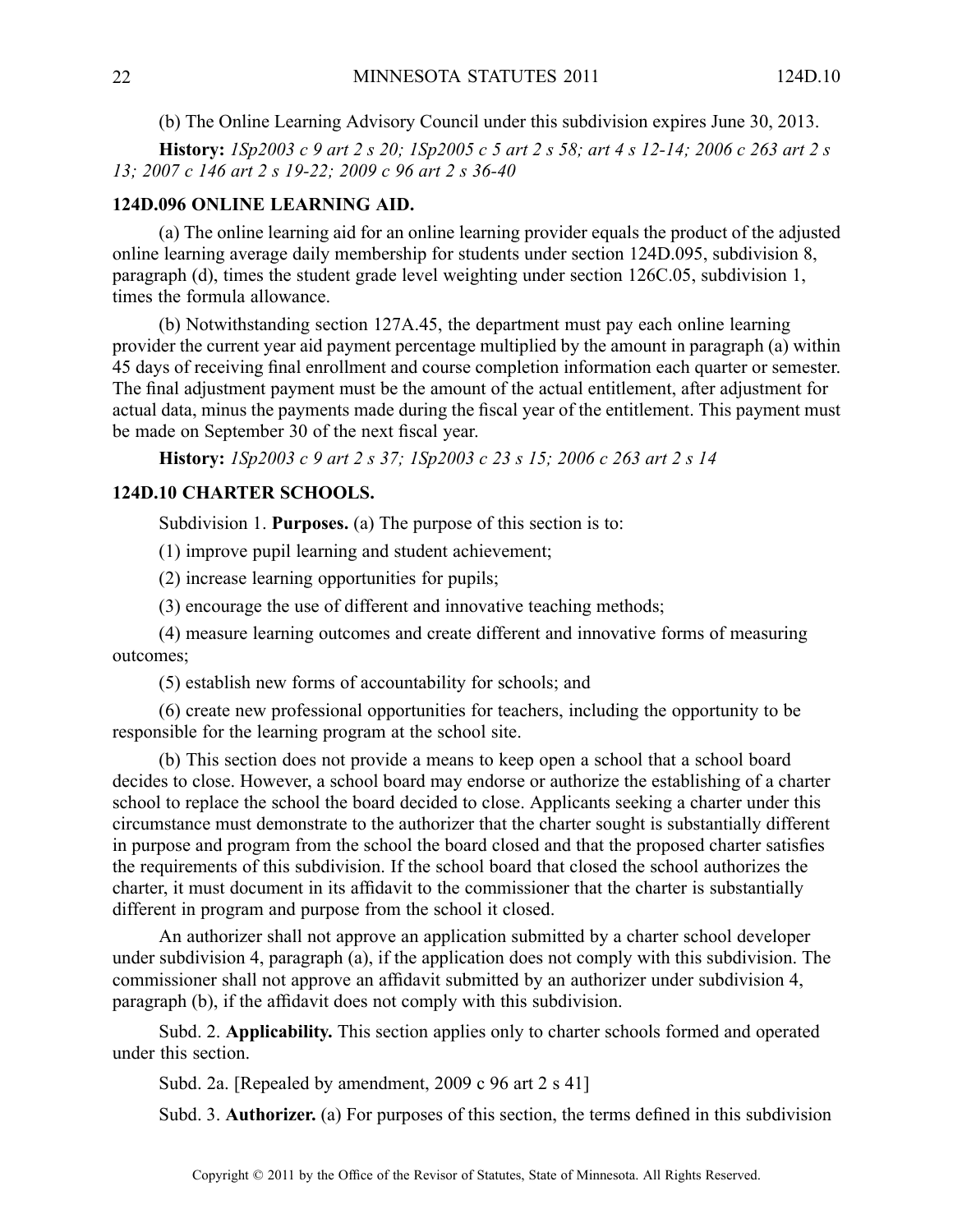(b) The Online Learning Advisory Council under this subdivision expires June 30, 2013.

**History:** *1Sp2003 c 9 art 2 s 20; 1Sp2005 c 5 art 2 s 58; art 4 s 12-14; 2006 c 263 art 2 s 13; 2007 c 146 art 2 s 19-22; 2009 c 96 art 2 s 36-40*

### 124D.096 ONLINE LEARNING AID.

(a) The online learning aid for an online learning provider equals the product of the adjusted online learning average daily membership for students under section 124D.095, subdivision 8, paragraph (d), times the student grade level weighting under section 126C.05, subdivision 1, times the formula allowance.

(b) Notwithstanding section 127A.45, the department must pay each online learning provider the current year aid payment percentage multiplied by the amount in paragraph (a) within 45 days of receiving final enrollment and course completion information each quarter or semester. The final adjustment payment must be the amount of the actual entitlement, after adjustment for actual data, minus the payments made during the fiscal year of the entitlement. This payment must be made on September 30 of the next fiscal year.

**History:** *1Sp2003 c 9 art 2 s 37; 1Sp2003 c 23 s 15; 2006 c 263 art 2 s 14*

### 124D.10 CHARTER SCHOOLS.

Subdivision 1. **Purposes.** (a) The purpose of this section is to:

(1) improve pupil learning and student achievement;

(2) increase learning opportunities for pupils;

(3) encourage the use of different and innovative teaching methods;

(4) measure learning outcomes and create different and innovative forms of measuring outcomes;

(5) establish new forms of accountability for schools; and

(6) create new professional opportunities for teachers, including the opportunity to be responsible for the learning program at the school site.

(b) This section does not provide a means to keep open a school that a school board decides to close. However, a school board may endorse or authorize the establishing of a charter school to replace the school the board decided to close. Applicants seeking a charter under this circumstance must demonstrate to the authorizer that the charter sought is substantially different in purpose and program from the school the board closed and that the proposed charter satisfies the requirements of this subdivision. If the school board that closed the school authorizes the charter, it must document in its affidavit to the commissioner that the charter is substantially different in program and purpose from the school it closed.

An authorizer shall not approve an application submitted by a charter school developer under subdivision 4, paragraph (a), if the application does not comply with this subdivision. The commissioner shall not approve an affidavit submitted by an authorizer under subdivision 4, paragraph (b), if the affidavit does not comply with this subdivision.

Subd. 2. **Applicability.** This section applies only to charter schools formed and operated under this section.

Subd. 2a. [Repealed by amendment, 2009 c 96 art 2 s 41]

Subd. 3. **Authorizer.** (a) For purposes of this section, the terms defined in this subdivision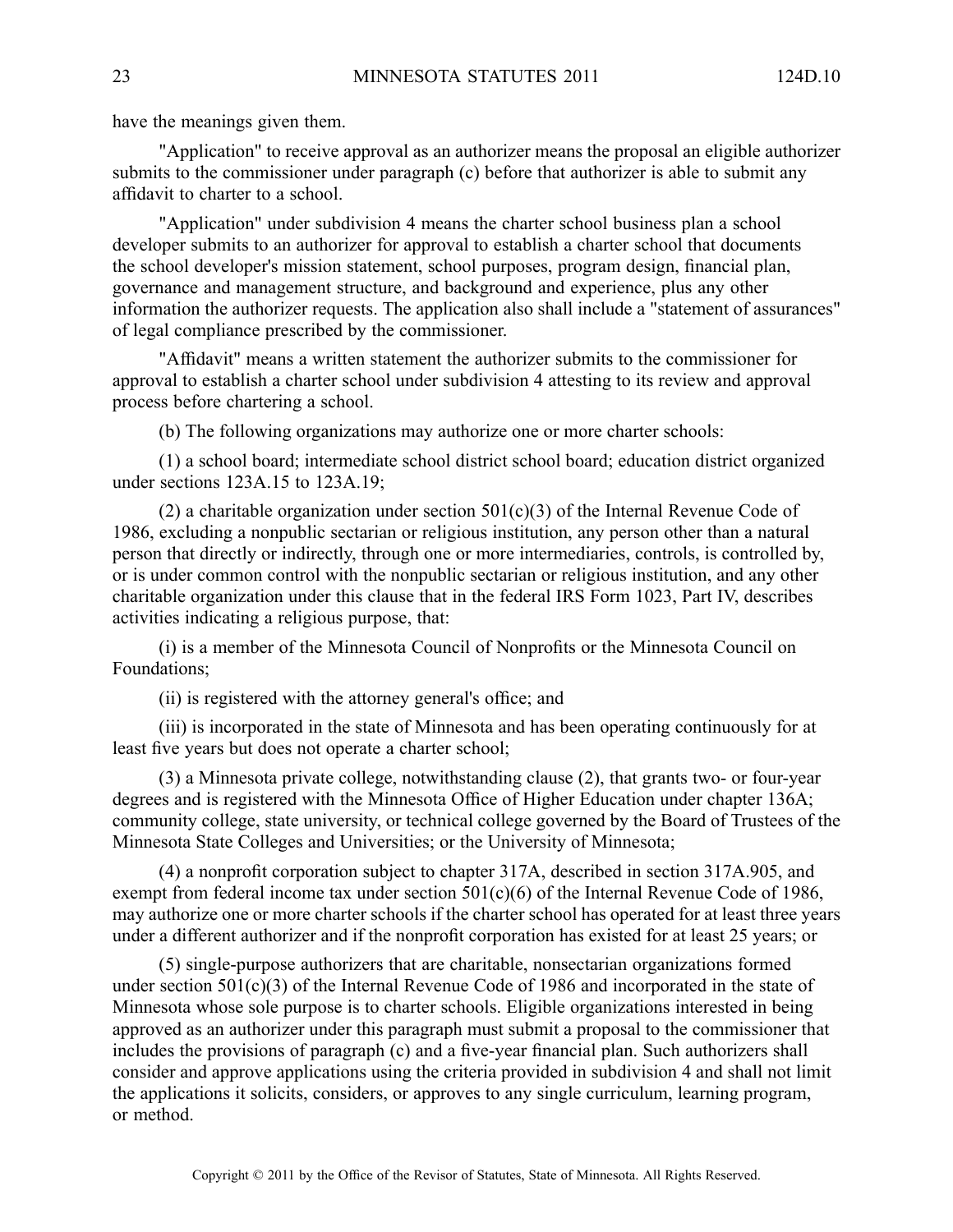have the meanings given them.

"Application" to receive approval as an authorizer means the proposal an eligible authorizer submits to the commissioner under paragraph (c) before that authorizer is able to submit any affidavit to charter to a school.

"Application" under subdivision 4 means the charter school business plan a school developer submits to an authorizer for approval to establish a charter school that documents the school developer's mission statement, school purposes, program design, financial plan, governance and management structure, and background and experience, plus any other information the authorizer requests. The application also shall include a "statement of assurances" of legal compliance prescribed by the commissioner.

"Affidavit" means a written statement the authorizer submits to the commissioner for approval to establish a charter school under subdivision 4 attesting to its review and approval process before chartering a school.

(b) The following organizations may authorize one or more charter schools:

(1) a school board; intermediate school district school board; education district organized under sections 123A.15 to 123A.19;

(2) a charitable organization under section 501(c)(3) of the Internal Revenue Code of 1986, excluding a nonpublic sectarian or religious institution, any person other than a natural person that directly or indirectly, through one or more intermediaries, controls, is controlled by, or is under common control with the nonpublic sectarian or religious institution, and any other charitable organization under this clause that in the federal IRS Form 1023, Part IV, describes activities indicating a religious purpose, that:

(i) is a member of the Minnesota Council of Nonprofits or the Minnesota Council on Foundations;

(ii) is registered with the attorney general's office; and

(iii) is incorporated in the state of Minnesota and has been operating continuously for at least five years but does not operate a charter school;

(3) a Minnesota private college, notwithstanding clause (2), that grants two- or four-year degrees and is registered with the Minnesota Office of Higher Education under chapter 136A; community college, state university, or technical college governed by the Board of Trustees of the Minnesota State Colleges and Universities; or the University of Minnesota;

(4) a nonprofit corporation subject to chapter 317A, described in section 317A.905, and exempt from federal income tax under section 501(c)(6) of the Internal Revenue Code of 1986, may authorize one or more charter schools if the charter school has operated for at least three years under a different authorizer and if the nonprofit corporation has existed for at least 25 years; or

(5) single-purpose authorizers that are charitable, nonsectarian organizations formed under section 501(c)(3) of the Internal Revenue Code of 1986 and incorporated in the state of Minnesota whose sole purpose is to charter schools. Eligible organizations interested in being approved as an authorizer under this paragraph must submit a proposal to the commissioner that includes the provisions of paragraph (c) and a five-year financial plan. Such authorizers shall consider and approve applications using the criteria provided in subdivision 4 and shall not limit the applications it solicits, considers, or approves to any single curriculum, learning program, or method.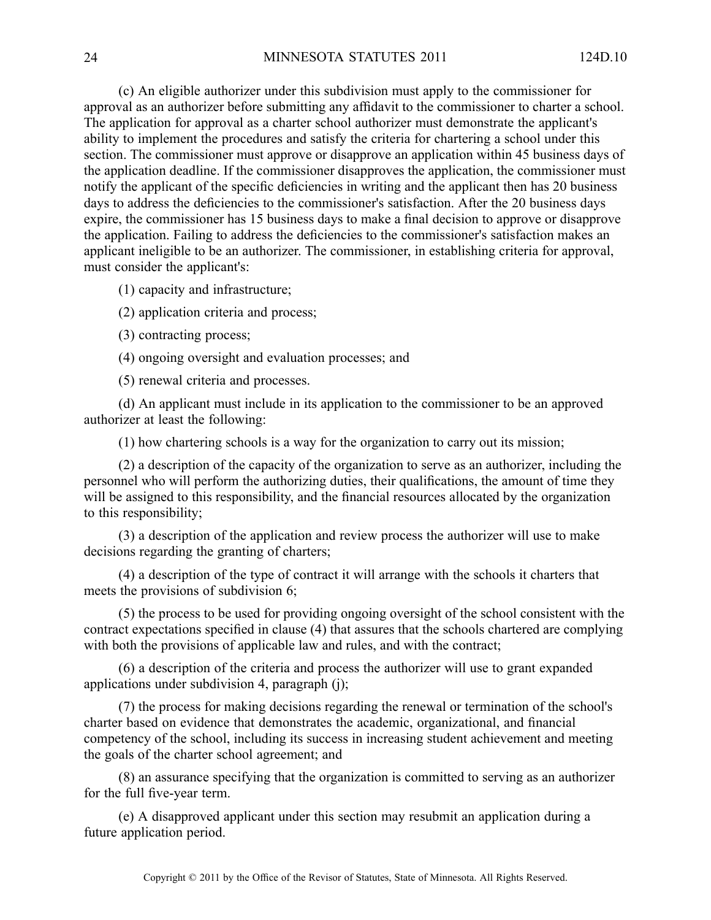(c) An eligible authorizer under this subdivision must apply to the commissioner for approval as an authorizer before submitting any affidavit to the commissioner to charter a school. The application for approval as a charter school authorizer must demonstrate the applicant's ability to implement the procedures and satisfy the criteria for chartering a school under this section. The commissioner must approve or disapprove an application within 45 business days of the application deadline. If the commissioner disapproves the application, the commissioner must notify the applicant of the specific deficiencies in writing and the applicant then has 20 business days to address the deficiencies to the commissioner's satisfaction. After the 20 business days expire, the commissioner has 15 business days to make a final decision to approve or disapprove the application. Failing to address the deficiencies to the commissioner's satisfaction makes an applicant ineligible to be an authorizer. The commissioner, in establishing criteria for approval, must consider the applicant's:

(1) capacity and infrastructure;

(2) application criteria and process;

(3) contracting process;

(4) ongoing oversight and evaluation processes; and

(5) renewal criteria and processes.

(d) An applicant must include in its application to the commissioner to be an approved authorizer at least the following:

(1) how chartering schools is a way for the organization to carry out its mission;

(2) a description of the capacity of the organization to serve as an authorizer, including the personnel who will perform the authorizing duties, their qualifications, the amount of time they will be assigned to this responsibility, and the financial resources allocated by the organization to this responsibility;

(3) a description of the application and review process the authorizer will use to make decisions regarding the granting of charters;

(4) a description of the type of contract it will arrange with the schools it charters that meets the provisions of subdivision 6;

(5) the process to be used for providing ongoing oversight of the school consistent with the contract expectations specified in clause (4) that assures that the schools chartered are complying with both the provisions of applicable law and rules, and with the contract;

(6) a description of the criteria and process the authorizer will use to grant expanded applications under subdivision 4, paragraph (j);

(7) the process for making decisions regarding the renewal or termination of the school's charter based on evidence that demonstrates the academic, organizational, and financial competency of the school, including its success in increasing student achievement and meeting the goals of the charter school agreement; and

(8) an assurance specifying that the organization is committed to serving as an authorizer for the full five-year term.

(e) A disapproved applicant under this section may resubmit an application during a future application period.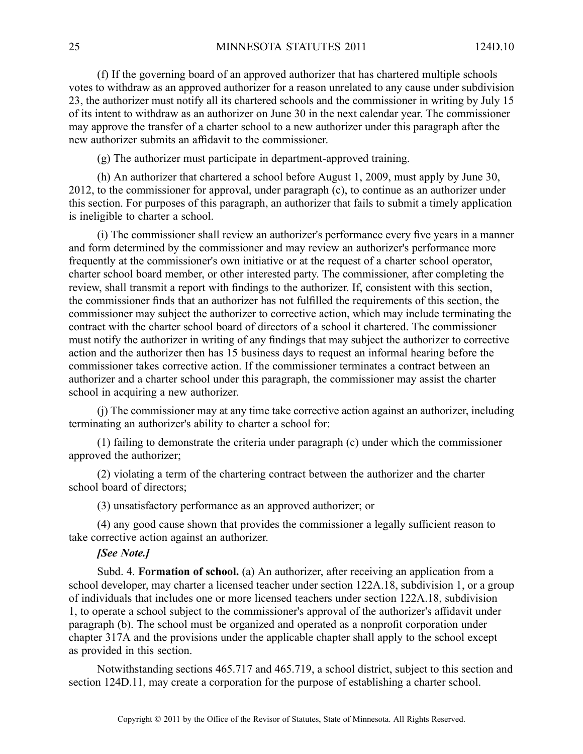(f) If the governing board of an approved authorizer that has chartered multiple schools votes to withdraw as an approved authorizer for a reason unrelated to any cause under subdivision 23, the authorizer must notify all its chartered schools and the commissioner in writing by July 15 of its intent to withdraw as an authorizer on June 30 in the next calendar year. The commissioner may approve the transfer of a charter school to a new authorizer under this paragraph after the new authorizer submits an affidavit to the commissioner.

(g) The authorizer must participate in department-approved training.

(h) An authorizer that chartered a school before August 1, 2009, must apply by June 30, 2012, to the commissioner for approval, under paragraph (c), to continue as an authorizer under this section. For purposes of this paragraph, an authorizer that fails to submit a timely application is ineligible to charter a school.

(i) The commissioner shall review an authorizer's performance every five years in a manner and form determined by the commissioner and may review an authorizer's performance more frequently at the commissioner's own initiative or at the request of a charter school operator, charter school board member, or other interested party. The commissioner, after completing the review, shall transmit a report with findings to the authorizer. If, consistent with this section, the commissioner finds that an authorizer has not fulfilled the requirements of this section, the commissioner may subject the authorizer to corrective action, which may include terminating the contract with the charter school board of directors of a school it chartered. The commissioner must notify the authorizer in writing of any findings that may subject the authorizer to corrective action and the authorizer then has 15 business days to request an informal hearing before the commissioner takes corrective action. If the commissioner terminates a contract between an authorizer and a charter school under this paragraph, the commissioner may assist the charter school in acquiring a new authorizer.

(j) The commissioner may at any time take corrective action against an authorizer, including terminating an authorizer's ability to charter a school for:

(1) failing to demonstrate the criteria under paragraph (c) under which the commissioner approved the authorizer;

(2) violating a term of the chartering contract between the authorizer and the charter school board of directors;

(3) unsatisfactory performance as an approved authorizer; or

(4) any good cause shown that provides the commissioner a legally sufficient reason to take corrective action against an authorizer.

***[See Note.]***

Subd. 4. **Formation of school.** (a) An authorizer, after receiving an application from a school developer, may charter a licensed teacher under section 122A.18, subdivision 1, or a group of individuals that includes one or more licensed teachers under section 122A.18, subdivision 1, to operate a school subject to the commissioner's approval of the authorizer's affidavit under paragraph (b). The school must be organized and operated as a nonprofit corporation under chapter 317A and the provisions under the applicable chapter shall apply to the school except as provided in this section.

Notwithstanding sections 465.717 and 465.719, a school district, subject to this section and section 124D.11, may create a corporation for the purpose of establishing a charter school.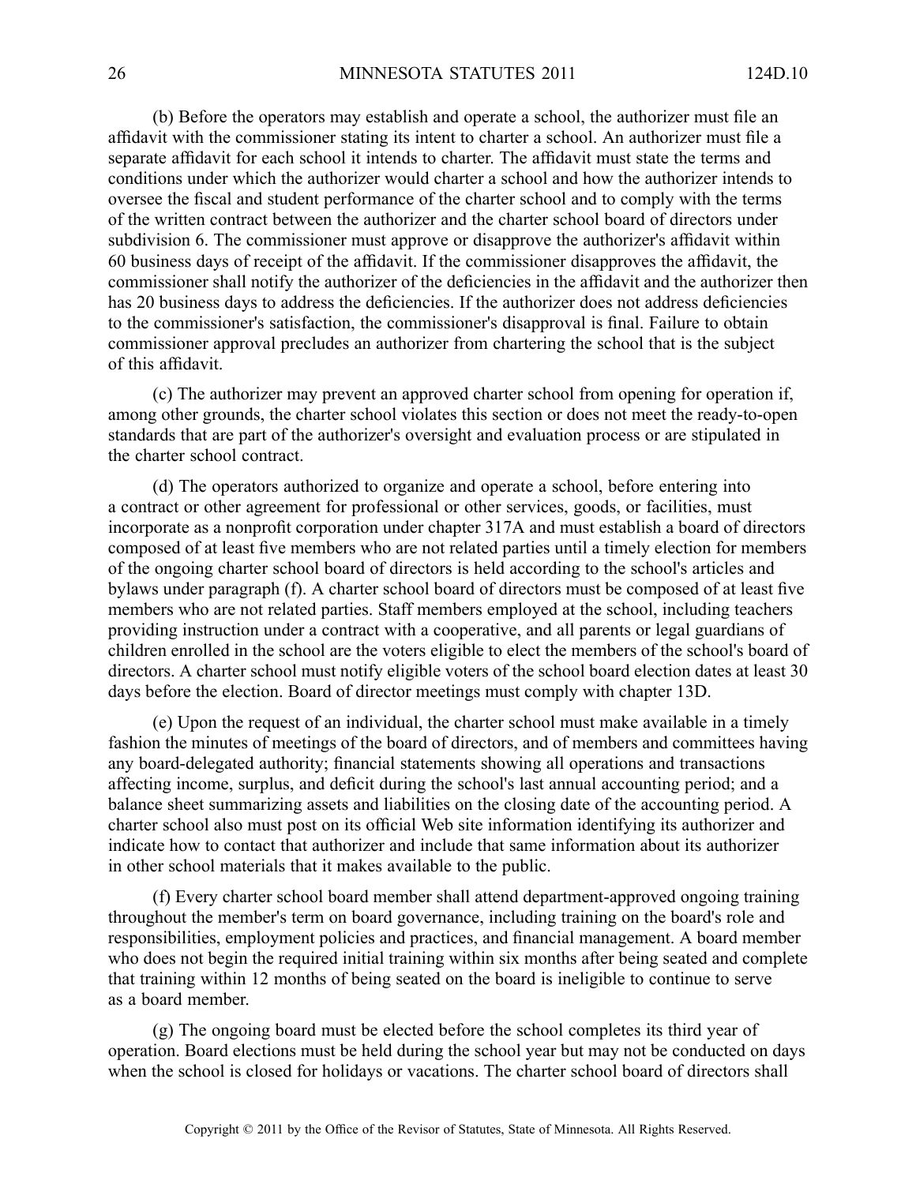(b) Before the operators may establish and operate a school, the authorizer must file an affidavit with the commissioner stating its intent to charter a school. An authorizer must file a separate affidavit for each school it intends to charter. The affidavit must state the terms and conditions under which the authorizer would charter a school and how the authorizer intends to oversee the fiscal and student performance of the charter school and to comply with the terms of the written contract between the authorizer and the charter school board of directors under subdivision 6. The commissioner must approve or disapprove the authorizer's affidavit within 60 business days of receipt of the affidavit. If the commissioner disapproves the affidavit, the commissioner shall notify the authorizer of the deficiencies in the affidavit and the authorizer then has 20 business days to address the deficiencies. If the authorizer does not address deficiencies to the commissioner's satisfaction, the commissioner's disapproval is final. Failure to obtain commissioner approval precludes an authorizer from chartering the school that is the subject of this affidavit.

(c) The authorizer may prevent an approved charter school from opening for operation if, among other grounds, the charter school violates this section or does not meet the ready-to-open standards that are part of the authorizer's oversight and evaluation process or are stipulated in the charter school contract.

(d) The operators authorized to organize and operate a school, before entering into a contract or other agreement for professional or other services, goods, or facilities, must incorporate as a nonprofit corporation under chapter 317A and must establish a board of directors composed of at least five members who are not related parties until a timely election for members of the ongoing charter school board of directors is held according to the school's articles and bylaws under paragraph (f). A charter school board of directors must be composed of at least five members who are not related parties. Staff members employed at the school, including teachers providing instruction under a contract with a cooperative, and all parents or legal guardians of children enrolled in the school are the voters eligible to elect the members of the school's board of directors. A charter school must notify eligible voters of the school board election dates at least 30 days before the election. Board of director meetings must comply with chapter 13D.

(e) Upon the request of an individual, the charter school must make available in a timely fashion the minutes of meetings of the board of directors, and of members and committees having any board-delegated authority; financial statements showing all operations and transactions affecting income, surplus, and deficit during the school's last annual accounting period; and a balance sheet summarizing assets and liabilities on the closing date of the accounting period. A charter school also must post on its official Web site information identifying its authorizer and indicate how to contact that authorizer and include that same information about its authorizer in other school materials that it makes available to the public.

(f) Every charter school board member shall attend department-approved ongoing training throughout the member's term on board governance, including training on the board's role and responsibilities, employment policies and practices, and financial management. A board member who does not begin the required initial training within six months after being seated and complete that training within 12 months of being seated on the board is ineligible to continue to serve as a board member.

(g) The ongoing board must be elected before the school completes its third year of operation. Board elections must be held during the school year but may not be conducted on days when the school is closed for holidays or vacations. The charter school board of directors shall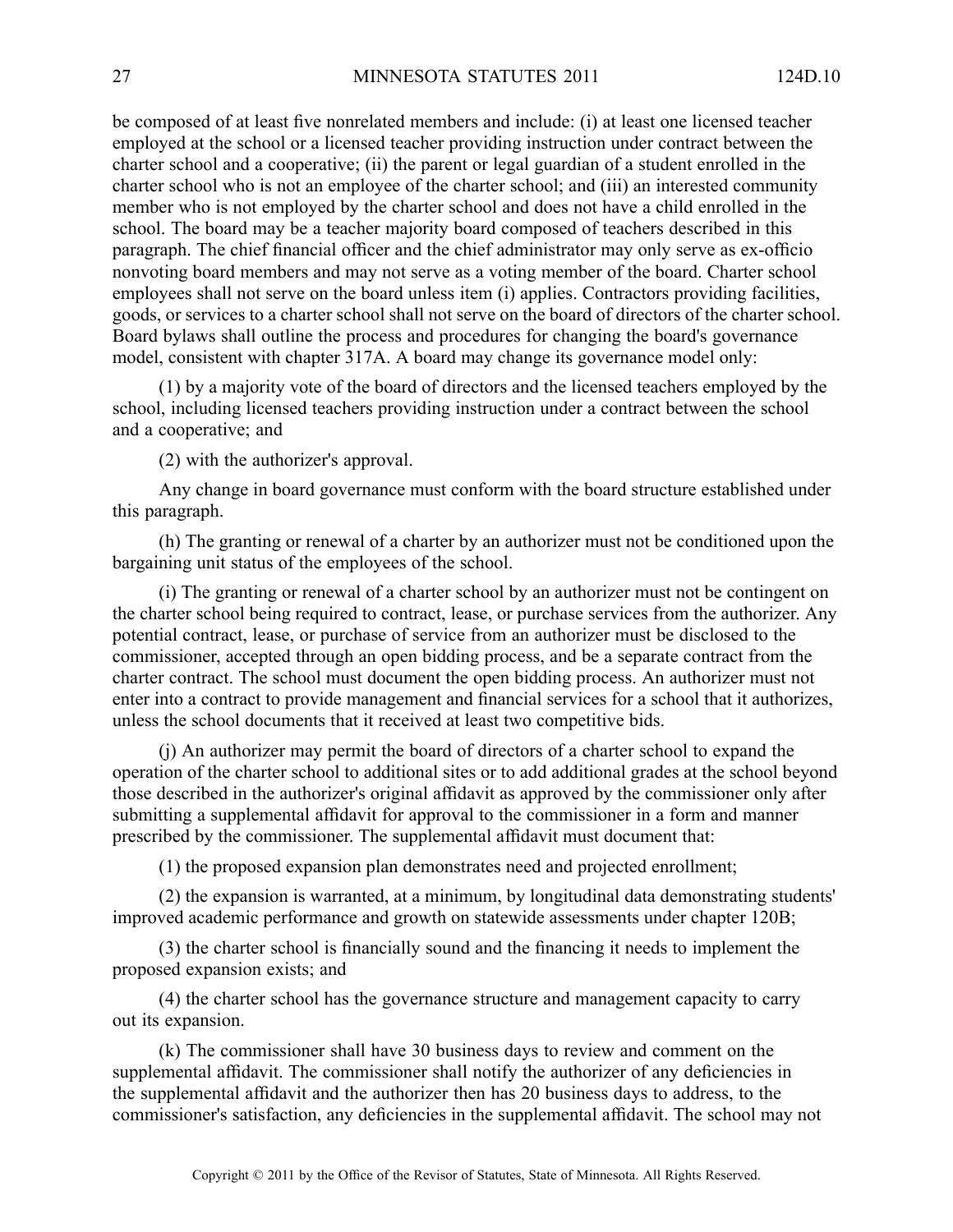be composed of at least five nonrelated members and include: (i) at least one licensed teacher employed at the school or a licensed teacher providing instruction under contract between the charter school and a cooperative; (ii) the parent or legal guardian of a student enrolled in the charter school who is not an employee of the charter school; and (iii) an interested community member who is not employed by the charter school and does not have a child enrolled in the school. The board may be a teacher majority board composed of teachers described in this paragraph. The chief financial officer and the chief administrator may only serve as ex-officio nonvoting board members and may not serve as a voting member of the board. Charter school employees shall not serve on the board unless item (i) applies. Contractors providing facilities, goods, or services to a charter school shall not serve on the board of directors of the charter school. Board bylaws shall outline the process and procedures for changing the board's governance model, consistent with chapter 317A. A board may change its governance model only:

(1) by a majority vote of the board of directors and the licensed teachers employed by the school, including licensed teachers providing instruction under a contract between the school and a cooperative; and

(2) with the authorizer's approval.

Any change in board governance must conform with the board structure established under this paragraph.

(h) The granting or renewal of a charter by an authorizer must not be conditioned upon the bargaining unit status of the employees of the school.

(i) The granting or renewal of a charter school by an authorizer must not be contingent on the charter school being required to contract, lease, or purchase services from the authorizer. Any potential contract, lease, or purchase of service from an authorizer must be disclosed to the commissioner, accepted through an open bidding process, and be a separate contract from the charter contract. The school must document the open bidding process. An authorizer must not enter into a contract to provide management and financial services for a school that it authorizes, unless the school documents that it received at least two competitive bids.

(j) An authorizer may permit the board of directors of a charter school to expand the operation of the charter school to additional sites or to add additional grades at the school beyond those described in the authorizer's original affidavit as approved by the commissioner only after submitting a supplemental affidavit for approval to the commissioner in a form and manner prescribed by the commissioner. The supplemental affidavit must document that:

(1) the proposed expansion plan demonstrates need and projected enrollment;

(2) the expansion is warranted, at a minimum, by longitudinal data demonstrating students' improved academic performance and growth on statewide assessments under chapter 120B;

(3) the charter school is financially sound and the financing it needs to implement the proposed expansion exists; and

(4) the charter school has the governance structure and management capacity to carry out its expansion.

(k) The commissioner shall have 30 business days to review and comment on the supplemental affidavit. The commissioner shall notify the authorizer of any deficiencies in the supplemental affidavit and the authorizer then has 20 business days to address, to the commissioner's satisfaction, any deficiencies in the supplemental affidavit. The school may not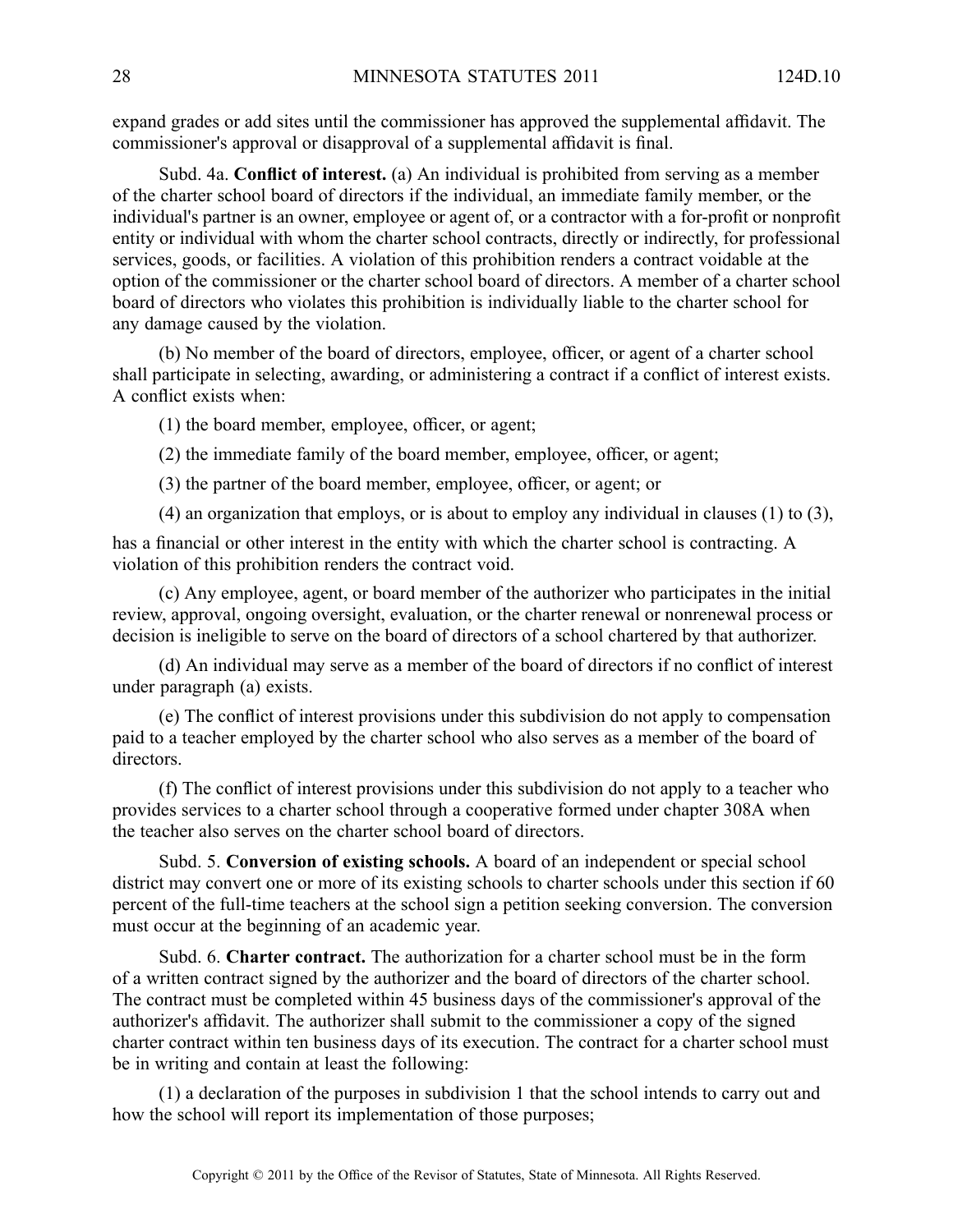expand grades or add sites until the commissioner has approved the supplemental affidavit. The commissioner's approval or disapproval of a supplemental affidavit is final.

Subd. 4a. **Conflict of interest.** (a) An individual is prohibited from serving as a member of the charter school board of directors if the individual, an immediate family member, or the individual's partner is an owner, employee or agent of, or a contractor with a for-profit or nonprofit entity or individual with whom the charter school contracts, directly or indirectly, for professional services, goods, or facilities. A violation of this prohibition renders a contract voidable at the option of the commissioner or the charter school board of directors. A member of a charter school board of directors who violates this prohibition is individually liable to the charter school for any damage caused by the violation.

(b) No member of the board of directors, employee, officer, or agent of a charter school shall participate in selecting, awarding, or administering a contract if a conflict of interest exists. A conflict exists when:

(1) the board member, employee, officer, or agent;

(2) the immediate family of the board member, employee, officer, or agent;

(3) the partner of the board member, employee, officer, or agent; or

(4) an organization that employs, or is about to employ any individual in clauses (1) to (3),

has a financial or other interest in the entity with which the charter school is contracting. A violation of this prohibition renders the contract void.

(c) Any employee, agent, or board member of the authorizer who participates in the initial review, approval, ongoing oversight, evaluation, or the charter renewal or nonrenewal process or decision is ineligible to serve on the board of directors of a school chartered by that authorizer.

(d) An individual may serve as a member of the board of directors if no conflict of interest under paragraph (a) exists.

(e) The conflict of interest provisions under this subdivision do not apply to compensation paid to a teacher employed by the charter school who also serves as a member of the board of directors.

(f) The conflict of interest provisions under this subdivision do not apply to a teacher who provides services to a charter school through a cooperative formed under chapter 308A when the teacher also serves on the charter school board of directors.

Subd. 5. **Conversion of existing schools.** A board of an independent or special school district may convert one or more of its existing schools to charter schools under this section if 60 percent of the full-time teachers at the school sign a petition seeking conversion. The conversion must occur at the beginning of an academic year.

Subd. 6. **Charter contract.** The authorization for a charter school must be in the form of a written contract signed by the authorizer and the board of directors of the charter school. The contract must be completed within 45 business days of the commissioner's approval of the authorizer's affidavit. The authorizer shall submit to the commissioner a copy of the signed charter contract within ten business days of its execution. The contract for a charter school must be in writing and contain at least the following:

(1) a declaration of the purposes in subdivision 1 that the school intends to carry out and how the school will report its implementation of those purposes;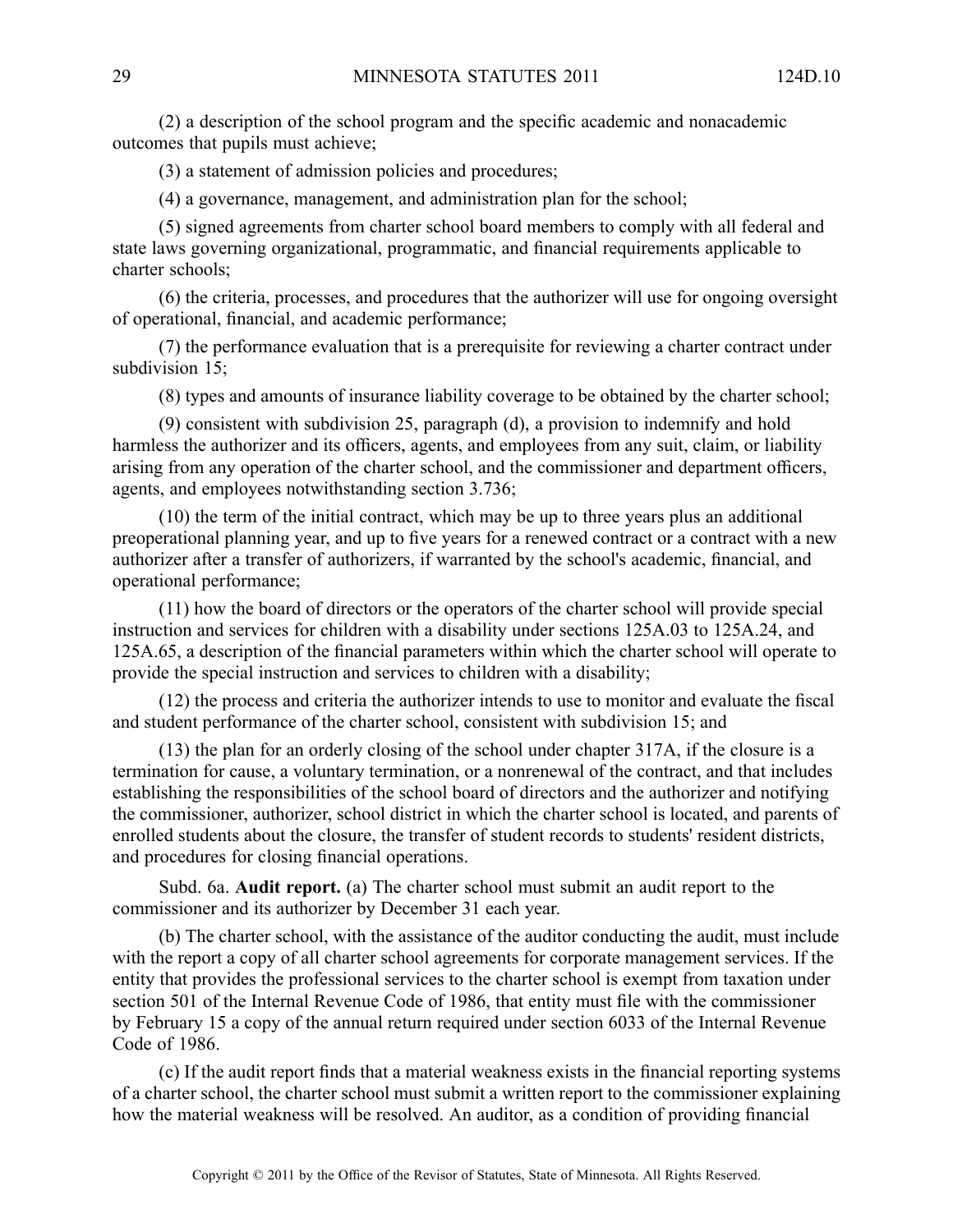(2) a description of the school program and the specific academic and nonacademic outcomes that pupils must achieve;

(3) a statement of admission policies and procedures;

(4) a governance, management, and administration plan for the school;

(5) signed agreements from charter school board members to comply with all federal and state laws governing organizational, programmatic, and financial requirements applicable to charter schools;

(6) the criteria, processes, and procedures that the authorizer will use for ongoing oversight of operational, financial, and academic performance;

(7) the performance evaluation that is a prerequisite for reviewing a charter contract under subdivision 15;

(8) types and amounts of insurance liability coverage to be obtained by the charter school;

(9) consistent with subdivision 25, paragraph (d), a provision to indemnify and hold harmless the authorizer and its officers, agents, and employees from any suit, claim, or liability arising from any operation of the charter school, and the commissioner and department officers, agents, and employees notwithstanding section 3.736;

(10) the term of the initial contract, which may be up to three years plus an additional preoperational planning year, and up to five years for a renewed contract or a contract with a new authorizer after a transfer of authorizers, if warranted by the school's academic, financial, and operational performance;

(11) how the board of directors or the operators of the charter school will provide special instruction and services for children with a disability under sections 125A.03 to 125A.24, and 125A.65, a description of the financial parameters within which the charter school will operate to provide the special instruction and services to children with a disability;

(12) the process and criteria the authorizer intends to use to monitor and evaluate the fiscal and student performance of the charter school, consistent with subdivision 15; and

(13) the plan for an orderly closing of the school under chapter 317A, if the closure is a termination for cause, a voluntary termination, or a nonrenewal of the contract, and that includes establishing the responsibilities of the school board of directors and the authorizer and notifying the commissioner, authorizer, school district in which the charter school is located, and parents of enrolled students about the closure, the transfer of student records to students' resident districts, and procedures for closing financial operations.

Subd. 6a. **Audit report.** (a) The charter school must submit an audit report to the commissioner and its authorizer by December 31 each year.

(b) The charter school, with the assistance of the auditor conducting the audit, must include with the report a copy of all charter school agreements for corporate management services. If the entity that provides the professional services to the charter school is exempt from taxation under section 501 of the Internal Revenue Code of 1986, that entity must file with the commissioner by February 15 a copy of the annual return required under section 6033 of the Internal Revenue Code of 1986.

(c) If the audit report finds that a material weakness exists in the financial reporting systems of a charter school, the charter school must submit a written report to the commissioner explaining how the material weakness will be resolved. An auditor, as a condition of providing financial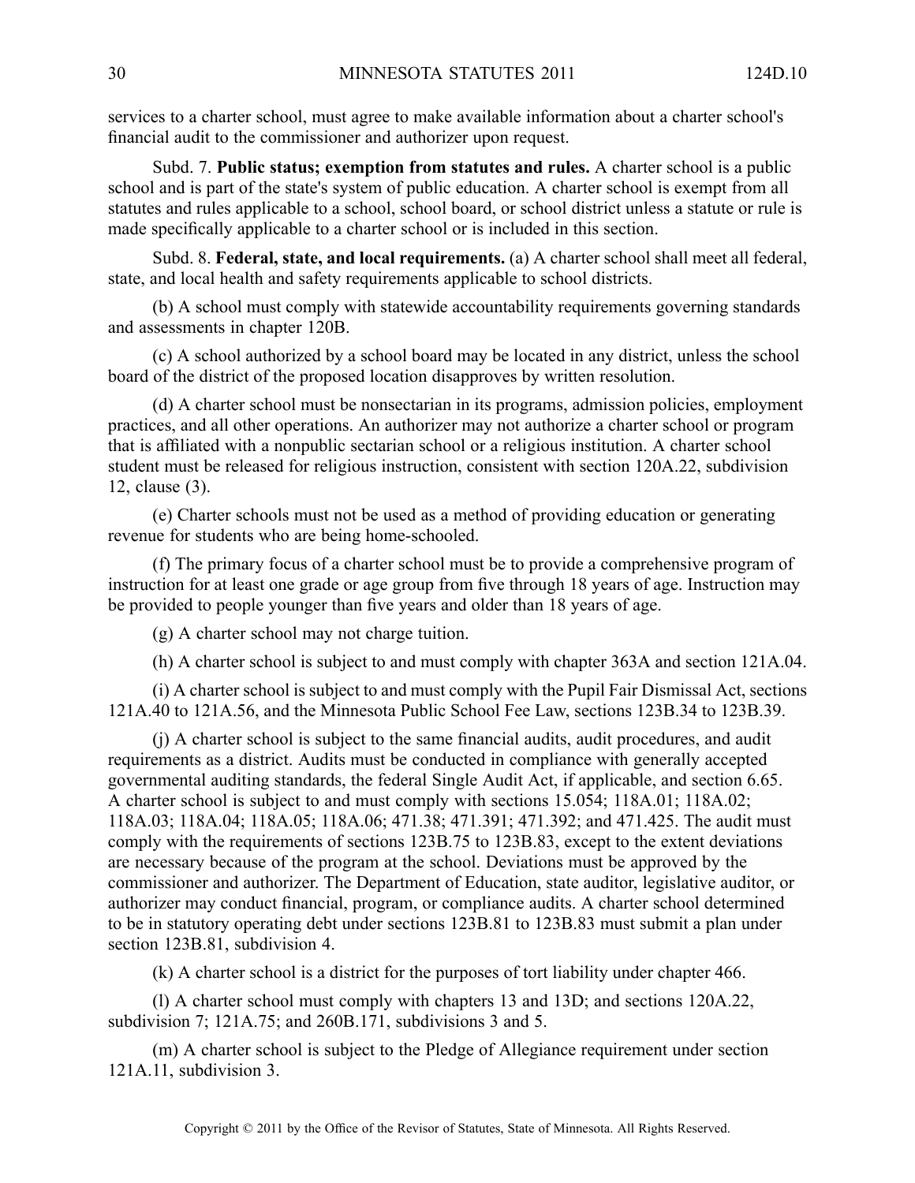services to a charter school, must agree to make available information about a charter school's financial audit to the commissioner and authorizer upon request.

Subd. 7. **Public status; exemption from statutes and rules.** A charter school is a public school and is part of the state's system of public education. A charter school is exempt from all statutes and rules applicable to a school, school board, or school district unless a statute or rule is made specifically applicable to a charter school or is included in this section.

Subd. 8. **Federal, state, and local requirements.** (a) A charter school shall meet all federal, state, and local health and safety requirements applicable to school districts.

(b) A school must comply with statewide accountability requirements governing standards and assessments in chapter 120B.

(c) A school authorized by a school board may be located in any district, unless the school board of the district of the proposed location disapproves by written resolution.

(d) A charter school must be nonsectarian in its programs, admission policies, employment practices, and all other operations. An authorizer may not authorize a charter school or program that is affiliated with a nonpublic sectarian school or a religious institution. A charter school student must be released for religious instruction, consistent with section 120A.22, subdivision 12, clause (3).

(e) Charter schools must not be used as a method of providing education or generating revenue for students who are being home-schooled.

(f) The primary focus of a charter school must be to provide a comprehensive program of instruction for at least one grade or age group from five through 18 years of age. Instruction may be provided to people younger than five years and older than 18 years of age.

(g) A charter school may not charge tuition.

(h) A charter school is subject to and must comply with chapter 363A and section 121A.04.

(i) A charter school is subject to and must comply with the Pupil Fair Dismissal Act, sections 121A.40 to 121A.56, and the Minnesota Public School Fee Law, sections 123B.34 to 123B.39.

(j) A charter school is subject to the same financial audits, audit procedures, and audit requirements as a district. Audits must be conducted in compliance with generally accepted governmental auditing standards, the federal Single Audit Act, if applicable, and section 6.65. A charter school is subject to and must comply with sections 15.054; 118A.01; 118A.02; 118A.03; 118A.04; 118A.05; 118A.06; 471.38; 471.391; 471.392; and 471.425. The audit must comply with the requirements of sections 123B.75 to 123B.83, except to the extent deviations are necessary because of the program at the school. Deviations must be approved by the commissioner and authorizer. The Department of Education, state auditor, legislative auditor, or authorizer may conduct financial, program, or compliance audits. A charter school determined to be in statutory operating debt under sections 123B.81 to 123B.83 must submit a plan under section 123B.81, subdivision 4.

(k) A charter school is a district for the purposes of tort liability under chapter 466.

(l) A charter school must comply with chapters 13 and 13D; and sections 120A.22, subdivision 7; 121A.75; and 260B.171, subdivisions 3 and 5.

(m) A charter school is subject to the Pledge of Allegiance requirement under section 121A.11, subdivision 3.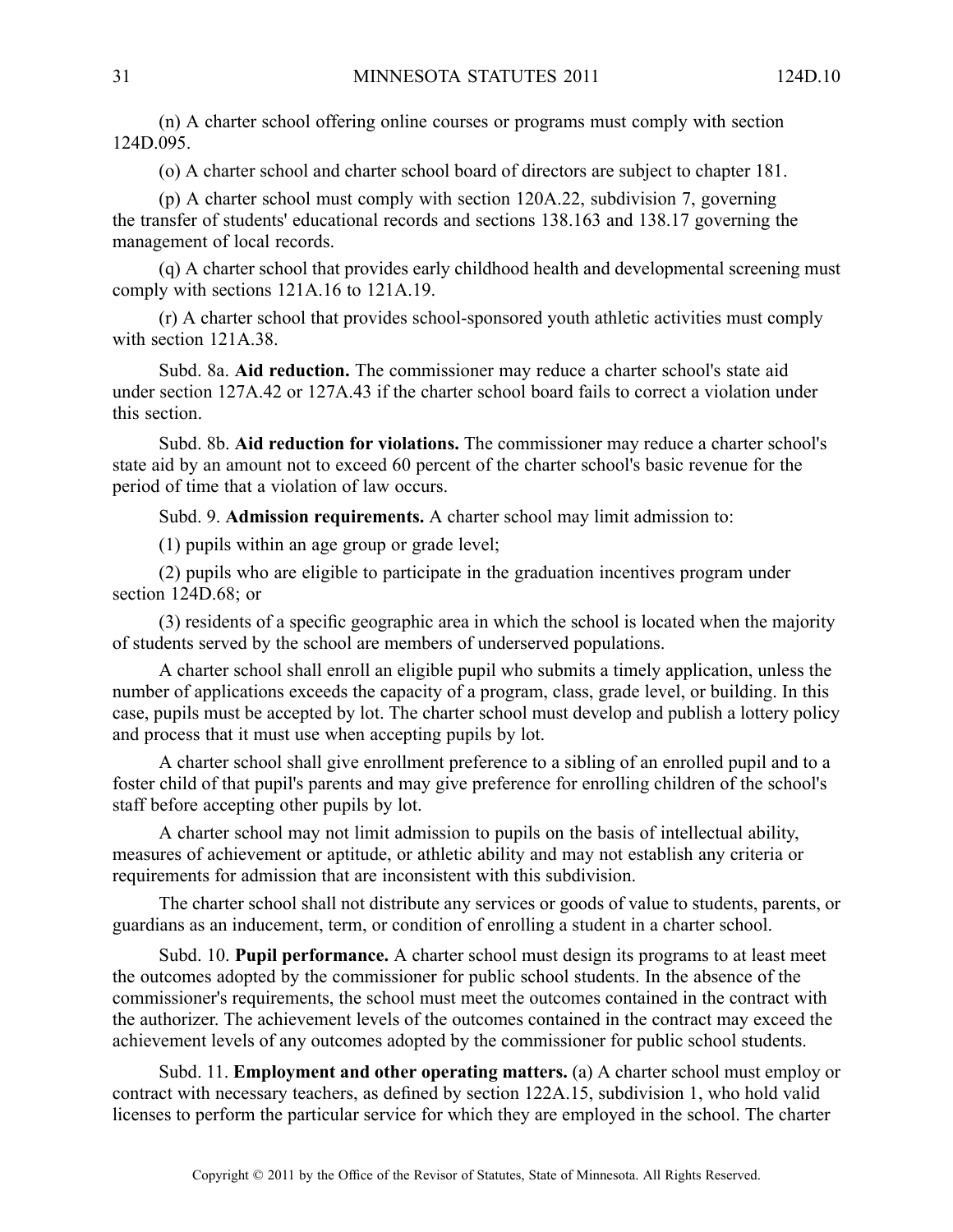(n) A charter school offering online courses or programs must comply with section 124D.095.

(o) A charter school and charter school board of directors are subject to chapter 181.

(p) A charter school must comply with section 120A.22, subdivision 7, governing the transfer of students' educational records and sections 138.163 and 138.17 governing the management of local records.

(q) A charter school that provides early childhood health and developmental screening must comply with sections 121A.16 to 121A.19.

(r) A charter school that provides school-sponsored youth athletic activities must comply with section 121A.38.

Subd. 8a. **Aid reduction.** The commissioner may reduce a charter school's state aid under section 127A.42 or 127A.43 if the charter school board fails to correct a violation under this section.

Subd. 8b. **Aid reduction for violations.** The commissioner may reduce a charter school's state aid by an amount not to exceed 60 percent of the charter school's basic revenue for the period of time that a violation of law occurs.

Subd. 9. **Admission requirements.** A charter school may limit admission to:

(1) pupils within an age group or grade level;

(2) pupils who are eligible to participate in the graduation incentives program under section 124D.68; or

(3) residents of a specific geographic area in which the school is located when the majority of students served by the school are members of underserved populations.

A charter school shall enroll an eligible pupil who submits a timely application, unless the number of applications exceeds the capacity of a program, class, grade level, or building. In this case, pupils must be accepted by lot. The charter school must develop and publish a lottery policy and process that it must use when accepting pupils by lot.

A charter school shall give enrollment preference to a sibling of an enrolled pupil and to a foster child of that pupil's parents and may give preference for enrolling children of the school's staff before accepting other pupils by lot.

A charter school may not limit admission to pupils on the basis of intellectual ability, measures of achievement or aptitude, or athletic ability and may not establish any criteria or requirements for admission that are inconsistent with this subdivision.

The charter school shall not distribute any services or goods of value to students, parents, or guardians as an inducement, term, or condition of enrolling a student in a charter school.

Subd. 10. **Pupil performance.** A charter school must design its programs to at least meet the outcomes adopted by the commissioner for public school students. In the absence of the commissioner's requirements, the school must meet the outcomes contained in the contract with the authorizer. The achievement levels of the outcomes contained in the contract may exceed the achievement levels of any outcomes adopted by the commissioner for public school students.

Subd. 11. **Employment and other operating matters.** (a) A charter school must employ or contract with necessary teachers, as defined by section 122A.15, subdivision 1, who hold valid licenses to perform the particular service for which they are employed in the school. The charter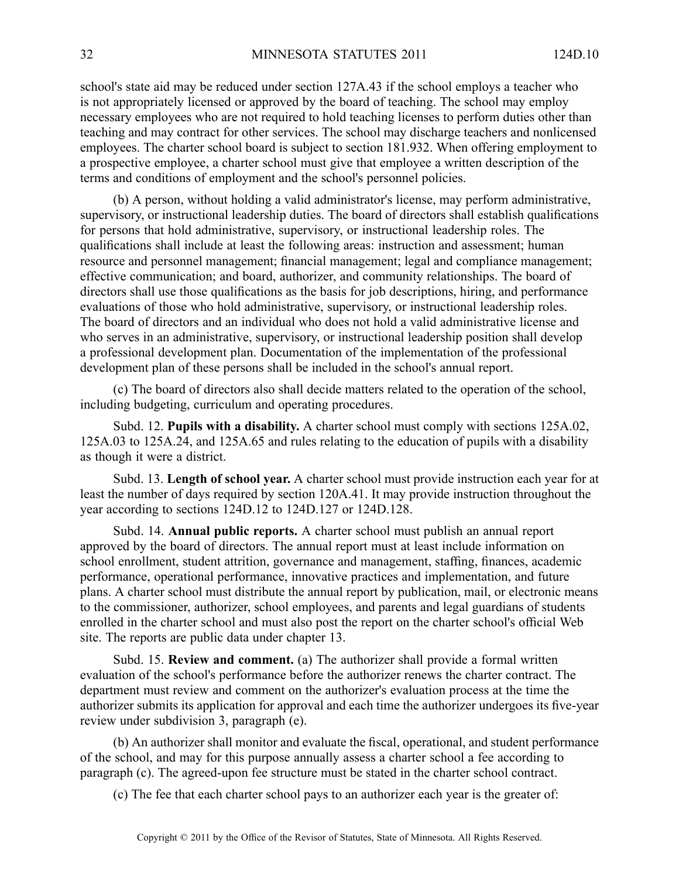school's state aid may be reduced under section 127A.43 if the school employs a teacher who is not appropriately licensed or approved by the board of teaching. The school may employ necessary employees who are not required to hold teaching licenses to perform duties other than teaching and may contract for other services. The school may discharge teachers and nonlicensed employees. The charter school board is subject to section 181.932. When offering employment to a prospective employee, a charter school must give that employee a written description of the terms and conditions of employment and the school's personnel policies.

(b) A person, without holding a valid administrator's license, may perform administrative, supervisory, or instructional leadership duties. The board of directors shall establish qualifications for persons that hold administrative, supervisory, or instructional leadership roles. The qualifications shall include at least the following areas: instruction and assessment; human resource and personnel management; financial management; legal and compliance management; effective communication; and board, authorizer, and community relationships. The board of directors shall use those qualifications as the basis for job descriptions, hiring, and performance evaluations of those who hold administrative, supervisory, or instructional leadership roles. The board of directors and an individual who does not hold a valid administrative license and who serves in an administrative, supervisory, or instructional leadership position shall develop a professional development plan. Documentation of the implementation of the professional development plan of these persons shall be included in the school's annual report.

(c) The board of directors also shall decide matters related to the operation of the school, including budgeting, curriculum and operating procedures.

Subd. 12. **Pupils with a disability.** A charter school must comply with sections 125A.02, 125A.03 to 125A.24, and 125A.65 and rules relating to the education of pupils with a disability as though it were a district.

Subd. 13. **Length of school year.** A charter school must provide instruction each year for at least the number of days required by section 120A.41. It may provide instruction throughout the year according to sections 124D.12 to 124D.127 or 124D.128.

Subd. 14. **Annual public reports.** A charter school must publish an annual report approved by the board of directors. The annual report must at least include information on school enrollment, student attrition, governance and management, staffing, finances, academic performance, operational performance, innovative practices and implementation, and future plans. A charter school must distribute the annual report by publication, mail, or electronic means to the commissioner, authorizer, school employees, and parents and legal guardians of students enrolled in the charter school and must also post the report on the charter school's official Web site. The reports are public data under chapter 13.

Subd. 15. **Review and comment.** (a) The authorizer shall provide a formal written evaluation of the school's performance before the authorizer renews the charter contract. The department must review and comment on the authorizer's evaluation process at the time the authorizer submits its application for approval and each time the authorizer undergoes its five-year review under subdivision 3, paragraph (e).

(b) An authorizer shall monitor and evaluate the fiscal, operational, and student performance of the school, and may for this purpose annually assess a charter school a fee according to paragraph (c). The agreed-upon fee structure must be stated in the charter school contract.

(c) The fee that each charter school pays to an authorizer each year is the greater of: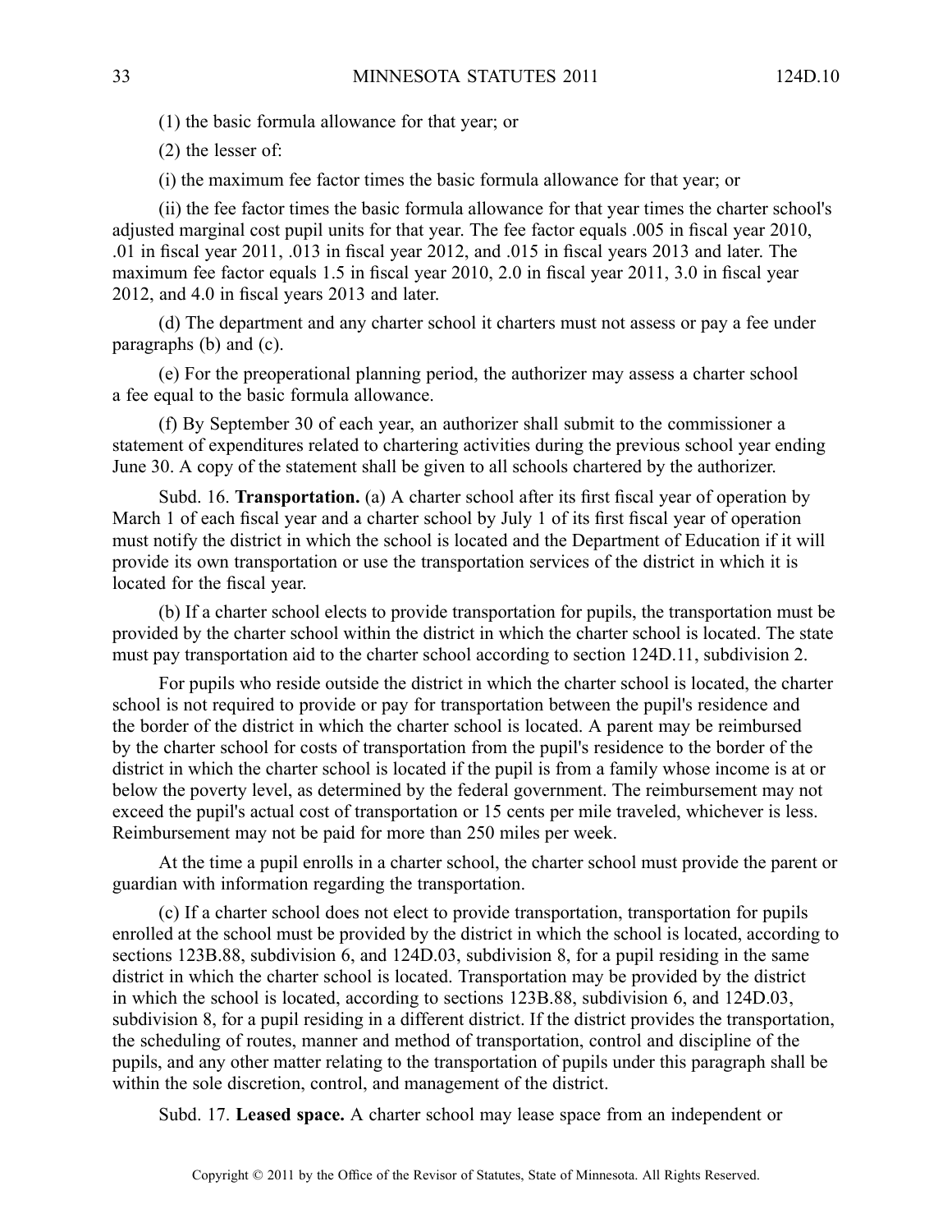(1) the basic formula allowance for that year; or

(2) the lesser of:

(i) the maximum fee factor times the basic formula allowance for that year; or

(ii) the fee factor times the basic formula allowance for that year times the charter school's adjusted marginal cost pupil units for that year. The fee factor equals .005 in fiscal year 2010, .01 in fiscal year 2011, .013 in fiscal year 2012, and .015 in fiscal years 2013 and later. The maximum fee factor equals 1.5 in fiscal year 2010, 2.0 in fiscal year 2011, 3.0 in fiscal year 2012, and 4.0 in fiscal years 2013 and later.

(d) The department and any charter school it charters must not assess or pay a fee under paragraphs (b) and (c).

(e) For the preoperational planning period, the authorizer may assess a charter school a fee equal to the basic formula allowance.

(f) By September 30 of each year, an authorizer shall submit to the commissioner a statement of expenditures related to chartering activities during the previous school year ending June 30. A copy of the statement shall be given to all schools chartered by the authorizer.

Subd. 16. **Transportation.** (a) A charter school after its first fiscal year of operation by March 1 of each fiscal year and a charter school by July 1 of its first fiscal year of operation must notify the district in which the school is located and the Department of Education if it will provide its own transportation or use the transportation services of the district in which it is located for the fiscal year.

(b) If a charter school elects to provide transportation for pupils, the transportation must be provided by the charter school within the district in which the charter school is located. The state must pay transportation aid to the charter school according to section 124D.11, subdivision 2.

For pupils who reside outside the district in which the charter school is located, the charter school is not required to provide or pay for transportation between the pupil's residence and the border of the district in which the charter school is located. A parent may be reimbursed by the charter school for costs of transportation from the pupil's residence to the border of the district in which the charter school is located if the pupil is from a family whose income is at or below the poverty level, as determined by the federal government. The reimbursement may not exceed the pupil's actual cost of transportation or 15 cents per mile traveled, whichever is less. Reimbursement may not be paid for more than 250 miles per week.

At the time a pupil enrolls in a charter school, the charter school must provide the parent or guardian with information regarding the transportation.

(c) If a charter school does not elect to provide transportation, transportation for pupils enrolled at the school must be provided by the district in which the school is located, according to sections 123B.88, subdivision 6, and 124D.03, subdivision 8, for a pupil residing in the same district in which the charter school is located. Transportation may be provided by the district in which the school is located, according to sections 123B.88, subdivision 6, and 124D.03, subdivision 8, for a pupil residing in a different district. If the district provides the transportation, the scheduling of routes, manner and method of transportation, control and discipline of the pupils, and any other matter relating to the transportation of pupils under this paragraph shall be within the sole discretion, control, and management of the district.

Subd. 17. **Leased space.** A charter school may lease space from an independent or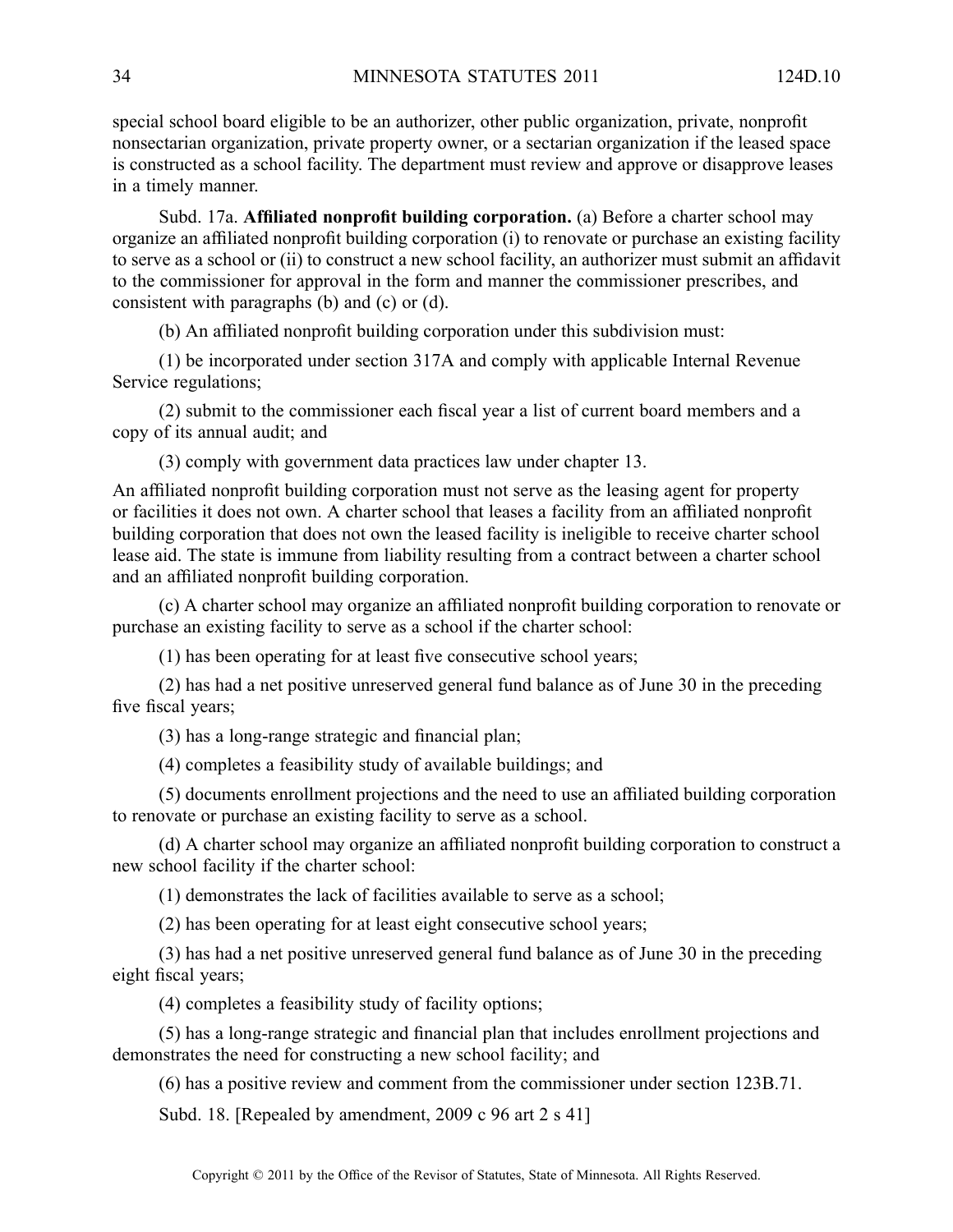special school board eligible to be an authorizer, other public organization, private, nonprofit nonsectarian organization, private property owner, or a sectarian organization if the leased space is constructed as a school facility. The department must review and approve or disapprove leases in a timely manner.

Subd. 17a. **Affiliated nonprofit building corporation.** (a) Before a charter school may organize an affiliated nonprofit building corporation (i) to renovate or purchase an existing facility to serve as a school or (ii) to construct a new school facility, an authorizer must submit an affidavit to the commissioner for approval in the form and manner the commissioner prescribes, and consistent with paragraphs (b) and (c) or (d).

(b) An affiliated nonprofit building corporation under this subdivision must:

(1) be incorporated under section 317A and comply with applicable Internal Revenue Service regulations;

(2) submit to the commissioner each fiscal year a list of current board members and a copy of its annual audit; and

(3) comply with government data practices law under chapter 13.

An affiliated nonprofit building corporation must not serve as the leasing agent for property or facilities it does not own. A charter school that leases a facility from an affiliated nonprofit building corporation that does not own the leased facility is ineligible to receive charter school lease aid. The state is immune from liability resulting from a contract between a charter school and an affiliated nonprofit building corporation.

(c) A charter school may organize an affiliated nonprofit building corporation to renovate or purchase an existing facility to serve as a school if the charter school:

(1) has been operating for at least five consecutive school years;

(2) has had a net positive unreserved general fund balance as of June 30 in the preceding five fiscal years;

(3) has a long-range strategic and financial plan;

(4) completes a feasibility study of available buildings; and

(5) documents enrollment projections and the need to use an affiliated building corporation to renovate or purchase an existing facility to serve as a school.

(d) A charter school may organize an affiliated nonprofit building corporation to construct a new school facility if the charter school:

(1) demonstrates the lack of facilities available to serve as a school;

(2) has been operating for at least eight consecutive school years;

(3) has had a net positive unreserved general fund balance as of June 30 in the preceding eight fiscal years;

(4) completes a feasibility study of facility options;

(5) has a long-range strategic and financial plan that includes enrollment projections and demonstrates the need for constructing a new school facility; and

(6) has a positive review and comment from the commissioner under section 123B.71.

Subd. 18. [Repealed by amendment, 2009 c 96 art 2 s 41]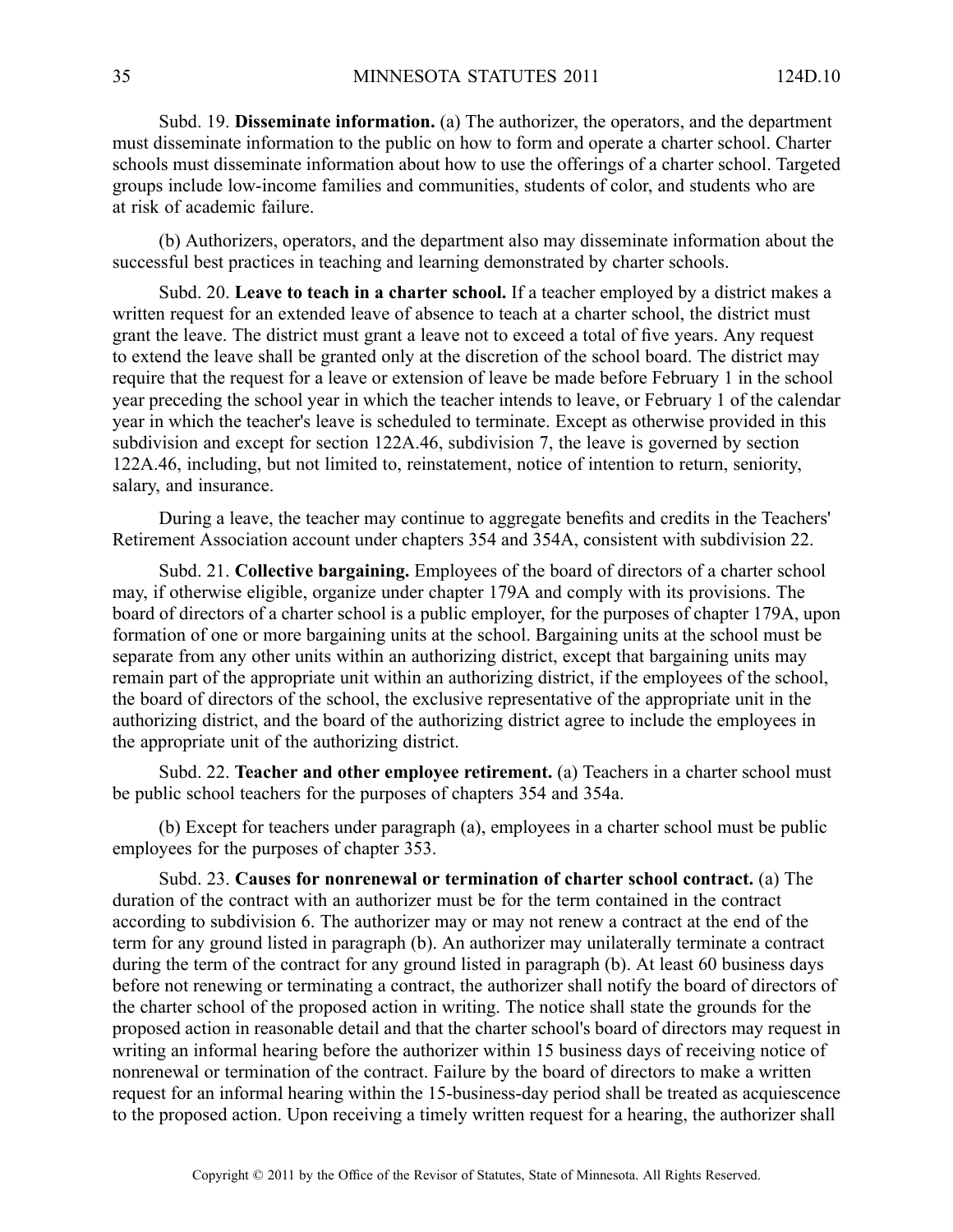Subd. 19. **Disseminate information.** (a) The authorizer, the operators, and the department must disseminate information to the public on how to form and operate a charter school. Charter schools must disseminate information about how to use the offerings of a charter school. Targeted groups include low-income families and communities, students of color, and students who are at risk of academic failure.

(b) Authorizers, operators, and the department also may disseminate information about the successful best practices in teaching and learning demonstrated by charter schools.

Subd. 20. **Leave to teach in a charter school.** If a teacher employed by a district makes a written request for an extended leave of absence to teach at a charter school, the district must grant the leave. The district must grant a leave not to exceed a total of five years. Any request to extend the leave shall be granted only at the discretion of the school board. The district may require that the request for a leave or extension of leave be made before February 1 in the school year preceding the school year in which the teacher intends to leave, or February 1 of the calendar year in which the teacher's leave is scheduled to terminate. Except as otherwise provided in this subdivision and except for section 122A.46, subdivision 7, the leave is governed by section 122A.46, including, but not limited to, reinstatement, notice of intention to return, seniority, salary, and insurance.

During a leave, the teacher may continue to aggregate benefits and credits in the Teachers' Retirement Association account under chapters 354 and 354A, consistent with subdivision 22.

Subd. 21. **Collective bargaining.** Employees of the board of directors of a charter school may, if otherwise eligible, organize under chapter 179A and comply with its provisions. The board of directors of a charter school is a public employer, for the purposes of chapter 179A, upon formation of one or more bargaining units at the school. Bargaining units at the school must be separate from any other units within an authorizing district, except that bargaining units may remain part of the appropriate unit within an authorizing district, if the employees of the school, the board of directors of the school, the exclusive representative of the appropriate unit in the authorizing district, and the board of the authorizing district agree to include the employees in the appropriate unit of the authorizing district.

Subd. 22. **Teacher and other employee retirement.** (a) Teachers in a charter school must be public school teachers for the purposes of chapters 354 and 354a.

(b) Except for teachers under paragraph (a), employees in a charter school must be public employees for the purposes of chapter 353.

Subd. 23. **Causes for nonrenewal or termination of charter school contract.** (a) The duration of the contract with an authorizer must be for the term contained in the contract according to subdivision 6. The authorizer may or may not renew a contract at the end of the term for any ground listed in paragraph (b). An authorizer may unilaterally terminate a contract during the term of the contract for any ground listed in paragraph (b). At least 60 business days before not renewing or terminating a contract, the authorizer shall notify the board of directors of the charter school of the proposed action in writing. The notice shall state the grounds for the proposed action in reasonable detail and that the charter school's board of directors may request in writing an informal hearing before the authorizer within 15 business days of receiving notice of nonrenewal or termination of the contract. Failure by the board of directors to make a written request for an informal hearing within the 15-business-day period shall be treated as acquiescence to the proposed action. Upon receiving a timely written request for a hearing, the authorizer shall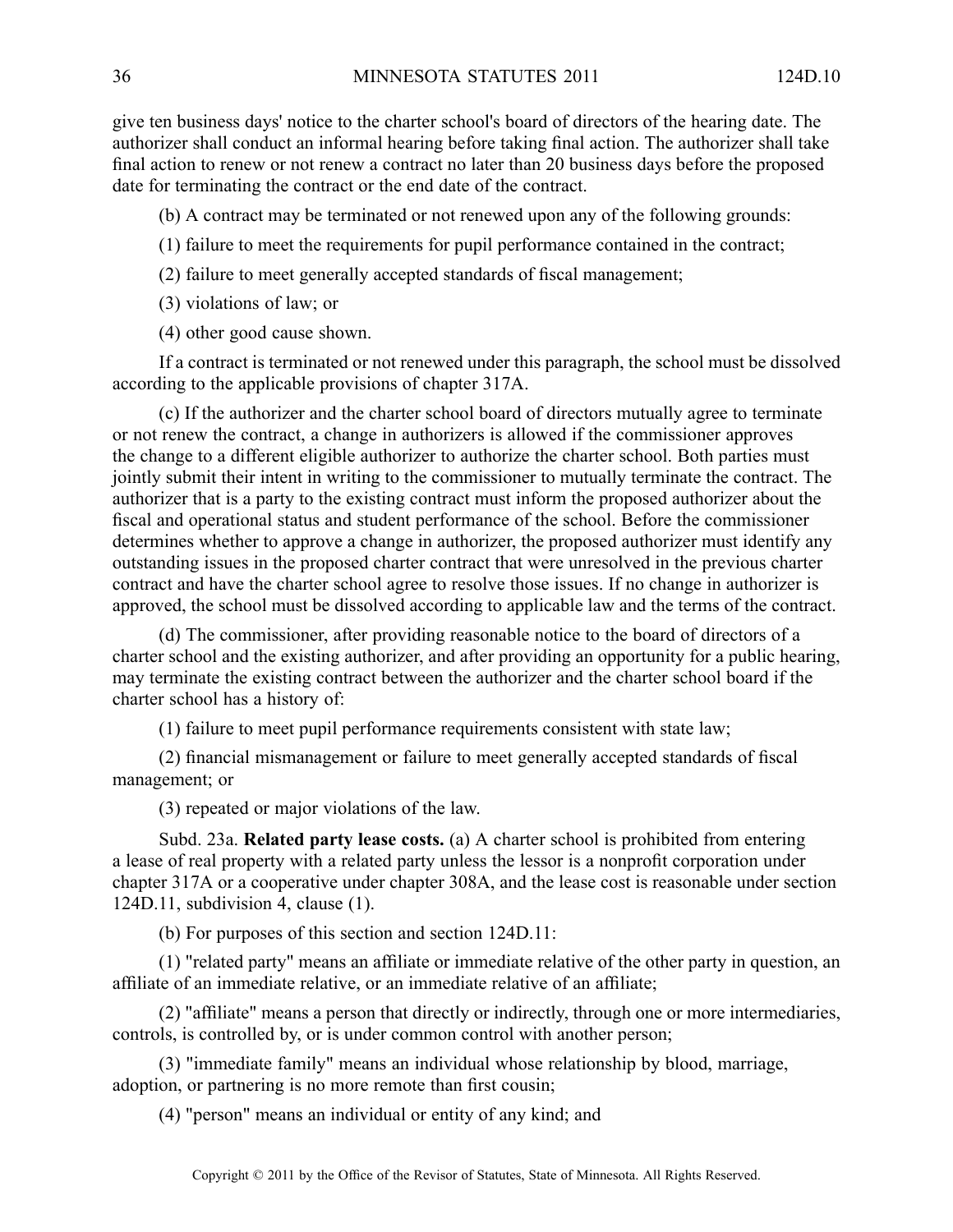give ten business days' notice to the charter school's board of directors of the hearing date. The authorizer shall conduct an informal hearing before taking final action. The authorizer shall take final action to renew or not renew a contract no later than 20 business days before the proposed date for terminating the contract or the end date of the contract.

(b) A contract may be terminated or not renewed upon any of the following grounds:

(1) failure to meet the requirements for pupil performance contained in the contract;

(2) failure to meet generally accepted standards of fiscal management;

(3) violations of law; or

(4) other good cause shown.

If a contract is terminated or not renewed under this paragraph, the school must be dissolved according to the applicable provisions of chapter 317A.

(c) If the authorizer and the charter school board of directors mutually agree to terminate or not renew the contract, a change in authorizers is allowed if the commissioner approves the change to a different eligible authorizer to authorize the charter school. Both parties must jointly submit their intent in writing to the commissioner to mutually terminate the contract. The authorizer that is a party to the existing contract must inform the proposed authorizer about the fiscal and operational status and student performance of the school. Before the commissioner determines whether to approve a change in authorizer, the proposed authorizer must identify any outstanding issues in the proposed charter contract that were unresolved in the previous charter contract and have the charter school agree to resolve those issues. If no change in authorizer is approved, the school must be dissolved according to applicable law and the terms of the contract.

(d) The commissioner, after providing reasonable notice to the board of directors of a charter school and the existing authorizer, and after providing an opportunity for a public hearing, may terminate the existing contract between the authorizer and the charter school board if the charter school has a history of:

(1) failure to meet pupil performance requirements consistent with state law;

(2) financial mismanagement or failure to meet generally accepted standards of fiscal management; or

(3) repeated or major violations of the law.

Subd. 23a. **Related party lease costs.** (a) A charter school is prohibited from entering a lease of real property with a related party unless the lessor is a nonprofit corporation under chapter 317A or a cooperative under chapter 308A, and the lease cost is reasonable under section 124D.11, subdivision 4, clause (1).

(b) For purposes of this section and section 124D.11:

(1) "related party" means an affiliate or immediate relative of the other party in question, an affiliate of an immediate relative, or an immediate relative of an affiliate;

(2) "affiliate" means a person that directly or indirectly, through one or more intermediaries, controls, is controlled by, or is under common control with another person;

(3) "immediate family" means an individual whose relationship by blood, marriage, adoption, or partnering is no more remote than first cousin;

(4) "person" means an individual or entity of any kind; and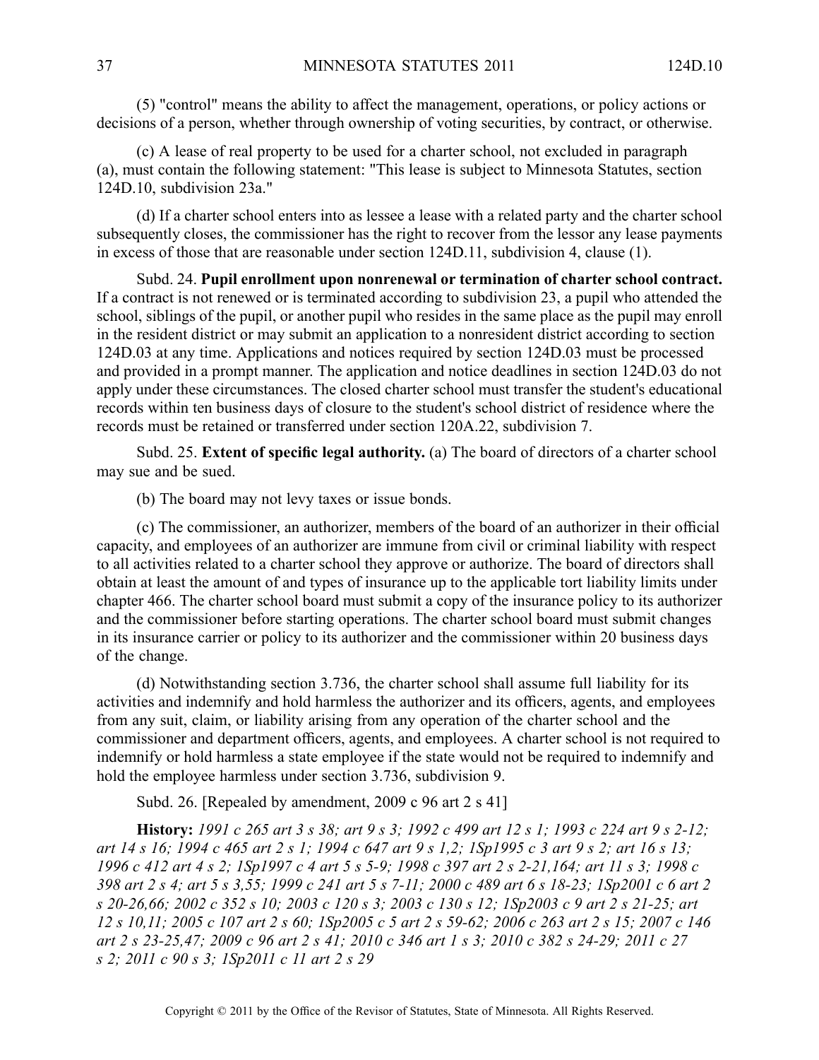(5) "control" means the ability to affect the management, operations, or policy actions or decisions of a person, whether through ownership of voting securities, by contract, or otherwise.

(c) A lease of real property to be used for a charter school, not excluded in paragraph (a), must contain the following statement: "This lease is subject to Minnesota Statutes, section 124D.10, subdivision 23a."

(d) If a charter school enters into as lessee a lease with a related party and the charter school subsequently closes, the commissioner has the right to recover from the lessor any lease payments in excess of those that are reasonable under section 124D.11, subdivision 4, clause (1).

Subd. 24. **Pupil enrollment upon nonrenewal or termination of charter school contract.** If a contract is not renewed or is terminated according to subdivision 23, a pupil who attended the school, siblings of the pupil, or another pupil who resides in the same place as the pupil may enroll in the resident district or may submit an application to a nonresident district according to section 124D.03 at any time. Applications and notices required by section 124D.03 must be processed and provided in a prompt manner. The application and notice deadlines in section 124D.03 do not apply under these circumstances. The closed charter school must transfer the student's educational records within ten business days of closure to the student's school district of residence where the records must be retained or transferred under section 120A.22, subdivision 7.

Subd. 25. **Extent of specific legal authority.** (a) The board of directors of a charter school may sue and be sued.

(b) The board may not levy taxes or issue bonds.

(c) The commissioner, an authorizer, members of the board of an authorizer in their official capacity, and employees of an authorizer are immune from civil or criminal liability with respect to all activities related to a charter school they approve or authorize. The board of directors shall obtain at least the amount of and types of insurance up to the applicable tort liability limits under chapter 466. The charter school board must submit a copy of the insurance policy to its authorizer and the commissioner before starting operations. The charter school board must submit changes in its insurance carrier or policy to its authorizer and the commissioner within 20 business days of the change.

(d) Notwithstanding section 3.736, the charter school shall assume full liability for its activities and indemnify and hold harmless the authorizer and its officers, agents, and employees from any suit, claim, or liability arising from any operation of the charter school and the commissioner and department officers, agents, and employees. A charter school is not required to indemnify or hold harmless a state employee if the state would not be required to indemnify and hold the employee harmless under section 3.736, subdivision 9.

Subd. 26. [Repealed by amendment, 2009 c 96 art 2 s 41]

**History:** *1991 c 265 art 3 s 38; art 9 s 3; 1992 c 499 art 12 s 1; 1993 c 224 art 9 s 2-12; art 14 s 16; 1994 c 465 art 2 s 1; 1994 c 647 art 9 s 1,2; 1Sp1995 c 3 art 9 s 2; art 16 s 13; 1996 c 412 art 4 s 2; 1Sp1997 c 4 art 5 s 5-9; 1998 c 397 art 2 s 2-21,164; art 11 s 3; 1998 c 398 art 2 s 4; art 5 s 3,55; 1999 c 241 art 5 s 7-11; 2000 c 489 art 6 s 18-23; 1Sp2001 c 6 art 2 s 20-26,66; 2002 c 352 s 10; 2003 c 120 s 3; 2003 c 130 s 12; 1Sp2003 c 9 art 2 s 21-25; art 12 s 10,11; 2005 c 107 art 2 s 60; 1Sp2005 c 5 art 2 s 59-62; 2006 c 263 art 2 s 15; 2007 c 146 art 2 s 23-25,47; 2009 c 96 art 2 s 41; 2010 c 346 art 1 s 3; 2010 c 382 s 24-29; 2011 c 27 s 2; 2011 c 90 s 3; 1Sp2011 c 11 art 2 s 29*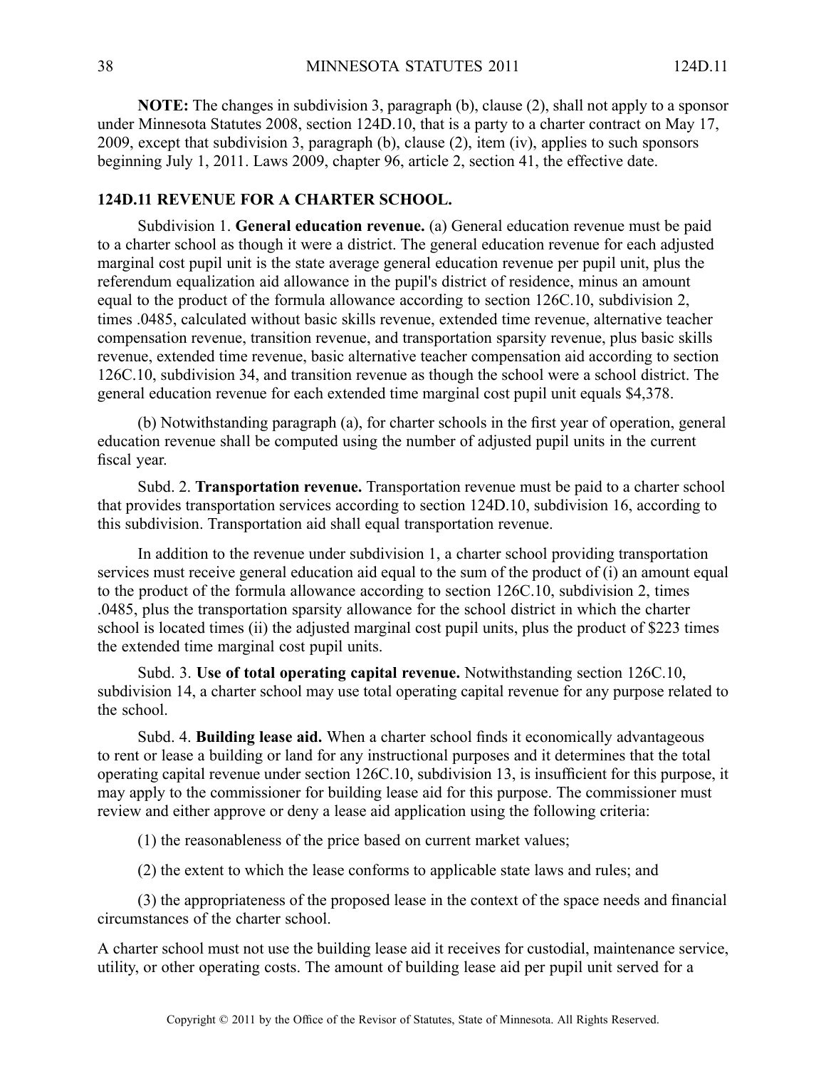**NOTE:** The changes in subdivision 3, paragraph (b), clause (2), shall not apply to a sponsor under Minnesota Statutes 2008, section 124D.10, that is a party to a charter contract on May 17, 2009, except that subdivision 3, paragraph (b), clause (2), item (iv), applies to such sponsors beginning July 1, 2011. Laws 2009, chapter 96, article 2, section 41, the effective date.

## 124D.11 REVENUE FOR A CHARTER SCHOOL.

Subdivision 1. **General education revenue.** (a) General education revenue must be paid to a charter school as though it were a district. The general education revenue for each adjusted marginal cost pupil unit is the state average general education revenue per pupil unit, plus the referendum equalization aid allowance in the pupil's district of residence, minus an amount equal to the product of the formula allowance according to section 126C.10, subdivision 2, times .0485, calculated without basic skills revenue, extended time revenue, alternative teacher compensation revenue, transition revenue, and transportation sparsity revenue, plus basic skills revenue, extended time revenue, basic alternative teacher compensation aid according to section 126C.10, subdivision 34, and transition revenue as though the school were a school district. The general education revenue for each extended time marginal cost pupil unit equals $4,378.

(b) Notwithstanding paragraph (a), for charter schools in the first year of operation, general education revenue shall be computed using the number of adjusted pupil units in the current fiscal year.

Subd. 2. **Transportation revenue.** Transportation revenue must be paid to a charter school that provides transportation services according to section 124D.10, subdivision 16, according to this subdivision. Transportation aid shall equal transportation revenue.

In addition to the revenue under subdivision 1, a charter school providing transportation services must receive general education aid equal to the sum of the product of (i) an amount equal to the product of the formula allowance according to section 126C.10, subdivision 2, times .0485, plus the transportation sparsity allowance for the school district in which the charter school is located times (ii) the adjusted marginal cost pupil units, plus the product of $223 times the extended time marginal cost pupil units.

Subd. 3. **Use of total operating capital revenue.** Notwithstanding section 126C.10, subdivision 14, a charter school may use total operating capital revenue for any purpose related to the school.

Subd. 4. **Building lease aid.** When a charter school finds it economically advantageous to rent or lease a building or land for any instructional purposes and it determines that the total operating capital revenue under section 126C.10, subdivision 13, is insufficient for this purpose, it may apply to the commissioner for building lease aid for this purpose. The commissioner must review and either approve or deny a lease aid application using the following criteria:

(1) the reasonableness of the price based on current market values;

(2) the extent to which the lease conforms to applicable state laws and rules; and

(3) the appropriateness of the proposed lease in the context of the space needs and financial circumstances of the charter school.

A charter school must not use the building lease aid it receives for custodial, maintenance service, utility, or other operating costs. The amount of building lease aid per pupil unit served for a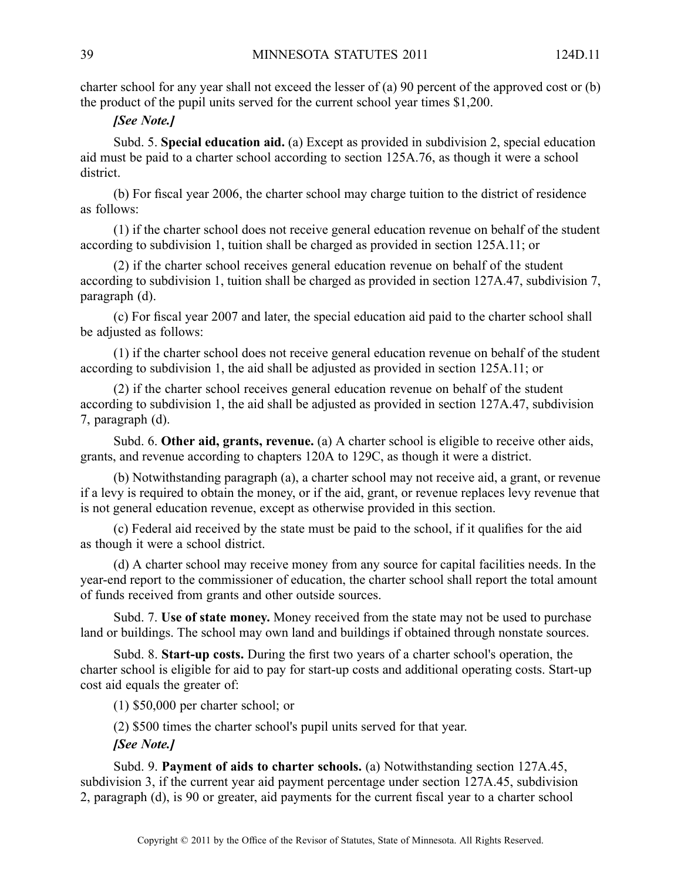charter school for any year shall not exceed the lesser of (a) 90 percent of the approved cost or (b) the product of the pupil units served for the current school year times $1,200.

***[See Note.]***

Subd. 5. **Special education aid.** (a) Except as provided in subdivision 2, special education aid must be paid to a charter school according to section 125A.76, as though it were a school district.

(b) For fiscal year 2006, the charter school may charge tuition to the district of residence as follows:

(1) if the charter school does not receive general education revenue on behalf of the student according to subdivision 1, tuition shall be charged as provided in section 125A.11; or

(2) if the charter school receives general education revenue on behalf of the student according to subdivision 1, tuition shall be charged as provided in section 127A.47, subdivision 7, paragraph (d).

(c) For fiscal year 2007 and later, the special education aid paid to the charter school shall be adjusted as follows:

(1) if the charter school does not receive general education revenue on behalf of the student according to subdivision 1, the aid shall be adjusted as provided in section 125A.11; or

(2) if the charter school receives general education revenue on behalf of the student according to subdivision 1, the aid shall be adjusted as provided in section 127A.47, subdivision 7, paragraph (d).

Subd. 6. **Other aid, grants, revenue.** (a) A charter school is eligible to receive other aids, grants, and revenue according to chapters 120A to 129C, as though it were a district.

(b) Notwithstanding paragraph (a), a charter school may not receive aid, a grant, or revenue if a levy is required to obtain the money, or if the aid, grant, or revenue replaces levy revenue that is not general education revenue, except as otherwise provided in this section.

(c) Federal aid received by the state must be paid to the school, if it qualifies for the aid as though it were a school district.

(d) A charter school may receive money from any source for capital facilities needs. In the year-end report to the commissioner of education, the charter school shall report the total amount of funds received from grants and other outside sources.

Subd. 7. **Use of state money.** Money received from the state may not be used to purchase land or buildings. The school may own land and buildings if obtained through nonstate sources.

Subd. 8. **Start-up costs.** During the first two years of a charter school's operation, the charter school is eligible for aid to pay for start-up costs and additional operating costs. Start-up cost aid equals the greater of:

(1) $50,000 per charter school; or

(2) $500 times the charter school's pupil units served for that year.

***[See Note.]***

Subd. 9. **Payment of aids to charter schools.** (a) Notwithstanding section 127A.45, subdivision 3, if the current year aid payment percentage under section 127A.45, subdivision 2, paragraph (d), is 90 or greater, aid payments for the current fiscal year to a charter school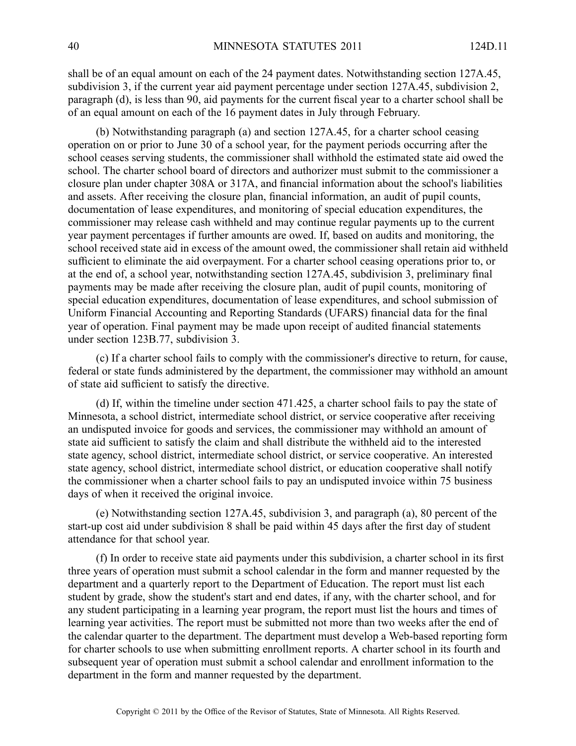shall be of an equal amount on each of the 24 payment dates. Notwithstanding section 127A.45, subdivision 3, if the current year aid payment percentage under section 127A.45, subdivision 2, paragraph (d), is less than 90, aid payments for the current fiscal year to a charter school shall be of an equal amount on each of the 16 payment dates in July through February.

(b) Notwithstanding paragraph (a) and section 127A.45, for a charter school ceasing operation on or prior to June 30 of a school year, for the payment periods occurring after the school ceases serving students, the commissioner shall withhold the estimated state aid owed the school. The charter school board of directors and authorizer must submit to the commissioner a closure plan under chapter 308A or 317A, and financial information about the school's liabilities and assets. After receiving the closure plan, financial information, an audit of pupil counts, documentation of lease expenditures, and monitoring of special education expenditures, the commissioner may release cash withheld and may continue regular payments up to the current year payment percentages if further amounts are owed. If, based on audits and monitoring, the school received state aid in excess of the amount owed, the commissioner shall retain aid withheld sufficient to eliminate the aid overpayment. For a charter school ceasing operations prior to, or at the end of, a school year, notwithstanding section 127A.45, subdivision 3, preliminary final payments may be made after receiving the closure plan, audit of pupil counts, monitoring of special education expenditures, documentation of lease expenditures, and school submission of Uniform Financial Accounting and Reporting Standards (UFARS) financial data for the final year of operation. Final payment may be made upon receipt of audited financial statements under section 123B.77, subdivision 3.

(c) If a charter school fails to comply with the commissioner's directive to return, for cause, federal or state funds administered by the department, the commissioner may withhold an amount of state aid sufficient to satisfy the directive.

(d) If, within the timeline under section 471.425, a charter school fails to pay the state of Minnesota, a school district, intermediate school district, or service cooperative after receiving an undisputed invoice for goods and services, the commissioner may withhold an amount of state aid sufficient to satisfy the claim and shall distribute the withheld aid to the interested state agency, school district, intermediate school district, or service cooperative. An interested state agency, school district, intermediate school district, or education cooperative shall notify the commissioner when a charter school fails to pay an undisputed invoice within 75 business days of when it received the original invoice.

(e) Notwithstanding section 127A.45, subdivision 3, and paragraph (a), 80 percent of the start-up cost aid under subdivision 8 shall be paid within 45 days after the first day of student attendance for that school year.

(f) In order to receive state aid payments under this subdivision, a charter school in its first three years of operation must submit a school calendar in the form and manner requested by the department and a quarterly report to the Department of Education. The report must list each student by grade, show the student's start and end dates, if any, with the charter school, and for any student participating in a learning year program, the report must list the hours and times of learning year activities. The report must be submitted not more than two weeks after the end of the calendar quarter to the department. The department must develop a Web-based reporting form for charter schools to use when submitting enrollment reports. A charter school in its fourth and subsequent year of operation must submit a school calendar and enrollment information to the department in the form and manner requested by the department.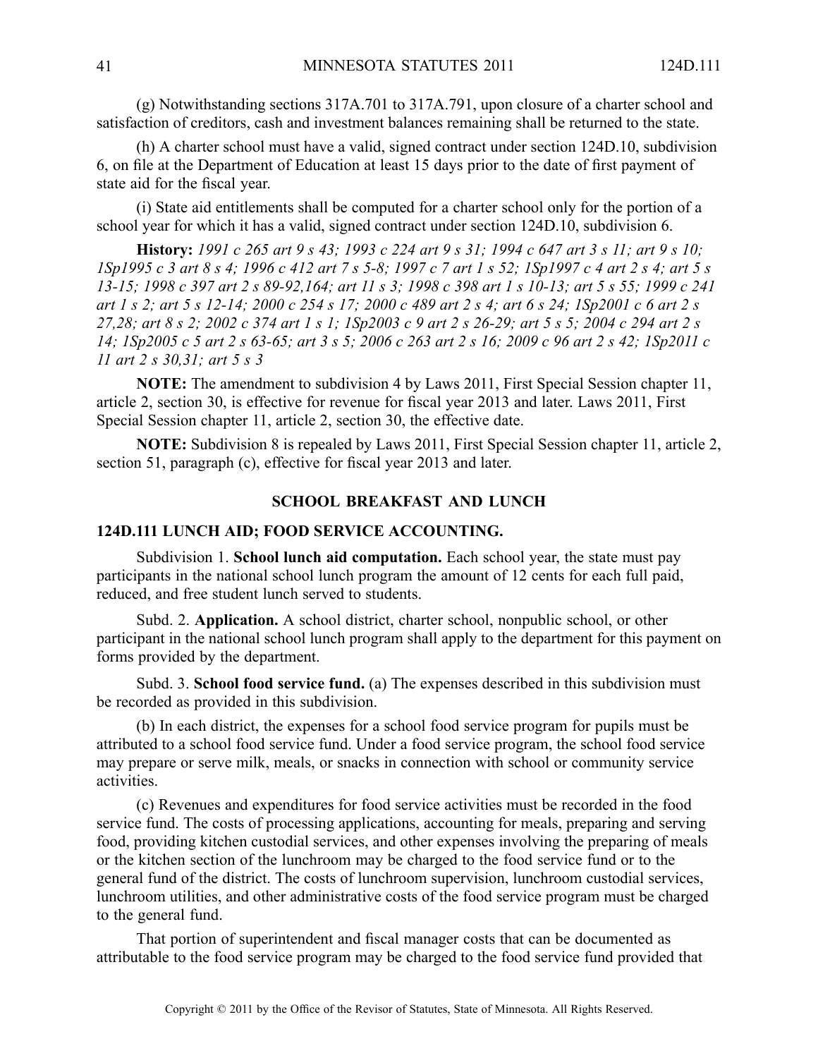(g) Notwithstanding sections 317A.701 to 317A.791, upon closure of a charter school and satisfaction of creditors, cash and investment balances remaining shall be returned to the state.

(h) A charter school must have a valid, signed contract under section 124D.10, subdivision 6, on file at the Department of Education at least 15 days prior to the date of first payment of state aid for the fiscal year.

(i) State aid entitlements shall be computed for a charter school only for the portion of a school year for which it has a valid, signed contract under section 124D.10, subdivision 6.

**History:** *1991 c 265 art 9 s 43; 1993 c 224 art 9 s 31; 1994 c 647 art 3 s 11; art 9 s 10; 1Sp1995 c 3 art 8 s 4; 1996 c 412 art 7 s 5-8; 1997 c 7 art 1 s 52; 1Sp1997 c 4 art 2 s 4; art 5 s 13-15; 1998 c 397 art 2 s 89-92,164; art 11 s 3; 1998 c 398 art 1 s 10-13; art 5 s 55; 1999 c 241 art 1 s 2; art 5 s 12-14; 2000 c 254 s 17; 2000 c 489 art 2 s 4; art 6 s 24; 1Sp2001 c 6 art 2 s 27,28; art 8 s 2; 2002 c 374 art 1 s 1; 1Sp2003 c 9 art 2 s 26-29; art 5 s 5; 2004 c 294 art 2 s 14; 1Sp2005 c 5 art 2 s 63-65; art 3 s 5; 2006 c 263 art 2 s 16; 2009 c 96 art 2 s 42; 1Sp2011 c 11 art 2 s 30,31; art 5 s 3*

**NOTE:** The amendment to subdivision 4 by Laws 2011, First Special Session chapter 11, article 2, section 30, is effective for revenue for fiscal year 2013 and later. Laws 2011, First Special Session chapter 11, article 2, section 30, the effective date.

**NOTE:** Subdivision 8 is repealed by Laws 2011, First Special Session chapter 11, article 2, section 51, paragraph (c), effective for fiscal year 2013 and later.

## SCHOOL BREAKFAST AND LUNCH

### 124D.111 LUNCH AID; FOOD SERVICE ACCOUNTING.

Subdivision 1. **School lunch aid computation.** Each school year, the state must pay participants in the national school lunch program the amount of 12 cents for each full paid, reduced, and free student lunch served to students.

Subd. 2. **Application.** A school district, charter school, nonpublic school, or other participant in the national school lunch program shall apply to the department for this payment on forms provided by the department.

Subd. 3. **School food service fund.** (a) The expenses described in this subdivision must be recorded as provided in this subdivision.

(b) In each district, the expenses for a school food service program for pupils must be attributed to a school food service fund. Under a food service program, the school food service may prepare or serve milk, meals, or snacks in connection with school or community service activities.

(c) Revenues and expenditures for food service activities must be recorded in the food service fund. The costs of processing applications, accounting for meals, preparing and serving food, providing kitchen custodial services, and other expenses involving the preparing of meals or the kitchen section of the lunchroom may be charged to the food service fund or to the general fund of the district. The costs of lunchroom supervision, lunchroom custodial services, lunchroom utilities, and other administrative costs of the food service program must be charged to the general fund.

That portion of superintendent and fiscal manager costs that can be documented as attributable to the food service program may be charged to the food service fund provided that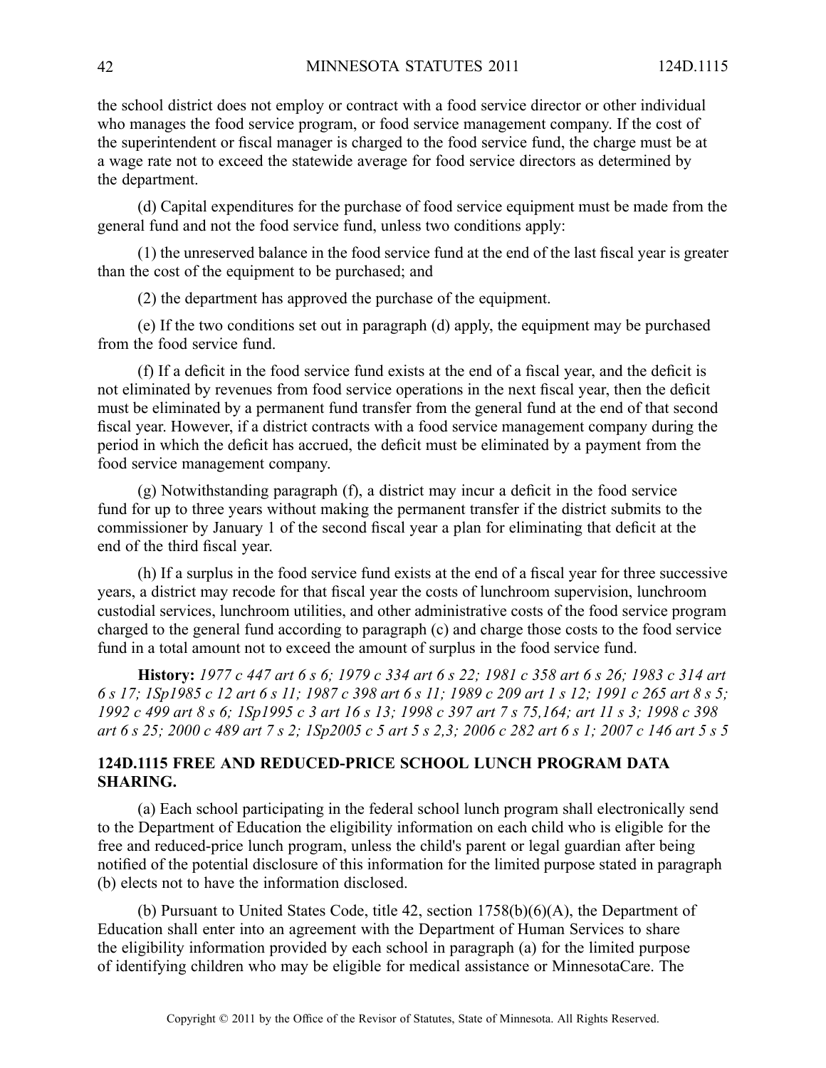the school district does not employ or contract with a food service director or other individual who manages the food service program, or food service management company. If the cost of the superintendent or fiscal manager is charged to the food service fund, the charge must be at a wage rate not to exceed the statewide average for food service directors as determined by the department.

(d) Capital expenditures for the purchase of food service equipment must be made from the general fund and not the food service fund, unless two conditions apply:

(1) the unreserved balance in the food service fund at the end of the last fiscal year is greater than the cost of the equipment to be purchased; and

(2) the department has approved the purchase of the equipment.

(e) If the two conditions set out in paragraph (d) apply, the equipment may be purchased from the food service fund.

(f) If a deficit in the food service fund exists at the end of a fiscal year, and the deficit is not eliminated by revenues from food service operations in the next fiscal year, then the deficit must be eliminated by a permanent fund transfer from the general fund at the end of that second fiscal year. However, if a district contracts with a food service management company during the period in which the deficit has accrued, the deficit must be eliminated by a payment from the food service management company.

(g) Notwithstanding paragraph (f), a district may incur a deficit in the food service fund for up to three years without making the permanent transfer if the district submits to the commissioner by January 1 of the second fiscal year a plan for eliminating that deficit at the end of the third fiscal year.

(h) If a surplus in the food service fund exists at the end of a fiscal year for three successive years, a district may recode for that fiscal year the costs of lunchroom supervision, lunchroom custodial services, lunchroom utilities, and other administrative costs of the food service program charged to the general fund according to paragraph (c) and charge those costs to the food service fund in a total amount not to exceed the amount of surplus in the food service fund.

**History:** *1977 c 447 art 6 s 6; 1979 c 334 art 6 s 22; 1981 c 358 art 6 s 26; 1983 c 314 art 6 s 17; 1Sp1985 c 12 art 6 s 11; 1987 c 398 art 6 s 11; 1989 c 209 art 1 s 12; 1991 c 265 art 8 s 5; 1992 c 499 art 8 s 6; 1Sp1995 c 3 art 16 s 13; 1998 c 397 art 7 s 75,164; art 11 s 3; 1998 c 398 art 6 s 25; 2000 c 489 art 7 s 2; 1Sp2005 c 5 art 5 s 2,3; 2006 c 282 art 6 s 1; 2007 c 146 art 5 s 5*

## 124D.1115 FREE AND REDUCED-PRICE SCHOOL LUNCH PROGRAM DATA SHARING.

(a) Each school participating in the federal school lunch program shall electronically send to the Department of Education the eligibility information on each child who is eligible for the free and reduced-price lunch program, unless the child's parent or legal guardian after being notified of the potential disclosure of this information for the limited purpose stated in paragraph (b) elects not to have the information disclosed.

(b) Pursuant to United States Code, title 42, section 1758(b)(6)(A), the Department of Education shall enter into an agreement with the Department of Human Services to share the eligibility information provided by each school in paragraph (a) for the limited purpose of identifying children who may be eligible for medical assistance or MinnesotaCare. The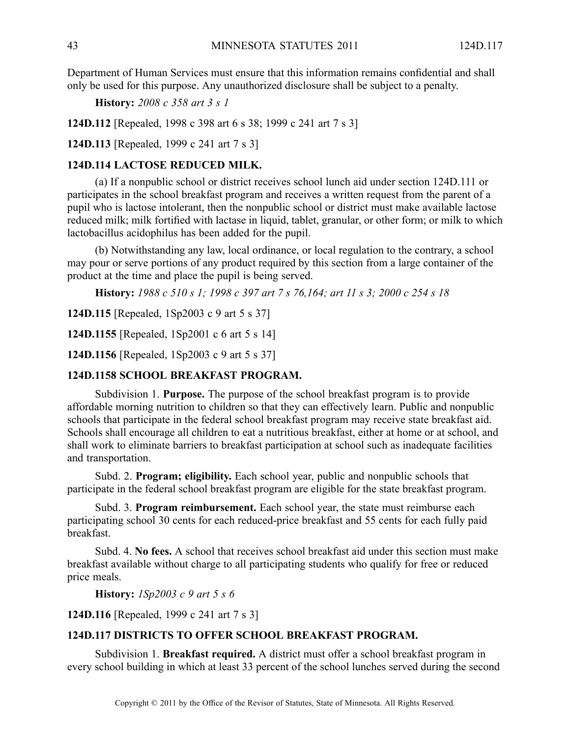Department of Human Services must ensure that this information remains confidential and shall only be used for this purpose. Any unauthorized disclosure shall be subject to a penalty.

**History:** *2008 c 358 art 3 s 1*

**124D.112** [Repealed, 1998 c 398 art 6 s 38; 1999 c 241 art 7 s 3]

**124D.113** [Repealed, 1999 c 241 art 7 s 3]

### 124D.114 LACTOSE REDUCED MILK.

(a) If a nonpublic school or district receives school lunch aid under section 124D.111 or participates in the school breakfast program and receives a written request from the parent of a pupil who is lactose intolerant, then the nonpublic school or district must make available lactose reduced milk; milk fortified with lactase in liquid, tablet, granular, or other form; or milk to which lactobacillus acidophilus has been added for the pupil.

(b) Notwithstanding any law, local ordinance, or local regulation to the contrary, a school may pour or serve portions of any product required by this section from a large container of the product at the time and place the pupil is being served.

**History:** *1988 c 510 s 1; 1998 c 397 art 7 s 76,164; art 11 s 3; 2000 c 254 s 18*

**124D.115** [Repealed, 1Sp2003 c 9 art 5 s 37]

**124D.1155** [Repealed, 1Sp2001 c 6 art 5 s 14]

**124D.1156** [Repealed, 1Sp2003 c 9 art 5 s 37]

### 124D.1158 SCHOOL BREAKFAST PROGRAM.

Subdivision 1. **Purpose.** The purpose of the school breakfast program is to provide affordable morning nutrition to children so that they can effectively learn. Public and nonpublic schools that participate in the federal school breakfast program may receive state breakfast aid. Schools shall encourage all children to eat a nutritious breakfast, either at home or at school, and shall work to eliminate barriers to breakfast participation at school such as inadequate facilities and transportation.

Subd. 2. **Program; eligibility.** Each school year, public and nonpublic schools that participate in the federal school breakfast program are eligible for the state breakfast program.

Subd. 3. **Program reimbursement.** Each school year, the state must reimburse each participating school 30 cents for each reduced-price breakfast and 55 cents for each fully paid breakfast.

Subd. 4. **No fees.** A school that receives school breakfast aid under this section must make breakfast available without charge to all participating students who qualify for free or reduced price meals.

**History:** *1Sp2003 c 9 art 5 s 6*

**124D.116** [Repealed, 1999 c 241 art 7 s 3]

### 124D.117 DISTRICTS TO OFFER SCHOOL BREAKFAST PROGRAM.

Subdivision 1. **Breakfast required.** A district must offer a school breakfast program in every school building in which at least 33 percent of the school lunches served during the second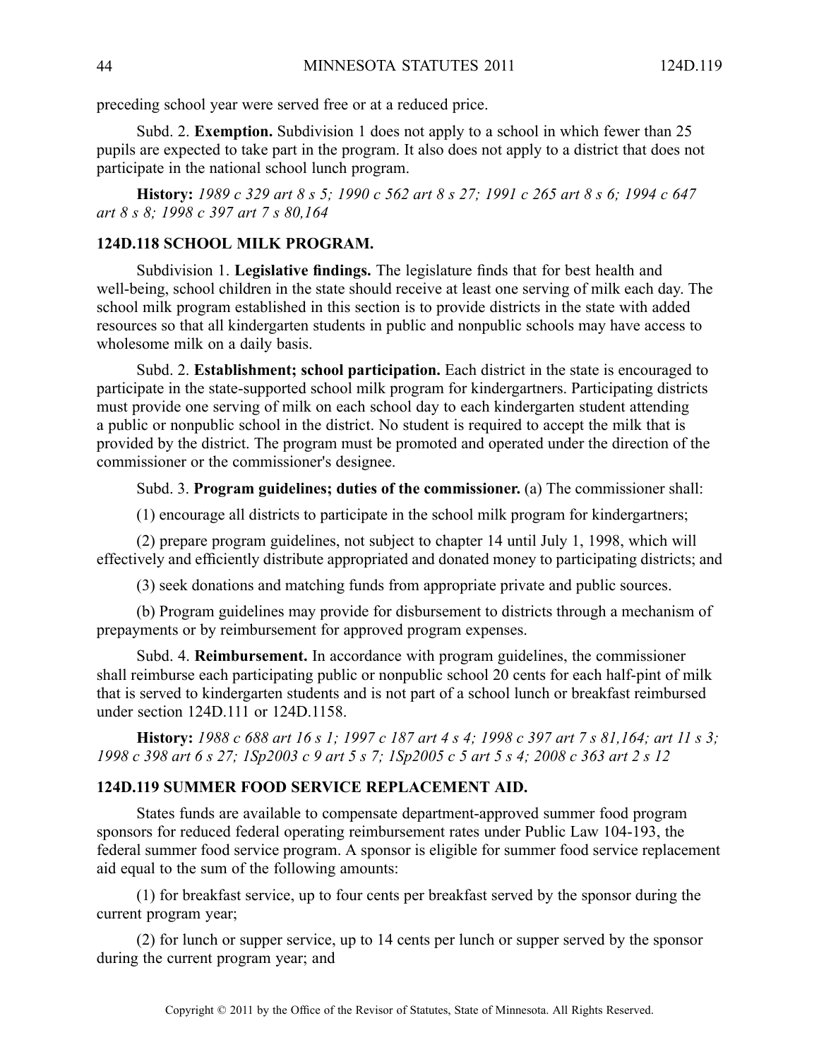preceding school year were served free or at a reduced price.

Subd. 2. **Exemption.** Subdivision 1 does not apply to a school in which fewer than 25 pupils are expected to take part in the program. It also does not apply to a district that does not participate in the national school lunch program.

**History:** *1989 c 329 art 8 s 5; 1990 c 562 art 8 s 27; 1991 c 265 art 8 s 6; 1994 c 647 art 8 s 8; 1998 c 397 art 7 s 80,164*

### 124D.118 SCHOOL MILK PROGRAM.

Subdivision 1. **Legislative findings.** The legislature finds that for best health and well-being, school children in the state should receive at least one serving of milk each day. The school milk program established in this section is to provide districts in the state with added resources so that all kindergarten students in public and nonpublic schools may have access to wholesome milk on a daily basis.

Subd. 2. **Establishment; school participation.** Each district in the state is encouraged to participate in the state-supported school milk program for kindergartners. Participating districts must provide one serving of milk on each school day to each kindergarten student attending a public or nonpublic school in the district. No student is required to accept the milk that is provided by the district. The program must be promoted and operated under the direction of the commissioner or the commissioner's designee.

Subd. 3. **Program guidelines; duties of the commissioner.** (a) The commissioner shall:

(1) encourage all districts to participate in the school milk program for kindergartners;

(2) prepare program guidelines, not subject to chapter 14 until July 1, 1998, which will effectively and efficiently distribute appropriated and donated money to participating districts; and

(3) seek donations and matching funds from appropriate private and public sources.

(b) Program guidelines may provide for disbursement to districts through a mechanism of prepayments or by reimbursement for approved program expenses.

Subd. 4. **Reimbursement.** In accordance with program guidelines, the commissioner shall reimburse each participating public or nonpublic school 20 cents for each half-pint of milk that is served to kindergarten students and is not part of a school lunch or breakfast reimbursed under section 124D.111 or 124D.1158.

**History:** *1988 c 688 art 16 s 1; 1997 c 187 art 4 s 4; 1998 c 397 art 7 s 81,164; art 11 s 3; 1998 c 398 art 6 s 27; 1Sp2003 c 9 art 5 s 7; 1Sp2005 c 5 art 5 s 4; 2008 c 363 art 2 s 12*

### 124D.119 SUMMER FOOD SERVICE REPLACEMENT AID.

States funds are available to compensate department-approved summer food program sponsors for reduced federal operating reimbursement rates under Public Law 104-193, the federal summer food service program. A sponsor is eligible for summer food service replacement aid equal to the sum of the following amounts:

(1) for breakfast service, up to four cents per breakfast served by the sponsor during the current program year;

(2) for lunch or supper service, up to 14 cents per lunch or supper served by the sponsor during the current program year; and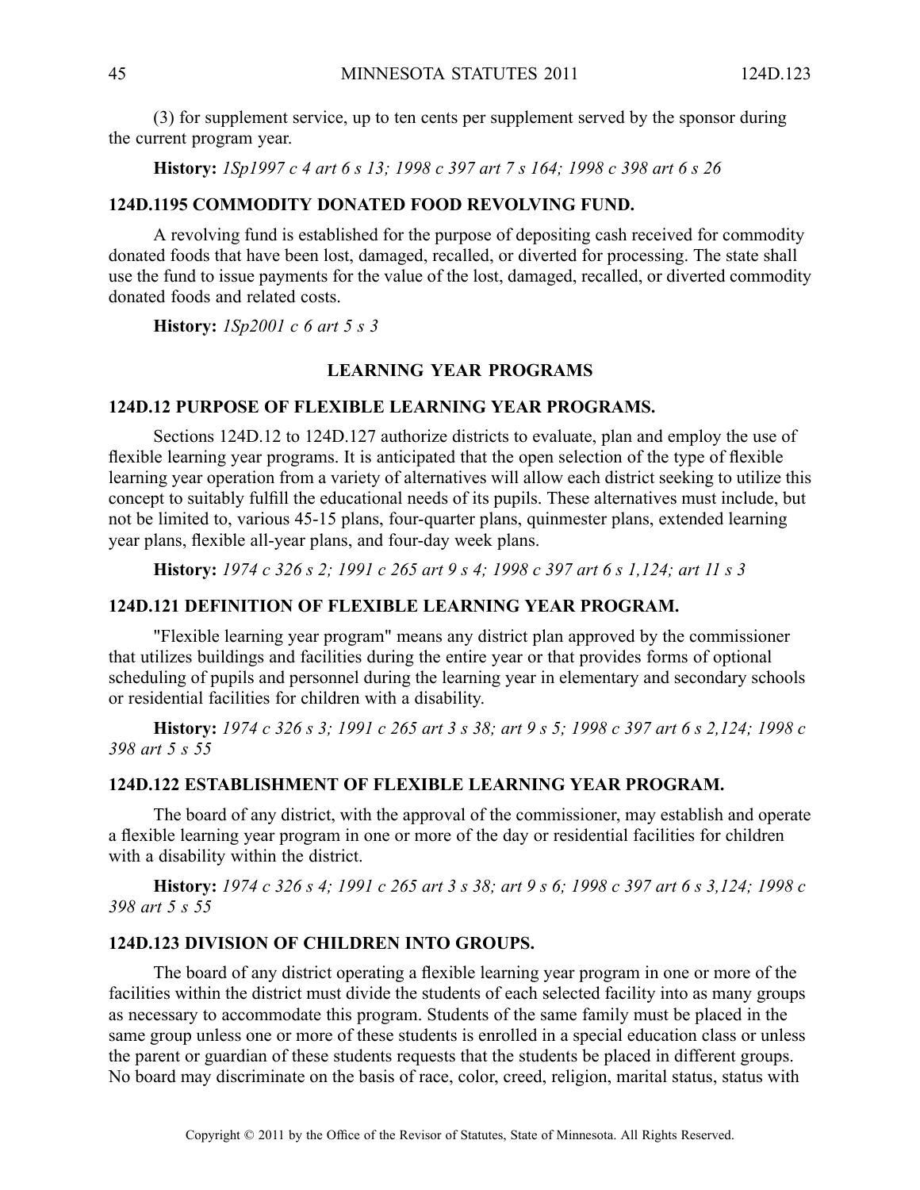(3) for supplement service, up to ten cents per supplement served by the sponsor during the current program year.

**History:** *1Sp1997 c 4 art 6 s 13; 1998 c 397 art 7 s 164; 1998 c 398 art 6 s 26*

**124D.1195 COMMODITY DONATED FOOD REVOLVING FUND.**

A revolving fund is established for the purpose of depositing cash received for commodity donated foods that have been lost, damaged, recalled, or diverted for processing. The state shall use the fund to issue payments for the value of the lost, damaged, recalled, or diverted commodity donated foods and related costs.

**History:** *1Sp2001 c 6 art 5 s 3*

## LEARNING YEAR PROGRAMS

**124D.12 PURPOSE OF FLEXIBLE LEARNING YEAR PROGRAMS.**

Sections 124D.12 to 124D.127 authorize districts to evaluate, plan and employ the use of flexible learning year programs. It is anticipated that the open selection of the type of flexible learning year operation from a variety of alternatives will allow each district seeking to utilize this concept to suitably fulfill the educational needs of its pupils. These alternatives must include, but not be limited to, various 45-15 plans, four-quarter plans, quinmester plans, extended learning year plans, flexible all-year plans, and four-day week plans.

**History:** *1974 c 326 s 2; 1991 c 265 art 9 s 4; 1998 c 397 art 6 s 1,124; art 11 s 3*

**124D.121 DEFINITION OF FLEXIBLE LEARNING YEAR PROGRAM.**

"Flexible learning year program" means any district plan approved by the commissioner that utilizes buildings and facilities during the entire year or that provides forms of optional scheduling of pupils and personnel during the learning year in elementary and secondary schools or residential facilities for children with a disability.

**History:** *1974 c 326 s 3; 1991 c 265 art 3 s 38; art 9 s 5; 1998 c 397 art 6 s 2,124; 1998 c 398 art 5 s 55*

**124D.122 ESTABLISHMENT OF FLEXIBLE LEARNING YEAR PROGRAM.**

The board of any district, with the approval of the commissioner, may establish and operate a flexible learning year program in one or more of the day or residential facilities for children with a disability within the district.

**History:** *1974 c 326 s 4; 1991 c 265 art 3 s 38; art 9 s 6; 1998 c 397 art 6 s 3,124; 1998 c 398 art 5 s 55*

**124D.123 DIVISION OF CHILDREN INTO GROUPS.**

The board of any district operating a flexible learning year program in one or more of the facilities within the district must divide the students of each selected facility into as many groups as necessary to accommodate this program. Students of the same family must be placed in the same group unless one or more of these students is enrolled in a special education class or unless the parent or guardian of these students requests that the students be placed in different groups. No board may discriminate on the basis of race, color, creed, religion, marital status, status with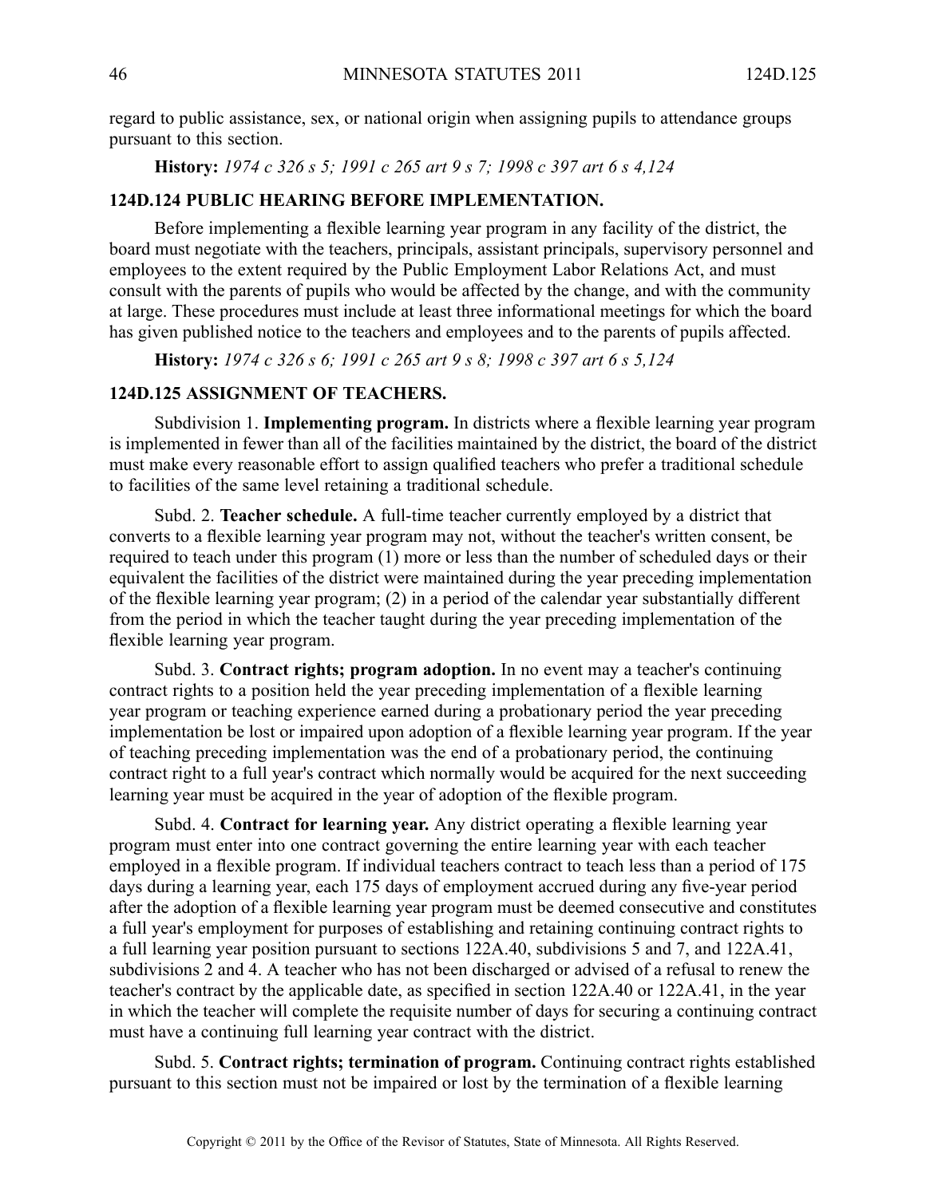regard to public assistance, sex, or national origin when assigning pupils to attendance groups pursuant to this section.

**History:** *1974 c 326 s 5; 1991 c 265 art 9 s 7; 1998 c 397 art 6 s 4,124*

### 124D.124 PUBLIC HEARING BEFORE IMPLEMENTATION.

Before implementing a flexible learning year program in any facility of the district, the board must negotiate with the teachers, principals, assistant principals, supervisory personnel and employees to the extent required by the Public Employment Labor Relations Act, and must consult with the parents of pupils who would be affected by the change, and with the community at large. These procedures must include at least three informational meetings for which the board has given published notice to the teachers and employees and to the parents of pupils affected.

**History:** *1974 c 326 s 6; 1991 c 265 art 9 s 8; 1998 c 397 art 6 s 5,124*

### 124D.125 ASSIGNMENT OF TEACHERS.

Subdivision 1. **Implementing program.** In districts where a flexible learning year program is implemented in fewer than all of the facilities maintained by the district, the board of the district must make every reasonable effort to assign qualified teachers who prefer a traditional schedule to facilities of the same level retaining a traditional schedule.

Subd. 2. **Teacher schedule.** A full-time teacher currently employed by a district that converts to a flexible learning year program may not, without the teacher's written consent, be required to teach under this program (1) more or less than the number of scheduled days or their equivalent the facilities of the district were maintained during the year preceding implementation of the flexible learning year program; (2) in a period of the calendar year substantially different from the period in which the teacher taught during the year preceding implementation of the flexible learning year program.

Subd. 3. **Contract rights; program adoption.** In no event may a teacher's continuing contract rights to a position held the year preceding implementation of a flexible learning year program or teaching experience earned during a probationary period the year preceding implementation be lost or impaired upon adoption of a flexible learning year program. If the year of teaching preceding implementation was the end of a probationary period, the continuing contract right to a full year's contract which normally would be acquired for the next succeeding learning year must be acquired in the year of adoption of the flexible program.

Subd. 4. **Contract for learning year.** Any district operating a flexible learning year program must enter into one contract governing the entire learning year with each teacher employed in a flexible program. If individual teachers contract to teach less than a period of 175 days during a learning year, each 175 days of employment accrued during any five-year period after the adoption of a flexible learning year program must be deemed consecutive and constitutes a full year's employment for purposes of establishing and retaining continuing contract rights to a full learning year position pursuant to sections 122A.40, subdivisions 5 and 7, and 122A.41, subdivisions 2 and 4. A teacher who has not been discharged or advised of a refusal to renew the teacher's contract by the applicable date, as specified in section 122A.40 or 122A.41, in the year in which the teacher will complete the requisite number of days for securing a continuing contract must have a continuing full learning year contract with the district.

Subd. 5. **Contract rights; termination of program.** Continuing contract rights established pursuant to this section must not be impaired or lost by the termination of a flexible learning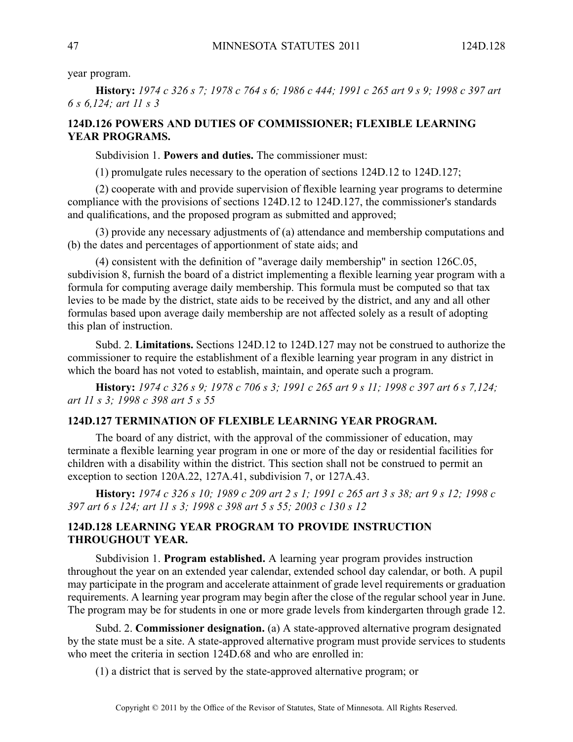year program.

**History:** *1974 c 326 s 7; 1978 c 764 s 6; 1986 c 444; 1991 c 265 art 9 s 9; 1998 c 397 art 6 s 6,124; art 11 s 3*

## 124D.126 POWERS AND DUTIES OF COMMISSIONER; FLEXIBLE LEARNING YEAR PROGRAMS.

Subdivision 1. **Powers and duties.** The commissioner must:

(1) promulgate rules necessary to the operation of sections 124D.12 to 124D.127;

(2) cooperate with and provide supervision of flexible learning year programs to determine compliance with the provisions of sections 124D.12 to 124D.127, the commissioner's standards and qualifications, and the proposed program as submitted and approved;

(3) provide any necessary adjustments of (a) attendance and membership computations and (b) the dates and percentages of apportionment of state aids; and

(4) consistent with the definition of "average daily membership" in section 126C.05, subdivision 8, furnish the board of a district implementing a flexible learning year program with a formula for computing average daily membership. This formula must be computed so that tax levies to be made by the district, state aids to be received by the district, and any and all other formulas based upon average daily membership are not affected solely as a result of adopting this plan of instruction.

Subd. 2. **Limitations.** Sections 124D.12 to 124D.127 may not be construed to authorize the commissioner to require the establishment of a flexible learning year program in any district in which the board has not voted to establish, maintain, and operate such a program.

**History:** *1974 c 326 s 9; 1978 c 706 s 3; 1991 c 265 art 9 s 11; 1998 c 397 art 6 s 7,124; art 11 s 3; 1998 c 398 art 5 s 55*

## 124D.127 TERMINATION OF FLEXIBLE LEARNING YEAR PROGRAM.

The board of any district, with the approval of the commissioner of education, may terminate a flexible learning year program in one or more of the day or residential facilities for children with a disability within the district. This section shall not be construed to permit an exception to section 120A.22, 127A.41, subdivision 7, or 127A.43.

**History:** *1974 c 326 s 10; 1989 c 209 art 2 s 1; 1991 c 265 art 3 s 38; art 9 s 12; 1998 c 397 art 6 s 124; art 11 s 3; 1998 c 398 art 5 s 55; 2003 c 130 s 12*

## 124D.128 LEARNING YEAR PROGRAM TO PROVIDE INSTRUCTION THROUGHOUT YEAR.

Subdivision 1. **Program established.** A learning year program provides instruction throughout the year on an extended year calendar, extended school day calendar, or both. A pupil may participate in the program and accelerate attainment of grade level requirements or graduation requirements. A learning year program may begin after the close of the regular school year in June. The program may be for students in one or more grade levels from kindergarten through grade 12.

Subd. 2. **Commissioner designation.** (a) A state-approved alternative program designated by the state must be a site. A state-approved alternative program must provide services to students who meet the criteria in section 124D.68 and who are enrolled in:

(1) a district that is served by the state-approved alternative program; or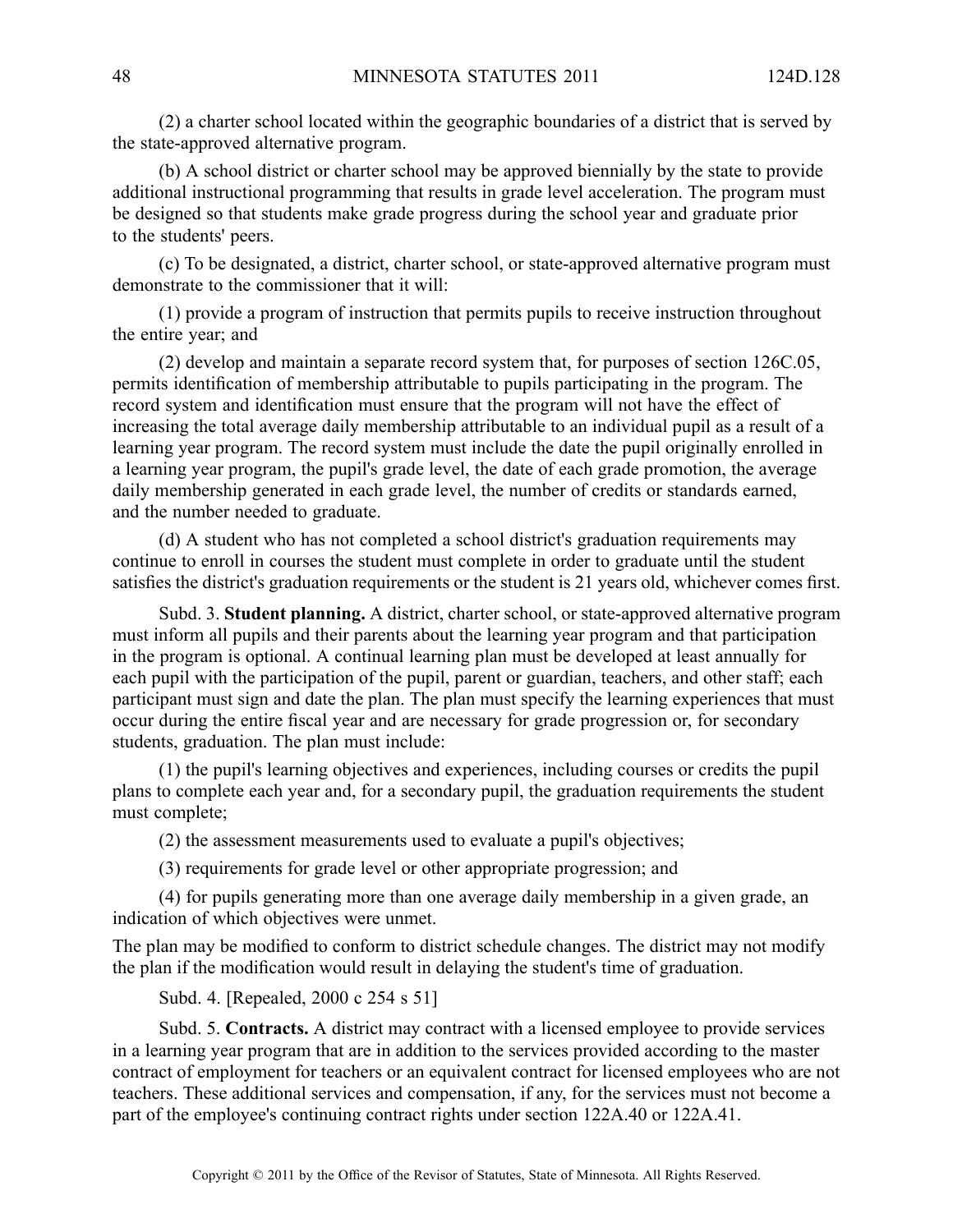(2) a charter school located within the geographic boundaries of a district that is served by the state-approved alternative program.

(b) A school district or charter school may be approved biennially by the state to provide additional instructional programming that results in grade level acceleration. The program must be designed so that students make grade progress during the school year and graduate prior to the students' peers.

(c) To be designated, a district, charter school, or state-approved alternative program must demonstrate to the commissioner that it will:

(1) provide a program of instruction that permits pupils to receive instruction throughout the entire year; and

(2) develop and maintain a separate record system that, for purposes of section 126C.05, permits identification of membership attributable to pupils participating in the program. The record system and identification must ensure that the program will not have the effect of increasing the total average daily membership attributable to an individual pupil as a result of a learning year program. The record system must include the date the pupil originally enrolled in a learning year program, the pupil's grade level, the date of each grade promotion, the average daily membership generated in each grade level, the number of credits or standards earned, and the number needed to graduate.

(d) A student who has not completed a school district's graduation requirements may continue to enroll in courses the student must complete in order to graduate until the student satisfies the district's graduation requirements or the student is 21 years old, whichever comes first.

Subd. 3. **Student planning.** A district, charter school, or state-approved alternative program must inform all pupils and their parents about the learning year program and that participation in the program is optional. A continual learning plan must be developed at least annually for each pupil with the participation of the pupil, parent or guardian, teachers, and other staff; each participant must sign and date the plan. The plan must specify the learning experiences that must occur during the entire fiscal year and are necessary for grade progression or, for secondary students, graduation. The plan must include:

(1) the pupil's learning objectives and experiences, including courses or credits the pupil plans to complete each year and, for a secondary pupil, the graduation requirements the student must complete;

(2) the assessment measurements used to evaluate a pupil's objectives;

(3) requirements for grade level or other appropriate progression; and

(4) for pupils generating more than one average daily membership in a given grade, an indication of which objectives were unmet.

The plan may be modified to conform to district schedule changes. The district may not modify the plan if the modification would result in delaying the student's time of graduation.

Subd. 4. [Repealed, 2000 c 254 s 51]

Subd. 5. **Contracts.** A district may contract with a licensed employee to provide services in a learning year program that are in addition to the services provided according to the master contract of employment for teachers or an equivalent contract for licensed employees who are not teachers. These additional services and compensation, if any, for the services must not become a part of the employee's continuing contract rights under section 122A.40 or 122A.41.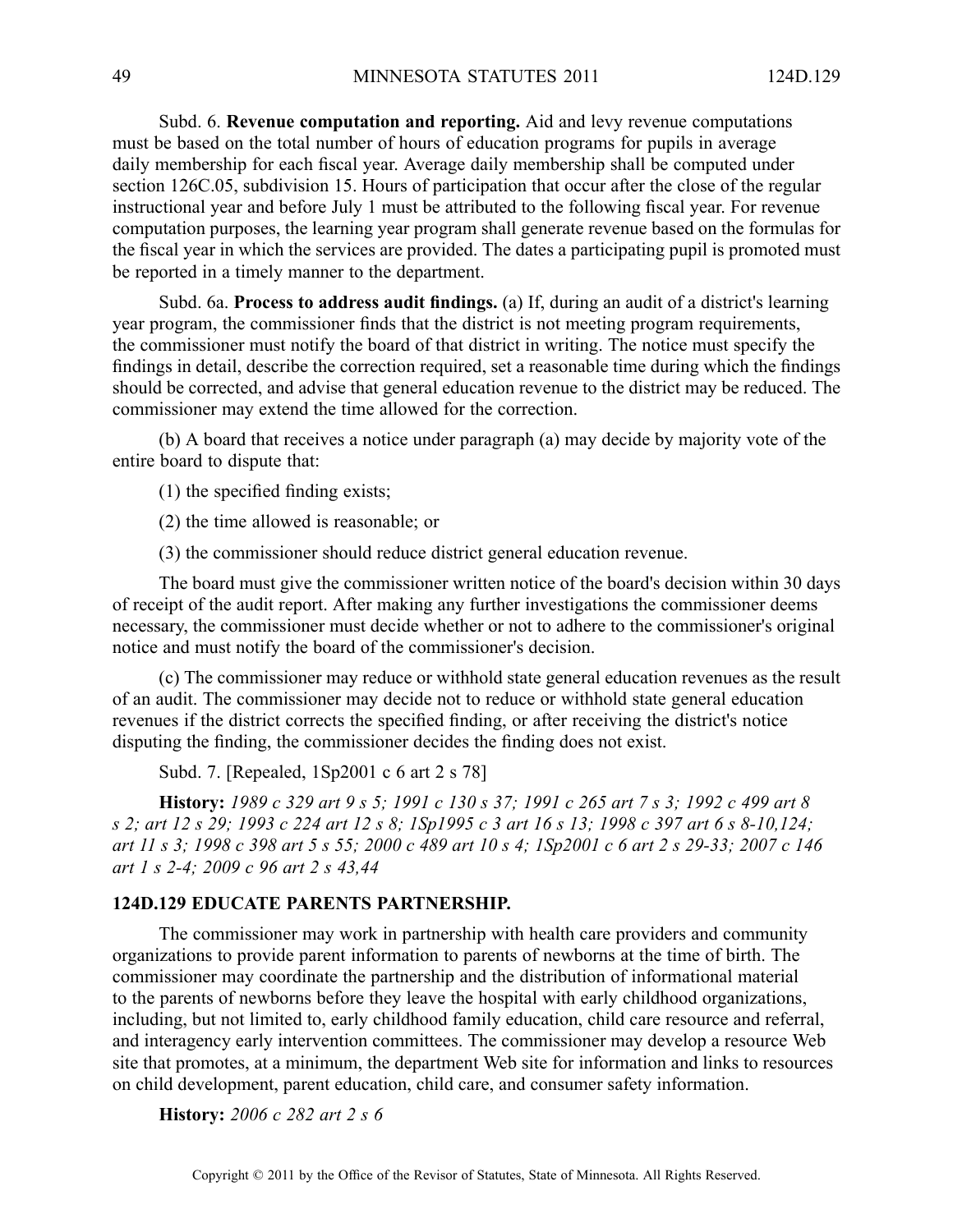Subd. 6. **Revenue computation and reporting.** Aid and levy revenue computations must be based on the total number of hours of education programs for pupils in average daily membership for each fiscal year. Average daily membership shall be computed under section 126C.05, subdivision 15. Hours of participation that occur after the close of the regular instructional year and before July 1 must be attributed to the following fiscal year. For revenue computation purposes, the learning year program shall generate revenue based on the formulas for the fiscal year in which the services are provided. The dates a participating pupil is promoted must be reported in a timely manner to the department.

Subd. 6a. **Process to address audit findings.** (a) If, during an audit of a district's learning year program, the commissioner finds that the district is not meeting program requirements, the commissioner must notify the board of that district in writing. The notice must specify the findings in detail, describe the correction required, set a reasonable time during which the findings should be corrected, and advise that general education revenue to the district may be reduced. The commissioner may extend the time allowed for the correction.

(b) A board that receives a notice under paragraph (a) may decide by majority vote of the entire board to dispute that:

(1) the specified finding exists;

(2) the time allowed is reasonable; or

(3) the commissioner should reduce district general education revenue.

The board must give the commissioner written notice of the board's decision within 30 days of receipt of the audit report. After making any further investigations the commissioner deems necessary, the commissioner must decide whether or not to adhere to the commissioner's original notice and must notify the board of the commissioner's decision.

(c) The commissioner may reduce or withhold state general education revenues as the result of an audit. The commissioner may decide not to reduce or withhold state general education revenues if the district corrects the specified finding, or after receiving the district's notice disputing the finding, the commissioner decides the finding does not exist.

Subd. 7. [Repealed, 1Sp2001 c 6 art 2 s 78]

**History:** *1989 c 329 art 9 s 5; 1991 c 130 s 37; 1991 c 265 art 7 s 3; 1992 c 499 art 8 s 2; art 12 s 29; 1993 c 224 art 12 s 8; 1Sp1995 c 3 art 16 s 13; 1998 c 397 art 6 s 8-10,124; art 11 s 3; 1998 c 398 art 5 s 55; 2000 c 489 art 10 s 4; 1Sp2001 c 6 art 2 s 29-33; 2007 c 146 art 1 s 2-4; 2009 c 96 art 2 s 43,44*

## 124D.129 EDUCATE PARENTS PARTNERSHIP.

The commissioner may work in partnership with health care providers and community organizations to provide parent information to parents of newborns at the time of birth. The commissioner may coordinate the partnership and the distribution of informational material to the parents of newborns before they leave the hospital with early childhood organizations, including, but not limited to, early childhood family education, child care resource and referral, and interagency early intervention committees. The commissioner may develop a resource Web site that promotes, at a minimum, the department Web site for information and links to resources on child development, parent education, child care, and consumer safety information.

**History:** *2006 c 282 art 2 s 6*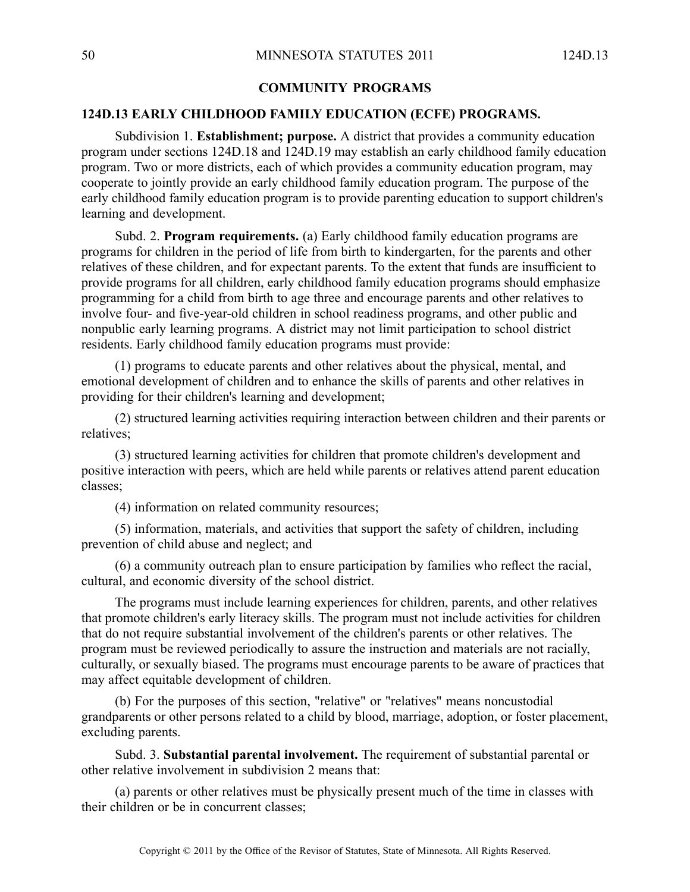## COMMUNITY PROGRAMS

### 124D.13 EARLY CHILDHOOD FAMILY EDUCATION (ECFE) PROGRAMS.

Subdivision 1. **Establishment; purpose.** A district that provides a community education program under sections 124D.18 and 124D.19 may establish an early childhood family education program. Two or more districts, each of which provides a community education program, may cooperate to jointly provide an early childhood family education program. The purpose of the early childhood family education program is to provide parenting education to support children's learning and development.

Subd. 2. **Program requirements.** (a) Early childhood family education programs are programs for children in the period of life from birth to kindergarten, for the parents and other relatives of these children, and for expectant parents. To the extent that funds are insufficient to provide programs for all children, early childhood family education programs should emphasize programming for a child from birth to age three and encourage parents and other relatives to involve four- and five-year-old children in school readiness programs, and other public and nonpublic early learning programs. A district may not limit participation to school district residents. Early childhood family education programs must provide:

(1) programs to educate parents and other relatives about the physical, mental, and emotional development of children and to enhance the skills of parents and other relatives in providing for their children's learning and development;

(2) structured learning activities requiring interaction between children and their parents or relatives;

(3) structured learning activities for children that promote children's development and positive interaction with peers, which are held while parents or relatives attend parent education classes;

(4) information on related community resources;

(5) information, materials, and activities that support the safety of children, including prevention of child abuse and neglect; and

(6) a community outreach plan to ensure participation by families who reflect the racial, cultural, and economic diversity of the school district.

The programs must include learning experiences for children, parents, and other relatives that promote children's early literacy skills. The program must not include activities for children that do not require substantial involvement of the children's parents or other relatives. The program must be reviewed periodically to assure the instruction and materials are not racially, culturally, or sexually biased. The programs must encourage parents to be aware of practices that may affect equitable development of children.

(b) For the purposes of this section, "relative" or "relatives" means noncustodial grandparents or other persons related to a child by blood, marriage, adoption, or foster placement, excluding parents.

Subd. 3. **Substantial parental involvement.** The requirement of substantial parental or other relative involvement in subdivision 2 means that:

(a) parents or other relatives must be physically present much of the time in classes with their children or be in concurrent classes;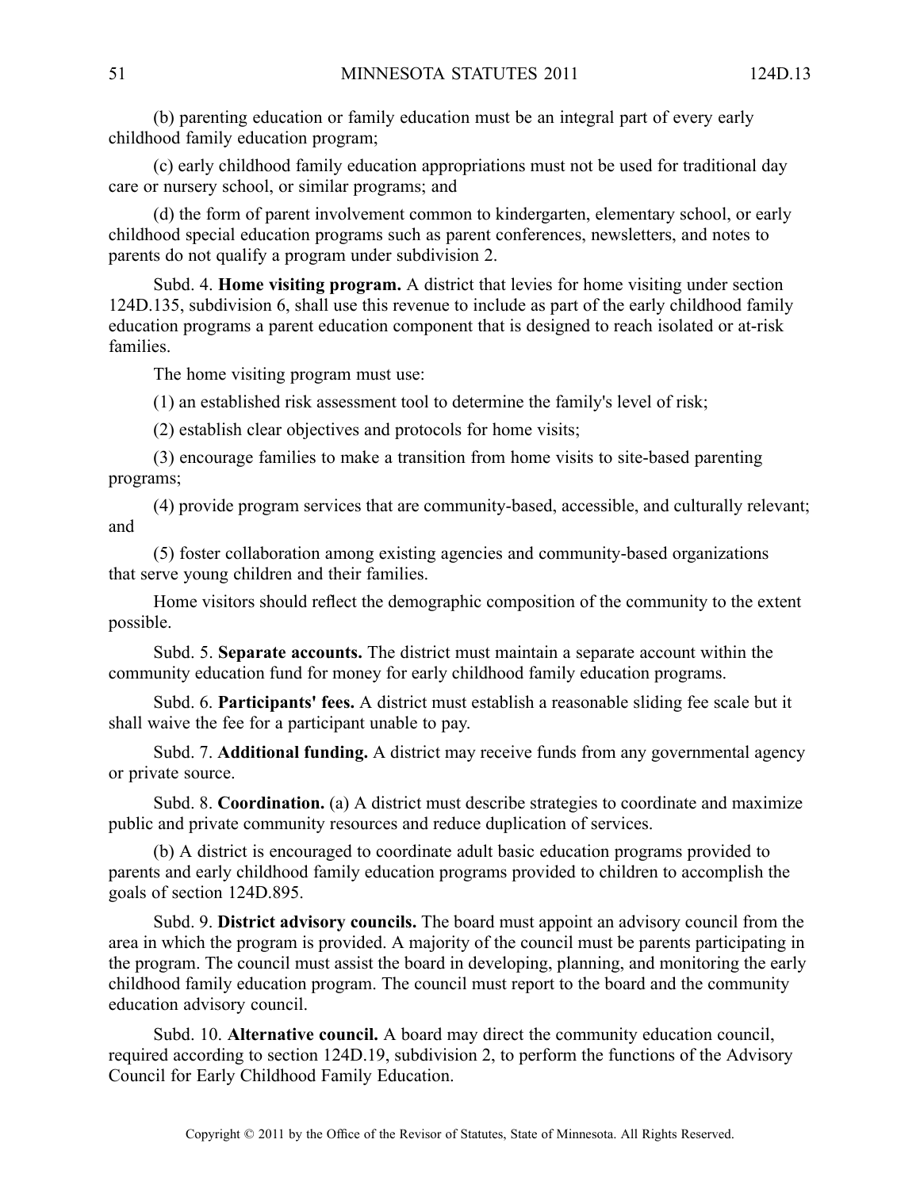(b) parenting education or family education must be an integral part of every early childhood family education program;

(c) early childhood family education appropriations must not be used for traditional day care or nursery school, or similar programs; and

(d) the form of parent involvement common to kindergarten, elementary school, or early childhood special education programs such as parent conferences, newsletters, and notes to parents do not qualify a program under subdivision 2.

Subd. 4. **Home visiting program.** A district that levies for home visiting under section 124D.135, subdivision 6, shall use this revenue to include as part of the early childhood family education programs a parent education component that is designed to reach isolated or at-risk families.

The home visiting program must use:

(1) an established risk assessment tool to determine the family's level of risk;

(2) establish clear objectives and protocols for home visits;

(3) encourage families to make a transition from home visits to site-based parenting programs;

(4) provide program services that are community-based, accessible, and culturally relevant; and

(5) foster collaboration among existing agencies and community-based organizations that serve young children and their families.

Home visitors should reflect the demographic composition of the community to the extent possible.

Subd. 5. **Separate accounts.** The district must maintain a separate account within the community education fund for money for early childhood family education programs.

Subd. 6. **Participants' fees.** A district must establish a reasonable sliding fee scale but it shall waive the fee for a participant unable to pay.

Subd. 7. **Additional funding.** A district may receive funds from any governmental agency or private source.

Subd. 8. **Coordination.** (a) A district must describe strategies to coordinate and maximize public and private community resources and reduce duplication of services.

(b) A district is encouraged to coordinate adult basic education programs provided to parents and early childhood family education programs provided to children to accomplish the goals of section 124D.895.

Subd. 9. **District advisory councils.** The board must appoint an advisory council from the area in which the program is provided. A majority of the council must be parents participating in the program. The council must assist the board in developing, planning, and monitoring the early childhood family education program. The council must report to the board and the community education advisory council.

Subd. 10. **Alternative council.** A board may direct the community education council, required according to section 124D.19, subdivision 2, to perform the functions of the Advisory Council for Early Childhood Family Education.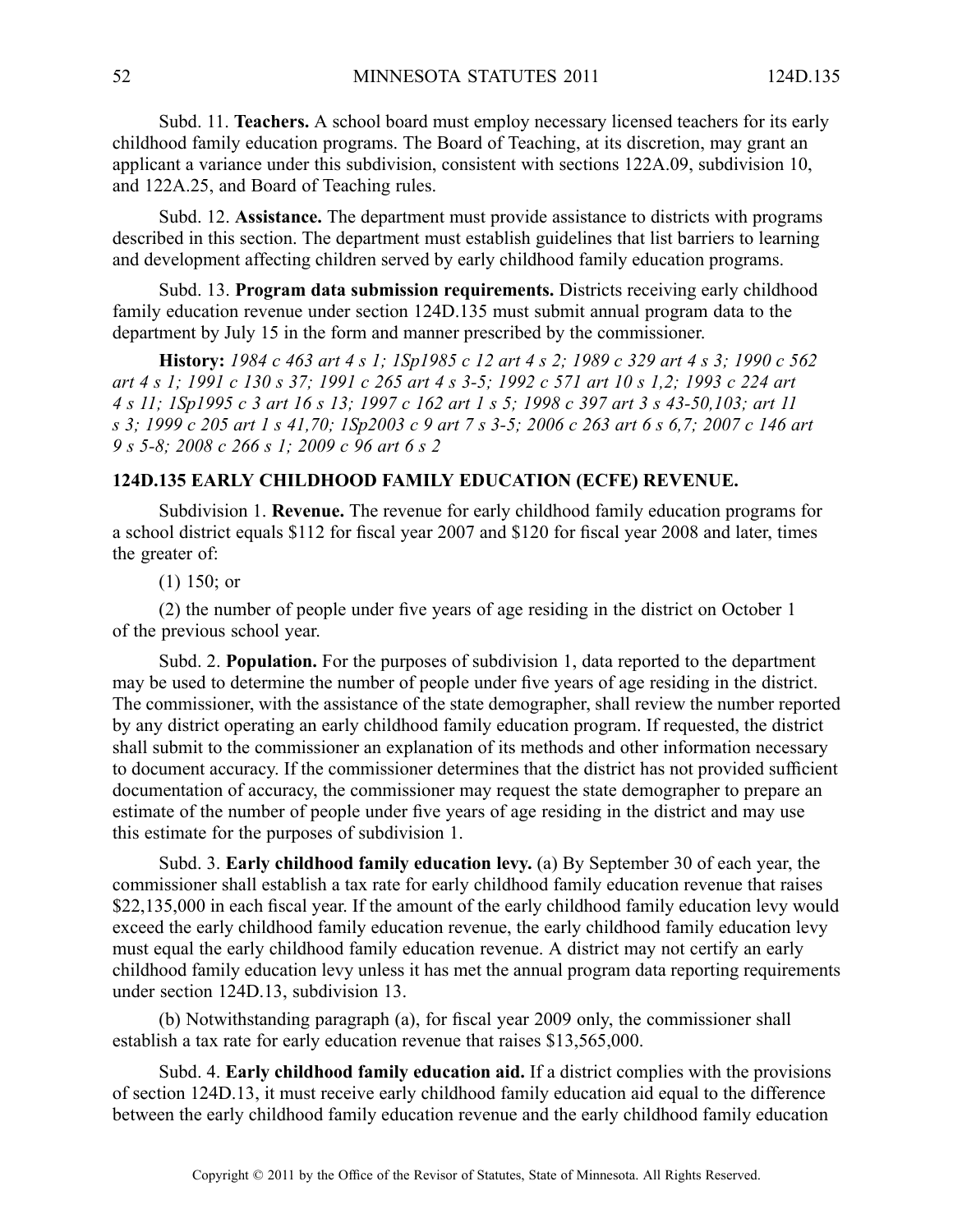Subd. 11. **Teachers.** A school board must employ necessary licensed teachers for its early childhood family education programs. The Board of Teaching, at its discretion, may grant an applicant a variance under this subdivision, consistent with sections 122A.09, subdivision 10, and 122A.25, and Board of Teaching rules.

Subd. 12. **Assistance.** The department must provide assistance to districts with programs described in this section. The department must establish guidelines that list barriers to learning and development affecting children served by early childhood family education programs.

Subd. 13. **Program data submission requirements.** Districts receiving early childhood family education revenue under section 124D.135 must submit annual program data to the department by July 15 in the form and manner prescribed by the commissioner.

**History:** *1984 c 463 art 4 s 1; 1Sp1985 c 12 art 4 s 2; 1989 c 329 art 4 s 3; 1990 c 562 art 4 s 1; 1991 c 130 s 37; 1991 c 265 art 4 s 3-5; 1992 c 571 art 10 s 1,2; 1993 c 224 art 4 s 11; 1Sp1995 c 3 art 16 s 13; 1997 c 162 art 1 s 5; 1998 c 397 art 3 s 43-50,103; art 11 s 3; 1999 c 205 art 1 s 41,70; 1Sp2003 c 9 art 7 s 3-5; 2006 c 263 art 6 s 6,7; 2007 c 146 art 9 s 5-8; 2008 c 266 s 1; 2009 c 96 art 6 s 2*

### 124D.135 EARLY CHILDHOOD FAMILY EDUCATION (ECFE) REVENUE.

Subdivision 1. **Revenue.** The revenue for early childhood family education programs for a school district equals $112 for fiscal year 2007 and $120 for fiscal year 2008 and later, times the greater of:

(1) 150; or

(2) the number of people under five years of age residing in the district on October 1 of the previous school year.

Subd. 2. **Population.** For the purposes of subdivision 1, data reported to the department may be used to determine the number of people under five years of age residing in the district. The commissioner, with the assistance of the state demographer, shall review the number reported by any district operating an early childhood family education program. If requested, the district shall submit to the commissioner an explanation of its methods and other information necessary to document accuracy. If the commissioner determines that the district has not provided sufficient documentation of accuracy, the commissioner may request the state demographer to prepare an estimate of the number of people under five years of age residing in the district and may use this estimate for the purposes of subdivision 1.

Subd. 3. **Early childhood family education levy.** (a) By September 30 of each year, the commissioner shall establish a tax rate for early childhood family education revenue that raises $22,135,000 in each fiscal year. If the amount of the early childhood family education levy would exceed the early childhood family education revenue, the early childhood family education levy must equal the early childhood family education revenue. A district may not certify an early childhood family education levy unless it has met the annual program data reporting requirements under section 124D.13, subdivision 13.

(b) Notwithstanding paragraph (a), for fiscal year 2009 only, the commissioner shall establish a tax rate for early education revenue that raises $13,565,000.

Subd. 4. **Early childhood family education aid.** If a district complies with the provisions of section 124D.13, it must receive early childhood family education aid equal to the difference between the early childhood family education revenue and the early childhood family education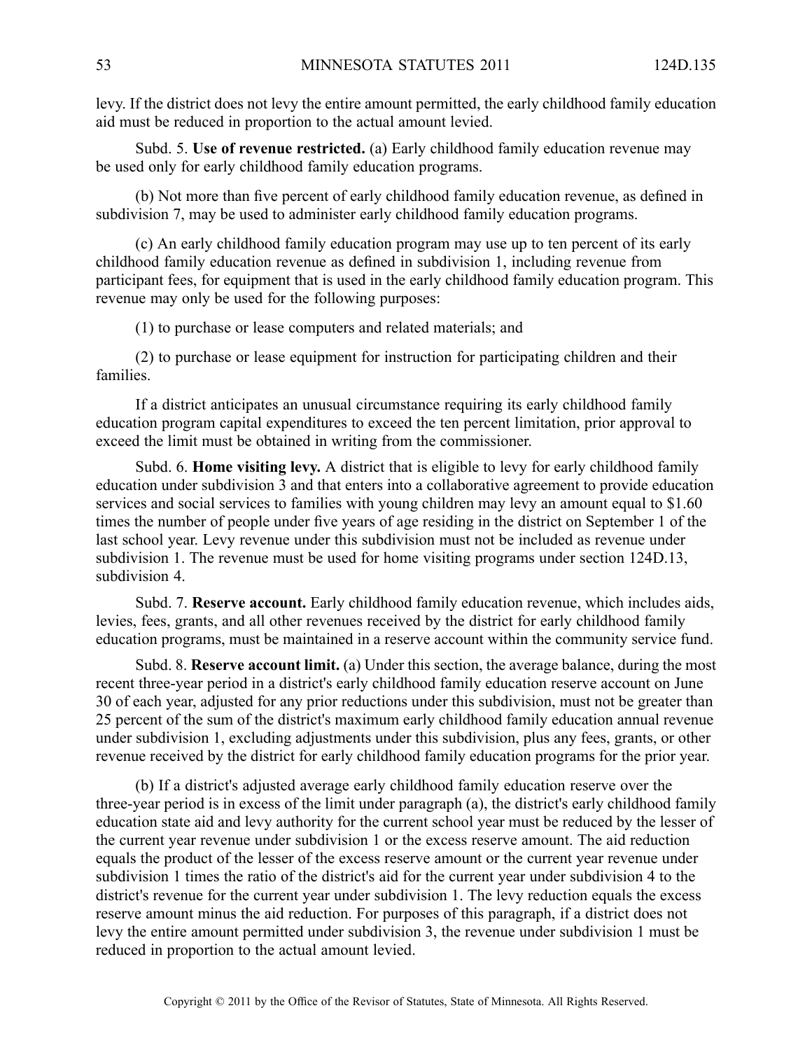levy. If the district does not levy the entire amount permitted, the early childhood family education aid must be reduced in proportion to the actual amount levied.

Subd. 5. **Use of revenue restricted.** (a) Early childhood family education revenue may be used only for early childhood family education programs.

(b) Not more than five percent of early childhood family education revenue, as defined in subdivision 7, may be used to administer early childhood family education programs.

(c) An early childhood family education program may use up to ten percent of its early childhood family education revenue as defined in subdivision 1, including revenue from participant fees, for equipment that is used in the early childhood family education program. This revenue may only be used for the following purposes:

(1) to purchase or lease computers and related materials; and

(2) to purchase or lease equipment for instruction for participating children and their families.

If a district anticipates an unusual circumstance requiring its early childhood family education program capital expenditures to exceed the ten percent limitation, prior approval to exceed the limit must be obtained in writing from the commissioner.

Subd. 6. **Home visiting levy.** A district that is eligible to levy for early childhood family education under subdivision 3 and that enters into a collaborative agreement to provide education services and social services to families with young children may levy an amount equal to $1.60 times the number of people under five years of age residing in the district on September 1 of the last school year. Levy revenue under this subdivision must not be included as revenue under subdivision 1. The revenue must be used for home visiting programs under section 124D.13, subdivision 4.

Subd. 7. **Reserve account.** Early childhood family education revenue, which includes aids, levies, fees, grants, and all other revenues received by the district for early childhood family education programs, must be maintained in a reserve account within the community service fund.

Subd. 8. **Reserve account limit.** (a) Under this section, the average balance, during the most recent three-year period in a district's early childhood family education reserve account on June 30 of each year, adjusted for any prior reductions under this subdivision, must not be greater than 25 percent of the sum of the district's maximum early childhood family education annual revenue under subdivision 1, excluding adjustments under this subdivision, plus any fees, grants, or other revenue received by the district for early childhood family education programs for the prior year.

(b) If a district's adjusted average early childhood family education reserve over the three-year period is in excess of the limit under paragraph (a), the district's early childhood family education state aid and levy authority for the current school year must be reduced by the lesser of the current year revenue under subdivision 1 or the excess reserve amount. The aid reduction equals the product of the lesser of the excess reserve amount or the current year revenue under subdivision 1 times the ratio of the district's aid for the current year under subdivision 4 to the district's revenue for the current year under subdivision 1. The levy reduction equals the excess reserve amount minus the aid reduction. For purposes of this paragraph, if a district does not levy the entire amount permitted under subdivision 3, the revenue under subdivision 1 must be reduced in proportion to the actual amount levied.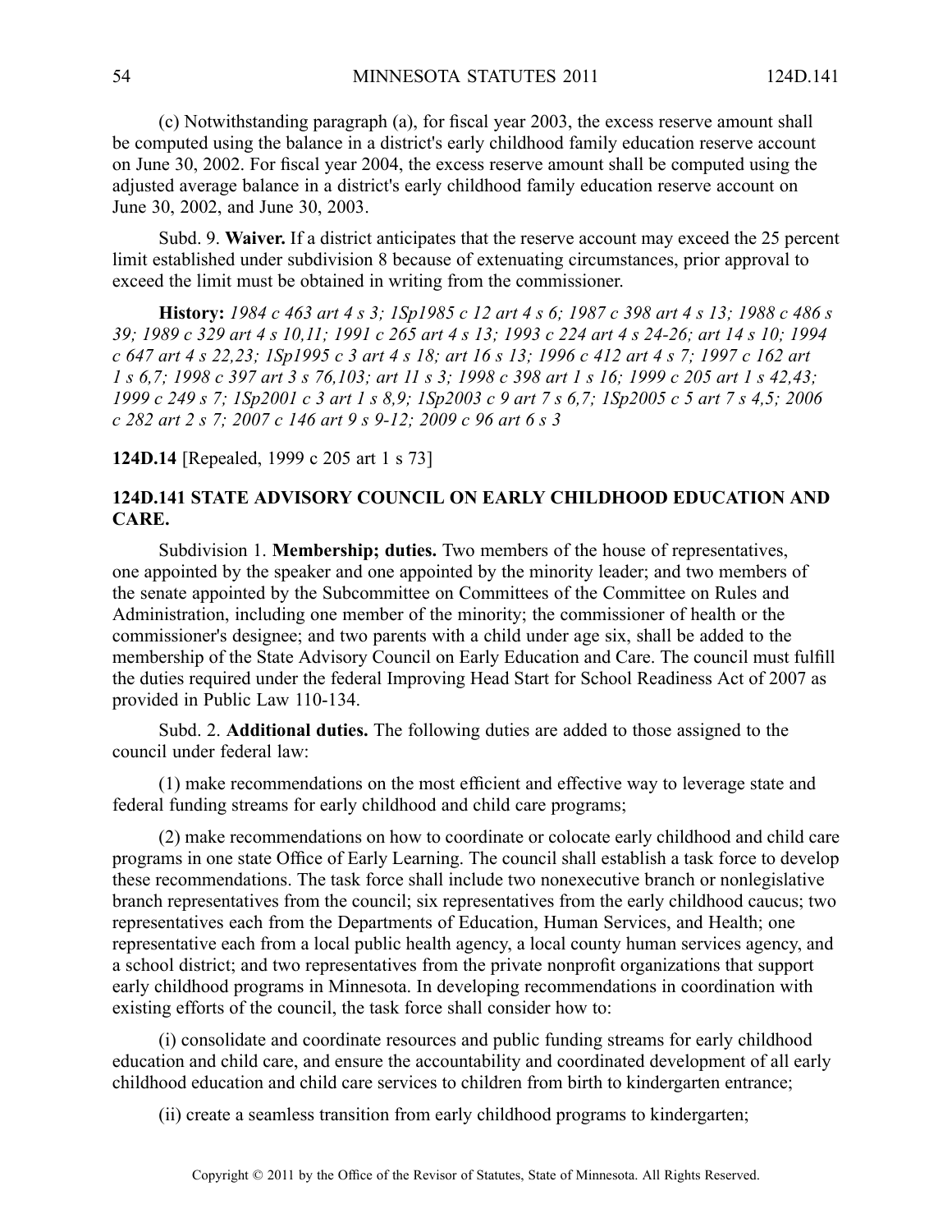(c) Notwithstanding paragraph (a), for fiscal year 2003, the excess reserve amount shall be computed using the balance in a district's early childhood family education reserve account on June 30, 2002. For fiscal year 2004, the excess reserve amount shall be computed using the adjusted average balance in a district's early childhood family education reserve account on June 30, 2002, and June 30, 2003.

Subd. 9. **Waiver.** If a district anticipates that the reserve account may exceed the 25 percent limit established under subdivision 8 because of extenuating circumstances, prior approval to exceed the limit must be obtained in writing from the commissioner.

**History:** *1984 c 463 art 4 s 3; 1Sp1985 c 12 art 4 s 6; 1987 c 398 art 4 s 13; 1988 c 486 s 39; 1989 c 329 art 4 s 10,11; 1991 c 265 art 4 s 13; 1993 c 224 art 4 s 24-26; art 14 s 10; 1994 c 647 art 4 s 22,23; 1Sp1995 c 3 art 4 s 18; art 16 s 13; 1996 c 412 art 4 s 7; 1997 c 162 art 1 s 6,7; 1998 c 397 art 3 s 76,103; art 11 s 3; 1998 c 398 art 1 s 16; 1999 c 205 art 1 s 42,43; 1999 c 249 s 7; 1Sp2001 c 3 art 1 s 8,9; 1Sp2003 c 9 art 7 s 6,7; 1Sp2005 c 5 art 7 s 4,5; 2006 c 282 art 2 s 7; 2007 c 146 art 9 s 9-12; 2009 c 96 art 6 s 3*

**124D.14** [Repealed, 1999 c 205 art 1 s 73]

## 124D.141 STATE ADVISORY COUNCIL ON EARLY CHILDHOOD EDUCATION AND CARE.

Subdivision 1. **Membership; duties.** Two members of the house of representatives, one appointed by the speaker and one appointed by the minority leader; and two members of the senate appointed by the Subcommittee on Committees of the Committee on Rules and Administration, including one member of the minority; the commissioner of health or the commissioner's designee; and two parents with a child under age six, shall be added to the membership of the State Advisory Council on Early Education and Care. The council must fulfill the duties required under the federal Improving Head Start for School Readiness Act of 2007 as provided in Public Law 110-134.

Subd. 2. **Additional duties.** The following duties are added to those assigned to the council under federal law:

(1) make recommendations on the most efficient and effective way to leverage state and federal funding streams for early childhood and child care programs;

(2) make recommendations on how to coordinate or colocate early childhood and child care programs in one state Office of Early Learning. The council shall establish a task force to develop these recommendations. The task force shall include two nonexecutive branch or nonlegislative branch representatives from the council; six representatives from the early childhood caucus; two representatives each from the Departments of Education, Human Services, and Health; one representative each from a local public health agency, a local county human services agency, and a school district; and two representatives from the private nonprofit organizations that support early childhood programs in Minnesota. In developing recommendations in coordination with existing efforts of the council, the task force shall consider how to:

(i) consolidate and coordinate resources and public funding streams for early childhood education and child care, and ensure the accountability and coordinated development of all early childhood education and child care services to children from birth to kindergarten entrance;

(ii) create a seamless transition from early childhood programs to kindergarten;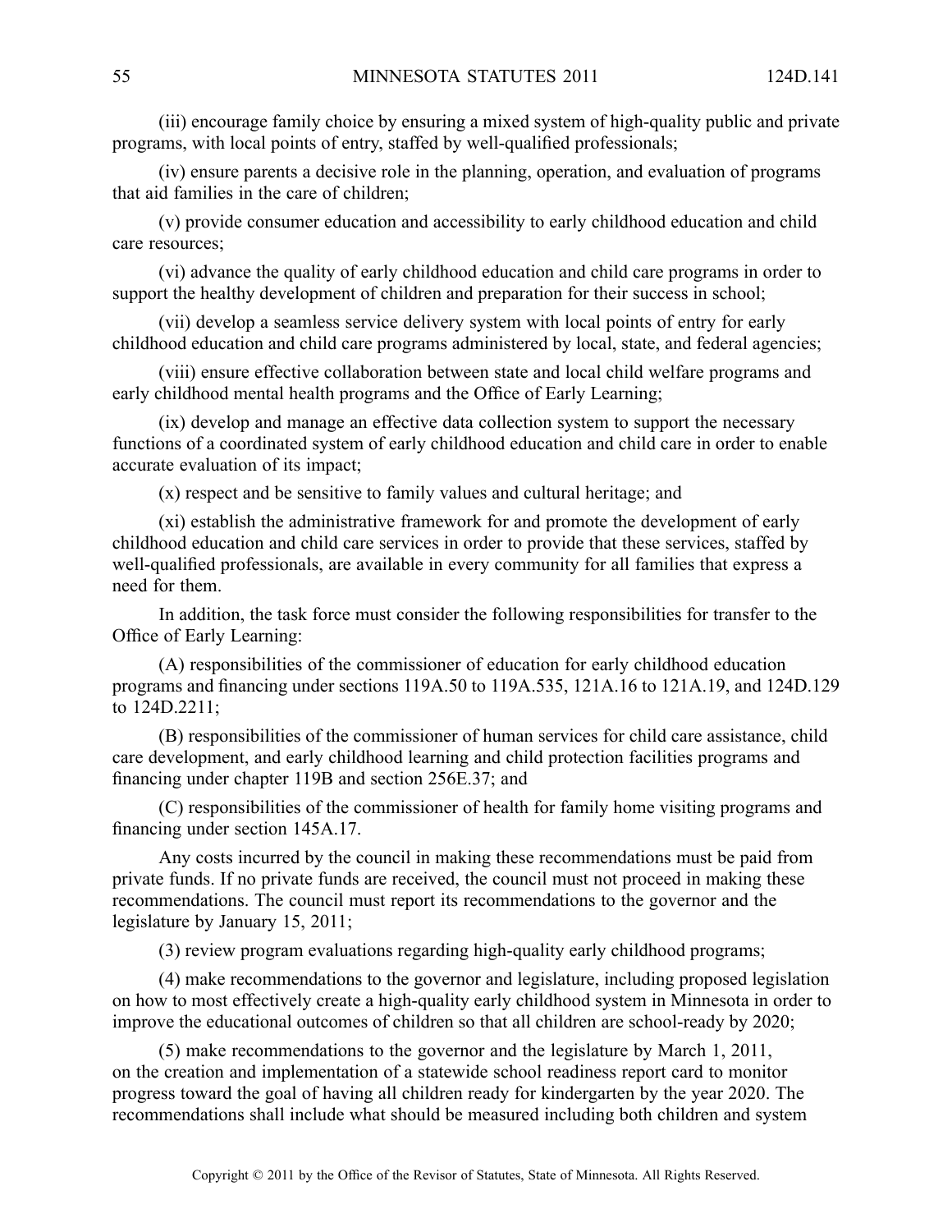(iii) encourage family choice by ensuring a mixed system of high-quality public and private programs, with local points of entry, staffed by well-qualified professionals;

(iv) ensure parents a decisive role in the planning, operation, and evaluation of programs that aid families in the care of children;

(v) provide consumer education and accessibility to early childhood education and child care resources;

(vi) advance the quality of early childhood education and child care programs in order to support the healthy development of children and preparation for their success in school;

(vii) develop a seamless service delivery system with local points of entry for early childhood education and child care programs administered by local, state, and federal agencies;

(viii) ensure effective collaboration between state and local child welfare programs and early childhood mental health programs and the Office of Early Learning;

(ix) develop and manage an effective data collection system to support the necessary functions of a coordinated system of early childhood education and child care in order to enable accurate evaluation of its impact;

(x) respect and be sensitive to family values and cultural heritage; and

(xi) establish the administrative framework for and promote the development of early childhood education and child care services in order to provide that these services, staffed by well-qualified professionals, are available in every community for all families that express a need for them.

In addition, the task force must consider the following responsibilities for transfer to the Office of Early Learning:

(A) responsibilities of the commissioner of education for early childhood education programs and financing under sections 119A.50 to 119A.535, 121A.16 to 121A.19, and 124D.129 to 124D.2211;

(B) responsibilities of the commissioner of human services for child care assistance, child care development, and early childhood learning and child protection facilities programs and financing under chapter 119B and section 256E.37; and

(C) responsibilities of the commissioner of health for family home visiting programs and financing under section 145A.17.

Any costs incurred by the council in making these recommendations must be paid from private funds. If no private funds are received, the council must not proceed in making these recommendations. The council must report its recommendations to the governor and the legislature by January 15, 2011;

(3) review program evaluations regarding high-quality early childhood programs;

(4) make recommendations to the governor and legislature, including proposed legislation on how to most effectively create a high-quality early childhood system in Minnesota in order to improve the educational outcomes of children so that all children are school-ready by 2020;

(5) make recommendations to the governor and the legislature by March 1, 2011, on the creation and implementation of a statewide school readiness report card to monitor progress toward the goal of having all children ready for kindergarten by the year 2020. The recommendations shall include what should be measured including both children and system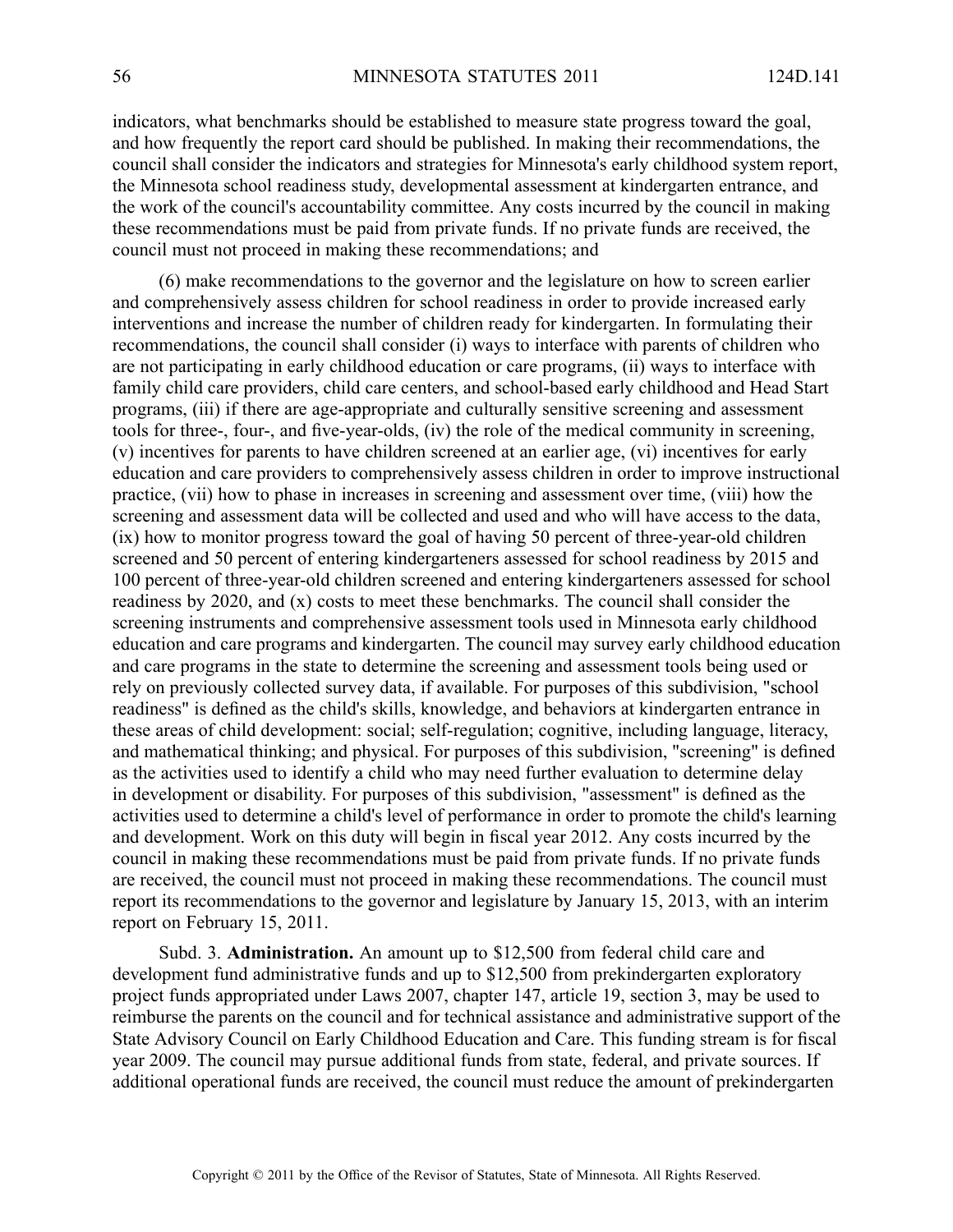indicators, what benchmarks should be established to measure state progress toward the goal, and how frequently the report card should be published. In making their recommendations, the council shall consider the indicators and strategies for Minnesota's early childhood system report, the Minnesota school readiness study, developmental assessment at kindergarten entrance, and the work of the council's accountability committee. Any costs incurred by the council in making these recommendations must be paid from private funds. If no private funds are received, the council must not proceed in making these recommendations; and

(6) make recommendations to the governor and the legislature on how to screen earlier and comprehensively assess children for school readiness in order to provide increased early interventions and increase the number of children ready for kindergarten. In formulating their recommendations, the council shall consider (i) ways to interface with parents of children who are not participating in early childhood education or care programs, (ii) ways to interface with family child care providers, child care centers, and school-based early childhood and Head Start programs, (iii) if there are age-appropriate and culturally sensitive screening and assessment tools for three-, four-, and five-year-olds, (iv) the role of the medical community in screening, (v) incentives for parents to have children screened at an earlier age, (vi) incentives for early education and care providers to comprehensively assess children in order to improve instructional practice, (vii) how to phase in increases in screening and assessment over time, (viii) how the screening and assessment data will be collected and used and who will have access to the data, (ix) how to monitor progress toward the goal of having 50 percent of three-year-old children screened and 50 percent of entering kindergarteners assessed for school readiness by 2015 and 100 percent of three-year-old children screened and entering kindergarteners assessed for school readiness by 2020, and (x) costs to meet these benchmarks. The council shall consider the screening instruments and comprehensive assessment tools used in Minnesota early childhood education and care programs and kindergarten. The council may survey early childhood education and care programs in the state to determine the screening and assessment tools being used or rely on previously collected survey data, if available. For purposes of this subdivision, "school readiness" is defined as the child's skills, knowledge, and behaviors at kindergarten entrance in these areas of child development: social; self-regulation; cognitive, including language, literacy, and mathematical thinking; and physical. For purposes of this subdivision, "screening" is defined as the activities used to identify a child who may need further evaluation to determine delay in development or disability. For purposes of this subdivision, "assessment" is defined as the activities used to determine a child's level of performance in order to promote the child's learning and development. Work on this duty will begin in fiscal year 2012. Any costs incurred by the council in making these recommendations must be paid from private funds. If no private funds are received, the council must not proceed in making these recommendations. The council must report its recommendations to the governor and legislature by January 15, 2013, with an interim report on February 15, 2011.

Subd. 3. **Administration.** An amount up to $12,500 from federal child care and development fund administrative funds and up to $12,500 from prekindergarten exploratory project funds appropriated under Laws 2007, chapter 147, article 19, section 3, may be used to reimburse the parents on the council and for technical assistance and administrative support of the State Advisory Council on Early Childhood Education and Care. This funding stream is for fiscal year 2009. The council may pursue additional funds from state, federal, and private sources. If additional operational funds are received, the council must reduce the amount of prekindergarten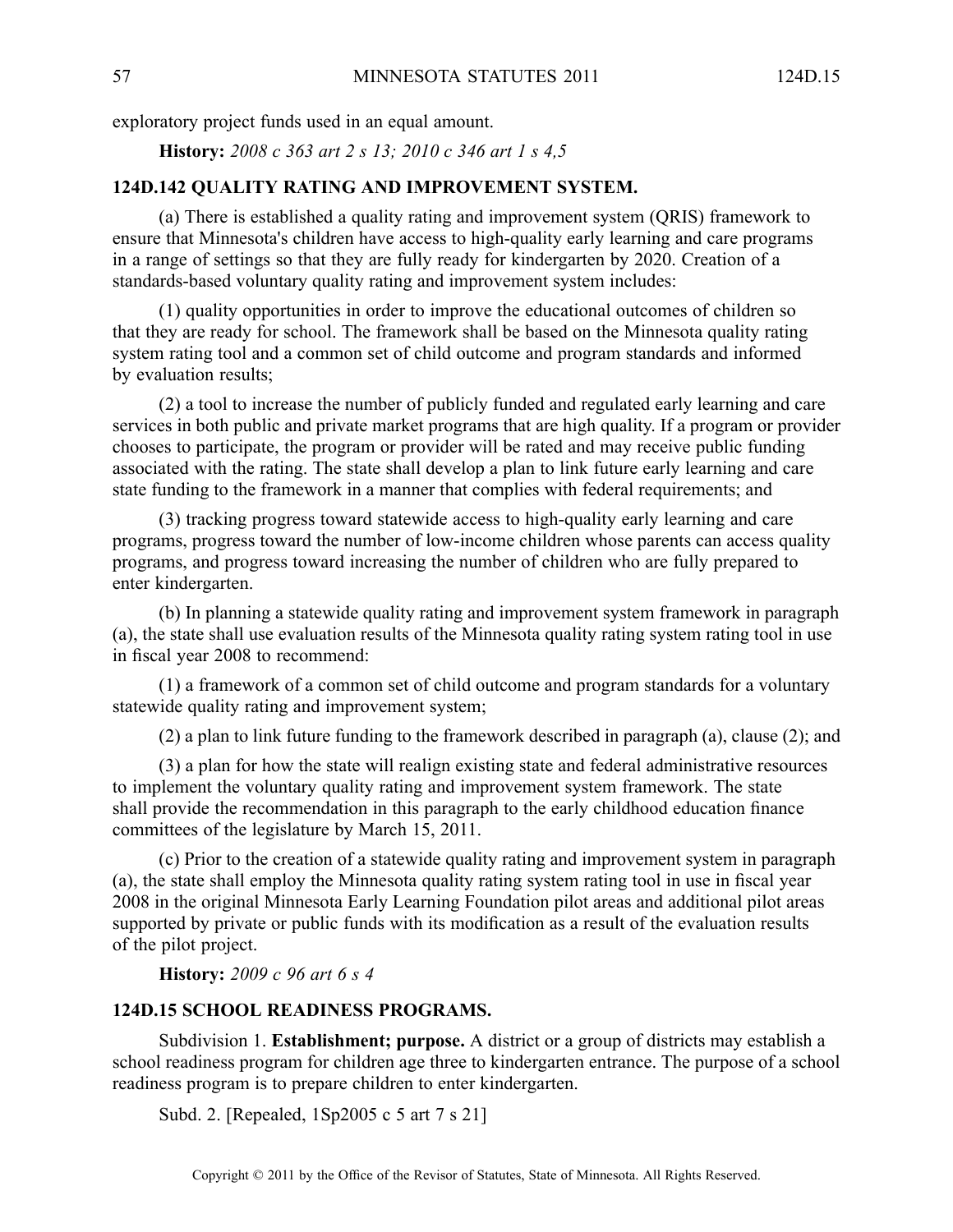exploratory project funds used in an equal amount.

**History:** *2008 c 363 art 2 s 13; 2010 c 346 art 1 s 4,5*

### 124D.142 QUALITY RATING AND IMPROVEMENT SYSTEM.

(a) There is established a quality rating and improvement system (QRIS) framework to ensure that Minnesota's children have access to high-quality early learning and care programs in a range of settings so that they are fully ready for kindergarten by 2020. Creation of a standards-based voluntary quality rating and improvement system includes:

(1) quality opportunities in order to improve the educational outcomes of children so that they are ready for school. The framework shall be based on the Minnesota quality rating system rating tool and a common set of child outcome and program standards and informed by evaluation results;

(2) a tool to increase the number of publicly funded and regulated early learning and care services in both public and private market programs that are high quality. If a program or provider chooses to participate, the program or provider will be rated and may receive public funding associated with the rating. The state shall develop a plan to link future early learning and care state funding to the framework in a manner that complies with federal requirements; and

(3) tracking progress toward statewide access to high-quality early learning and care programs, progress toward the number of low-income children whose parents can access quality programs, and progress toward increasing the number of children who are fully prepared to enter kindergarten.

(b) In planning a statewide quality rating and improvement system framework in paragraph (a), the state shall use evaluation results of the Minnesota quality rating system rating tool in use in fiscal year 2008 to recommend:

(1) a framework of a common set of child outcome and program standards for a voluntary statewide quality rating and improvement system;

(2) a plan to link future funding to the framework described in paragraph (a), clause (2); and

(3) a plan for how the state will realign existing state and federal administrative resources to implement the voluntary quality rating and improvement system framework. The state shall provide the recommendation in this paragraph to the early childhood education finance committees of the legislature by March 15, 2011.

(c) Prior to the creation of a statewide quality rating and improvement system in paragraph (a), the state shall employ the Minnesota quality rating system rating tool in use in fiscal year 2008 in the original Minnesota Early Learning Foundation pilot areas and additional pilot areas supported by private or public funds with its modification as a result of the evaluation results of the pilot project.

**History:** *2009 c 96 art 6 s 4*

### 124D.15 SCHOOL READINESS PROGRAMS.

Subdivision 1. **Establishment; purpose.** A district or a group of districts may establish a school readiness program for children age three to kindergarten entrance. The purpose of a school readiness program is to prepare children to enter kindergarten.

Subd. 2. [Repealed, 1Sp2005 c 5 art 7 s 21]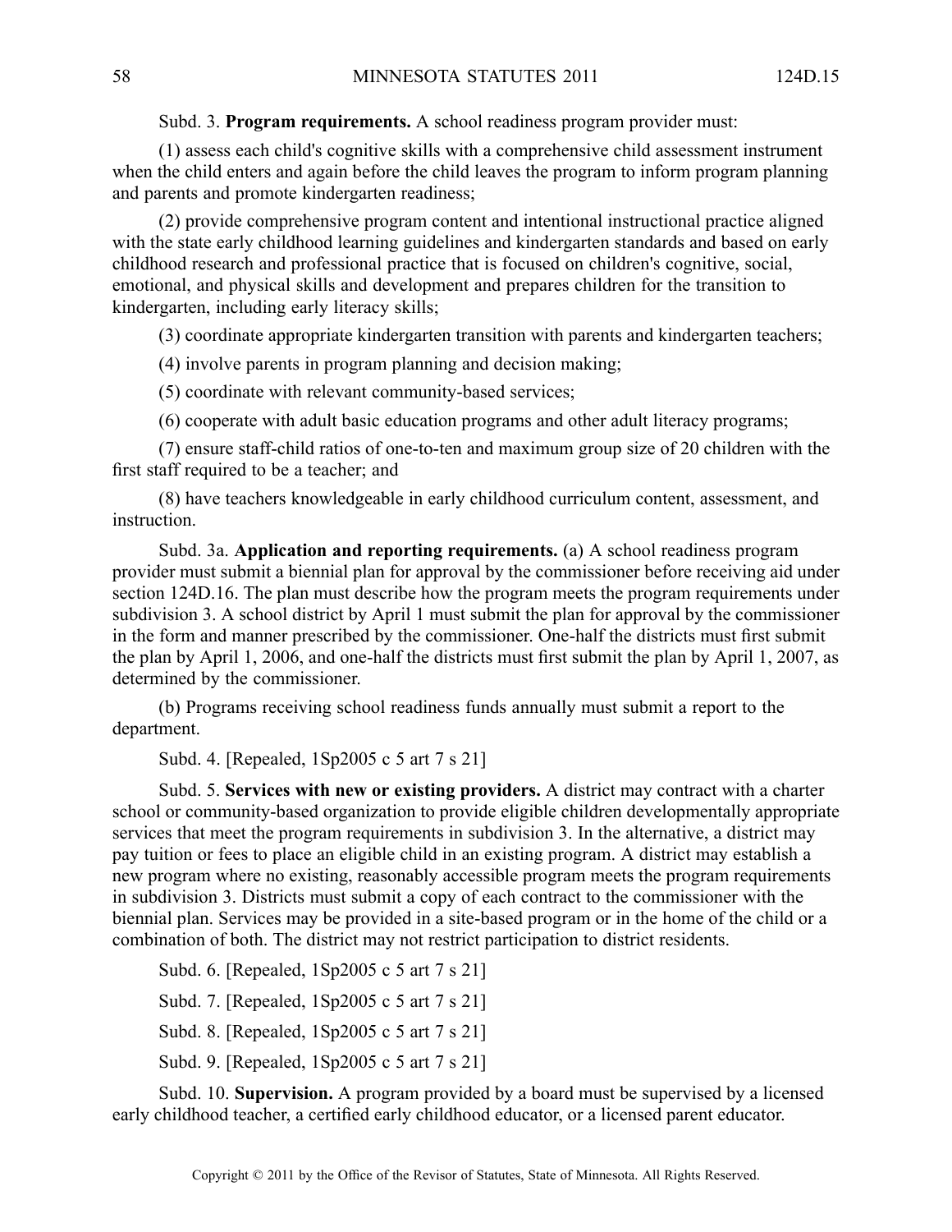Subd. 3. **Program requirements.** A school readiness program provider must:

(1) assess each child's cognitive skills with a comprehensive child assessment instrument when the child enters and again before the child leaves the program to inform program planning and parents and promote kindergarten readiness;

(2) provide comprehensive program content and intentional instructional practice aligned with the state early childhood learning guidelines and kindergarten standards and based on early childhood research and professional practice that is focused on children's cognitive, social, emotional, and physical skills and development and prepares children for the transition to kindergarten, including early literacy skills;

(3) coordinate appropriate kindergarten transition with parents and kindergarten teachers;

(4) involve parents in program planning and decision making;

(5) coordinate with relevant community-based services;

(6) cooperate with adult basic education programs and other adult literacy programs;

(7) ensure staff-child ratios of one-to-ten and maximum group size of 20 children with the first staff required to be a teacher; and

(8) have teachers knowledgeable in early childhood curriculum content, assessment, and instruction.

Subd. 3a. **Application and reporting requirements.** (a) A school readiness program provider must submit a biennial plan for approval by the commissioner before receiving aid under section 124D.16. The plan must describe how the program meets the program requirements under subdivision 3. A school district by April 1 must submit the plan for approval by the commissioner in the form and manner prescribed by the commissioner. One-half the districts must first submit the plan by April 1, 2006, and one-half the districts must first submit the plan by April 1, 2007, as determined by the commissioner.

(b) Programs receiving school readiness funds annually must submit a report to the department.

Subd. 4. [Repealed, 1Sp2005 c 5 art 7 s 21]

Subd. 5. **Services with new or existing providers.** A district may contract with a charter school or community-based organization to provide eligible children developmentally appropriate services that meet the program requirements in subdivision 3. In the alternative, a district may pay tuition or fees to place an eligible child in an existing program. A district may establish a new program where no existing, reasonably accessible program meets the program requirements in subdivision 3. Districts must submit a copy of each contract to the commissioner with the biennial plan. Services may be provided in a site-based program or in the home of the child or a combination of both. The district may not restrict participation to district residents.

Subd. 6. [Repealed, 1Sp2005 c 5 art 7 s 21]

Subd. 7. [Repealed, 1Sp2005 c 5 art 7 s 21]

Subd. 8. [Repealed, 1Sp2005 c 5 art 7 s 21]

Subd. 9. [Repealed, 1Sp2005 c 5 art 7 s 21]

Subd. 10. **Supervision.** A program provided by a board must be supervised by a licensed early childhood teacher, a certified early childhood educator, or a licensed parent educator.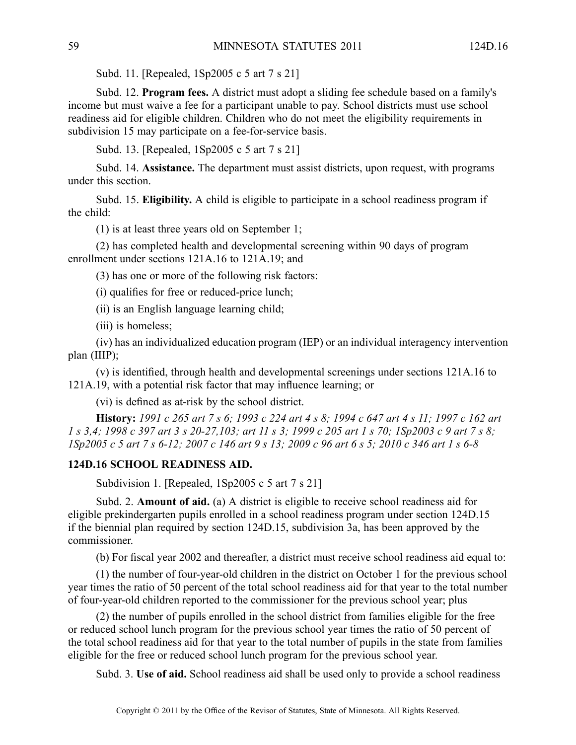Subd. 11. [Repealed, 1Sp2005 c 5 art 7 s 21]

Subd. 12. **Program fees.** A district must adopt a sliding fee schedule based on a family's income but must waive a fee for a participant unable to pay. School districts must use school readiness aid for eligible children. Children who do not meet the eligibility requirements in subdivision 15 may participate on a fee-for-service basis.

Subd. 13. [Repealed, 1Sp2005 c 5 art 7 s 21]

Subd. 14. **Assistance.** The department must assist districts, upon request, with programs under this section.

Subd. 15. **Eligibility.** A child is eligible to participate in a school readiness program if the child:

(1) is at least three years old on September 1;

(2) has completed health and developmental screening within 90 days of program enrollment under sections 121A.16 to 121A.19; and

(3) has one or more of the following risk factors:

(i) qualifies for free or reduced-price lunch;

(ii) is an English language learning child;

(iii) is homeless;

(iv) has an individualized education program (IEP) or an individual interagency intervention plan (IIIP);

(v) is identified, through health and developmental screenings under sections 121A.16 to 121A.19, with a potential risk factor that may influence learning; or

(vi) is defined as at-risk by the school district.

**History:** *1991 c 265 art 7 s 6; 1993 c 224 art 4 s 8; 1994 c 647 art 4 s 11; 1997 c 162 art 1 s 3,4; 1998 c 397 art 3 s 20-27,103; art 11 s 3; 1999 c 205 art 1 s 70; 1Sp2003 c 9 art 7 s 8; 1Sp2005 c 5 art 7 s 6-12; 2007 c 146 art 9 s 13; 2009 c 96 art 6 s 5; 2010 c 346 art 1 s 6-8*

## 124D.16 SCHOOL READINESS AID.

Subdivision 1. [Repealed, 1Sp2005 c 5 art 7 s 21]

Subd. 2. **Amount of aid.** (a) A district is eligible to receive school readiness aid for eligible prekindergarten pupils enrolled in a school readiness program under section 124D.15 if the biennial plan required by section 124D.15, subdivision 3a, has been approved by the commissioner.

(b) For fiscal year 2002 and thereafter, a district must receive school readiness aid equal to:

(1) the number of four-year-old children in the district on October 1 for the previous school year times the ratio of 50 percent of the total school readiness aid for that year to the total number of four-year-old children reported to the commissioner for the previous school year; plus

(2) the number of pupils enrolled in the school district from families eligible for the free or reduced school lunch program for the previous school year times the ratio of 50 percent of the total school readiness aid for that year to the total number of pupils in the state from families eligible for the free or reduced school lunch program for the previous school year.

Subd. 3. **Use of aid.** School readiness aid shall be used only to provide a school readiness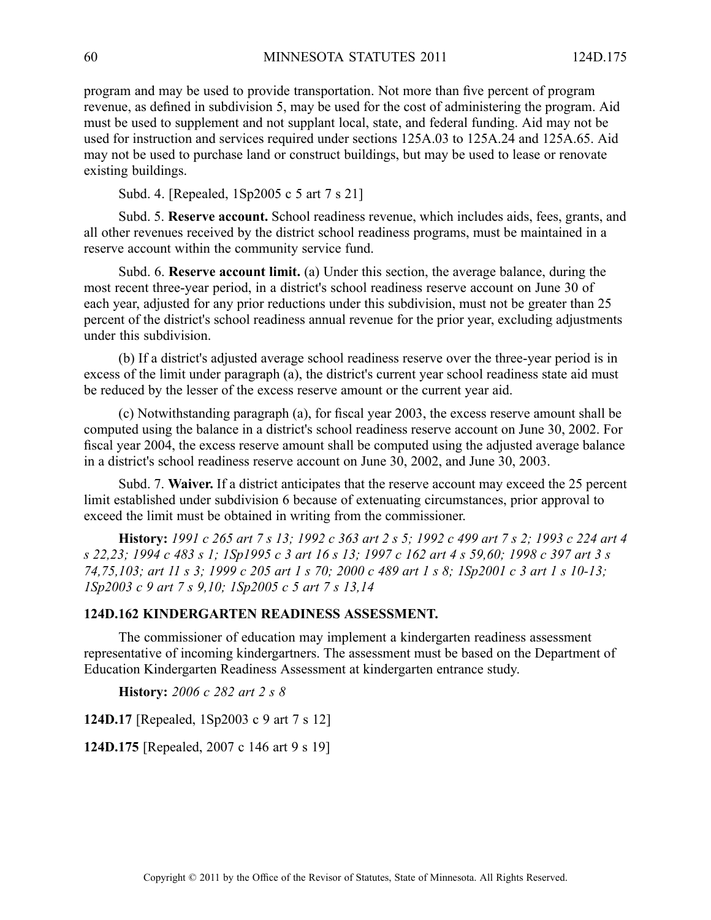program and may be used to provide transportation. Not more than five percent of program revenue, as defined in subdivision 5, may be used for the cost of administering the program. Aid must be used to supplement and not supplant local, state, and federal funding. Aid may not be used for instruction and services required under sections 125A.03 to 125A.24 and 125A.65. Aid may not be used to purchase land or construct buildings, but may be used to lease or renovate existing buildings.

Subd. 4. [Repealed, 1Sp2005 c 5 art 7 s 21]

Subd. 5. **Reserve account.** School readiness revenue, which includes aids, fees, grants, and all other revenues received by the district school readiness programs, must be maintained in a reserve account within the community service fund.

Subd. 6. **Reserve account limit.** (a) Under this section, the average balance, during the most recent three-year period, in a district's school readiness reserve account on June 30 of each year, adjusted for any prior reductions under this subdivision, must not be greater than 25 percent of the district's school readiness annual revenue for the prior year, excluding adjustments under this subdivision.

(b) If a district's adjusted average school readiness reserve over the three-year period is in excess of the limit under paragraph (a), the district's current year school readiness state aid must be reduced by the lesser of the excess reserve amount or the current year aid.

(c) Notwithstanding paragraph (a), for fiscal year 2003, the excess reserve amount shall be computed using the balance in a district's school readiness reserve account on June 30, 2002. For fiscal year 2004, the excess reserve amount shall be computed using the adjusted average balance in a district's school readiness reserve account on June 30, 2002, and June 30, 2003.

Subd. 7. **Waiver.** If a district anticipates that the reserve account may exceed the 25 percent limit established under subdivision 6 because of extenuating circumstances, prior approval to exceed the limit must be obtained in writing from the commissioner.

**History:** *1991 c 265 art 7 s 13; 1992 c 363 art 2 s 5; 1992 c 499 art 7 s 2; 1993 c 224 art 4 s 22,23; 1994 c 483 s 1; 1Sp1995 c 3 art 16 s 13; 1997 c 162 art 4 s 59,60; 1998 c 397 art 3 s 74,75,103; art 11 s 3; 1999 c 205 art 1 s 70; 2000 c 489 art 1 s 8; 1Sp2001 c 3 art 1 s 10-13; 1Sp2003 c 9 art 7 s 9,10; 1Sp2005 c 5 art 7 s 13,14*

## 124D.162 KINDERGARTEN READINESS ASSESSMENT.

The commissioner of education may implement a kindergarten readiness assessment representative of incoming kindergartners. The assessment must be based on the Department of Education Kindergarten Readiness Assessment at kindergarten entrance study.

**History:** *2006 c 282 art 2 s 8*

**124D.17** [Repealed, 1Sp2003 c 9 art 7 s 12]

**124D.175** [Repealed, 2007 c 146 art 9 s 19]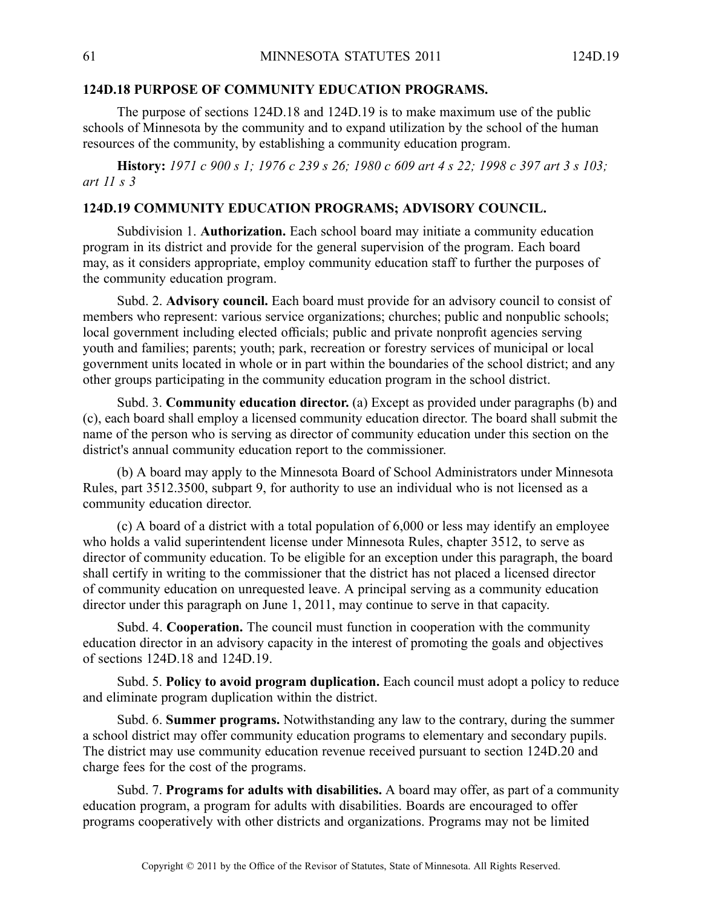## 124D.18 PURPOSE OF COMMUNITY EDUCATION PROGRAMS.

The purpose of sections 124D.18 and 124D.19 is to make maximum use of the public schools of Minnesota by the community and to expand utilization by the school of the human resources of the community, by establishing a community education program.

**History:** *1971 c 900 s 1; 1976 c 239 s 26; 1980 c 609 art 4 s 22; 1998 c 397 art 3 s 103; art 11 s 3*

## 124D.19 COMMUNITY EDUCATION PROGRAMS; ADVISORY COUNCIL.

Subdivision 1. **Authorization.** Each school board may initiate a community education program in its district and provide for the general supervision of the program. Each board may, as it considers appropriate, employ community education staff to further the purposes of the community education program.

Subd. 2. **Advisory council.** Each board must provide for an advisory council to consist of members who represent: various service organizations; churches; public and nonpublic schools; local government including elected officials; public and private nonprofit agencies serving youth and families; parents; youth; park, recreation or forestry services of municipal or local government units located in whole or in part within the boundaries of the school district; and any other groups participating in the community education program in the school district.

Subd. 3. **Community education director.** (a) Except as provided under paragraphs (b) and (c), each board shall employ a licensed community education director. The board shall submit the name of the person who is serving as director of community education under this section on the district's annual community education report to the commissioner.

(b) A board may apply to the Minnesota Board of School Administrators under Minnesota Rules, part 3512.3500, subpart 9, for authority to use an individual who is not licensed as a community education director.

(c) A board of a district with a total population of 6,000 or less may identify an employee who holds a valid superintendent license under Minnesota Rules, chapter 3512, to serve as director of community education. To be eligible for an exception under this paragraph, the board shall certify in writing to the commissioner that the district has not placed a licensed director of community education on unrequested leave. A principal serving as a community education director under this paragraph on June 1, 2011, may continue to serve in that capacity.

Subd. 4. **Cooperation.** The council must function in cooperation with the community education director in an advisory capacity in the interest of promoting the goals and objectives of sections 124D.18 and 124D.19.

Subd. 5. **Policy to avoid program duplication.** Each council must adopt a policy to reduce and eliminate program duplication within the district.

Subd. 6. **Summer programs.** Notwithstanding any law to the contrary, during the summer a school district may offer community education programs to elementary and secondary pupils. The district may use community education revenue received pursuant to section 124D.20 and charge fees for the cost of the programs.

Subd. 7. **Programs for adults with disabilities.** A board may offer, as part of a community education program, a program for adults with disabilities. Boards are encouraged to offer programs cooperatively with other districts and organizations. Programs may not be limited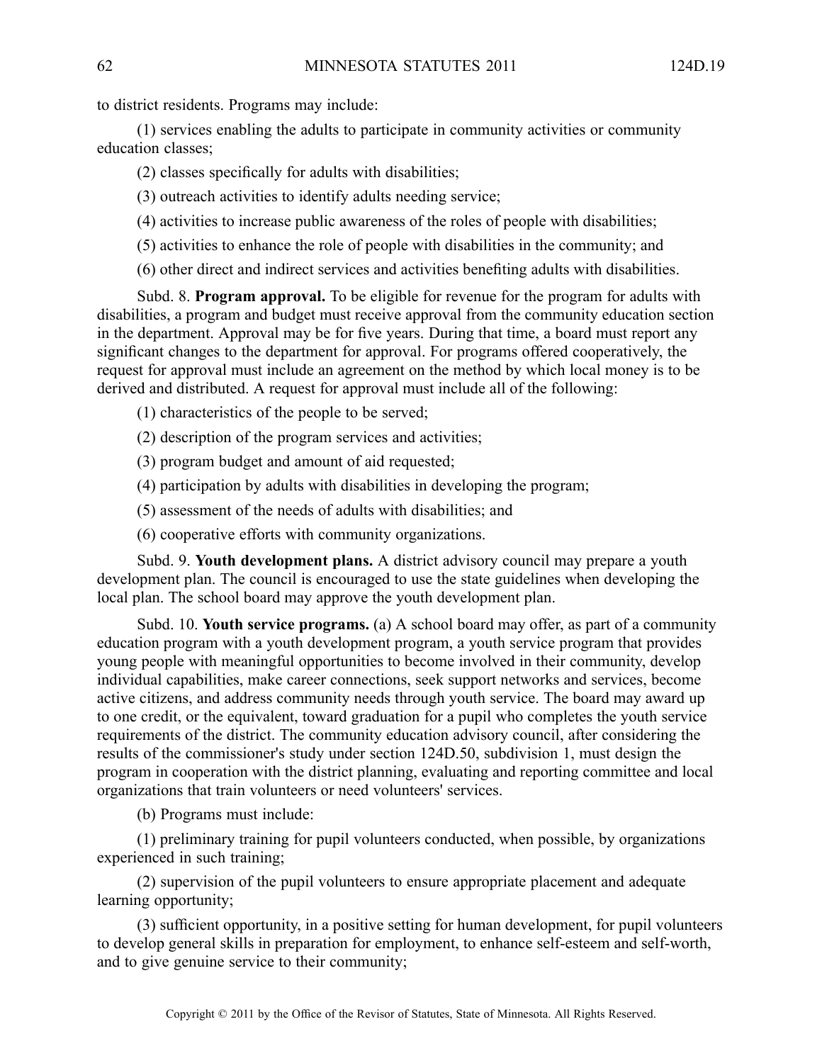to district residents. Programs may include:

(1) services enabling the adults to participate in community activities or community education classes;

(2) classes specifically for adults with disabilities;

(3) outreach activities to identify adults needing service;

(4) activities to increase public awareness of the roles of people with disabilities;

(5) activities to enhance the role of people with disabilities in the community; and

(6) other direct and indirect services and activities benefiting adults with disabilities.

Subd. 8. **Program approval.** To be eligible for revenue for the program for adults with disabilities, a program and budget must receive approval from the community education section in the department. Approval may be for five years. During that time, a board must report any significant changes to the department for approval. For programs offered cooperatively, the request for approval must include an agreement on the method by which local money is to be derived and distributed. A request for approval must include all of the following:

(1) characteristics of the people to be served;

(2) description of the program services and activities;

(3) program budget and amount of aid requested;

(4) participation by adults with disabilities in developing the program;

(5) assessment of the needs of adults with disabilities; and

(6) cooperative efforts with community organizations.

Subd. 9. **Youth development plans.** A district advisory council may prepare a youth development plan. The council is encouraged to use the state guidelines when developing the local plan. The school board may approve the youth development plan.

Subd. 10. **Youth service programs.** (a) A school board may offer, as part of a community education program with a youth development program, a youth service program that provides young people with meaningful opportunities to become involved in their community, develop individual capabilities, make career connections, seek support networks and services, become active citizens, and address community needs through youth service. The board may award up to one credit, or the equivalent, toward graduation for a pupil who completes the youth service requirements of the district. The community education advisory council, after considering the results of the commissioner's study under section 124D.50, subdivision 1, must design the program in cooperation with the district planning, evaluating and reporting committee and local organizations that train volunteers or need volunteers' services.

(b) Programs must include:

(1) preliminary training for pupil volunteers conducted, when possible, by organizations experienced in such training;

(2) supervision of the pupil volunteers to ensure appropriate placement and adequate learning opportunity;

(3) sufficient opportunity, in a positive setting for human development, for pupil volunteers to develop general skills in preparation for employment, to enhance self-esteem and self-worth, and to give genuine service to their community;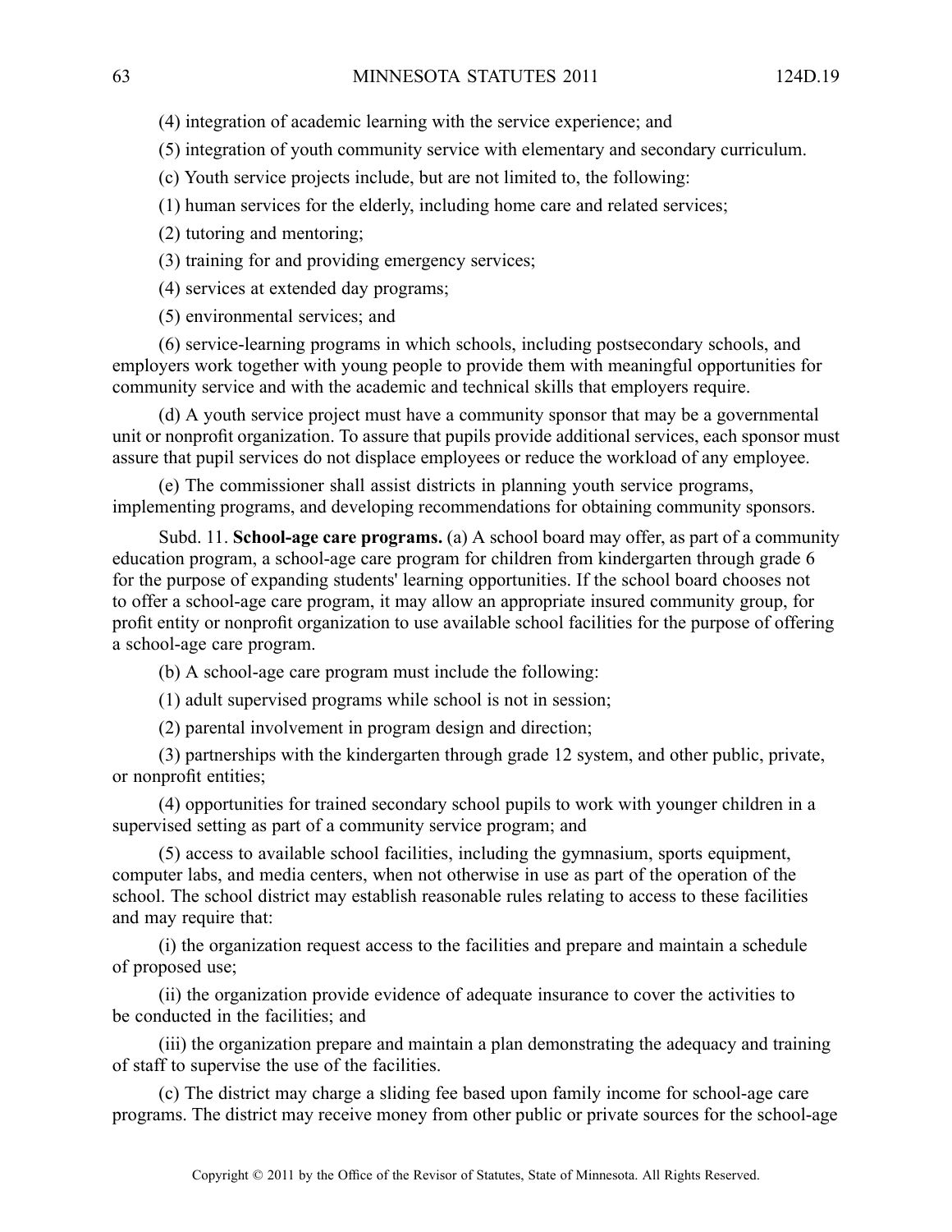(4) integration of academic learning with the service experience; and

(5) integration of youth community service with elementary and secondary curriculum.

(c) Youth service projects include, but are not limited to, the following:

(1) human services for the elderly, including home care and related services;

(2) tutoring and mentoring;

(3) training for and providing emergency services;

(4) services at extended day programs;

(5) environmental services; and

(6) service-learning programs in which schools, including postsecondary schools, and employers work together with young people to provide them with meaningful opportunities for community service and with the academic and technical skills that employers require.

(d) A youth service project must have a community sponsor that may be a governmental unit or nonprofit organization. To assure that pupils provide additional services, each sponsor must assure that pupil services do not displace employees or reduce the workload of any employee.

(e) The commissioner shall assist districts in planning youth service programs, implementing programs, and developing recommendations for obtaining community sponsors.

Subd. 11. **School-age care programs.** (a) A school board may offer, as part of a community education program, a school-age care program for children from kindergarten through grade 6 for the purpose of expanding students' learning opportunities. If the school board chooses not to offer a school-age care program, it may allow an appropriate insured community group, for profit entity or nonprofit organization to use available school facilities for the purpose of offering a school-age care program.

(b) A school-age care program must include the following:

(1) adult supervised programs while school is not in session;

(2) parental involvement in program design and direction;

(3) partnerships with the kindergarten through grade 12 system, and other public, private, or nonprofit entities;

(4) opportunities for trained secondary school pupils to work with younger children in a supervised setting as part of a community service program; and

(5) access to available school facilities, including the gymnasium, sports equipment, computer labs, and media centers, when not otherwise in use as part of the operation of the school. The school district may establish reasonable rules relating to access to these facilities and may require that:

(i) the organization request access to the facilities and prepare and maintain a schedule of proposed use;

(ii) the organization provide evidence of adequate insurance to cover the activities to be conducted in the facilities; and

(iii) the organization prepare and maintain a plan demonstrating the adequacy and training of staff to supervise the use of the facilities.

(c) The district may charge a sliding fee based upon family income for school-age care programs. The district may receive money from other public or private sources for the school-age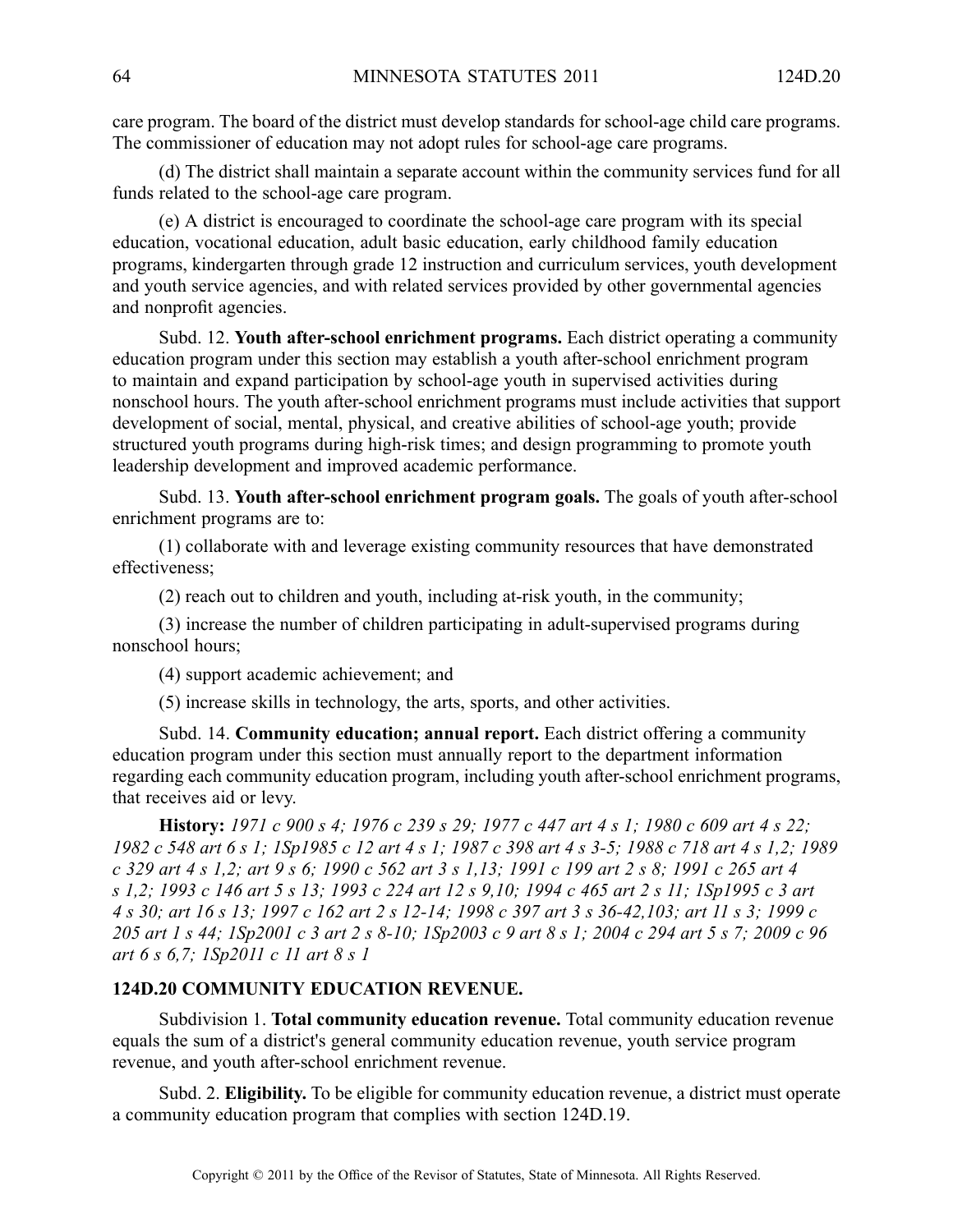care program. The board of the district must develop standards for school-age child care programs. The commissioner of education may not adopt rules for school-age care programs.

(d) The district shall maintain a separate account within the community services fund for all funds related to the school-age care program.

(e) A district is encouraged to coordinate the school-age care program with its special education, vocational education, adult basic education, early childhood family education programs, kindergarten through grade 12 instruction and curriculum services, youth development and youth service agencies, and with related services provided by other governmental agencies and nonprofit agencies.

Subd. 12. **Youth after-school enrichment programs.** Each district operating a community education program under this section may establish a youth after-school enrichment program to maintain and expand participation by school-age youth in supervised activities during nonschool hours. The youth after-school enrichment programs must include activities that support development of social, mental, physical, and creative abilities of school-age youth; provide structured youth programs during high-risk times; and design programming to promote youth leadership development and improved academic performance.

Subd. 13. **Youth after-school enrichment program goals.** The goals of youth after-school enrichment programs are to:

(1) collaborate with and leverage existing community resources that have demonstrated effectiveness;

(2) reach out to children and youth, including at-risk youth, in the community;

(3) increase the number of children participating in adult-supervised programs during nonschool hours;

(4) support academic achievement; and

(5) increase skills in technology, the arts, sports, and other activities.

Subd. 14. **Community education; annual report.** Each district offering a community education program under this section must annually report to the department information regarding each community education program, including youth after-school enrichment programs, that receives aid or levy.

**History:** *1971 c 900 s 4; 1976 c 239 s 29; 1977 c 447 art 4 s 1; 1980 c 609 art 4 s 22; 1982 c 548 art 6 s 1; 1Sp1985 c 12 art 4 s 1; 1987 c 398 art 4 s 3-5; 1988 c 718 art 4 s 1,2; 1989 c 329 art 4 s 1,2; art 9 s 6; 1990 c 562 art 3 s 1,13; 1991 c 199 art 2 s 8; 1991 c 265 art 4 s 1,2; 1993 c 146 art 5 s 13; 1993 c 224 art 12 s 9,10; 1994 c 465 art 2 s 11; 1Sp1995 c 3 art 4 s 30; art 16 s 13; 1997 c 162 art 2 s 12-14; 1998 c 397 art 3 s 36-42,103; art 11 s 3; 1999 c 205 art 1 s 44; 1Sp2001 c 3 art 2 s 8-10; 1Sp2003 c 9 art 8 s 1; 2004 c 294 art 5 s 7; 2009 c 96 art 6 s 6,7; 1Sp2011 c 11 art 8 s 1*

## 124D.20 COMMUNITY EDUCATION REVENUE.

Subdivision 1. **Total community education revenue.** Total community education revenue equals the sum of a district's general community education revenue, youth service program revenue, and youth after-school enrichment revenue.

Subd. 2. **Eligibility.** To be eligible for community education revenue, a district must operate a community education program that complies with section 124D.19.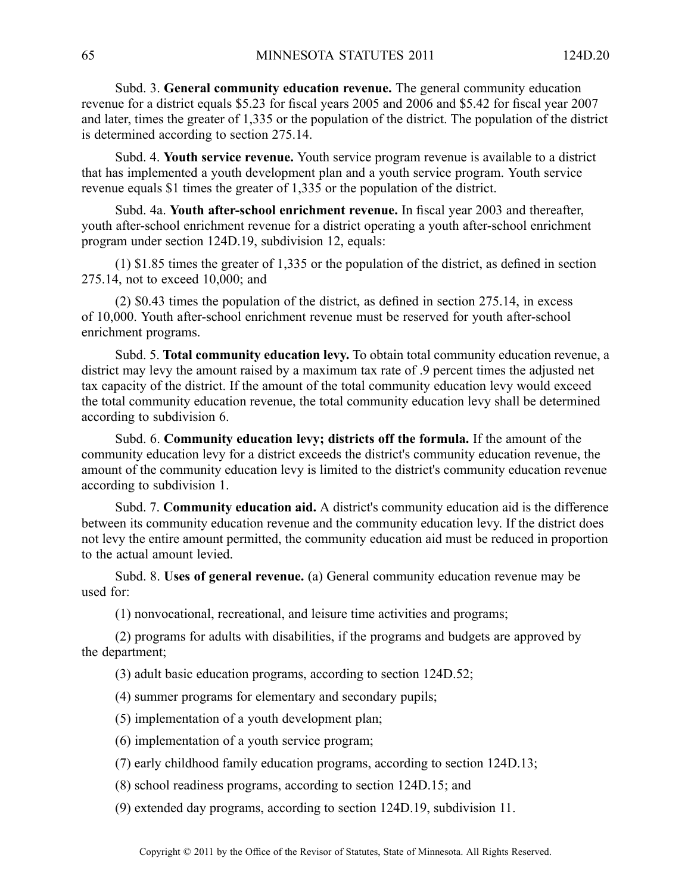Subd. 3. **General community education revenue.** The general community education revenue for a district equals $5.23 for fiscal years 2005 and 2006 and $5.42 for fiscal year 2007 and later, times the greater of 1,335 or the population of the district. The population of the district is determined according to section 275.14.

Subd. 4. **Youth service revenue.** Youth service program revenue is available to a district that has implemented a youth development plan and a youth service program. Youth service revenue equals $1 times the greater of 1,335 or the population of the district.

Subd. 4a. **Youth after-school enrichment revenue.** In fiscal year 2003 and thereafter, youth after-school enrichment revenue for a district operating a youth after-school enrichment program under section 124D.19, subdivision 12, equals:

(1) $1.85 times the greater of 1,335 or the population of the district, as defined in section 275.14, not to exceed 10,000; and

(2) $0.43 times the population of the district, as defined in section 275.14, in excess of 10,000. Youth after-school enrichment revenue must be reserved for youth after-school enrichment programs.

Subd. 5. **Total community education levy.** To obtain total community education revenue, a district may levy the amount raised by a maximum tax rate of .9 percent times the adjusted net tax capacity of the district. If the amount of the total community education levy would exceed the total community education revenue, the total community education levy shall be determined according to subdivision 6.

Subd. 6. **Community education levy; districts off the formula.** If the amount of the community education levy for a district exceeds the district's community education revenue, the amount of the community education levy is limited to the district's community education revenue according to subdivision 1.

Subd. 7. **Community education aid.** A district's community education aid is the difference between its community education revenue and the community education levy. If the district does not levy the entire amount permitted, the community education aid must be reduced in proportion to the actual amount levied.

Subd. 8. **Uses of general revenue.** (a) General community education revenue may be used for:

(1) nonvocational, recreational, and leisure time activities and programs;

(2) programs for adults with disabilities, if the programs and budgets are approved by the department;

(3) adult basic education programs, according to section 124D.52;

(4) summer programs for elementary and secondary pupils;

(5) implementation of a youth development plan;

(6) implementation of a youth service program;

(7) early childhood family education programs, according to section 124D.13;

(8) school readiness programs, according to section 124D.15; and

(9) extended day programs, according to section 124D.19, subdivision 11.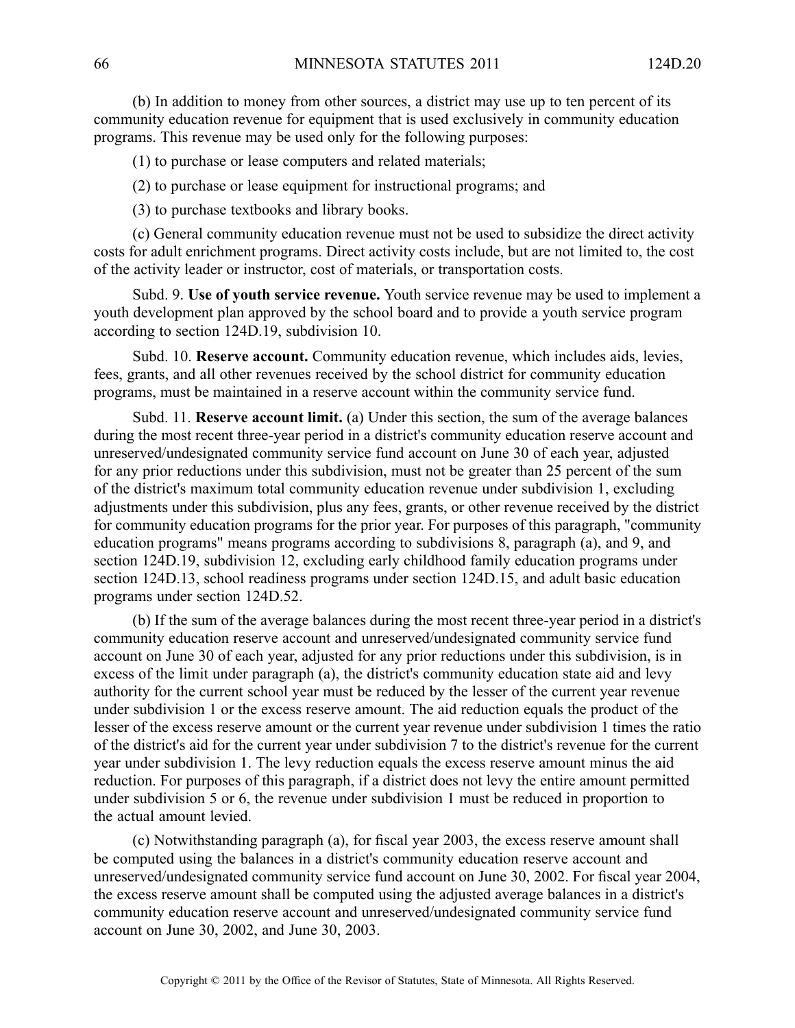(b) In addition to money from other sources, a district may use up to ten percent of its community education revenue for equipment that is used exclusively in community education programs. This revenue may be used only for the following purposes:

(1) to purchase or lease computers and related materials;

(2) to purchase or lease equipment for instructional programs; and

(3) to purchase textbooks and library books.

(c) General community education revenue must not be used to subsidize the direct activity costs for adult enrichment programs. Direct activity costs include, but are not limited to, the cost of the activity leader or instructor, cost of materials, or transportation costs.

Subd. 9. **Use of youth service revenue.** Youth service revenue may be used to implement a youth development plan approved by the school board and to provide a youth service program according to section 124D.19, subdivision 10.

Subd. 10. **Reserve account.** Community education revenue, which includes aids, levies, fees, grants, and all other revenues received by the school district for community education programs, must be maintained in a reserve account within the community service fund.

Subd. 11. **Reserve account limit.** (a) Under this section, the sum of the average balances during the most recent three-year period in a district's community education reserve account and unreserved/undesignated community service fund account on June 30 of each year, adjusted for any prior reductions under this subdivision, must not be greater than 25 percent of the sum of the district's maximum total community education revenue under subdivision 1, excluding adjustments under this subdivision, plus any fees, grants, or other revenue received by the district for community education programs for the prior year. For purposes of this paragraph, "community education programs" means programs according to subdivisions 8, paragraph (a), and 9, and section 124D.19, subdivision 12, excluding early childhood family education programs under section 124D.13, school readiness programs under section 124D.15, and adult basic education programs under section 124D.52.

(b) If the sum of the average balances during the most recent three-year period in a district's community education reserve account and unreserved/undesignated community service fund account on June 30 of each year, adjusted for any prior reductions under this subdivision, is in excess of the limit under paragraph (a), the district's community education state aid and levy authority for the current school year must be reduced by the lesser of the current year revenue under subdivision 1 or the excess reserve amount. The aid reduction equals the product of the lesser of the excess reserve amount or the current year revenue under subdivision 1 times the ratio of the district's aid for the current year under subdivision 7 to the district's revenue for the current year under subdivision 1. The levy reduction equals the excess reserve amount minus the aid reduction. For purposes of this paragraph, if a district does not levy the entire amount permitted under subdivision 5 or 6, the revenue under subdivision 1 must be reduced in proportion to the actual amount levied.

(c) Notwithstanding paragraph (a), for fiscal year 2003, the excess reserve amount shall be computed using the balances in a district's community education reserve account and unreserved/undesignated community service fund account on June 30, 2002. For fiscal year 2004, the excess reserve amount shall be computed using the adjusted average balances in a district's community education reserve account and unreserved/undesignated community service fund account on June 30, 2002, and June 30, 2003.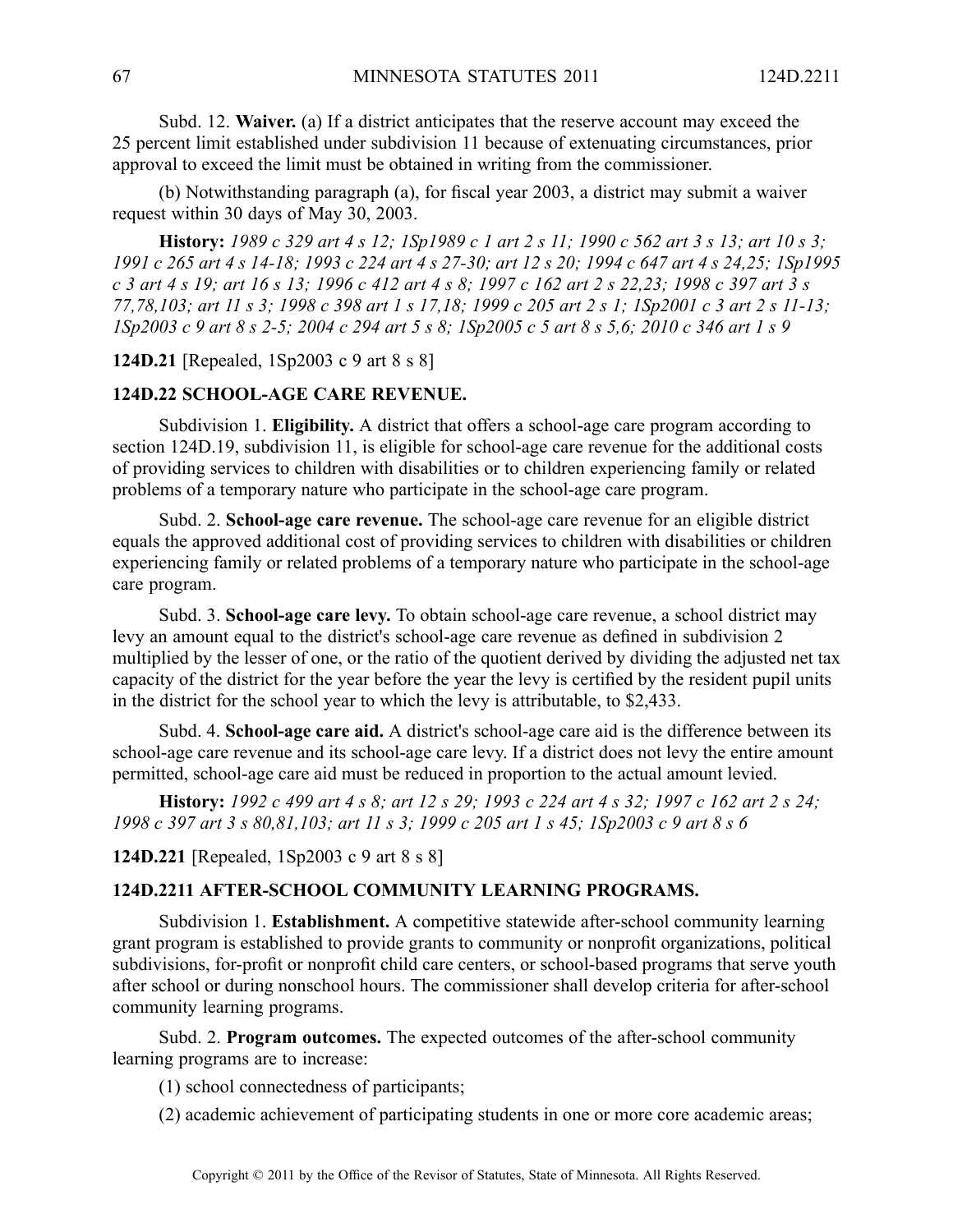Subd. 12. **Waiver.** (a) If a district anticipates that the reserve account may exceed the 25 percent limit established under subdivision 11 because of extenuating circumstances, prior approval to exceed the limit must be obtained in writing from the commissioner.

(b) Notwithstanding paragraph (a), for fiscal year 2003, a district may submit a waiver request within 30 days of May 30, 2003.

**History:** *1989 c 329 art 4 s 12; 1Sp1989 c 1 art 2 s 11; 1990 c 562 art 3 s 13; art 10 s 3; 1991 c 265 art 4 s 14-18; 1993 c 224 art 4 s 27-30; art 12 s 20; 1994 c 647 art 4 s 24,25; 1Sp1995 c 3 art 4 s 19; art 16 s 13; 1996 c 412 art 4 s 8; 1997 c 162 art 2 s 22,23; 1998 c 397 art 3 s 77,78,103; art 11 s 3; 1998 c 398 art 1 s 17,18; 1999 c 205 art 2 s 1; 1Sp2001 c 3 art 2 s 11-13; 1Sp2003 c 9 art 8 s 2-5; 2004 c 294 art 5 s 8; 1Sp2005 c 5 art 8 s 5,6; 2010 c 346 art 1 s 9*

**124D.21** [Repealed, 1Sp2003 c 9 art 8 s 8]

## 124D.22 SCHOOL-AGE CARE REVENUE.

Subdivision 1. **Eligibility.** A district that offers a school-age care program according to section 124D.19, subdivision 11, is eligible for school-age care revenue for the additional costs of providing services to children with disabilities or to children experiencing family or related problems of a temporary nature who participate in the school-age care program.

Subd. 2. **School-age care revenue.** The school-age care revenue for an eligible district equals the approved additional cost of providing services to children with disabilities or children experiencing family or related problems of a temporary nature who participate in the school-age care program.

Subd. 3. **School-age care levy.** To obtain school-age care revenue, a school district may levy an amount equal to the district's school-age care revenue as defined in subdivision 2 multiplied by the lesser of one, or the ratio of the quotient derived by dividing the adjusted net tax capacity of the district for the year before the year the levy is certified by the resident pupil units in the district for the school year to which the levy is attributable, to $2,433.

Subd. 4. **School-age care aid.** A district's school-age care aid is the difference between its school-age care revenue and its school-age care levy. If a district does not levy the entire amount permitted, school-age care aid must be reduced in proportion to the actual amount levied.

**History:** *1992 c 499 art 4 s 8; art 12 s 29; 1993 c 224 art 4 s 32; 1997 c 162 art 2 s 24; 1998 c 397 art 3 s 80,81,103; art 11 s 3; 1999 c 205 art 1 s 45; 1Sp2003 c 9 art 8 s 6*

**124D.221** [Repealed, 1Sp2003 c 9 art 8 s 8]

## 124D.2211 AFTER-SCHOOL COMMUNITY LEARNING PROGRAMS.

Subdivision 1. **Establishment.** A competitive statewide after-school community learning grant program is established to provide grants to community or nonprofit organizations, political subdivisions, for-profit or nonprofit child care centers, or school-based programs that serve youth after school or during nonschool hours. The commissioner shall develop criteria for after-school community learning programs.

Subd. 2. **Program outcomes.** The expected outcomes of the after-school community learning programs are to increase:

(1) school connectedness of participants;

(2) academic achievement of participating students in one or more core academic areas;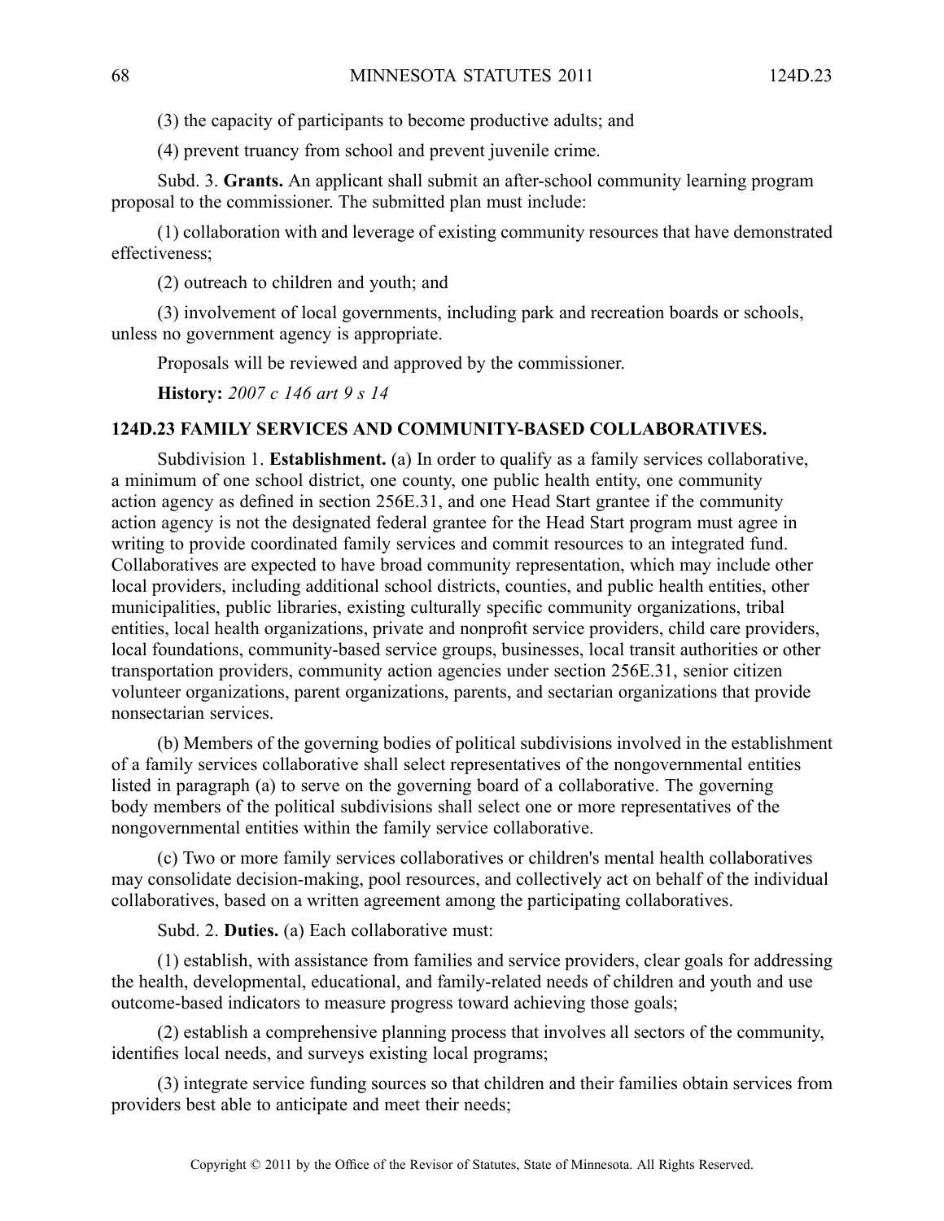(3) the capacity of participants to become productive adults; and

(4) prevent truancy from school and prevent juvenile crime.

Subd. 3. **Grants.** An applicant shall submit an after-school community learning program proposal to the commissioner. The submitted plan must include:

(1) collaboration with and leverage of existing community resources that have demonstrated effectiveness;

(2) outreach to children and youth; and

(3) involvement of local governments, including park and recreation boards or schools, unless no government agency is appropriate.

Proposals will be reviewed and approved by the commissioner.

**History:** *2007 c 146 art 9 s 14*

## 124D.23 FAMILY SERVICES AND COMMUNITY-BASED COLLABORATIVES.

Subdivision 1. **Establishment.** (a) In order to qualify as a family services collaborative, a minimum of one school district, one county, one public health entity, one community action agency as defined in section 256E.31, and one Head Start grantee if the community action agency is not the designated federal grantee for the Head Start program must agree in writing to provide coordinated family services and commit resources to an integrated fund. Collaboratives are expected to have broad community representation, which may include other local providers, including additional school districts, counties, and public health entities, other municipalities, public libraries, existing culturally specific community organizations, tribal entities, local health organizations, private and nonprofit service providers, child care providers, local foundations, community-based service groups, businesses, local transit authorities or other transportation providers, community action agencies under section 256E.31, senior citizen volunteer organizations, parent organizations, parents, and sectarian organizations that provide nonsectarian services.

(b) Members of the governing bodies of political subdivisions involved in the establishment of a family services collaborative shall select representatives of the nongovernmental entities listed in paragraph (a) to serve on the governing board of a collaborative. The governing body members of the political subdivisions shall select one or more representatives of the nongovernmental entities within the family service collaborative.

(c) Two or more family services collaboratives or children's mental health collaboratives may consolidate decision-making, pool resources, and collectively act on behalf of the individual collaboratives, based on a written agreement among the participating collaboratives.

Subd. 2. **Duties.** (a) Each collaborative must:

(1) establish, with assistance from families and service providers, clear goals for addressing the health, developmental, educational, and family-related needs of children and youth and use outcome-based indicators to measure progress toward achieving those goals;

(2) establish a comprehensive planning process that involves all sectors of the community, identifies local needs, and surveys existing local programs;

(3) integrate service funding sources so that children and their families obtain services from providers best able to anticipate and meet their needs;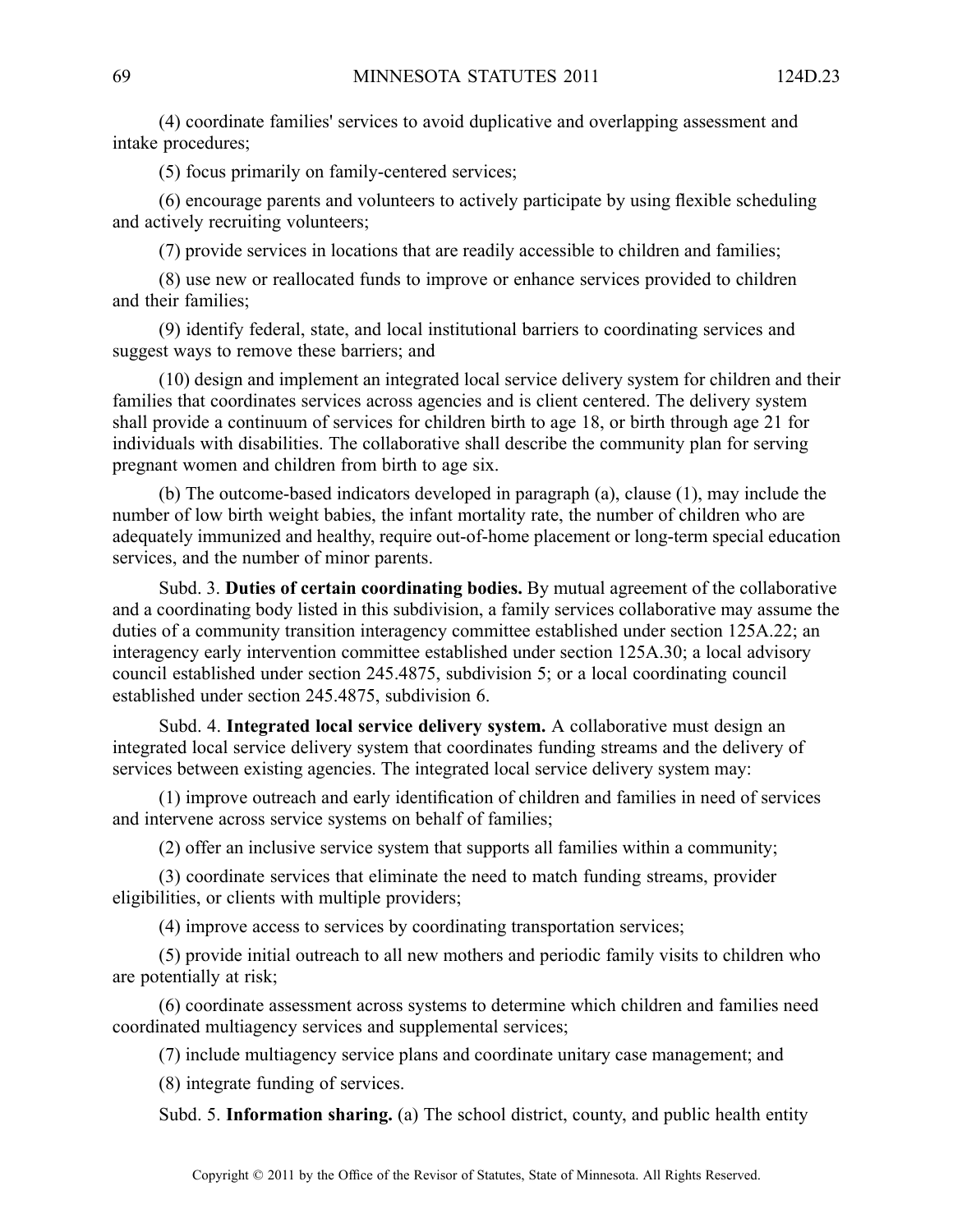(4) coordinate families' services to avoid duplicative and overlapping assessment and intake procedures;

(5) focus primarily on family-centered services;

(6) encourage parents and volunteers to actively participate by using flexible scheduling and actively recruiting volunteers;

(7) provide services in locations that are readily accessible to children and families;

(8) use new or reallocated funds to improve or enhance services provided to children and their families;

(9) identify federal, state, and local institutional barriers to coordinating services and suggest ways to remove these barriers; and

(10) design and implement an integrated local service delivery system for children and their families that coordinates services across agencies and is client centered. The delivery system shall provide a continuum of services for children birth to age 18, or birth through age 21 for individuals with disabilities. The collaborative shall describe the community plan for serving pregnant women and children from birth to age six.

(b) The outcome-based indicators developed in paragraph (a), clause (1), may include the number of low birth weight babies, the infant mortality rate, the number of children who are adequately immunized and healthy, require out-of-home placement or long-term special education services, and the number of minor parents.

Subd. 3. **Duties of certain coordinating bodies.** By mutual agreement of the collaborative and a coordinating body listed in this subdivision, a family services collaborative may assume the duties of a community transition interagency committee established under section 125A.22; an interagency early intervention committee established under section 125A.30; a local advisory council established under section 245.4875, subdivision 5; or a local coordinating council established under section 245.4875, subdivision 6.

Subd. 4. **Integrated local service delivery system.** A collaborative must design an integrated local service delivery system that coordinates funding streams and the delivery of services between existing agencies. The integrated local service delivery system may:

(1) improve outreach and early identification of children and families in need of services and intervene across service systems on behalf of families;

(2) offer an inclusive service system that supports all families within a community;

(3) coordinate services that eliminate the need to match funding streams, provider eligibilities, or clients with multiple providers;

(4) improve access to services by coordinating transportation services;

(5) provide initial outreach to all new mothers and periodic family visits to children who are potentially at risk;

(6) coordinate assessment across systems to determine which children and families need coordinated multiagency services and supplemental services;

(7) include multiagency service plans and coordinate unitary case management; and

(8) integrate funding of services.

Subd. 5. **Information sharing.** (a) The school district, county, and public health entity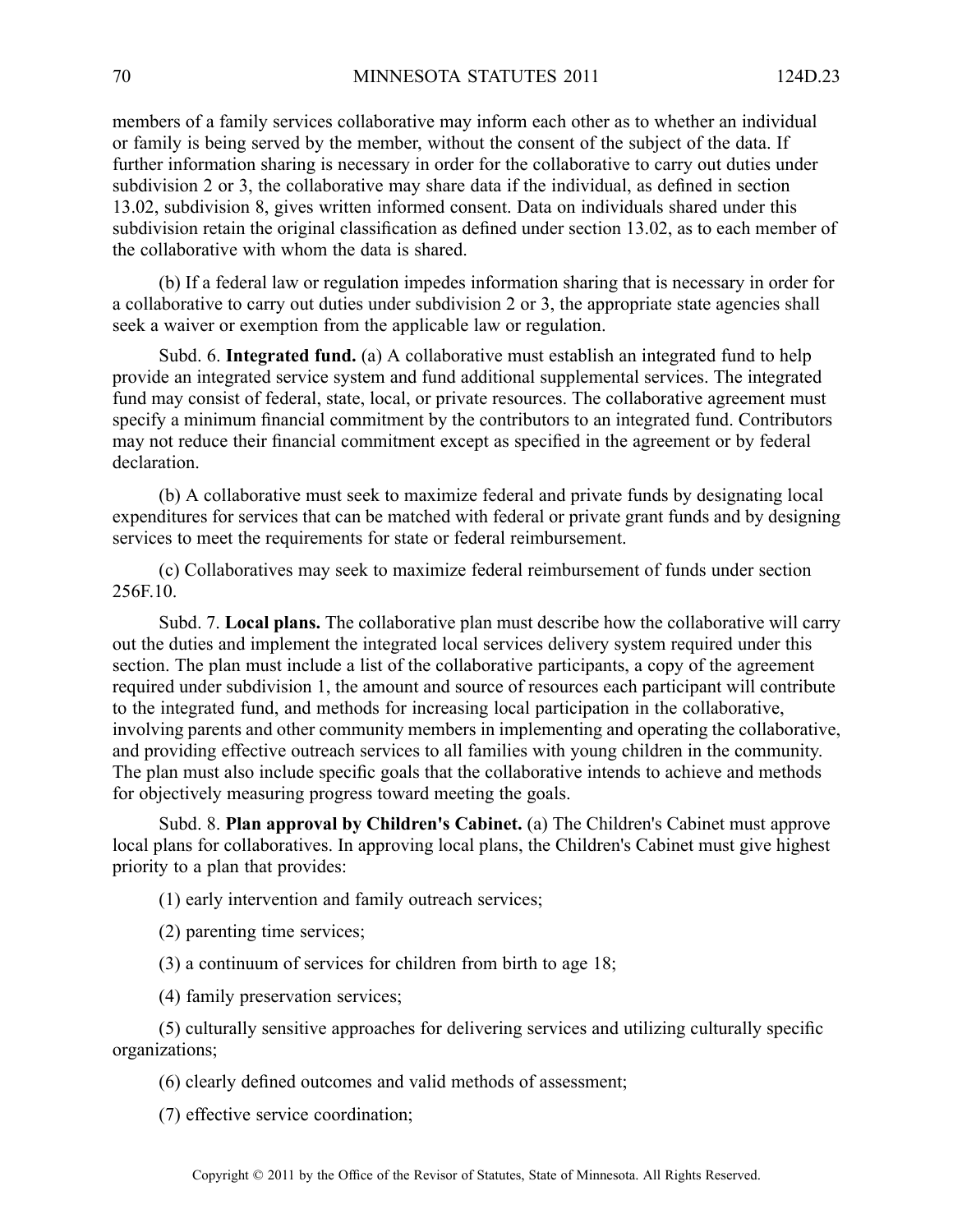members of a family services collaborative may inform each other as to whether an individual or family is being served by the member, without the consent of the subject of the data. If further information sharing is necessary in order for the collaborative to carry out duties under subdivision 2 or 3, the collaborative may share data if the individual, as defined in section 13.02, subdivision 8, gives written informed consent. Data on individuals shared under this subdivision retain the original classification as defined under section 13.02, as to each member of the collaborative with whom the data is shared.

(b) If a federal law or regulation impedes information sharing that is necessary in order for a collaborative to carry out duties under subdivision 2 or 3, the appropriate state agencies shall seek a waiver or exemption from the applicable law or regulation.

Subd. 6. **Integrated fund.** (a) A collaborative must establish an integrated fund to help provide an integrated service system and fund additional supplemental services. The integrated fund may consist of federal, state, local, or private resources. The collaborative agreement must specify a minimum financial commitment by the contributors to an integrated fund. Contributors may not reduce their financial commitment except as specified in the agreement or by federal declaration.

(b) A collaborative must seek to maximize federal and private funds by designating local expenditures for services that can be matched with federal or private grant funds and by designing services to meet the requirements for state or federal reimbursement.

(c) Collaboratives may seek to maximize federal reimbursement of funds under section 256F.10.

Subd. 7. **Local plans.** The collaborative plan must describe how the collaborative will carry out the duties and implement the integrated local services delivery system required under this section. The plan must include a list of the collaborative participants, a copy of the agreement required under subdivision 1, the amount and source of resources each participant will contribute to the integrated fund, and methods for increasing local participation in the collaborative, involving parents and other community members in implementing and operating the collaborative, and providing effective outreach services to all families with young children in the community. The plan must also include specific goals that the collaborative intends to achieve and methods for objectively measuring progress toward meeting the goals.

Subd. 8. **Plan approval by Children's Cabinet.** (a) The Children's Cabinet must approve local plans for collaboratives. In approving local plans, the Children's Cabinet must give highest priority to a plan that provides:

(1) early intervention and family outreach services;

(2) parenting time services;

(3) a continuum of services for children from birth to age 18;

(4) family preservation services;

(5) culturally sensitive approaches for delivering services and utilizing culturally specific organizations;

(6) clearly defined outcomes and valid methods of assessment;

(7) effective service coordination;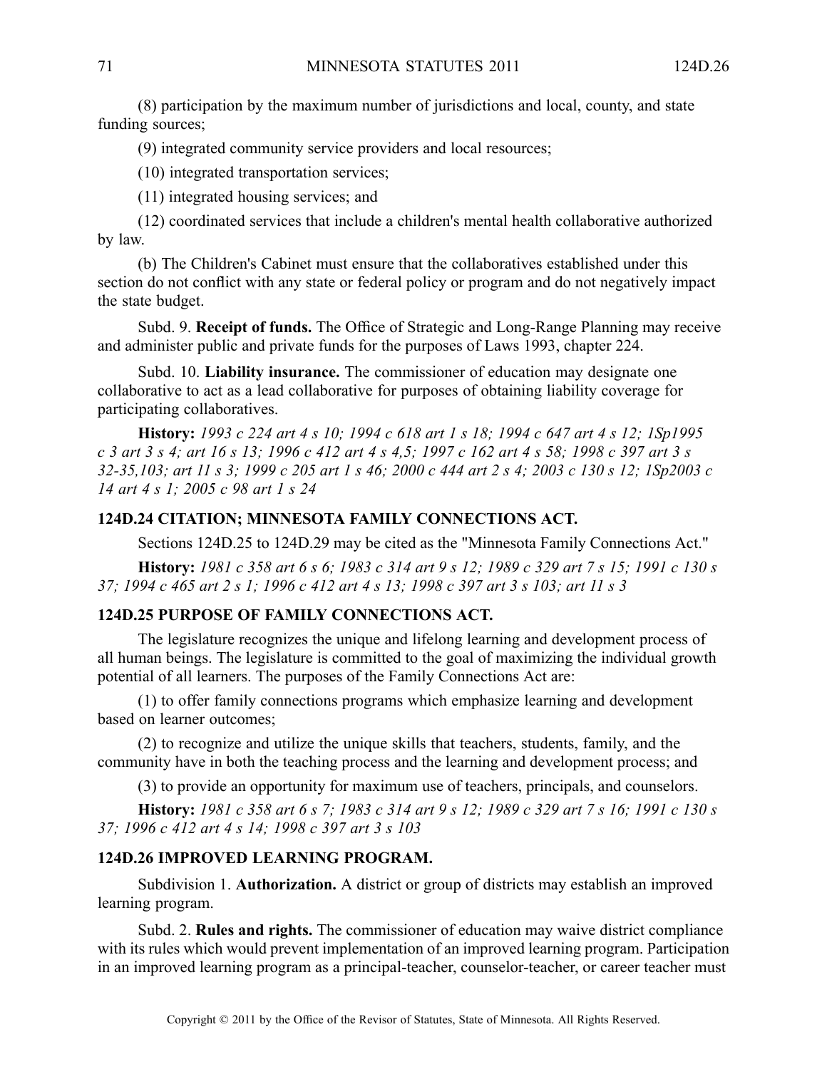(8) participation by the maximum number of jurisdictions and local, county, and state funding sources;

(9) integrated community service providers and local resources;

(10) integrated transportation services;

(11) integrated housing services; and

(12) coordinated services that include a children's mental health collaborative authorized by law.

(b) The Children's Cabinet must ensure that the collaboratives established under this section do not conflict with any state or federal policy or program and do not negatively impact the state budget.

Subd. 9. **Receipt of funds.** The Office of Strategic and Long-Range Planning may receive and administer public and private funds for the purposes of Laws 1993, chapter 224.

Subd. 10. **Liability insurance.** The commissioner of education may designate one collaborative to act as a lead collaborative for purposes of obtaining liability coverage for participating collaboratives.

**History:** *1993 c 224 art 4 s 10; 1994 c 618 art 1 s 18; 1994 c 647 art 4 s 12; 1Sp1995 c 3 art 3 s 4; art 16 s 13; 1996 c 412 art 4 s 4,5; 1997 c 162 art 4 s 58; 1998 c 397 art 3 s 32-35,103; art 11 s 3; 1999 c 205 art 1 s 46; 2000 c 444 art 2 s 4; 2003 c 130 s 12; 1Sp2003 c 14 art 4 s 1; 2005 c 98 art 1 s 24*

## 124D.24 CITATION; MINNESOTA FAMILY CONNECTIONS ACT.

Sections 124D.25 to 124D.29 may be cited as the "Minnesota Family Connections Act."

**History:** *1981 c 358 art 6 s 6; 1983 c 314 art 9 s 12; 1989 c 329 art 7 s 15; 1991 c 130 s 37; 1994 c 465 art 2 s 1; 1996 c 412 art 4 s 13; 1998 c 397 art 3 s 103; art 11 s 3*

## 124D.25 PURPOSE OF FAMILY CONNECTIONS ACT.

The legislature recognizes the unique and lifelong learning and development process of all human beings. The legislature is committed to the goal of maximizing the individual growth potential of all learners. The purposes of the Family Connections Act are:

(1) to offer family connections programs which emphasize learning and development based on learner outcomes;

(2) to recognize and utilize the unique skills that teachers, students, family, and the community have in both the teaching process and the learning and development process; and

(3) to provide an opportunity for maximum use of teachers, principals, and counselors.

**History:** *1981 c 358 art 6 s 7; 1983 c 314 art 9 s 12; 1989 c 329 art 7 s 16; 1991 c 130 s 37; 1996 c 412 art 4 s 14; 1998 c 397 art 3 s 103*

## 124D.26 IMPROVED LEARNING PROGRAM.

Subdivision 1. **Authorization.** A district or group of districts may establish an improved learning program.

Subd. 2. **Rules and rights.** The commissioner of education may waive district compliance with its rules which would prevent implementation of an improved learning program. Participation in an improved learning program as a principal-teacher, counselor-teacher, or career teacher must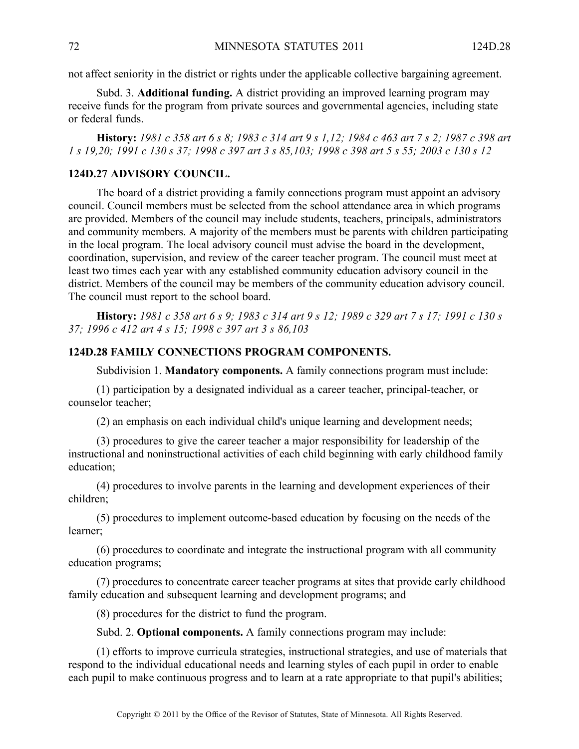not affect seniority in the district or rights under the applicable collective bargaining agreement.

Subd. 3. **Additional funding.** A district providing an improved learning program may receive funds for the program from private sources and governmental agencies, including state or federal funds.

**History:** *1981 c 358 art 6 s 8; 1983 c 314 art 9 s 1,12; 1984 c 463 art 7 s 2; 1987 c 398 art 1 s 19,20; 1991 c 130 s 37; 1998 c 397 art 3 s 85,103; 1998 c 398 art 5 s 55; 2003 c 130 s 12*

### 124D.27 ADVISORY COUNCIL.

The board of a district providing a family connections program must appoint an advisory council. Council members must be selected from the school attendance area in which programs are provided. Members of the council may include students, teachers, principals, administrators and community members. A majority of the members must be parents with children participating in the local program. The local advisory council must advise the board in the development, coordination, supervision, and review of the career teacher program. The council must meet at least two times each year with any established community education advisory council in the district. Members of the council may be members of the community education advisory council. The council must report to the school board.

**History:** *1981 c 358 art 6 s 9; 1983 c 314 art 9 s 12; 1989 c 329 art 7 s 17; 1991 c 130 s 37; 1996 c 412 art 4 s 15; 1998 c 397 art 3 s 86,103*

### 124D.28 FAMILY CONNECTIONS PROGRAM COMPONENTS.

Subdivision 1. **Mandatory components.** A family connections program must include:

(1) participation by a designated individual as a career teacher, principal-teacher, or counselor teacher;

(2) an emphasis on each individual child's unique learning and development needs;

(3) procedures to give the career teacher a major responsibility for leadership of the instructional and noninstructional activities of each child beginning with early childhood family education;

(4) procedures to involve parents in the learning and development experiences of their children;

(5) procedures to implement outcome-based education by focusing on the needs of the learner;

(6) procedures to coordinate and integrate the instructional program with all community education programs;

(7) procedures to concentrate career teacher programs at sites that provide early childhood family education and subsequent learning and development programs; and

(8) procedures for the district to fund the program.

Subd. 2. **Optional components.** A family connections program may include:

(1) efforts to improve curricula strategies, instructional strategies, and use of materials that respond to the individual educational needs and learning styles of each pupil in order to enable each pupil to make continuous progress and to learn at a rate appropriate to that pupil's abilities;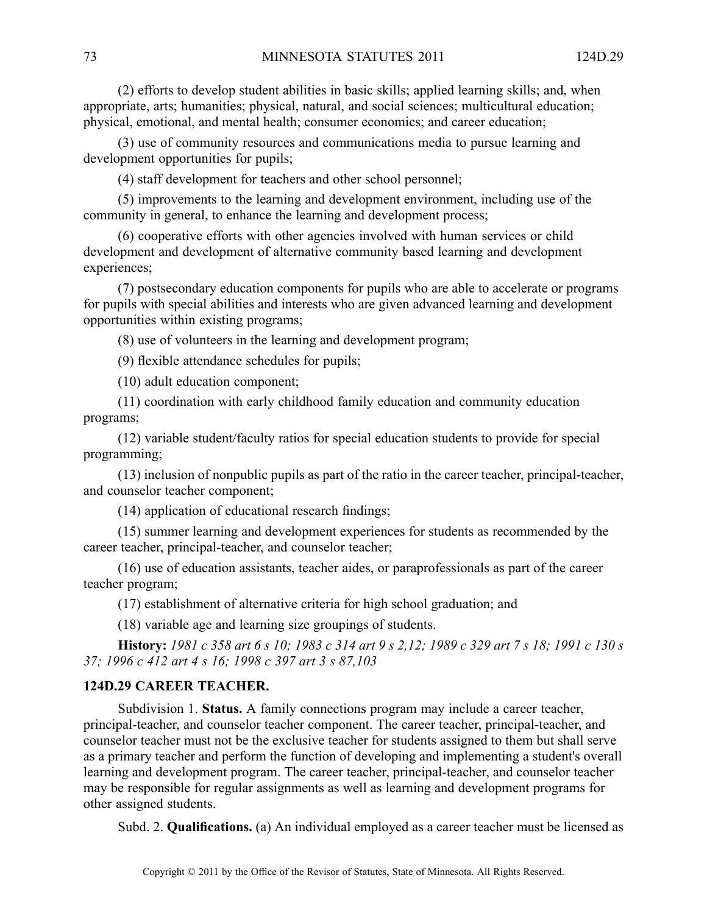(2) efforts to develop student abilities in basic skills; applied learning skills; and, when appropriate, arts; humanities; physical, natural, and social sciences; multicultural education; physical, emotional, and mental health; consumer economics; and career education;

(3) use of community resources and communications media to pursue learning and development opportunities for pupils;

(4) staff development for teachers and other school personnel;

(5) improvements to the learning and development environment, including use of the community in general, to enhance the learning and development process;

(6) cooperative efforts with other agencies involved with human services or child development and development of alternative community based learning and development experiences;

(7) postsecondary education components for pupils who are able to accelerate or programs for pupils with special abilities and interests who are given advanced learning and development opportunities within existing programs;

(8) use of volunteers in the learning and development program;

(9) flexible attendance schedules for pupils;

(10) adult education component;

(11) coordination with early childhood family education and community education programs;

(12) variable student/faculty ratios for special education students to provide for special programming;

(13) inclusion of nonpublic pupils as part of the ratio in the career teacher, principal-teacher, and counselor teacher component;

(14) application of educational research findings;

(15) summer learning and development experiences for students as recommended by the career teacher, principal-teacher, and counselor teacher;

(16) use of education assistants, teacher aides, or paraprofessionals as part of the career teacher program;

(17) establishment of alternative criteria for high school graduation; and

(18) variable age and learning size groupings of students.

**History:** *1981 c 358 art 6 s 10; 1983 c 314 art 9 s 2,12; 1989 c 329 art 7 s 18; 1991 c 130 s 37; 1996 c 412 art 4 s 16; 1998 c 397 art 3 s 87,103*

## 124D.29 CAREER TEACHER.

Subdivision 1. **Status.** A family connections program may include a career teacher, principal-teacher, and counselor teacher component. The career teacher, principal-teacher, and counselor teacher must not be the exclusive teacher for students assigned to them but shall serve as a primary teacher and perform the function of developing and implementing a student's overall learning and development program. The career teacher, principal-teacher, and counselor teacher may be responsible for regular assignments as well as learning and development programs for other assigned students.

Subd. 2. **Qualifications.** (a) An individual employed as a career teacher must be licensed as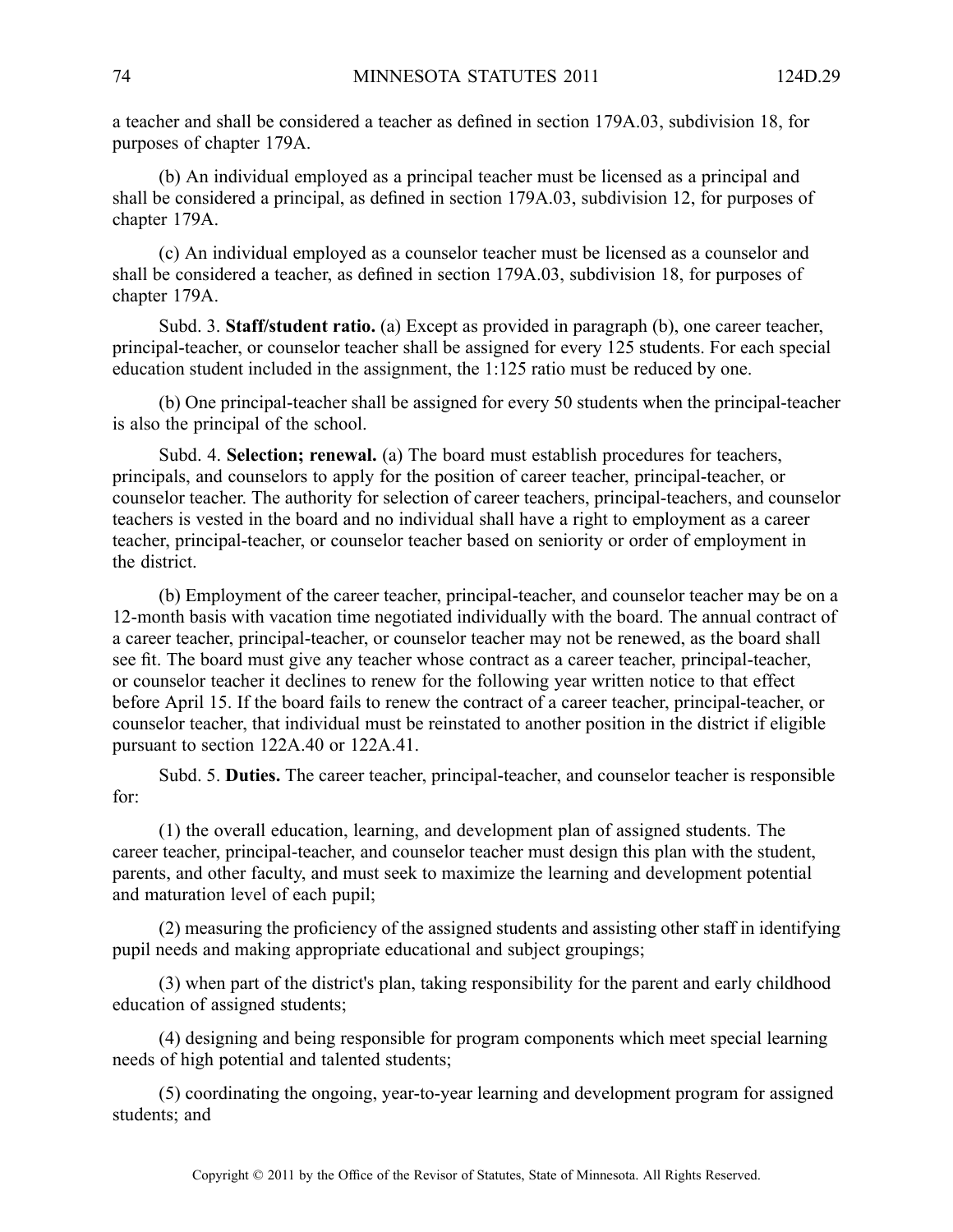a teacher and shall be considered a teacher as defined in section 179A.03, subdivision 18, for purposes of chapter 179A.

(b) An individual employed as a principal teacher must be licensed as a principal and shall be considered a principal, as defined in section 179A.03, subdivision 12, for purposes of chapter 179A.

(c) An individual employed as a counselor teacher must be licensed as a counselor and shall be considered a teacher, as defined in section 179A.03, subdivision 18, for purposes of chapter 179A.

Subd. 3. **Staff/student ratio.** (a) Except as provided in paragraph (b), one career teacher, principal-teacher, or counselor teacher shall be assigned for every 125 students. For each special education student included in the assignment, the 1:125 ratio must be reduced by one.

(b) One principal-teacher shall be assigned for every 50 students when the principal-teacher is also the principal of the school.

Subd. 4. **Selection; renewal.** (a) The board must establish procedures for teachers, principals, and counselors to apply for the position of career teacher, principal-teacher, or counselor teacher. The authority for selection of career teachers, principal-teachers, and counselor teachers is vested in the board and no individual shall have a right to employment as a career teacher, principal-teacher, or counselor teacher based on seniority or order of employment in the district.

(b) Employment of the career teacher, principal-teacher, and counselor teacher may be on a 12-month basis with vacation time negotiated individually with the board. The annual contract of a career teacher, principal-teacher, or counselor teacher may not be renewed, as the board shall see fit. The board must give any teacher whose contract as a career teacher, principal-teacher, or counselor teacher it declines to renew for the following year written notice to that effect before April 15. If the board fails to renew the contract of a career teacher, principal-teacher, or counselor teacher, that individual must be reinstated to another position in the district if eligible pursuant to section 122A.40 or 122A.41.

Subd. 5. **Duties.** The career teacher, principal-teacher, and counselor teacher is responsible for:

(1) the overall education, learning, and development plan of assigned students. The career teacher, principal-teacher, and counselor teacher must design this plan with the student, parents, and other faculty, and must seek to maximize the learning and development potential and maturation level of each pupil;

(2) measuring the proficiency of the assigned students and assisting other staff in identifying pupil needs and making appropriate educational and subject groupings;

(3) when part of the district's plan, taking responsibility for the parent and early childhood education of assigned students;

(4) designing and being responsible for program components which meet special learning needs of high potential and talented students;

(5) coordinating the ongoing, year-to-year learning and development program for assigned students; and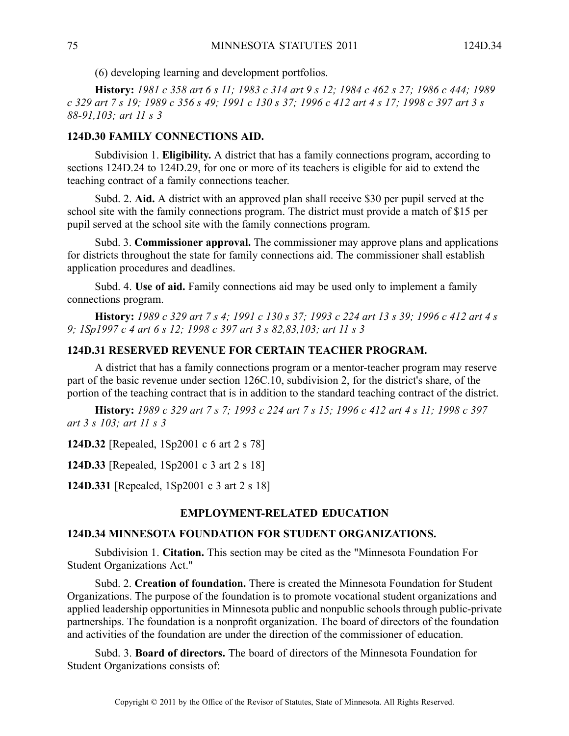(6) developing learning and development portfolios.

**History:** *1981 c 358 art 6 s 11; 1983 c 314 art 9 s 12; 1984 c 462 s 27; 1986 c 444; 1989 c 329 art 7 s 19; 1989 c 356 s 49; 1991 c 130 s 37; 1996 c 412 art 4 s 17; 1998 c 397 art 3 s 88-91,103; art 11 s 3*

### 124D.30 FAMILY CONNECTIONS AID.

Subdivision 1. **Eligibility.** A district that has a family connections program, according to sections 124D.24 to 124D.29, for one or more of its teachers is eligible for aid to extend the teaching contract of a family connections teacher.

Subd. 2. **Aid.** A district with an approved plan shall receive $30 per pupil served at the school site with the family connections program. The district must provide a match of $15 per pupil served at the school site with the family connections program.

Subd. 3. **Commissioner approval.** The commissioner may approve plans and applications for districts throughout the state for family connections aid. The commissioner shall establish application procedures and deadlines.

Subd. 4. **Use of aid.** Family connections aid may be used only to implement a family connections program.

**History:** *1989 c 329 art 7 s 4; 1991 c 130 s 37; 1993 c 224 art 13 s 39; 1996 c 412 art 4 s 9; 1Sp1997 c 4 art 6 s 12; 1998 c 397 art 3 s 82,83,103; art 11 s 3*

### 124D.31 RESERVED REVENUE FOR CERTAIN TEACHER PROGRAM.

A district that has a family connections program or a mentor-teacher program may reserve part of the basic revenue under section 126C.10, subdivision 2, for the district's share, of the portion of the teaching contract that is in addition to the standard teaching contract of the district.

**History:** *1989 c 329 art 7 s 7; 1993 c 224 art 7 s 15; 1996 c 412 art 4 s 11; 1998 c 397 art 3 s 103; art 11 s 3*

**124D.32** [Repealed, 1Sp2001 c 6 art 2 s 78]

**124D.33** [Repealed, 1Sp2001 c 3 art 2 s 18]

**124D.331** [Repealed, 1Sp2001 c 3 art 2 s 18]

## EMPLOYMENT-RELATED EDUCATION

### 124D.34 MINNESOTA FOUNDATION FOR STUDENT ORGANIZATIONS.

Subdivision 1. **Citation.** This section may be cited as the "Minnesota Foundation For Student Organizations Act."

Subd. 2. **Creation of foundation.** There is created the Minnesota Foundation for Student Organizations. The purpose of the foundation is to promote vocational student organizations and applied leadership opportunities in Minnesota public and nonpublic schools through public-private partnerships. The foundation is a nonprofit organization. The board of directors of the foundation and activities of the foundation are under the direction of the commissioner of education.

Subd. 3. **Board of directors.** The board of directors of the Minnesota Foundation for Student Organizations consists of: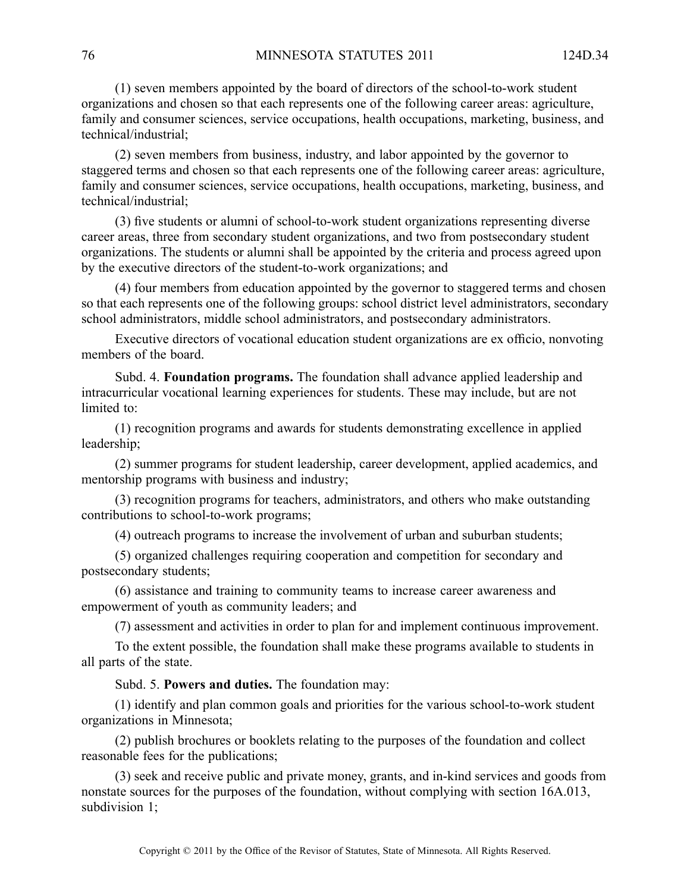(1) seven members appointed by the board of directors of the school-to-work student organizations and chosen so that each represents one of the following career areas: agriculture, family and consumer sciences, service occupations, health occupations, marketing, business, and technical/industrial;

(2) seven members from business, industry, and labor appointed by the governor to staggered terms and chosen so that each represents one of the following career areas: agriculture, family and consumer sciences, service occupations, health occupations, marketing, business, and technical/industrial;

(3) five students or alumni of school-to-work student organizations representing diverse career areas, three from secondary student organizations, and two from postsecondary student organizations. The students or alumni shall be appointed by the criteria and process agreed upon by the executive directors of the student-to-work organizations; and

(4) four members from education appointed by the governor to staggered terms and chosen so that each represents one of the following groups: school district level administrators, secondary school administrators, middle school administrators, and postsecondary administrators.

Executive directors of vocational education student organizations are ex officio, nonvoting members of the board.

Subd. 4. **Foundation programs.** The foundation shall advance applied leadership and intracurricular vocational learning experiences for students. These may include, but are not limited to:

(1) recognition programs and awards for students demonstrating excellence in applied leadership;

(2) summer programs for student leadership, career development, applied academics, and mentorship programs with business and industry;

(3) recognition programs for teachers, administrators, and others who make outstanding contributions to school-to-work programs;

(4) outreach programs to increase the involvement of urban and suburban students;

(5) organized challenges requiring cooperation and competition for secondary and postsecondary students;

(6) assistance and training to community teams to increase career awareness and empowerment of youth as community leaders; and

(7) assessment and activities in order to plan for and implement continuous improvement.

To the extent possible, the foundation shall make these programs available to students in all parts of the state.

Subd. 5. **Powers and duties.** The foundation may:

(1) identify and plan common goals and priorities for the various school-to-work student organizations in Minnesota;

(2) publish brochures or booklets relating to the purposes of the foundation and collect reasonable fees for the publications;

(3) seek and receive public and private money, grants, and in-kind services and goods from nonstate sources for the purposes of the foundation, without complying with section 16A.013, subdivision 1;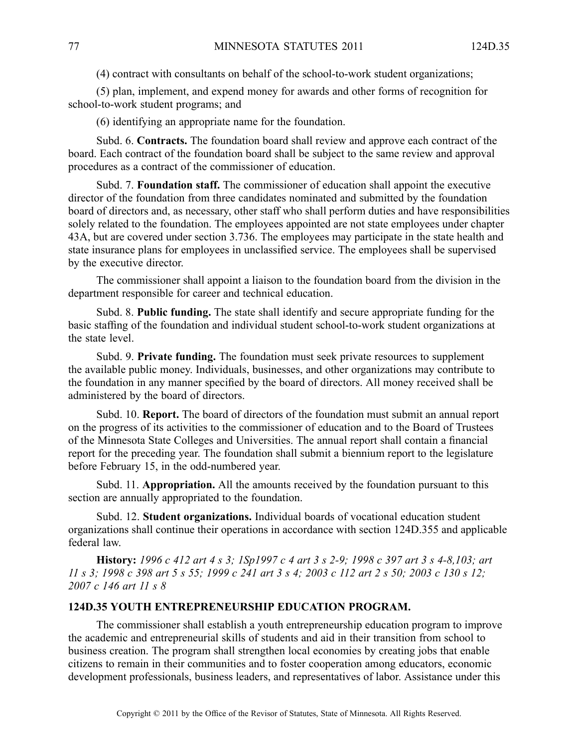(4) contract with consultants on behalf of the school-to-work student organizations;

(5) plan, implement, and expend money for awards and other forms of recognition for school-to-work student programs; and

(6) identifying an appropriate name for the foundation.

Subd. 6. **Contracts.** The foundation board shall review and approve each contract of the board. Each contract of the foundation board shall be subject to the same review and approval procedures as a contract of the commissioner of education.

Subd. 7. **Foundation staff.** The commissioner of education shall appoint the executive director of the foundation from three candidates nominated and submitted by the foundation board of directors and, as necessary, other staff who shall perform duties and have responsibilities solely related to the foundation. The employees appointed are not state employees under chapter 43A, but are covered under section 3.736. The employees may participate in the state health and state insurance plans for employees in unclassified service. The employees shall be supervised by the executive director.

The commissioner shall appoint a liaison to the foundation board from the division in the department responsible for career and technical education.

Subd. 8. **Public funding.** The state shall identify and secure appropriate funding for the basic staffing of the foundation and individual student school-to-work student organizations at the state level.

Subd. 9. **Private funding.** The foundation must seek private resources to supplement the available public money. Individuals, businesses, and other organizations may contribute to the foundation in any manner specified by the board of directors. All money received shall be administered by the board of directors.

Subd. 10. **Report.** The board of directors of the foundation must submit an annual report on the progress of its activities to the commissioner of education and to the Board of Trustees of the Minnesota State Colleges and Universities. The annual report shall contain a financial report for the preceding year. The foundation shall submit a biennium report to the legislature before February 15, in the odd-numbered year.

Subd. 11. **Appropriation.** All the amounts received by the foundation pursuant to this section are annually appropriated to the foundation.

Subd. 12. **Student organizations.** Individual boards of vocational education student organizations shall continue their operations in accordance with section 124D.355 and applicable federal law.

**History:** *1996 c 412 art 4 s 3; 1Sp1997 c 4 art 3 s 2-9; 1998 c 397 art 3 s 4-8,103; art 11 s 3; 1998 c 398 art 5 s 55; 1999 c 241 art 3 s 4; 2003 c 112 art 2 s 50; 2003 c 130 s 12; 2007 c 146 art 11 s 8*

### 124D.35 YOUTH ENTREPRENEURSHIP EDUCATION PROGRAM.

The commissioner shall establish a youth entrepreneurship education program to improve the academic and entrepreneurial skills of students and aid in their transition from school to business creation. The program shall strengthen local economies by creating jobs that enable citizens to remain in their communities and to foster cooperation among educators, economic development professionals, business leaders, and representatives of labor. Assistance under this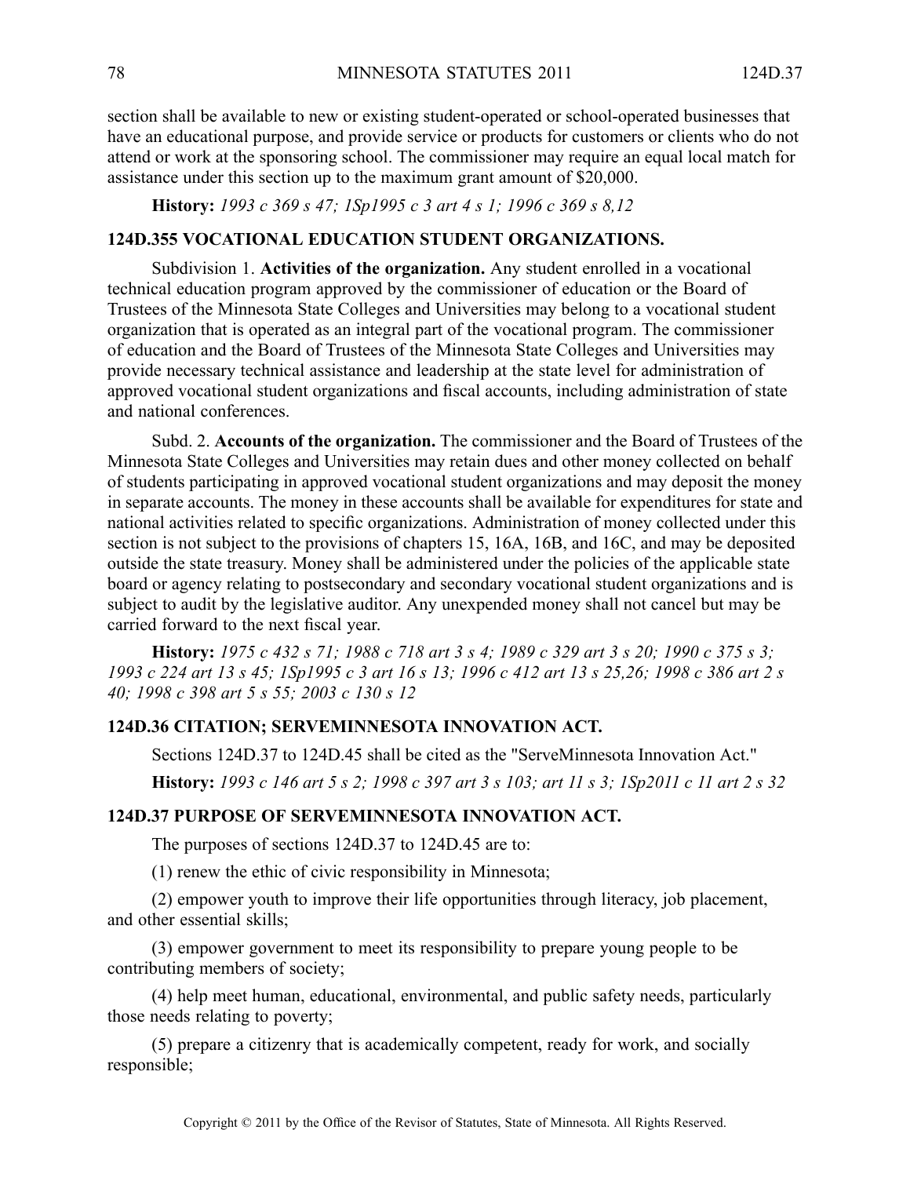section shall be available to new or existing student-operated or school-operated businesses that have an educational purpose, and provide service or products for customers or clients who do not attend or work at the sponsoring school. The commissioner may require an equal local match for assistance under this section up to the maximum grant amount of $20,000.

**History:** *1993 c 369 s 47; 1Sp1995 c 3 art 4 s 1; 1996 c 369 s 8,12*

### 124D.355 VOCATIONAL EDUCATION STUDENT ORGANIZATIONS.

Subdivision 1. **Activities of the organization.** Any student enrolled in a vocational technical education program approved by the commissioner of education or the Board of Trustees of the Minnesota State Colleges and Universities may belong to a vocational student organization that is operated as an integral part of the vocational program. The commissioner of education and the Board of Trustees of the Minnesota State Colleges and Universities may provide necessary technical assistance and leadership at the state level for administration of approved vocational student organizations and fiscal accounts, including administration of state and national conferences.

Subd. 2. **Accounts of the organization.** The commissioner and the Board of Trustees of the Minnesota State Colleges and Universities may retain dues and other money collected on behalf of students participating in approved vocational student organizations and may deposit the money in separate accounts. The money in these accounts shall be available for expenditures for state and national activities related to specific organizations. Administration of money collected under this section is not subject to the provisions of chapters 15, 16A, 16B, and 16C, and may be deposited outside the state treasury. Money shall be administered under the policies of the applicable state board or agency relating to postsecondary and secondary vocational student organizations and is subject to audit by the legislative auditor. Any unexpended money shall not cancel but may be carried forward to the next fiscal year.

**History:** *1975 c 432 s 71; 1988 c 718 art 3 s 4; 1989 c 329 art 3 s 20; 1990 c 375 s 3; 1993 c 224 art 13 s 45; 1Sp1995 c 3 art 16 s 13; 1996 c 412 art 13 s 25,26; 1998 c 386 art 2 s 40; 1998 c 398 art 5 s 55; 2003 c 130 s 12*

### 124D.36 CITATION; SERVEMINNESOTA INNOVATION ACT.

Sections 124D.37 to 124D.45 shall be cited as the "ServeMinnesota Innovation Act."

**History:** *1993 c 146 art 5 s 2; 1998 c 397 art 3 s 103; art 11 s 3; 1Sp2011 c 11 art 2 s 32*

### 124D.37 PURPOSE OF SERVEMINNESOTA INNOVATION ACT.

The purposes of sections 124D.37 to 124D.45 are to:

(1) renew the ethic of civic responsibility in Minnesota;

(2) empower youth to improve their life opportunities through literacy, job placement, and other essential skills;

(3) empower government to meet its responsibility to prepare young people to be contributing members of society;

(4) help meet human, educational, environmental, and public safety needs, particularly those needs relating to poverty;

(5) prepare a citizenry that is academically competent, ready for work, and socially responsible;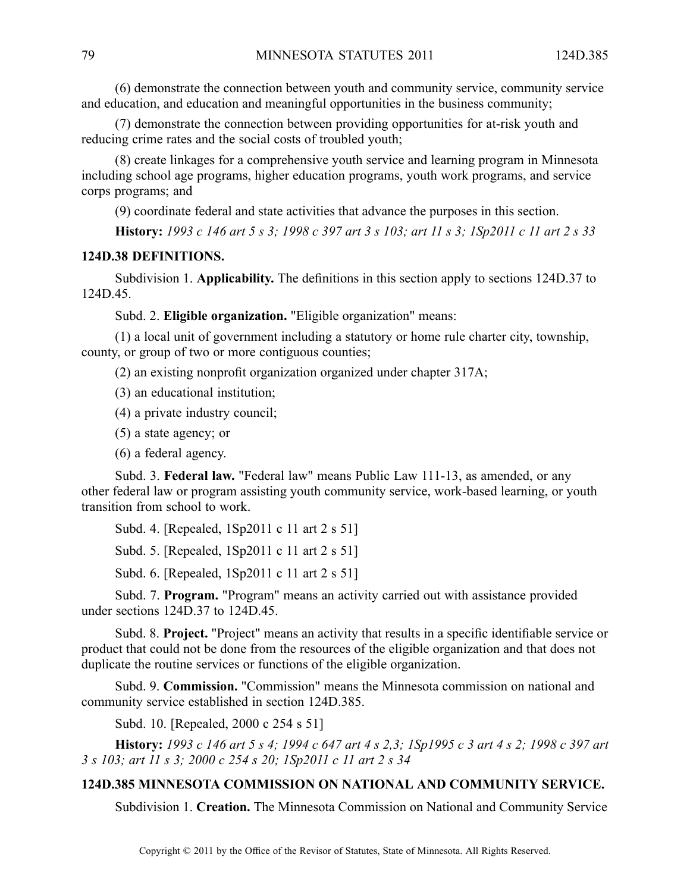(6) demonstrate the connection between youth and community service, community service and education, and education and meaningful opportunities in the business community;

(7) demonstrate the connection between providing opportunities for at-risk youth and reducing crime rates and the social costs of troubled youth;

(8) create linkages for a comprehensive youth service and learning program in Minnesota including school age programs, higher education programs, youth work programs, and service corps programs; and

(9) coordinate federal and state activities that advance the purposes in this section.

**History:** *1993 c 146 art 5 s 3; 1998 c 397 art 3 s 103; art 11 s 3; 1Sp2011 c 11 art 2 s 33*

### 124D.38 DEFINITIONS.

Subdivision 1. **Applicability.** The definitions in this section apply to sections 124D.37 to 124D.45.

Subd. 2. **Eligible organization.** "Eligible organization" means:

(1) a local unit of government including a statutory or home rule charter city, township, county, or group of two or more contiguous counties;

(2) an existing nonprofit organization organized under chapter 317A;

(3) an educational institution;

(4) a private industry council;

(5) a state agency; or

(6) a federal agency.

Subd. 3. **Federal law.** "Federal law" means Public Law 111-13, as amended, or any other federal law or program assisting youth community service, work-based learning, or youth transition from school to work.

Subd. 4. [Repealed, 1Sp2011 c 11 art 2 s 51]

Subd. 5. [Repealed, 1Sp2011 c 11 art 2 s 51]

Subd. 6. [Repealed, 1Sp2011 c 11 art 2 s 51]

Subd. 7. **Program.** "Program" means an activity carried out with assistance provided under sections 124D.37 to 124D.45.

Subd. 8. **Project.** "Project" means an activity that results in a specific identifiable service or product that could not be done from the resources of the eligible organization and that does not duplicate the routine services or functions of the eligible organization.

Subd. 9. **Commission.** "Commission" means the Minnesota commission on national and community service established in section 124D.385.

Subd. 10. [Repealed, 2000 c 254 s 51]

**History:** *1993 c 146 art 5 s 4; 1994 c 647 art 4 s 2,3; 1Sp1995 c 3 art 4 s 2; 1998 c 397 art 3 s 103; art 11 s 3; 2000 c 254 s 20; 1Sp2011 c 11 art 2 s 34*

### 124D.385 MINNESOTA COMMISSION ON NATIONAL AND COMMUNITY SERVICE.

Subdivision 1. **Creation.** The Minnesota Commission on National and Community Service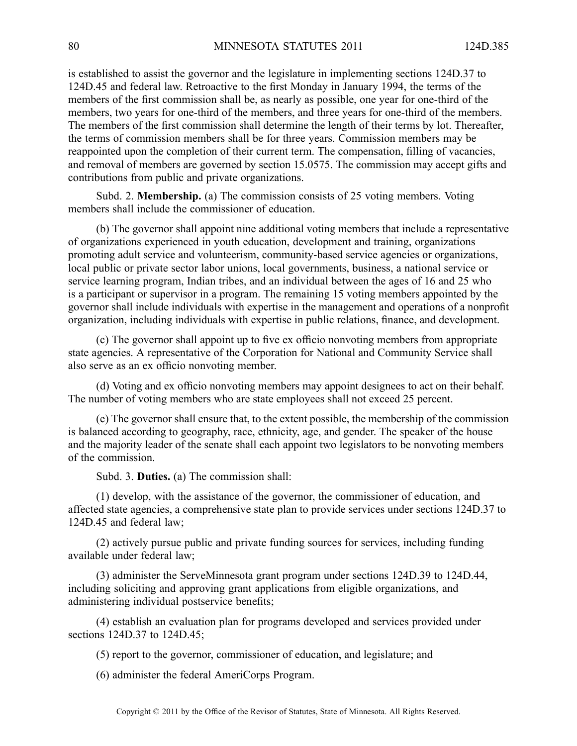is established to assist the governor and the legislature in implementing sections 124D.37 to 124D.45 and federal law. Retroactive to the first Monday in January 1994, the terms of the members of the first commission shall be, as nearly as possible, one year for one-third of the members, two years for one-third of the members, and three years for one-third of the members. The members of the first commission shall determine the length of their terms by lot. Thereafter, the terms of commission members shall be for three years. Commission members may be reappointed upon the completion of their current term. The compensation, filling of vacancies, and removal of members are governed by section 15.0575. The commission may accept gifts and contributions from public and private organizations.

Subd. 2. **Membership.** (a) The commission consists of 25 voting members. Voting members shall include the commissioner of education.

(b) The governor shall appoint nine additional voting members that include a representative of organizations experienced in youth education, development and training, organizations promoting adult service and volunteerism, community-based service agencies or organizations, local public or private sector labor unions, local governments, business, a national service or service learning program, Indian tribes, and an individual between the ages of 16 and 25 who is a participant or supervisor in a program. The remaining 15 voting members appointed by the governor shall include individuals with expertise in the management and operations of a nonprofit organization, including individuals with expertise in public relations, finance, and development.

(c) The governor shall appoint up to five ex officio nonvoting members from appropriate state agencies. A representative of the Corporation for National and Community Service shall also serve as an ex officio nonvoting member.

(d) Voting and ex officio nonvoting members may appoint designees to act on their behalf. The number of voting members who are state employees shall not exceed 25 percent.

(e) The governor shall ensure that, to the extent possible, the membership of the commission is balanced according to geography, race, ethnicity, age, and gender. The speaker of the house and the majority leader of the senate shall each appoint two legislators to be nonvoting members of the commission.

Subd. 3. **Duties.** (a) The commission shall:

(1) develop, with the assistance of the governor, the commissioner of education, and affected state agencies, a comprehensive state plan to provide services under sections 124D.37 to 124D.45 and federal law;

(2) actively pursue public and private funding sources for services, including funding available under federal law;

(3) administer the ServeMinnesota grant program under sections 124D.39 to 124D.44, including soliciting and approving grant applications from eligible organizations, and administering individual postservice benefits;

(4) establish an evaluation plan for programs developed and services provided under sections 124D.37 to 124D.45;

(5) report to the governor, commissioner of education, and legislature; and

(6) administer the federal AmeriCorps Program.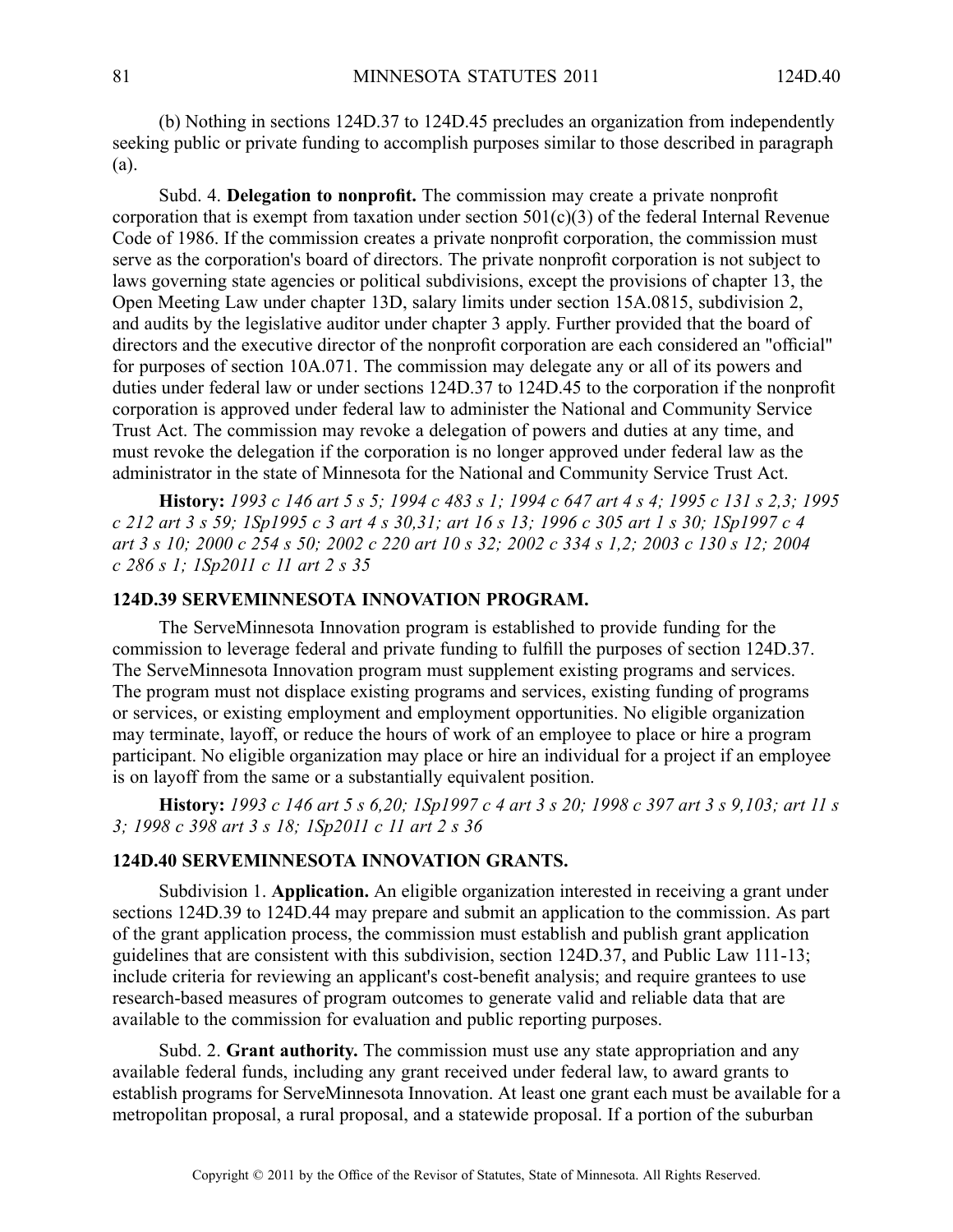(b) Nothing in sections 124D.37 to 124D.45 precludes an organization from independently seeking public or private funding to accomplish purposes similar to those described in paragraph (a).

Subd. 4. **Delegation to nonprofit.** The commission may create a private nonprofit corporation that is exempt from taxation under section 501(c)(3) of the federal Internal Revenue Code of 1986. If the commission creates a private nonprofit corporation, the commission must serve as the corporation's board of directors. The private nonprofit corporation is not subject to laws governing state agencies or political subdivisions, except the provisions of chapter 13, the Open Meeting Law under chapter 13D, salary limits under section 15A.0815, subdivision 2, and audits by the legislative auditor under chapter 3 apply. Further provided that the board of directors and the executive director of the nonprofit corporation are each considered an "official" for purposes of section 10A.071. The commission may delegate any or all of its powers and duties under federal law or under sections 124D.37 to 124D.45 to the corporation if the nonprofit corporation is approved under federal law to administer the National and Community Service Trust Act. The commission may revoke a delegation of powers and duties at any time, and must revoke the delegation if the corporation is no longer approved under federal law as the administrator in the state of Minnesota for the National and Community Service Trust Act.

**History:** *1993 c 146 art 5 s 5; 1994 c 483 s 1; 1994 c 647 art 4 s 4; 1995 c 131 s 2,3; 1995 c 212 art 3 s 59; 1Sp1995 c 3 art 4 s 30,31; art 16 s 13; 1996 c 305 art 1 s 30; 1Sp1997 c 4 art 3 s 10; 2000 c 254 s 50; 2002 c 220 art 10 s 32; 2002 c 334 s 1,2; 2003 c 130 s 12; 2004 c 286 s 1; 1Sp2011 c 11 art 2 s 35*

### 124D.39 SERVEMINNESOTA INNOVATION PROGRAM.

The ServeMinnesota Innovation program is established to provide funding for the commission to leverage federal and private funding to fulfill the purposes of section 124D.37. The ServeMinnesota Innovation program must supplement existing programs and services. The program must not displace existing programs and services, existing funding of programs or services, or existing employment and employment opportunities. No eligible organization may terminate, layoff, or reduce the hours of work of an employee to place or hire a program participant. No eligible organization may place or hire an individual for a project if an employee is on layoff from the same or a substantially equivalent position.

**History:** *1993 c 146 art 5 s 6,20; 1Sp1997 c 4 art 3 s 20; 1998 c 397 art 3 s 9,103; art 11 s 3; 1998 c 398 art 3 s 18; 1Sp2011 c 11 art 2 s 36*

### 124D.40 SERVEMINNESOTA INNOVATION GRANTS.

Subdivision 1. **Application.** An eligible organization interested in receiving a grant under sections 124D.39 to 124D.44 may prepare and submit an application to the commission. As part of the grant application process, the commission must establish and publish grant application guidelines that are consistent with this subdivision, section 124D.37, and Public Law 111-13; include criteria for reviewing an applicant's cost-benefit analysis; and require grantees to use research-based measures of program outcomes to generate valid and reliable data that are available to the commission for evaluation and public reporting purposes.

Subd. 2. **Grant authority.** The commission must use any state appropriation and any available federal funds, including any grant received under federal law, to award grants to establish programs for ServeMinnesota Innovation. At least one grant each must be available for a metropolitan proposal, a rural proposal, and a statewide proposal. If a portion of the suburban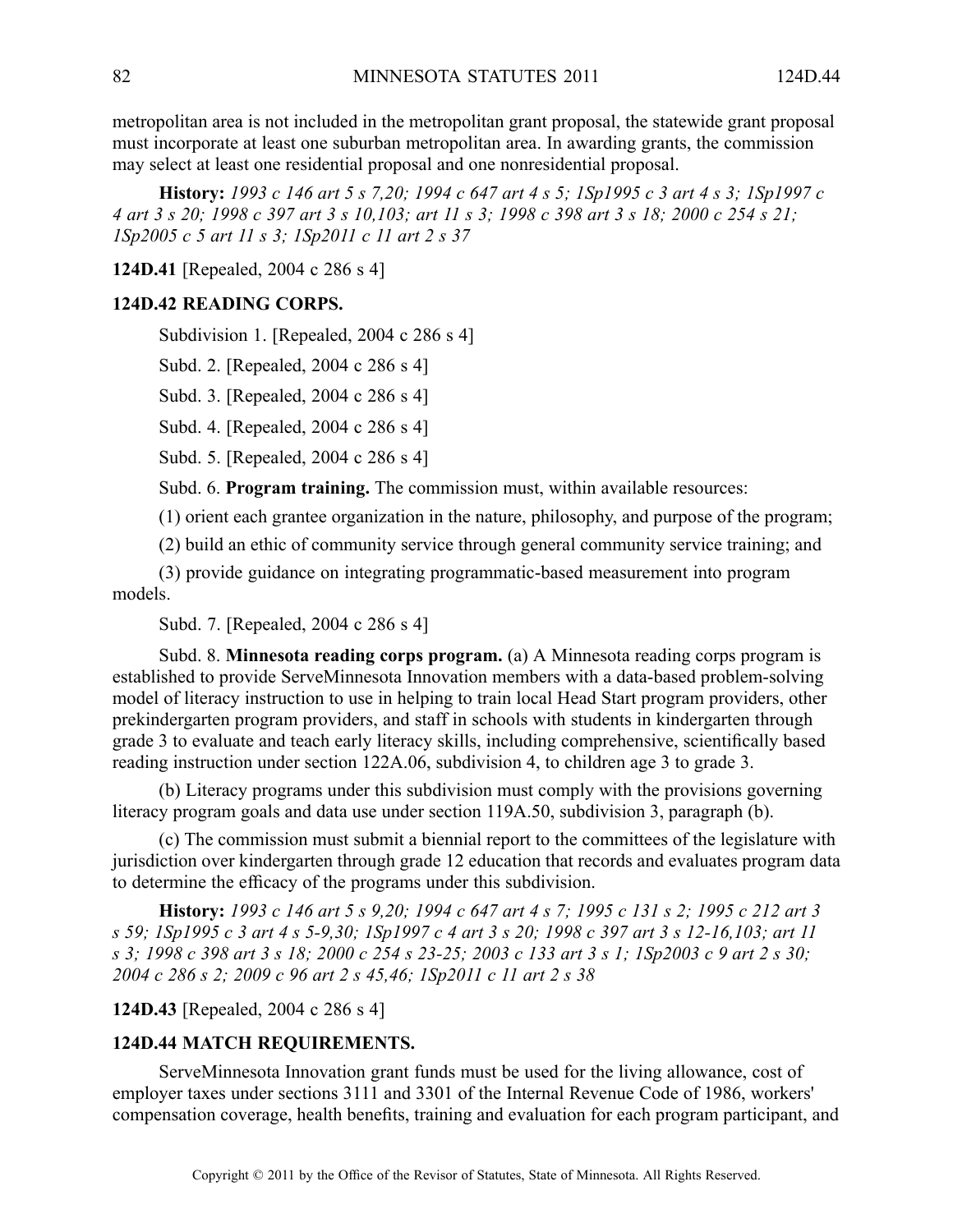metropolitan area is not included in the metropolitan grant proposal, the statewide grant proposal must incorporate at least one suburban metropolitan area. In awarding grants, the commission may select at least one residential proposal and one nonresidential proposal.

**History:** *1993 c 146 art 5 s 7,20; 1994 c 647 art 4 s 5; 1Sp1995 c 3 art 4 s 3; 1Sp1997 c 4 art 3 s 20; 1998 c 397 art 3 s 10,103; art 11 s 3; 1998 c 398 art 3 s 18; 2000 c 254 s 21; 1Sp2005 c 5 art 11 s 3; 1Sp2011 c 11 art 2 s 37*

**124D.41** [Repealed, 2004 c 286 s 4]

**124D.42 READING CORPS.**

Subdivision 1. [Repealed, 2004 c 286 s 4]

Subd. 2. [Repealed, 2004 c 286 s 4]

Subd. 3. [Repealed, 2004 c 286 s 4]

Subd. 4. [Repealed, 2004 c 286 s 4]

Subd. 5. [Repealed, 2004 c 286 s 4]

Subd. 6. **Program training.** The commission must, within available resources:

(1) orient each grantee organization in the nature, philosophy, and purpose of the program;

(2) build an ethic of community service through general community service training; and

(3) provide guidance on integrating programmatic-based measurement into program models.

Subd. 7. [Repealed, 2004 c 286 s 4]

Subd. 8. **Minnesota reading corps program.** (a) A Minnesota reading corps program is established to provide ServeMinnesota Innovation members with a data-based problem-solving model of literacy instruction to use in helping to train local Head Start program providers, other prekindergarten program providers, and staff in schools with students in kindergarten through grade 3 to evaluate and teach early literacy skills, including comprehensive, scientifically based reading instruction under section 122A.06, subdivision 4, to children age 3 to grade 3.

(b) Literacy programs under this subdivision must comply with the provisions governing literacy program goals and data use under section 119A.50, subdivision 3, paragraph (b).

(c) The commission must submit a biennial report to the committees of the legislature with jurisdiction over kindergarten through grade 12 education that records and evaluates program data to determine the efficacy of the programs under this subdivision.

**History:** *1993 c 146 art 5 s 9,20; 1994 c 647 art 4 s 7; 1995 c 131 s 2; 1995 c 212 art 3 s 59; 1Sp1995 c 3 art 4 s 5-9,30; 1Sp1997 c 4 art 3 s 20; 1998 c 397 art 3 s 12-16,103; art 11 s 3; 1998 c 398 art 3 s 18; 2000 c 254 s 23-25; 2003 c 133 art 3 s 1; 1Sp2003 c 9 art 2 s 30; 2004 c 286 s 2; 2009 c 96 art 2 s 45,46; 1Sp2011 c 11 art 2 s 38*

**124D.43** [Repealed, 2004 c 286 s 4]

**124D.44 MATCH REQUIREMENTS.**

ServeMinnesota Innovation grant funds must be used for the living allowance, cost of employer taxes under sections 3111 and 3301 of the Internal Revenue Code of 1986, workers' compensation coverage, health benefits, training and evaluation for each program participant, and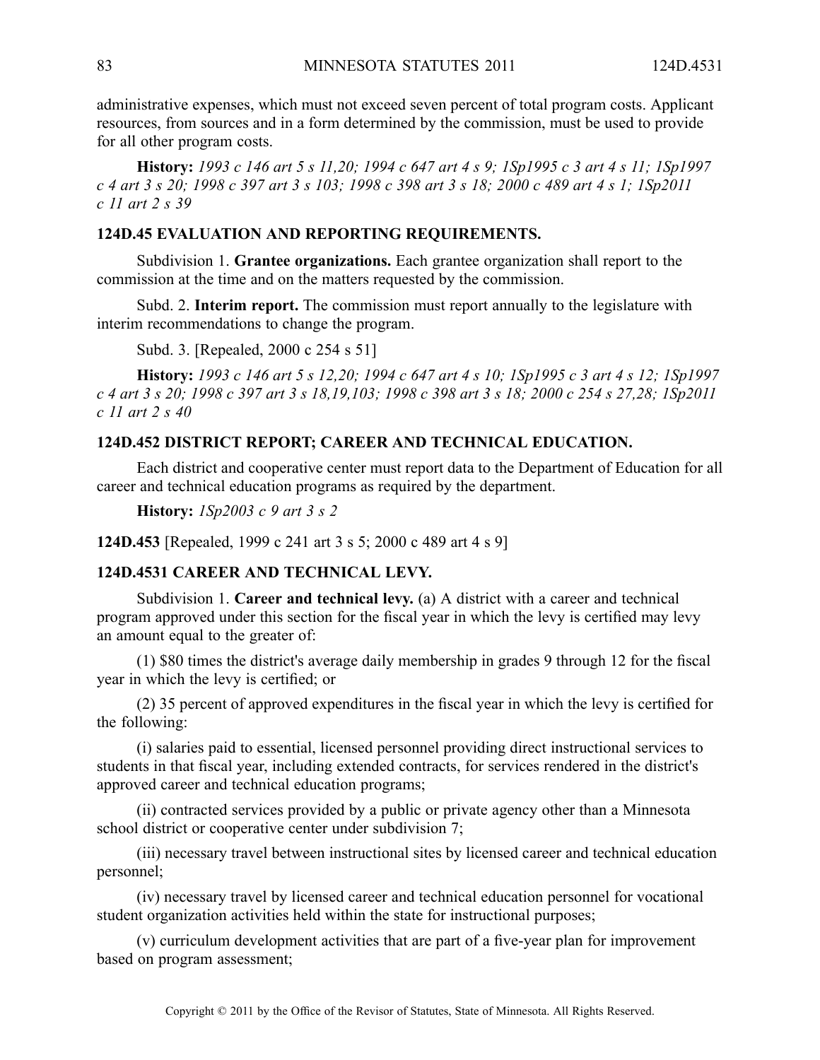administrative expenses, which must not exceed seven percent of total program costs. Applicant resources, from sources and in a form determined by the commission, must be used to provide for all other program costs.

**History:** *1993 c 146 art 5 s 11,20; 1994 c 647 art 4 s 9; 1Sp1995 c 3 art 4 s 11; 1Sp1997 c 4 art 3 s 20; 1998 c 397 art 3 s 103; 1998 c 398 art 3 s 18; 2000 c 489 art 4 s 1; 1Sp2011 c 11 art 2 s 39*

## 124D.45 EVALUATION AND REPORTING REQUIREMENTS.

Subdivision 1. **Grantee organizations.** Each grantee organization shall report to the commission at the time and on the matters requested by the commission.

Subd. 2. **Interim report.** The commission must report annually to the legislature with interim recommendations to change the program.

Subd. 3. [Repealed, 2000 c 254 s 51]

**History:** *1993 c 146 art 5 s 12,20; 1994 c 647 art 4 s 10; 1Sp1995 c 3 art 4 s 12; 1Sp1997 c 4 art 3 s 20; 1998 c 397 art 3 s 18,19,103; 1998 c 398 art 3 s 18; 2000 c 254 s 27,28; 1Sp2011 c 11 art 2 s 40*

## 124D.452 DISTRICT REPORT; CAREER AND TECHNICAL EDUCATION.

Each district and cooperative center must report data to the Department of Education for all career and technical education programs as required by the department.

**History:** *1Sp2003 c 9 art 3 s 2*

**124D.453** [Repealed, 1999 c 241 art 3 s 5; 2000 c 489 art 4 s 9]

## 124D.4531 CAREER AND TECHNICAL LEVY.

Subdivision 1. **Career and technical levy.** (a) A district with a career and technical program approved under this section for the fiscal year in which the levy is certified may levy an amount equal to the greater of:

(1) $80 times the district's average daily membership in grades 9 through 12 for the fiscal year in which the levy is certified; or

(2) 35 percent of approved expenditures in the fiscal year in which the levy is certified for the following:

(i) salaries paid to essential, licensed personnel providing direct instructional services to students in that fiscal year, including extended contracts, for services rendered in the district's approved career and technical education programs;

(ii) contracted services provided by a public or private agency other than a Minnesota school district or cooperative center under subdivision 7;

(iii) necessary travel between instructional sites by licensed career and technical education personnel;

(iv) necessary travel by licensed career and technical education personnel for vocational student organization activities held within the state for instructional purposes;

(v) curriculum development activities that are part of a five-year plan for improvement based on program assessment;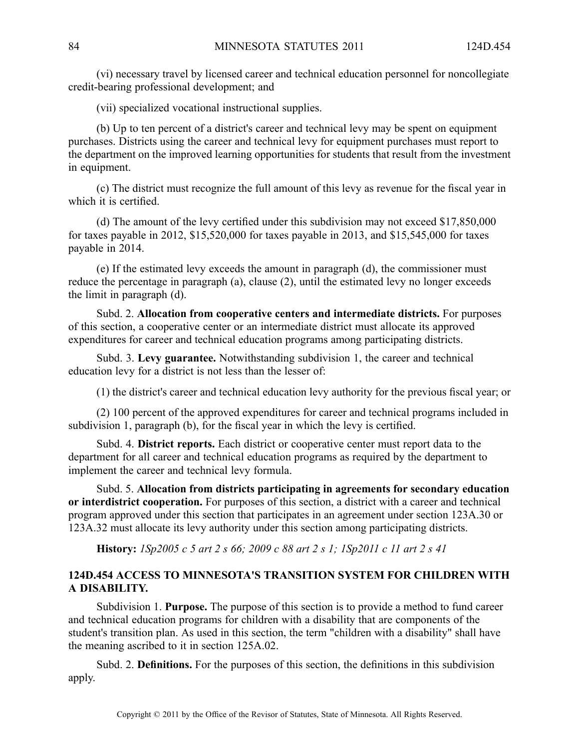(vi) necessary travel by licensed career and technical education personnel for noncollegiate credit-bearing professional development; and

(vii) specialized vocational instructional supplies.

(b) Up to ten percent of a district's career and technical levy may be spent on equipment purchases. Districts using the career and technical levy for equipment purchases must report to the department on the improved learning opportunities for students that result from the investment in equipment.

(c) The district must recognize the full amount of this levy as revenue for the fiscal year in which it is certified.

(d) The amount of the levy certified under this subdivision may not exceed $17,850,000 for taxes payable in 2012, $15,520,000 for taxes payable in 2013, and $15,545,000 for taxes payable in 2014.

(e) If the estimated levy exceeds the amount in paragraph (d), the commissioner must reduce the percentage in paragraph (a), clause (2), until the estimated levy no longer exceeds the limit in paragraph (d).

Subd. 2. **Allocation from cooperative centers and intermediate districts.** For purposes of this section, a cooperative center or an intermediate district must allocate its approved expenditures for career and technical education programs among participating districts.

Subd. 3. **Levy guarantee.** Notwithstanding subdivision 1, the career and technical education levy for a district is not less than the lesser of:

(1) the district's career and technical education levy authority for the previous fiscal year; or

(2) 100 percent of the approved expenditures for career and technical programs included in subdivision 1, paragraph (b), for the fiscal year in which the levy is certified.

Subd. 4. **District reports.** Each district or cooperative center must report data to the department for all career and technical education programs as required by the department to implement the career and technical levy formula.

Subd. 5. **Allocation from districts participating in agreements for secondary education or interdistrict cooperation.** For purposes of this section, a district with a career and technical program approved under this section that participates in an agreement under section 123A.30 or 123A.32 must allocate its levy authority under this section among participating districts.

**History:** *1Sp2005 c 5 art 2 s 66; 2009 c 88 art 2 s 1; 1Sp2011 c 11 art 2 s 41*

## 124D.454 ACCESS TO MINNESOTA'S TRANSITION SYSTEM FOR CHILDREN WITH A DISABILITY.

Subdivision 1. **Purpose.** The purpose of this section is to provide a method to fund career and technical education programs for children with a disability that are components of the student's transition plan. As used in this section, the term "children with a disability" shall have the meaning ascribed to it in section 125A.02.

Subd. 2. **Definitions.** For the purposes of this section, the definitions in this subdivision apply.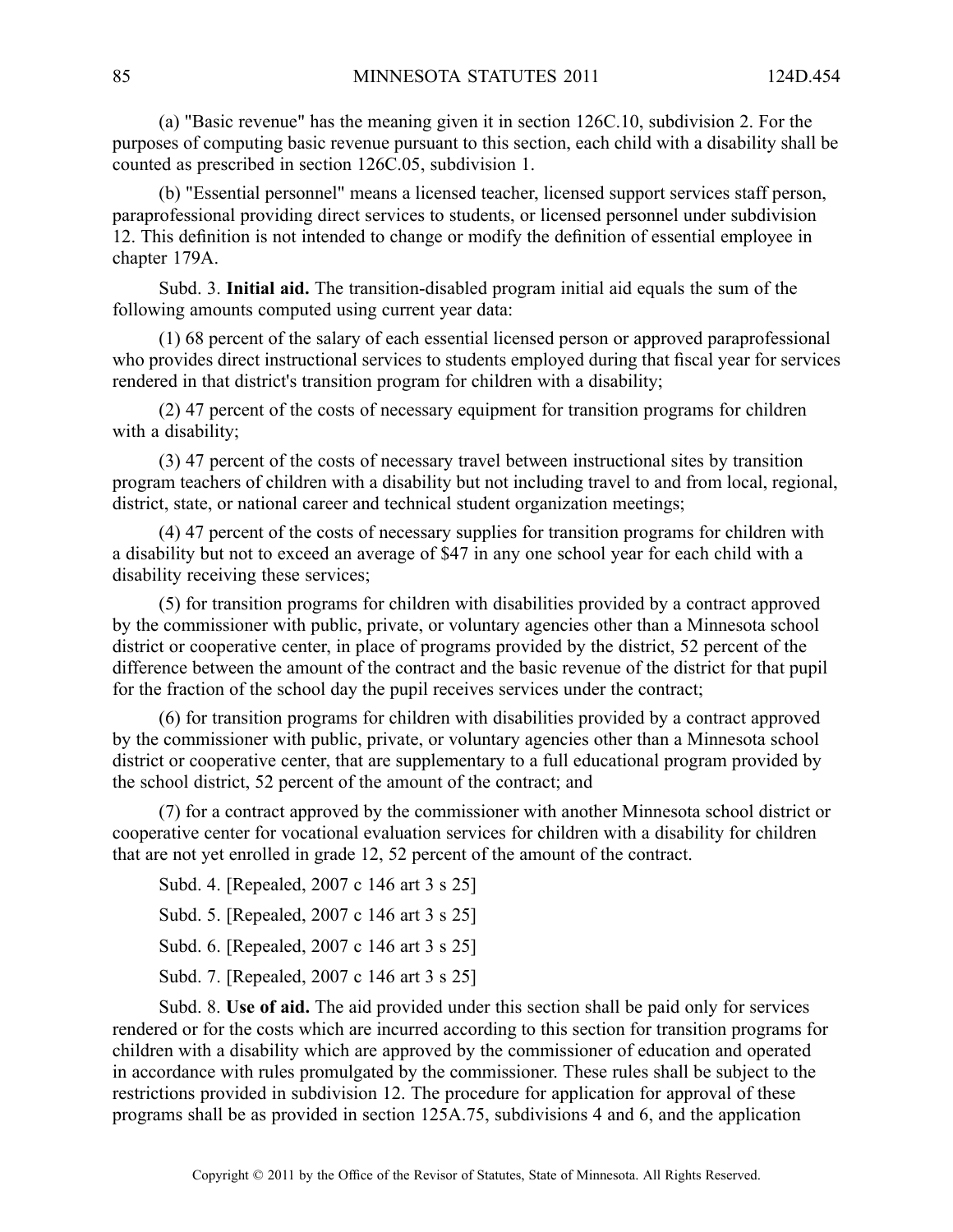(a) "Basic revenue" has the meaning given it in section 126C.10, subdivision 2. For the purposes of computing basic revenue pursuant to this section, each child with a disability shall be counted as prescribed in section 126C.05, subdivision 1.

(b) "Essential personnel" means a licensed teacher, licensed support services staff person, paraprofessional providing direct services to students, or licensed personnel under subdivision 12. This definition is not intended to change or modify the definition of essential employee in chapter 179A.

Subd. 3. **Initial aid.** The transition-disabled program initial aid equals the sum of the following amounts computed using current year data:

(1) 68 percent of the salary of each essential licensed person or approved paraprofessional who provides direct instructional services to students employed during that fiscal year for services rendered in that district's transition program for children with a disability;

(2) 47 percent of the costs of necessary equipment for transition programs for children with a disability;

(3) 47 percent of the costs of necessary travel between instructional sites by transition program teachers of children with a disability but not including travel to and from local, regional, district, state, or national career and technical student organization meetings;

(4) 47 percent of the costs of necessary supplies for transition programs for children with a disability but not to exceed an average of $47 in any one school year for each child with a disability receiving these services;

(5) for transition programs for children with disabilities provided by a contract approved by the commissioner with public, private, or voluntary agencies other than a Minnesota school district or cooperative center, in place of programs provided by the district, 52 percent of the difference between the amount of the contract and the basic revenue of the district for that pupil for the fraction of the school day the pupil receives services under the contract;

(6) for transition programs for children with disabilities provided by a contract approved by the commissioner with public, private, or voluntary agencies other than a Minnesota school district or cooperative center, that are supplementary to a full educational program provided by the school district, 52 percent of the amount of the contract; and

(7) for a contract approved by the commissioner with another Minnesota school district or cooperative center for vocational evaluation services for children with a disability for children that are not yet enrolled in grade 12, 52 percent of the amount of the contract.

Subd. 4. [Repealed, 2007 c 146 art 3 s 25]

Subd. 5. [Repealed, 2007 c 146 art 3 s 25]

Subd. 6. [Repealed, 2007 c 146 art 3 s 25]

Subd. 7. [Repealed, 2007 c 146 art 3 s 25]

Subd. 8. **Use of aid.** The aid provided under this section shall be paid only for services rendered or for the costs which are incurred according to this section for transition programs for children with a disability which are approved by the commissioner of education and operated in accordance with rules promulgated by the commissioner. These rules shall be subject to the restrictions provided in subdivision 12. The procedure for application for approval of these programs shall be as provided in section 125A.75, subdivisions 4 and 6, and the application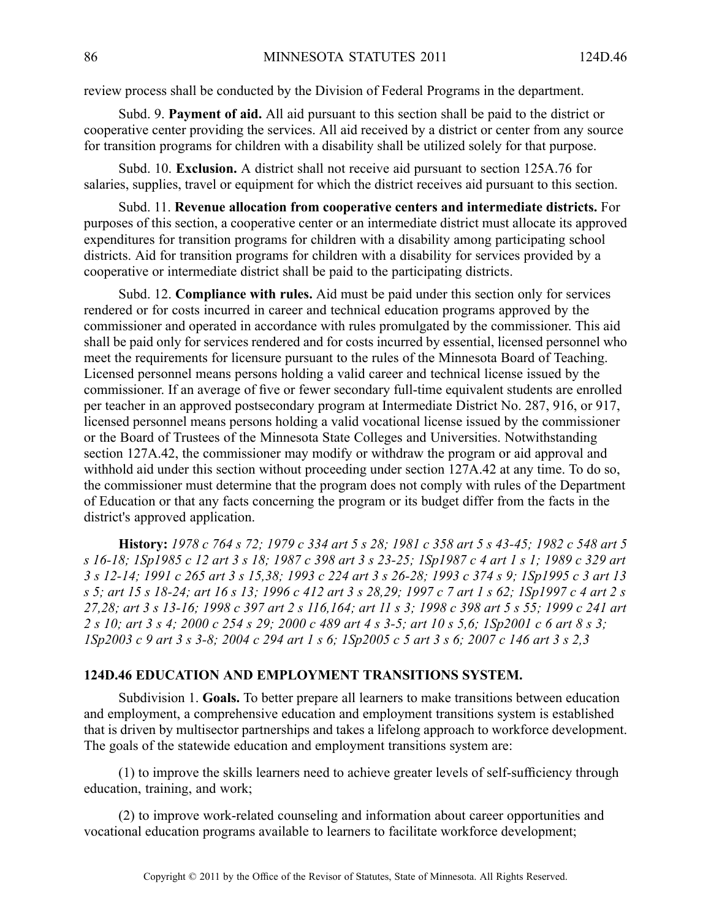review process shall be conducted by the Division of Federal Programs in the department.

Subd. 9. **Payment of aid.** All aid pursuant to this section shall be paid to the district or cooperative center providing the services. All aid received by a district or center from any source for transition programs for children with a disability shall be utilized solely for that purpose.

Subd. 10. **Exclusion.** A district shall not receive aid pursuant to section 125A.76 for salaries, supplies, travel or equipment for which the district receives aid pursuant to this section.

Subd. 11. **Revenue allocation from cooperative centers and intermediate districts.** For purposes of this section, a cooperative center or an intermediate district must allocate its approved expenditures for transition programs for children with a disability among participating school districts. Aid for transition programs for children with a disability for services provided by a cooperative or intermediate district shall be paid to the participating districts.

Subd. 12. **Compliance with rules.** Aid must be paid under this section only for services rendered or for costs incurred in career and technical education programs approved by the commissioner and operated in accordance with rules promulgated by the commissioner. This aid shall be paid only for services rendered and for costs incurred by essential, licensed personnel who meet the requirements for licensure pursuant to the rules of the Minnesota Board of Teaching. Licensed personnel means persons holding a valid career and technical license issued by the commissioner. If an average of five or fewer secondary full-time equivalent students are enrolled per teacher in an approved postsecondary program at Intermediate District No. 287, 916, or 917, licensed personnel means persons holding a valid vocational license issued by the commissioner or the Board of Trustees of the Minnesota State Colleges and Universities. Notwithstanding section 127A.42, the commissioner may modify or withdraw the program or aid approval and withhold aid under this section without proceeding under section 127A.42 at any time. To do so, the commissioner must determine that the program does not comply with rules of the Department of Education or that any facts concerning the program or its budget differ from the facts in the district's approved application.

**History:** *1978 c 764 s 72; 1979 c 334 art 5 s 28; 1981 c 358 art 5 s 43-45; 1982 c 548 art 5 s 16-18; 1Sp1985 c 12 art 3 s 18; 1987 c 398 art 3 s 23-25; 1Sp1987 c 4 art 1 s 1; 1989 c 329 art 3 s 12-14; 1991 c 265 art 3 s 15,38; 1993 c 224 art 3 s 26-28; 1993 c 374 s 9; 1Sp1995 c 3 art 13 s 5; art 15 s 18-24; art 16 s 13; 1996 c 412 art 3 s 28,29; 1997 c 7 art 1 s 62; 1Sp1997 c 4 art 2 s 27,28; art 3 s 13-16; 1998 c 397 art 2 s 116,164; art 11 s 3; 1998 c 398 art 5 s 55; 1999 c 241 art 2 s 10; art 3 s 4; 2000 c 254 s 29; 2000 c 489 art 4 s 3-5; art 10 s 5,6; 1Sp2001 c 6 art 8 s 3; 1Sp2003 c 9 art 3 s 3-8; 2004 c 294 art 1 s 6; 1Sp2005 c 5 art 3 s 6; 2007 c 146 art 3 s 2,3*

## 124D.46 EDUCATION AND EMPLOYMENT TRANSITIONS SYSTEM.

Subdivision 1. **Goals.** To better prepare all learners to make transitions between education and employment, a comprehensive education and employment transitions system is established that is driven by multisector partnerships and takes a lifelong approach to workforce development. The goals of the statewide education and employment transitions system are:

(1) to improve the skills learners need to achieve greater levels of self-sufficiency through education, training, and work;

(2) to improve work-related counseling and information about career opportunities and vocational education programs available to learners to facilitate workforce development;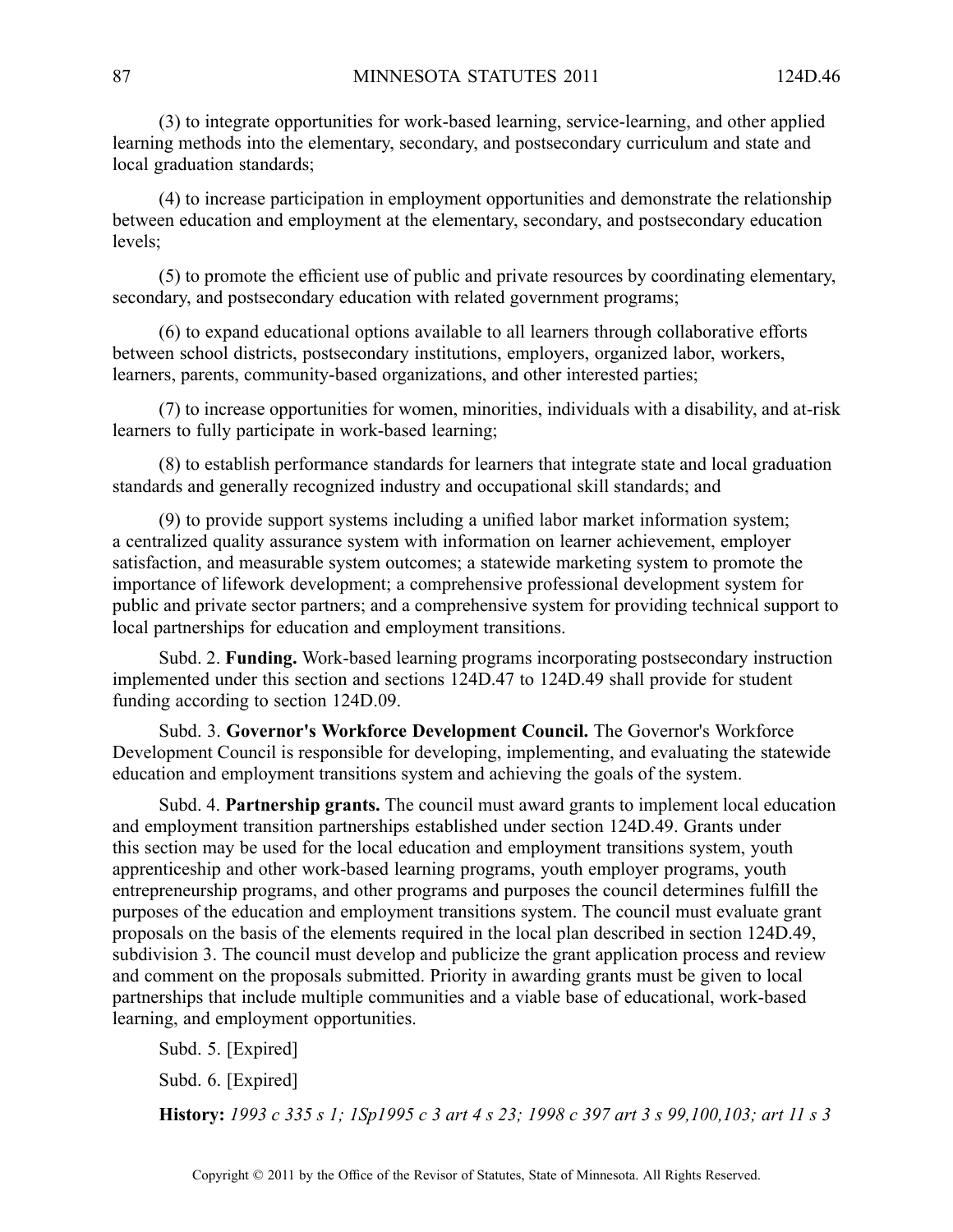(3) to integrate opportunities for work-based learning, service-learning, and other applied learning methods into the elementary, secondary, and postsecondary curriculum and state and local graduation standards;

(4) to increase participation in employment opportunities and demonstrate the relationship between education and employment at the elementary, secondary, and postsecondary education levels;

(5) to promote the efficient use of public and private resources by coordinating elementary, secondary, and postsecondary education with related government programs;

(6) to expand educational options available to all learners through collaborative efforts between school districts, postsecondary institutions, employers, organized labor, workers, learners, parents, community-based organizations, and other interested parties;

(7) to increase opportunities for women, minorities, individuals with a disability, and at-risk learners to fully participate in work-based learning;

(8) to establish performance standards for learners that integrate state and local graduation standards and generally recognized industry and occupational skill standards; and

(9) to provide support systems including a unified labor market information system; a centralized quality assurance system with information on learner achievement, employer satisfaction, and measurable system outcomes; a statewide marketing system to promote the importance of lifework development; a comprehensive professional development system for public and private sector partners; and a comprehensive system for providing technical support to local partnerships for education and employment transitions.

Subd. 2. **Funding.** Work-based learning programs incorporating postsecondary instruction implemented under this section and sections 124D.47 to 124D.49 shall provide for student funding according to section 124D.09.

Subd. 3. **Governor's Workforce Development Council.** The Governor's Workforce Development Council is responsible for developing, implementing, and evaluating the statewide education and employment transitions system and achieving the goals of the system.

Subd. 4. **Partnership grants.** The council must award grants to implement local education and employment transition partnerships established under section 124D.49. Grants under this section may be used for the local education and employment transitions system, youth apprenticeship and other work-based learning programs, youth employer programs, youth entrepreneurship programs, and other programs and purposes the council determines fulfill the purposes of the education and employment transitions system. The council must evaluate grant proposals on the basis of the elements required in the local plan described in section 124D.49, subdivision 3. The council must develop and publicize the grant application process and review and comment on the proposals submitted. Priority in awarding grants must be given to local partnerships that include multiple communities and a viable base of educational, work-based learning, and employment opportunities.

Subd. 5. [Expired]

Subd. 6. [Expired]

**History:** *1993 c 335 s 1; 1Sp1995 c 3 art 4 s 23; 1998 c 397 art 3 s 99,100,103; art 11 s 3*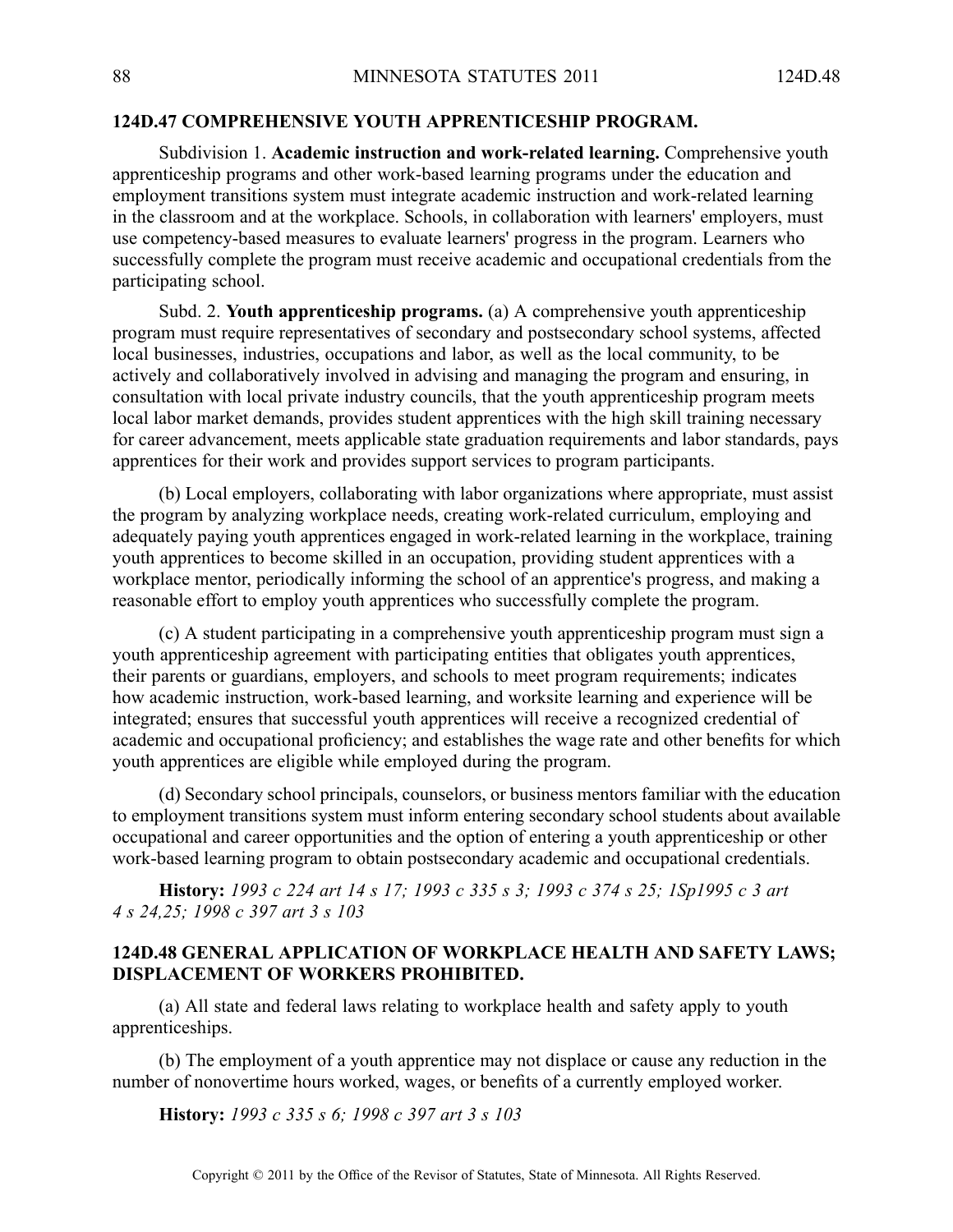## 124D.47 COMPREHENSIVE YOUTH APPRENTICESHIP PROGRAM.

Subdivision 1. **Academic instruction and work-related learning.** Comprehensive youth apprenticeship programs and other work-based learning programs under the education and employment transitions system must integrate academic instruction and work-related learning in the classroom and at the workplace. Schools, in collaboration with learners' employers, must use competency-based measures to evaluate learners' progress in the program. Learners who successfully complete the program must receive academic and occupational credentials from the participating school.

Subd. 2. **Youth apprenticeship programs.** (a) A comprehensive youth apprenticeship program must require representatives of secondary and postsecondary school systems, affected local businesses, industries, occupations and labor, as well as the local community, to be actively and collaboratively involved in advising and managing the program and ensuring, in consultation with local private industry councils, that the youth apprenticeship program meets local labor market demands, provides student apprentices with the high skill training necessary for career advancement, meets applicable state graduation requirements and labor standards, pays apprentices for their work and provides support services to program participants.

(b) Local employers, collaborating with labor organizations where appropriate, must assist the program by analyzing workplace needs, creating work-related curriculum, employing and adequately paying youth apprentices engaged in work-related learning in the workplace, training youth apprentices to become skilled in an occupation, providing student apprentices with a workplace mentor, periodically informing the school of an apprentice's progress, and making a reasonable effort to employ youth apprentices who successfully complete the program.

(c) A student participating in a comprehensive youth apprenticeship program must sign a youth apprenticeship agreement with participating entities that obligates youth apprentices, their parents or guardians, employers, and schools to meet program requirements; indicates how academic instruction, work-based learning, and worksite learning and experience will be integrated; ensures that successful youth apprentices will receive a recognized credential of academic and occupational proficiency; and establishes the wage rate and other benefits for which youth apprentices are eligible while employed during the program.

(d) Secondary school principals, counselors, or business mentors familiar with the education to employment transitions system must inform entering secondary school students about available occupational and career opportunities and the option of entering a youth apprenticeship or other work-based learning program to obtain postsecondary academic and occupational credentials.

**History:** *1993 c 224 art 14 s 17; 1993 c 335 s 3; 1993 c 374 s 25; 1Sp1995 c 3 art 4 s 24,25; 1998 c 397 art 3 s 103*

## 124D.48 GENERAL APPLICATION OF WORKPLACE HEALTH AND SAFETY LAWS; DISPLACEMENT OF WORKERS PROHIBITED.

(a) All state and federal laws relating to workplace health and safety apply to youth apprenticeships.

(b) The employment of a youth apprentice may not displace or cause any reduction in the number of nonovertime hours worked, wages, or benefits of a currently employed worker.

**History:** *1993 c 335 s 6; 1998 c 397 art 3 s 103*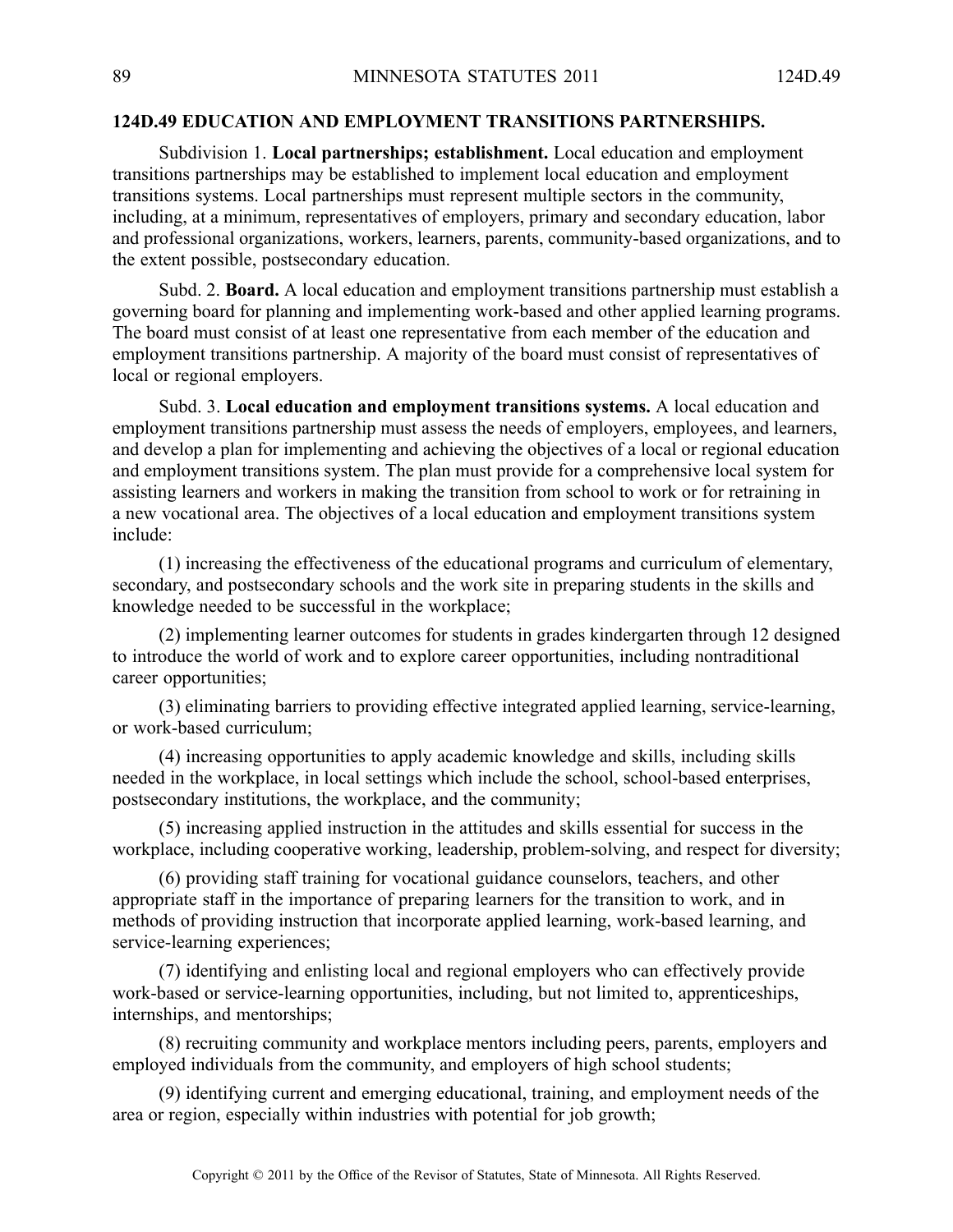## 124D.49 EDUCATION AND EMPLOYMENT TRANSITIONS PARTNERSHIPS.

Subdivision 1. **Local partnerships; establishment.** Local education and employment transitions partnerships may be established to implement local education and employment transitions systems. Local partnerships must represent multiple sectors in the community, including, at a minimum, representatives of employers, primary and secondary education, labor and professional organizations, workers, learners, parents, community-based organizations, and to the extent possible, postsecondary education.

Subd. 2. **Board.** A local education and employment transitions partnership must establish a governing board for planning and implementing work-based and other applied learning programs. The board must consist of at least one representative from each member of the education and employment transitions partnership. A majority of the board must consist of representatives of local or regional employers.

Subd. 3. **Local education and employment transitions systems.** A local education and employment transitions partnership must assess the needs of employers, employees, and learners, and develop a plan for implementing and achieving the objectives of a local or regional education and employment transitions system. The plan must provide for a comprehensive local system for assisting learners and workers in making the transition from school to work or for retraining in a new vocational area. The objectives of a local education and employment transitions system include:

(1) increasing the effectiveness of the educational programs and curriculum of elementary, secondary, and postsecondary schools and the work site in preparing students in the skills and knowledge needed to be successful in the workplace;

(2) implementing learner outcomes for students in grades kindergarten through 12 designed to introduce the world of work and to explore career opportunities, including nontraditional career opportunities;

(3) eliminating barriers to providing effective integrated applied learning, service-learning, or work-based curriculum;

(4) increasing opportunities to apply academic knowledge and skills, including skills needed in the workplace, in local settings which include the school, school-based enterprises, postsecondary institutions, the workplace, and the community;

(5) increasing applied instruction in the attitudes and skills essential for success in the workplace, including cooperative working, leadership, problem-solving, and respect for diversity;

(6) providing staff training for vocational guidance counselors, teachers, and other appropriate staff in the importance of preparing learners for the transition to work, and in methods of providing instruction that incorporate applied learning, work-based learning, and service-learning experiences;

(7) identifying and enlisting local and regional employers who can effectively provide work-based or service-learning opportunities, including, but not limited to, apprenticeships, internships, and mentorships;

(8) recruiting community and workplace mentors including peers, parents, employers and employed individuals from the community, and employers of high school students;

(9) identifying current and emerging educational, training, and employment needs of the area or region, especially within industries with potential for job growth;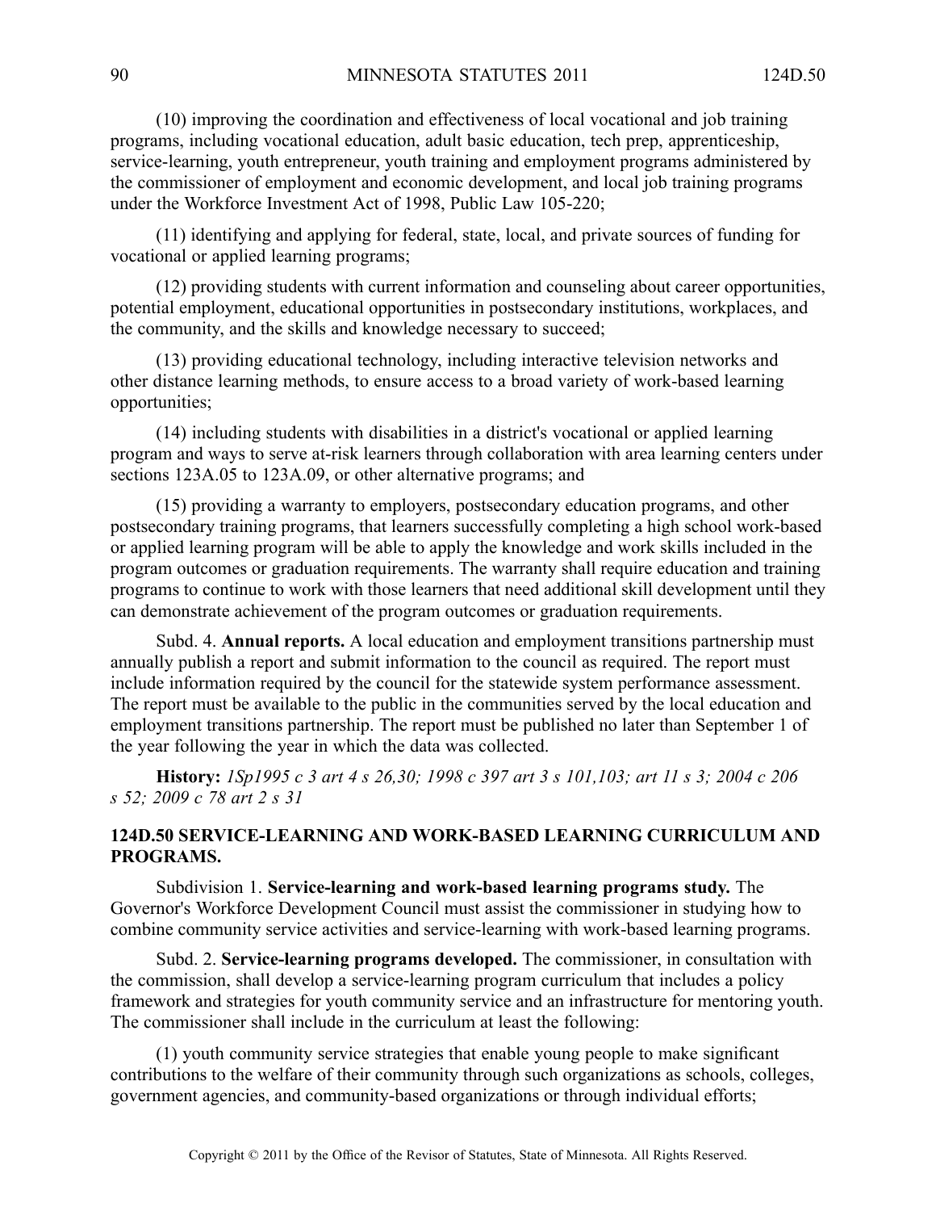(10) improving the coordination and effectiveness of local vocational and job training programs, including vocational education, adult basic education, tech prep, apprenticeship, service-learning, youth entrepreneur, youth training and employment programs administered by the commissioner of employment and economic development, and local job training programs under the Workforce Investment Act of 1998, Public Law 105-220;

(11) identifying and applying for federal, state, local, and private sources of funding for vocational or applied learning programs;

(12) providing students with current information and counseling about career opportunities, potential employment, educational opportunities in postsecondary institutions, workplaces, and the community, and the skills and knowledge necessary to succeed;

(13) providing educational technology, including interactive television networks and other distance learning methods, to ensure access to a broad variety of work-based learning opportunities;

(14) including students with disabilities in a district's vocational or applied learning program and ways to serve at-risk learners through collaboration with area learning centers under sections 123A.05 to 123A.09, or other alternative programs; and

(15) providing a warranty to employers, postsecondary education programs, and other postsecondary training programs, that learners successfully completing a high school work-based or applied learning program will be able to apply the knowledge and work skills included in the program outcomes or graduation requirements. The warranty shall require education and training programs to continue to work with those learners that need additional skill development until they can demonstrate achievement of the program outcomes or graduation requirements.

Subd. 4. **Annual reports.** A local education and employment transitions partnership must annually publish a report and submit information to the council as required. The report must include information required by the council for the statewide system performance assessment. The report must be available to the public in the communities served by the local education and employment transitions partnership. The report must be published no later than September 1 of the year following the year in which the data was collected.

**History:** *1Sp1995 c 3 art 4 s 26,30; 1998 c 397 art 3 s 101,103; art 11 s 3; 2004 c 206 s 52; 2009 c 78 art 2 s 31*

## 124D.50 SERVICE-LEARNING AND WORK-BASED LEARNING CURRICULUM AND PROGRAMS.

Subdivision 1. **Service-learning and work-based learning programs study.** The Governor's Workforce Development Council must assist the commissioner in studying how to combine community service activities and service-learning with work-based learning programs.

Subd. 2. **Service-learning programs developed.** The commissioner, in consultation with the commission, shall develop a service-learning program curriculum that includes a policy framework and strategies for youth community service and an infrastructure for mentoring youth. The commissioner shall include in the curriculum at least the following:

(1) youth community service strategies that enable young people to make significant contributions to the welfare of their community through such organizations as schools, colleges, government agencies, and community-based organizations or through individual efforts;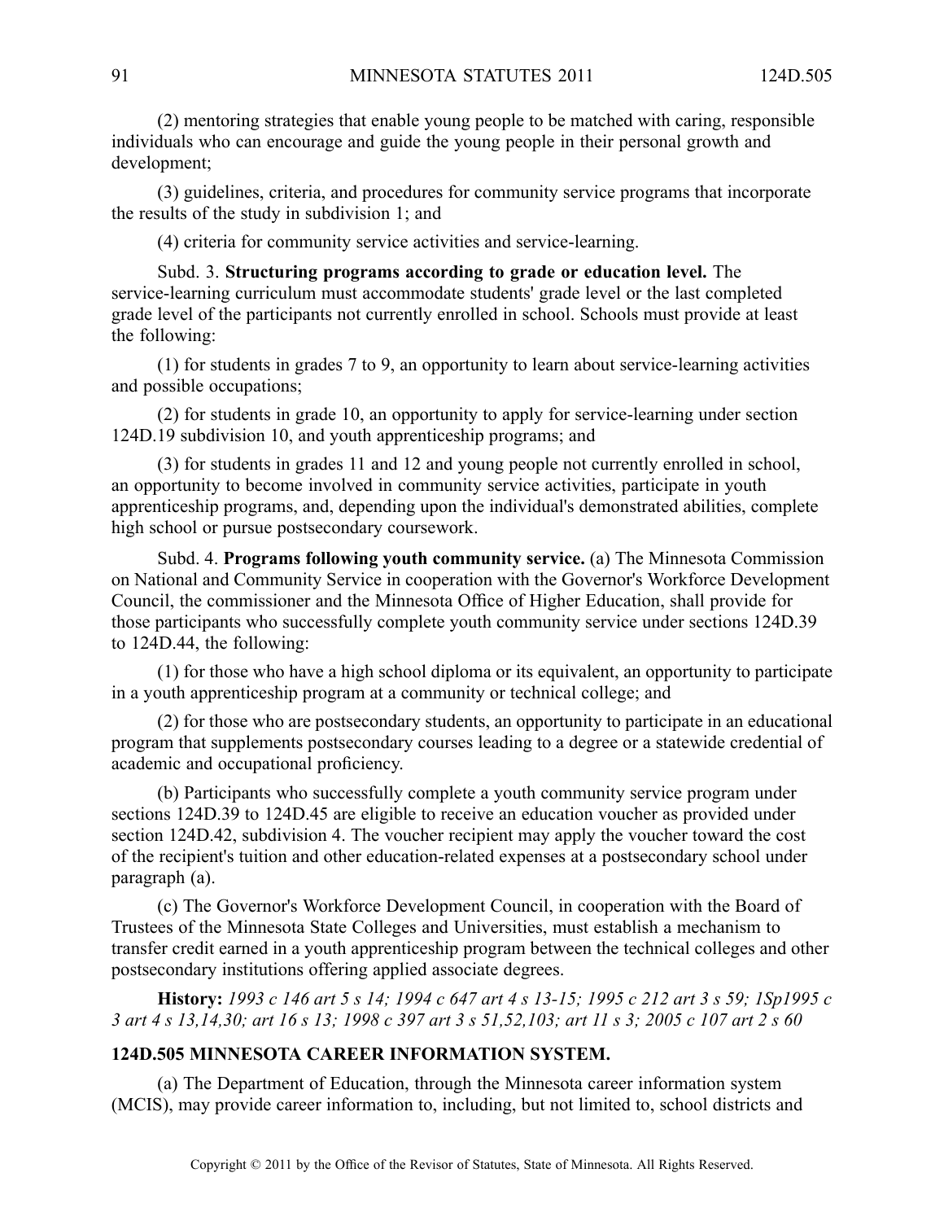(2) mentoring strategies that enable young people to be matched with caring, responsible individuals who can encourage and guide the young people in their personal growth and development;

(3) guidelines, criteria, and procedures for community service programs that incorporate the results of the study in subdivision 1; and

(4) criteria for community service activities and service-learning.

Subd. 3. **Structuring programs according to grade or education level.** The service-learning curriculum must accommodate students' grade level or the last completed grade level of the participants not currently enrolled in school. Schools must provide at least the following:

(1) for students in grades 7 to 9, an opportunity to learn about service-learning activities and possible occupations;

(2) for students in grade 10, an opportunity to apply for service-learning under section 124D.19 subdivision 10, and youth apprenticeship programs; and

(3) for students in grades 11 and 12 and young people not currently enrolled in school, an opportunity to become involved in community service activities, participate in youth apprenticeship programs, and, depending upon the individual's demonstrated abilities, complete high school or pursue postsecondary coursework.

Subd. 4. **Programs following youth community service.** (a) The Minnesota Commission on National and Community Service in cooperation with the Governor's Workforce Development Council, the commissioner and the Minnesota Office of Higher Education, shall provide for those participants who successfully complete youth community service under sections 124D.39 to 124D.44, the following:

(1) for those who have a high school diploma or its equivalent, an opportunity to participate in a youth apprenticeship program at a community or technical college; and

(2) for those who are postsecondary students, an opportunity to participate in an educational program that supplements postsecondary courses leading to a degree or a statewide credential of academic and occupational proficiency.

(b) Participants who successfully complete a youth community service program under sections 124D.39 to 124D.45 are eligible to receive an education voucher as provided under section 124D.42, subdivision 4. The voucher recipient may apply the voucher toward the cost of the recipient's tuition and other education-related expenses at a postsecondary school under paragraph (a).

(c) The Governor's Workforce Development Council, in cooperation with the Board of Trustees of the Minnesota State Colleges and Universities, must establish a mechanism to transfer credit earned in a youth apprenticeship program between the technical colleges and other postsecondary institutions offering applied associate degrees.

**History:** *1993 c 146 art 5 s 14; 1994 c 647 art 4 s 13-15; 1995 c 212 art 3 s 59; 1Sp1995 c 3 art 4 s 13,14,30; art 16 s 13; 1998 c 397 art 3 s 51,52,103; art 11 s 3; 2005 c 107 art 2 s 60*

**124D.505 MINNESOTA CAREER INFORMATION SYSTEM.**

(a) The Department of Education, through the Minnesota career information system (MCIS), may provide career information to, including, but not limited to, school districts and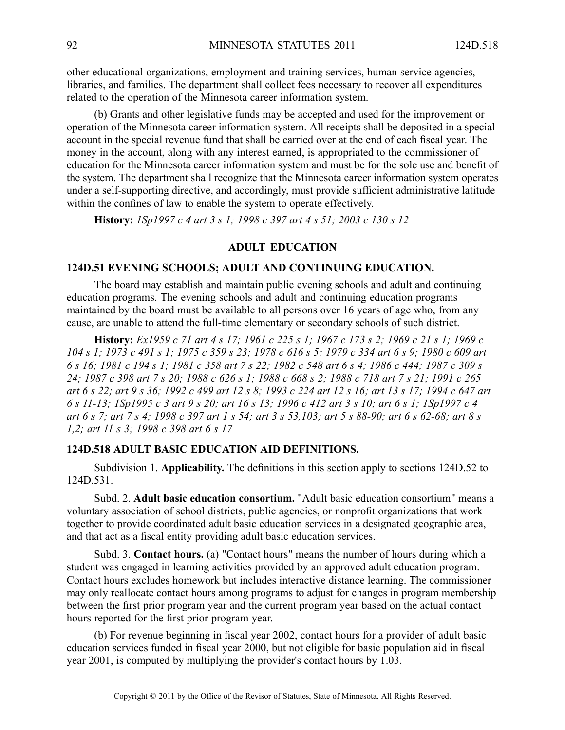other educational organizations, employment and training services, human service agencies, libraries, and families. The department shall collect fees necessary to recover all expenditures related to the operation of the Minnesota career information system.

(b) Grants and other legislative funds may be accepted and used for the improvement or operation of the Minnesota career information system. All receipts shall be deposited in a special account in the special revenue fund that shall be carried over at the end of each fiscal year. The money in the account, along with any interest earned, is appropriated to the commissioner of education for the Minnesota career information system and must be for the sole use and benefit of the system. The department shall recognize that the Minnesota career information system operates under a self-supporting directive, and accordingly, must provide sufficient administrative latitude within the confines of law to enable the system to operate effectively.

**History:** *1Sp1997 c 4 art 3 s 1; 1998 c 397 art 4 s 51; 2003 c 130 s 12*

## ADULT EDUCATION

### 124D.51 EVENING SCHOOLS; ADULT AND CONTINUING EDUCATION.

The board may establish and maintain public evening schools and adult and continuing education programs. The evening schools and adult and continuing education programs maintained by the board must be available to all persons over 16 years of age who, from any cause, are unable to attend the full-time elementary or secondary schools of such district.

**History:** *Ex1959 c 71 art 4 s 17; 1961 c 225 s 1; 1967 c 173 s 2; 1969 c 21 s 1; 1969 c 104 s 1; 1973 c 491 s 1; 1975 c 359 s 23; 1978 c 616 s 5; 1979 c 334 art 6 s 9; 1980 c 609 art 6 s 16; 1981 c 194 s 1; 1981 c 358 art 7 s 22; 1982 c 548 art 6 s 4; 1986 c 444; 1987 c 309 s 24; 1987 c 398 art 7 s 20; 1988 c 626 s 1; 1988 c 668 s 2; 1988 c 718 art 7 s 21; 1991 c 265 art 6 s 22; art 9 s 36; 1992 c 499 art 12 s 8; 1993 c 224 art 12 s 16; art 13 s 17; 1994 c 647 art 6 s 11-13; 1Sp1995 c 3 art 9 s 20; art 16 s 13; 1996 c 412 art 3 s 10; art 6 s 1; 1Sp1997 c 4 art 6 s 7; art 7 s 4; 1998 c 397 art 1 s 54; art 3 s 53,103; art 5 s 88-90; art 6 s 62-68; art 8 s 1,2; art 11 s 3; 1998 c 398 art 6 s 17*

### 124D.518 ADULT BASIC EDUCATION AID DEFINITIONS.

Subdivision 1. **Applicability.** The definitions in this section apply to sections 124D.52 to 124D.531.

Subd. 2. **Adult basic education consortium.** "Adult basic education consortium" means a voluntary association of school districts, public agencies, or nonprofit organizations that work together to provide coordinated adult basic education services in a designated geographic area, and that act as a fiscal entity providing adult basic education services.

Subd. 3. **Contact hours.** (a) "Contact hours" means the number of hours during which a student was engaged in learning activities provided by an approved adult education program. Contact hours excludes homework but includes interactive distance learning. The commissioner may only reallocate contact hours among programs to adjust for changes in program membership between the first prior program year and the current program year based on the actual contact hours reported for the first prior program year.

(b) For revenue beginning in fiscal year 2002, contact hours for a provider of adult basic education services funded in fiscal year 2000, but not eligible for basic population aid in fiscal year 2001, is computed by multiplying the provider's contact hours by 1.03.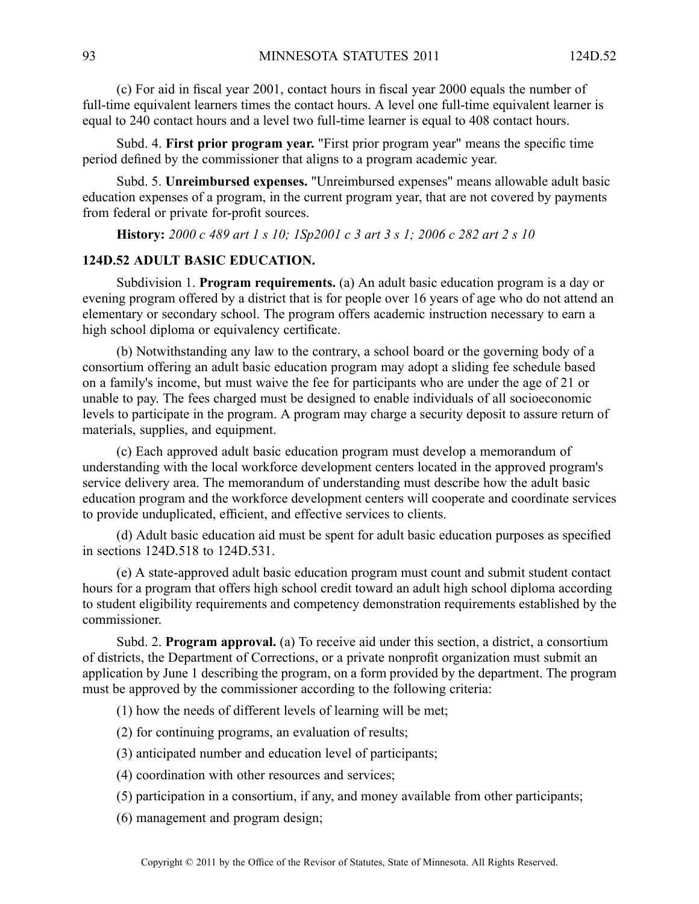(c) For aid in fiscal year 2001, contact hours in fiscal year 2000 equals the number of full-time equivalent learners times the contact hours. A level one full-time equivalent learner is equal to 240 contact hours and a level two full-time learner is equal to 408 contact hours.

Subd. 4. **First prior program year.** "First prior program year" means the specific time period defined by the commissioner that aligns to a program academic year.

Subd. 5. **Unreimbursed expenses.** "Unreimbursed expenses" means allowable adult basic education expenses of a program, in the current program year, that are not covered by payments from federal or private for-profit sources.

**History:** *2000 c 489 art 1 s 10; 1Sp2001 c 3 art 3 s 1; 2006 c 282 art 2 s 10*

### 124D.52 ADULT BASIC EDUCATION.

Subdivision 1. **Program requirements.** (a) An adult basic education program is a day or evening program offered by a district that is for people over 16 years of age who do not attend an elementary or secondary school. The program offers academic instruction necessary to earn a high school diploma or equivalency certificate.

(b) Notwithstanding any law to the contrary, a school board or the governing body of a consortium offering an adult basic education program may adopt a sliding fee schedule based on a family's income, but must waive the fee for participants who are under the age of 21 or unable to pay. The fees charged must be designed to enable individuals of all socioeconomic levels to participate in the program. A program may charge a security deposit to assure return of materials, supplies, and equipment.

(c) Each approved adult basic education program must develop a memorandum of understanding with the local workforce development centers located in the approved program's service delivery area. The memorandum of understanding must describe how the adult basic education program and the workforce development centers will cooperate and coordinate services to provide unduplicated, efficient, and effective services to clients.

(d) Adult basic education aid must be spent for adult basic education purposes as specified in sections 124D.518 to 124D.531.

(e) A state-approved adult basic education program must count and submit student contact hours for a program that offers high school credit toward an adult high school diploma according to student eligibility requirements and competency demonstration requirements established by the commissioner.

Subd. 2. **Program approval.** (a) To receive aid under this section, a district, a consortium of districts, the Department of Corrections, or a private nonprofit organization must submit an application by June 1 describing the program, on a form provided by the department. The program must be approved by the commissioner according to the following criteria:

(1) how the needs of different levels of learning will be met;

(2) for continuing programs, an evaluation of results;

(3) anticipated number and education level of participants;

(4) coordination with other resources and services;

(5) participation in a consortium, if any, and money available from other participants;

(6) management and program design;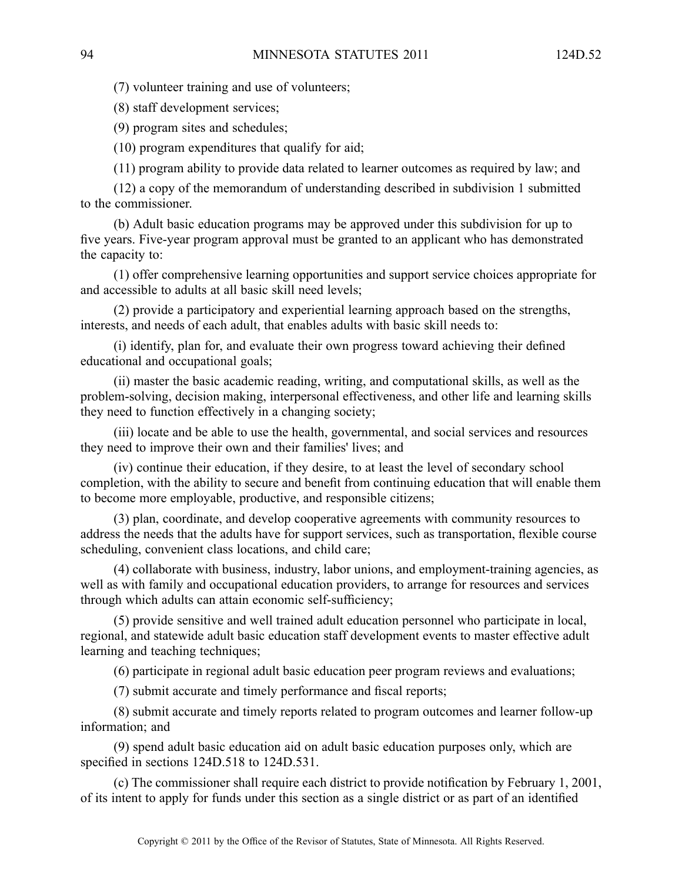(7) volunteer training and use of volunteers;

(8) staff development services;

(9) program sites and schedules;

(10) program expenditures that qualify for aid;

(11) program ability to provide data related to learner outcomes as required by law; and

(12) a copy of the memorandum of understanding described in subdivision 1 submitted to the commissioner.

(b) Adult basic education programs may be approved under this subdivision for up to five years. Five-year program approval must be granted to an applicant who has demonstrated the capacity to:

(1) offer comprehensive learning opportunities and support service choices appropriate for and accessible to adults at all basic skill need levels;

(2) provide a participatory and experiential learning approach based on the strengths, interests, and needs of each adult, that enables adults with basic skill needs to:

(i) identify, plan for, and evaluate their own progress toward achieving their defined educational and occupational goals;

(ii) master the basic academic reading, writing, and computational skills, as well as the problem-solving, decision making, interpersonal effectiveness, and other life and learning skills they need to function effectively in a changing society;

(iii) locate and be able to use the health, governmental, and social services and resources they need to improve their own and their families' lives; and

(iv) continue their education, if they desire, to at least the level of secondary school completion, with the ability to secure and benefit from continuing education that will enable them to become more employable, productive, and responsible citizens;

(3) plan, coordinate, and develop cooperative agreements with community resources to address the needs that the adults have for support services, such as transportation, flexible course scheduling, convenient class locations, and child care;

(4) collaborate with business, industry, labor unions, and employment-training agencies, as well as with family and occupational education providers, to arrange for resources and services through which adults can attain economic self-sufficiency;

(5) provide sensitive and well trained adult education personnel who participate in local, regional, and statewide adult basic education staff development events to master effective adult learning and teaching techniques;

(6) participate in regional adult basic education peer program reviews and evaluations;

(7) submit accurate and timely performance and fiscal reports;

(8) submit accurate and timely reports related to program outcomes and learner follow-up information; and

(9) spend adult basic education aid on adult basic education purposes only, which are specified in sections 124D.518 to 124D.531.

(c) The commissioner shall require each district to provide notification by February 1, 2001, of its intent to apply for funds under this section as a single district or as part of an identified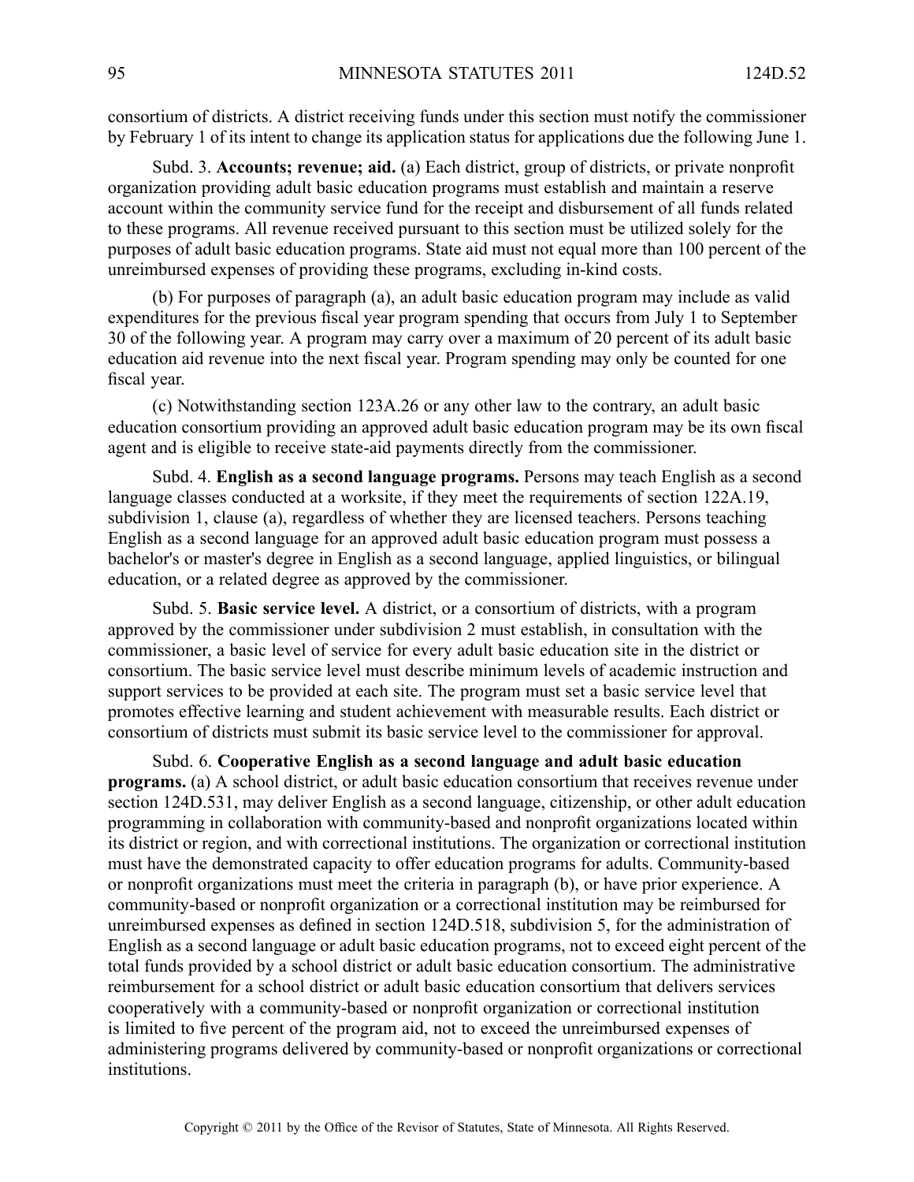consortium of districts. A district receiving funds under this section must notify the commissioner by February 1 of its intent to change its application status for applications due the following June 1.

Subd. 3. **Accounts; revenue; aid.** (a) Each district, group of districts, or private nonprofit organization providing adult basic education programs must establish and maintain a reserve account within the community service fund for the receipt and disbursement of all funds related to these programs. All revenue received pursuant to this section must be utilized solely for the purposes of adult basic education programs. State aid must not equal more than 100 percent of the unreimbursed expenses of providing these programs, excluding in-kind costs.

(b) For purposes of paragraph (a), an adult basic education program may include as valid expenditures for the previous fiscal year program spending that occurs from July 1 to September 30 of the following year. A program may carry over a maximum of 20 percent of its adult basic education aid revenue into the next fiscal year. Program spending may only be counted for one fiscal year.

(c) Notwithstanding section 123A.26 or any other law to the contrary, an adult basic education consortium providing an approved adult basic education program may be its own fiscal agent and is eligible to receive state-aid payments directly from the commissioner.

Subd. 4. **English as a second language programs.** Persons may teach English as a second language classes conducted at a worksite, if they meet the requirements of section 122A.19, subdivision 1, clause (a), regardless of whether they are licensed teachers. Persons teaching English as a second language for an approved adult basic education program must possess a bachelor's or master's degree in English as a second language, applied linguistics, or bilingual education, or a related degree as approved by the commissioner.

Subd. 5. **Basic service level.** A district, or a consortium of districts, with a program approved by the commissioner under subdivision 2 must establish, in consultation with the commissioner, a basic level of service for every adult basic education site in the district or consortium. The basic service level must describe minimum levels of academic instruction and support services to be provided at each site. The program must set a basic service level that promotes effective learning and student achievement with measurable results. Each district or consortium of districts must submit its basic service level to the commissioner for approval.

Subd. 6. **Cooperative English as a second language and adult basic education programs.** (a) A school district, or adult basic education consortium that receives revenue under section 124D.531, may deliver English as a second language, citizenship, or other adult education programming in collaboration with community-based and nonprofit organizations located within its district or region, and with correctional institutions. The organization or correctional institution must have the demonstrated capacity to offer education programs for adults. Community-based or nonprofit organizations must meet the criteria in paragraph (b), or have prior experience. A community-based or nonprofit organization or a correctional institution may be reimbursed for unreimbursed expenses as defined in section 124D.518, subdivision 5, for the administration of English as a second language or adult basic education programs, not to exceed eight percent of the total funds provided by a school district or adult basic education consortium. The administrative reimbursement for a school district or adult basic education consortium that delivers services cooperatively with a community-based or nonprofit organization or correctional institution is limited to five percent of the program aid, not to exceed the unreimbursed expenses of administering programs delivered by community-based or nonprofit organizations or correctional institutions.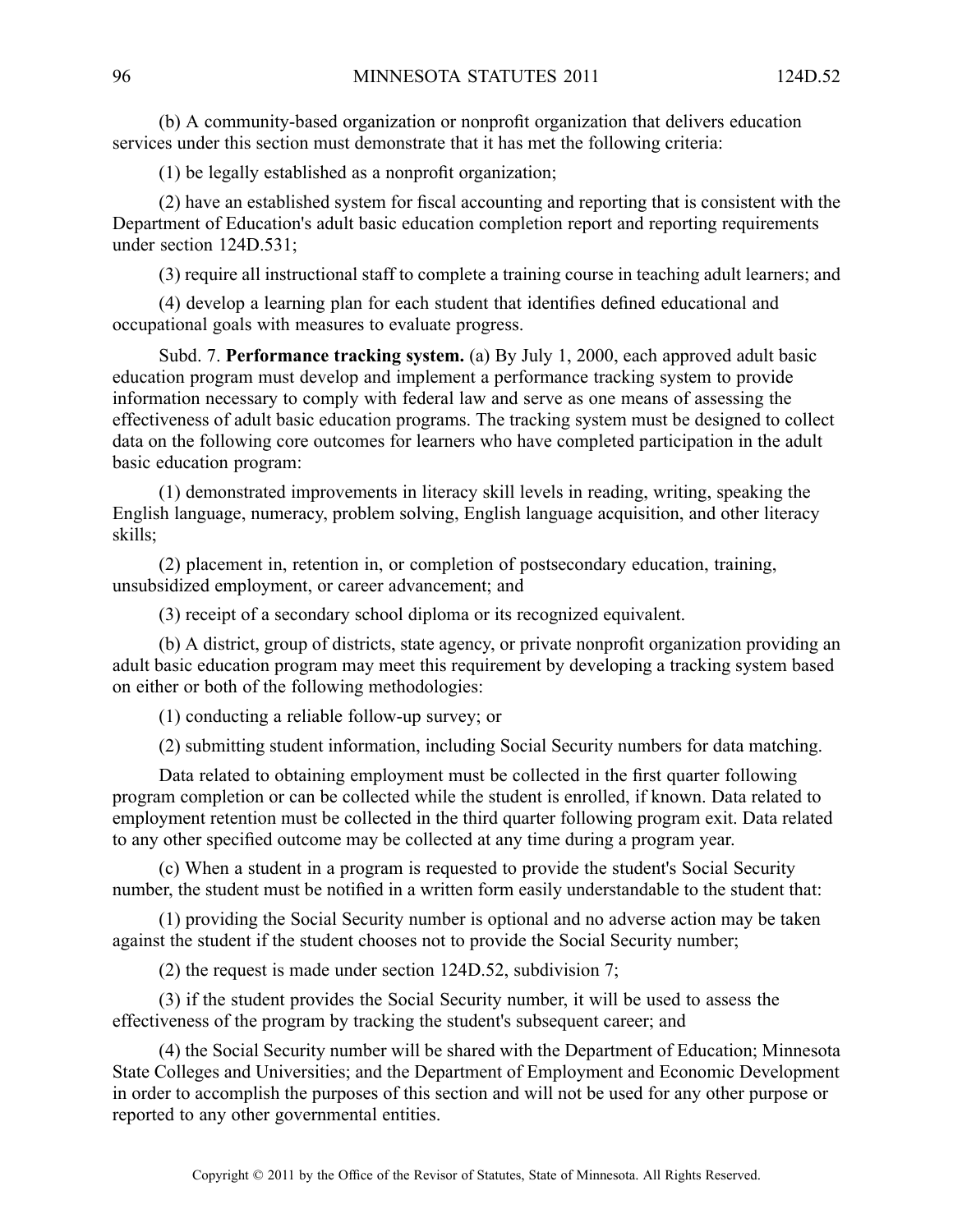(b) A community-based organization or nonprofit organization that delivers education services under this section must demonstrate that it has met the following criteria:

(1) be legally established as a nonprofit organization;

(2) have an established system for fiscal accounting and reporting that is consistent with the Department of Education's adult basic education completion report and reporting requirements under section 124D.531;

(3) require all instructional staff to complete a training course in teaching adult learners; and

(4) develop a learning plan for each student that identifies defined educational and occupational goals with measures to evaluate progress.

Subd. 7. **Performance tracking system.** (a) By July 1, 2000, each approved adult basic education program must develop and implement a performance tracking system to provide information necessary to comply with federal law and serve as one means of assessing the effectiveness of adult basic education programs. The tracking system must be designed to collect data on the following core outcomes for learners who have completed participation in the adult basic education program:

(1) demonstrated improvements in literacy skill levels in reading, writing, speaking the English language, numeracy, problem solving, English language acquisition, and other literacy skills;

(2) placement in, retention in, or completion of postsecondary education, training, unsubsidized employment, or career advancement; and

(3) receipt of a secondary school diploma or its recognized equivalent.

(b) A district, group of districts, state agency, or private nonprofit organization providing an adult basic education program may meet this requirement by developing a tracking system based on either or both of the following methodologies:

(1) conducting a reliable follow-up survey; or

(2) submitting student information, including Social Security numbers for data matching.

Data related to obtaining employment must be collected in the first quarter following program completion or can be collected while the student is enrolled, if known. Data related to employment retention must be collected in the third quarter following program exit. Data related to any other specified outcome may be collected at any time during a program year.

(c) When a student in a program is requested to provide the student's Social Security number, the student must be notified in a written form easily understandable to the student that:

(1) providing the Social Security number is optional and no adverse action may be taken against the student if the student chooses not to provide the Social Security number;

(2) the request is made under section 124D.52, subdivision 7;

(3) if the student provides the Social Security number, it will be used to assess the effectiveness of the program by tracking the student's subsequent career; and

(4) the Social Security number will be shared with the Department of Education; Minnesota State Colleges and Universities; and the Department of Employment and Economic Development in order to accomplish the purposes of this section and will not be used for any other purpose or reported to any other governmental entities.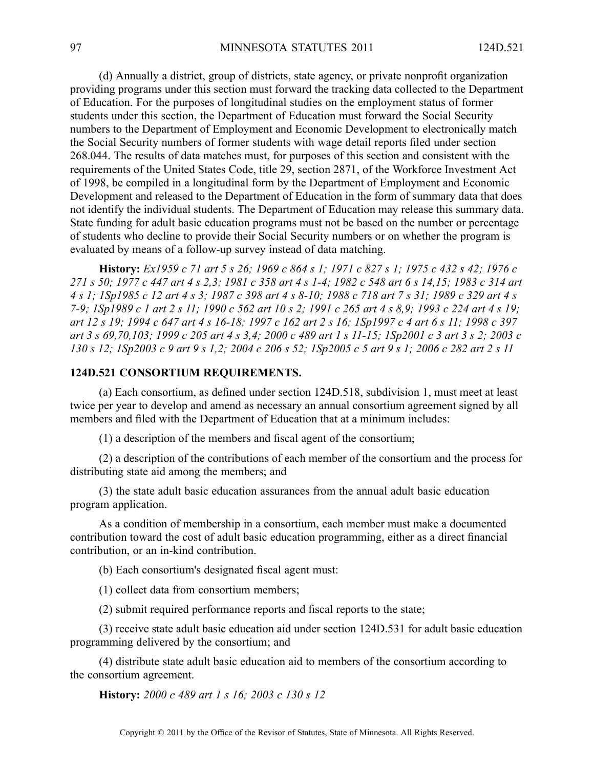(d) Annually a district, group of districts, state agency, or private nonprofit organization providing programs under this section must forward the tracking data collected to the Department of Education. For the purposes of longitudinal studies on the employment status of former students under this section, the Department of Education must forward the Social Security numbers to the Department of Employment and Economic Development to electronically match the Social Security numbers of former students with wage detail reports filed under section 268.044. The results of data matches must, for purposes of this section and consistent with the requirements of the United States Code, title 29, section 2871, of the Workforce Investment Act of 1998, be compiled in a longitudinal form by the Department of Employment and Economic Development and released to the Department of Education in the form of summary data that does not identify the individual students. The Department of Education may release this summary data. State funding for adult basic education programs must not be based on the number or percentage of students who decline to provide their Social Security numbers or on whether the program is evaluated by means of a follow-up survey instead of data matching.

**History:** *Ex1959 c 71 art 5 s 26; 1969 c 864 s 1; 1971 c 827 s 1; 1975 c 432 s 42; 1976 c 271 s 50; 1977 c 447 art 4 s 2,3; 1981 c 358 art 4 s 1-4; 1982 c 548 art 6 s 14,15; 1983 c 314 art 4 s 1; 1Sp1985 c 12 art 4 s 3; 1987 c 398 art 4 s 8-10; 1988 c 718 art 7 s 31; 1989 c 329 art 4 s 7-9; 1Sp1989 c 1 art 2 s 11; 1990 c 562 art 10 s 2; 1991 c 265 art 4 s 8,9; 1993 c 224 art 4 s 19; art 12 s 19; 1994 c 647 art 4 s 16-18; 1997 c 162 art 2 s 16; 1Sp1997 c 4 art 6 s 11; 1998 c 397 art 3 s 69,70,103; 1999 c 205 art 4 s 3,4; 2000 c 489 art 1 s 11-15; 1Sp2001 c 3 art 3 s 2; 2003 c 130 s 12; 1Sp2003 c 9 art 9 s 1,2; 2004 c 206 s 52; 1Sp2005 c 5 art 9 s 1; 2006 c 282 art 2 s 11*

## 124D.521 CONSORTIUM REQUIREMENTS.

(a) Each consortium, as defined under section 124D.518, subdivision 1, must meet at least twice per year to develop and amend as necessary an annual consortium agreement signed by all members and filed with the Department of Education that at a minimum includes:

(1) a description of the members and fiscal agent of the consortium;

(2) a description of the contributions of each member of the consortium and the process for distributing state aid among the members; and

(3) the state adult basic education assurances from the annual adult basic education program application.

As a condition of membership in a consortium, each member must make a documented contribution toward the cost of adult basic education programming, either as a direct financial contribution, or an in-kind contribution.

(b) Each consortium's designated fiscal agent must:

(1) collect data from consortium members;

(2) submit required performance reports and fiscal reports to the state;

(3) receive state adult basic education aid under section 124D.531 for adult basic education programming delivered by the consortium; and

(4) distribute state adult basic education aid to members of the consortium according to the consortium agreement.

**History:** *2000 c 489 art 1 s 16; 2003 c 130 s 12*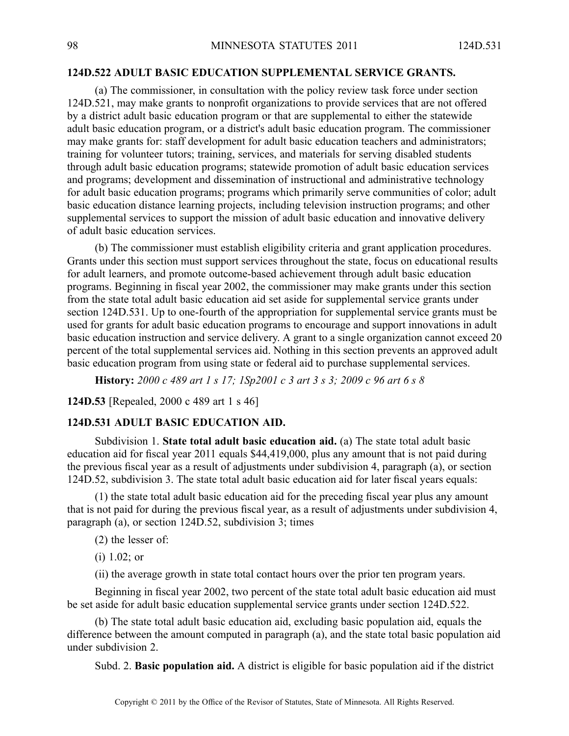**124D.522 ADULT BASIC EDUCATION SUPPLEMENTAL SERVICE GRANTS.**

(a) The commissioner, in consultation with the policy review task force under section 124D.521, may make grants to nonprofit organizations to provide services that are not offered by a district adult basic education program or that are supplemental to either the statewide adult basic education program, or a district's adult basic education program. The commissioner may make grants for: staff development for adult basic education teachers and administrators; training for volunteer tutors; training, services, and materials for serving disabled students through adult basic education programs; statewide promotion of adult basic education services and programs; development and dissemination of instructional and administrative technology for adult basic education programs; programs which primarily serve communities of color; adult basic education distance learning projects, including television instruction programs; and other supplemental services to support the mission of adult basic education and innovative delivery of adult basic education services.

(b) The commissioner must establish eligibility criteria and grant application procedures. Grants under this section must support services throughout the state, focus on educational results for adult learners, and promote outcome-based achievement through adult basic education programs. Beginning in fiscal year 2002, the commissioner may make grants under this section from the state total adult basic education aid set aside for supplemental service grants under section 124D.531. Up to one-fourth of the appropriation for supplemental service grants must be used for grants for adult basic education programs to encourage and support innovations in adult basic education instruction and service delivery. A grant to a single organization cannot exceed 20 percent of the total supplemental services aid. Nothing in this section prevents an approved adult basic education program from using state or federal aid to purchase supplemental services.

**History:** *2000 c 489 art 1 s 17; 1Sp2001 c 3 art 3 s 3; 2009 c 96 art 6 s 8*

**124D.53** [Repealed, 2000 c 489 art 1 s 46]

**124D.531 ADULT BASIC EDUCATION AID.**

Subdivision 1. **State total adult basic education aid.** (a) The state total adult basic education aid for fiscal year 2011 equals $44,419,000, plus any amount that is not paid during the previous fiscal year as a result of adjustments under subdivision 4, paragraph (a), or section 124D.52, subdivision 3. The state total adult basic education aid for later fiscal years equals:

(1) the state total adult basic education aid for the preceding fiscal year plus any amount that is not paid for during the previous fiscal year, as a result of adjustments under subdivision 4, paragraph (a), or section 124D.52, subdivision 3; times

(2) the lesser of:

(i) 1.02; or

(ii) the average growth in state total contact hours over the prior ten program years.

Beginning in fiscal year 2002, two percent of the state total adult basic education aid must be set aside for adult basic education supplemental service grants under section 124D.522.

(b) The state total adult basic education aid, excluding basic population aid, equals the difference between the amount computed in paragraph (a), and the state total basic population aid under subdivision 2.

Subd. 2. **Basic population aid.** A district is eligible for basic population aid if the district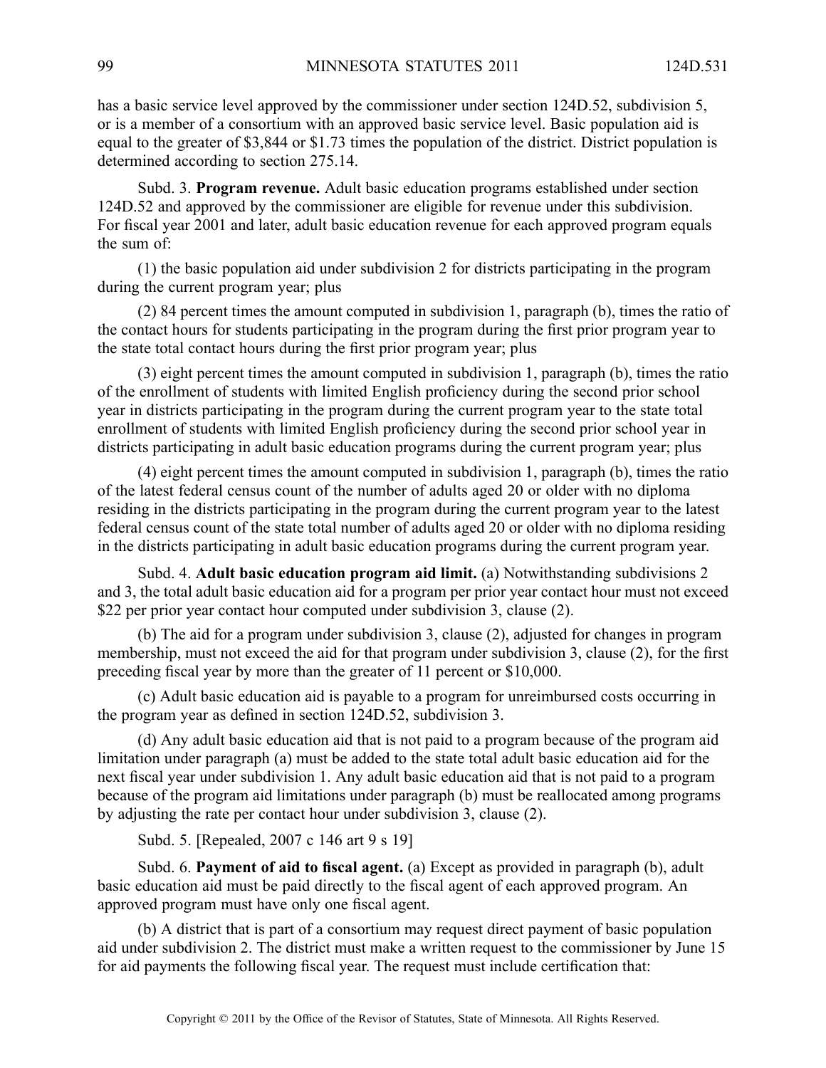has a basic service level approved by the commissioner under section 124D.52, subdivision 5, or is a member of a consortium with an approved basic service level. Basic population aid is equal to the greater of $3,844 or $1.73 times the population of the district. District population is determined according to section 275.14.

Subd. 3. **Program revenue.** Adult basic education programs established under section 124D.52 and approved by the commissioner are eligible for revenue under this subdivision. For fiscal year 2001 and later, adult basic education revenue for each approved program equals the sum of:

(1) the basic population aid under subdivision 2 for districts participating in the program during the current program year; plus

(2) 84 percent times the amount computed in subdivision 1, paragraph (b), times the ratio of the contact hours for students participating in the program during the first prior program year to the state total contact hours during the first prior program year; plus

(3) eight percent times the amount computed in subdivision 1, paragraph (b), times the ratio of the enrollment of students with limited English proficiency during the second prior school year in districts participating in the program during the current program year to the state total enrollment of students with limited English proficiency during the second prior school year in districts participating in adult basic education programs during the current program year; plus

(4) eight percent times the amount computed in subdivision 1, paragraph (b), times the ratio of the latest federal census count of the number of adults aged 20 or older with no diploma residing in the districts participating in the program during the current program year to the latest federal census count of the state total number of adults aged 20 or older with no diploma residing in the districts participating in adult basic education programs during the current program year.

Subd. 4. **Adult basic education program aid limit.** (a) Notwithstanding subdivisions 2 and 3, the total adult basic education aid for a program per prior year contact hour must not exceed $22 per prior year contact hour computed under subdivision 3, clause (2).

(b) The aid for a program under subdivision 3, clause (2), adjusted for changes in program membership, must not exceed the aid for that program under subdivision 3, clause (2), for the first preceding fiscal year by more than the greater of 11 percent or $10,000.

(c) Adult basic education aid is payable to a program for unreimbursed costs occurring in the program year as defined in section 124D.52, subdivision 3.

(d) Any adult basic education aid that is not paid to a program because of the program aid limitation under paragraph (a) must be added to the state total adult basic education aid for the next fiscal year under subdivision 1. Any adult basic education aid that is not paid to a program because of the program aid limitations under paragraph (b) must be reallocated among programs by adjusting the rate per contact hour under subdivision 3, clause (2).

Subd. 5. [Repealed, 2007 c 146 art 9 s 19]

Subd. 6. **Payment of aid to fiscal agent.** (a) Except as provided in paragraph (b), adult basic education aid must be paid directly to the fiscal agent of each approved program. An approved program must have only one fiscal agent.

(b) A district that is part of a consortium may request direct payment of basic population aid under subdivision 2. The district must make a written request to the commissioner by June 15 for aid payments the following fiscal year. The request must include certification that: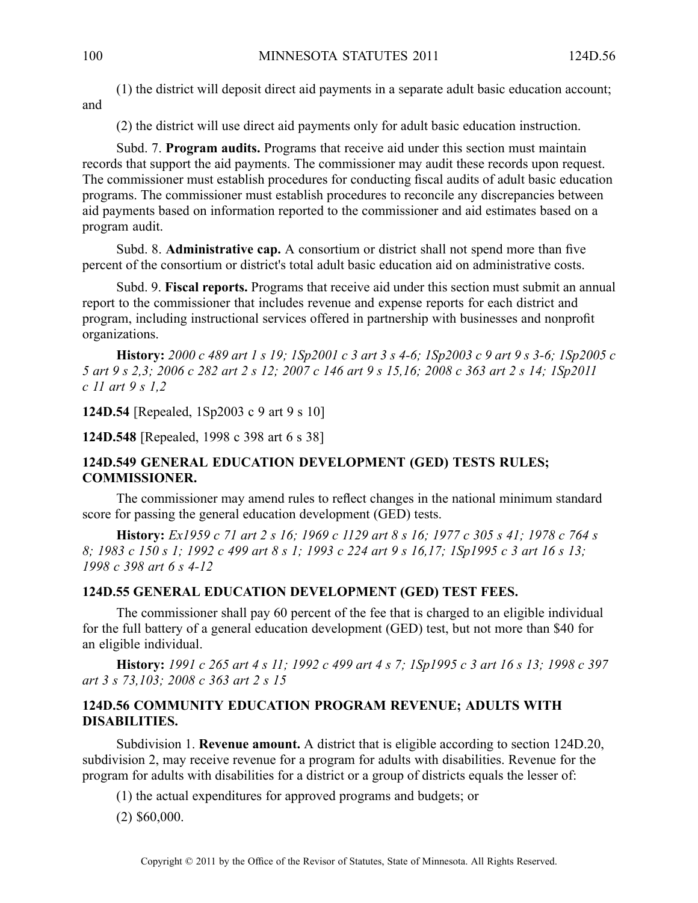(1) the district will deposit direct aid payments in a separate adult basic education account; and

(2) the district will use direct aid payments only for adult basic education instruction.

Subd. 7. **Program audits.** Programs that receive aid under this section must maintain records that support the aid payments. The commissioner may audit these records upon request. The commissioner must establish procedures for conducting fiscal audits of adult basic education programs. The commissioner must establish procedures to reconcile any discrepancies between aid payments based on information reported to the commissioner and aid estimates based on a program audit.

Subd. 8. **Administrative cap.** A consortium or district shall not spend more than five percent of the consortium or district's total adult basic education aid on administrative costs.

Subd. 9. **Fiscal reports.** Programs that receive aid under this section must submit an annual report to the commissioner that includes revenue and expense reports for each district and program, including instructional services offered in partnership with businesses and nonprofit organizations.

**History:** *2000 c 489 art 1 s 19; 1Sp2001 c 3 art 3 s 4-6; 1Sp2003 c 9 art 9 s 3-6; 1Sp2005 c 5 art 9 s 2,3; 2006 c 282 art 2 s 12; 2007 c 146 art 9 s 15,16; 2008 c 363 art 2 s 14; 1Sp2011 c 11 art 9 s 1,2*

**124D.54** [Repealed, 1Sp2003 c 9 art 9 s 10]

**124D.548** [Repealed, 1998 c 398 art 6 s 38]

### 124D.549 GENERAL EDUCATION DEVELOPMENT (GED) TESTS RULES; COMMISSIONER.

The commissioner may amend rules to reflect changes in the national minimum standard score for passing the general education development (GED) tests.

**History:** *Ex1959 c 71 art 2 s 16; 1969 c 1129 art 8 s 16; 1977 c 305 s 41; 1978 c 764 s 8; 1983 c 150 s 1; 1992 c 499 art 8 s 1; 1993 c 224 art 9 s 16,17; 1Sp1995 c 3 art 16 s 13; 1998 c 398 art 6 s 4-12*

### 124D.55 GENERAL EDUCATION DEVELOPMENT (GED) TEST FEES.

The commissioner shall pay 60 percent of the fee that is charged to an eligible individual for the full battery of a general education development (GED) test, but not more than $40 for an eligible individual.

**History:** *1991 c 265 art 4 s 11; 1992 c 499 art 4 s 7; 1Sp1995 c 3 art 16 s 13; 1998 c 397 art 3 s 73,103; 2008 c 363 art 2 s 15*

### 124D.56 COMMUNITY EDUCATION PROGRAM REVENUE; ADULTS WITH DISABILITIES.

Subdivision 1. **Revenue amount.** A district that is eligible according to section 124D.20, subdivision 2, may receive revenue for a program for adults with disabilities. Revenue for the program for adults with disabilities for a district or a group of districts equals the lesser of:

(1) the actual expenditures for approved programs and budgets; or

(2) $60,000.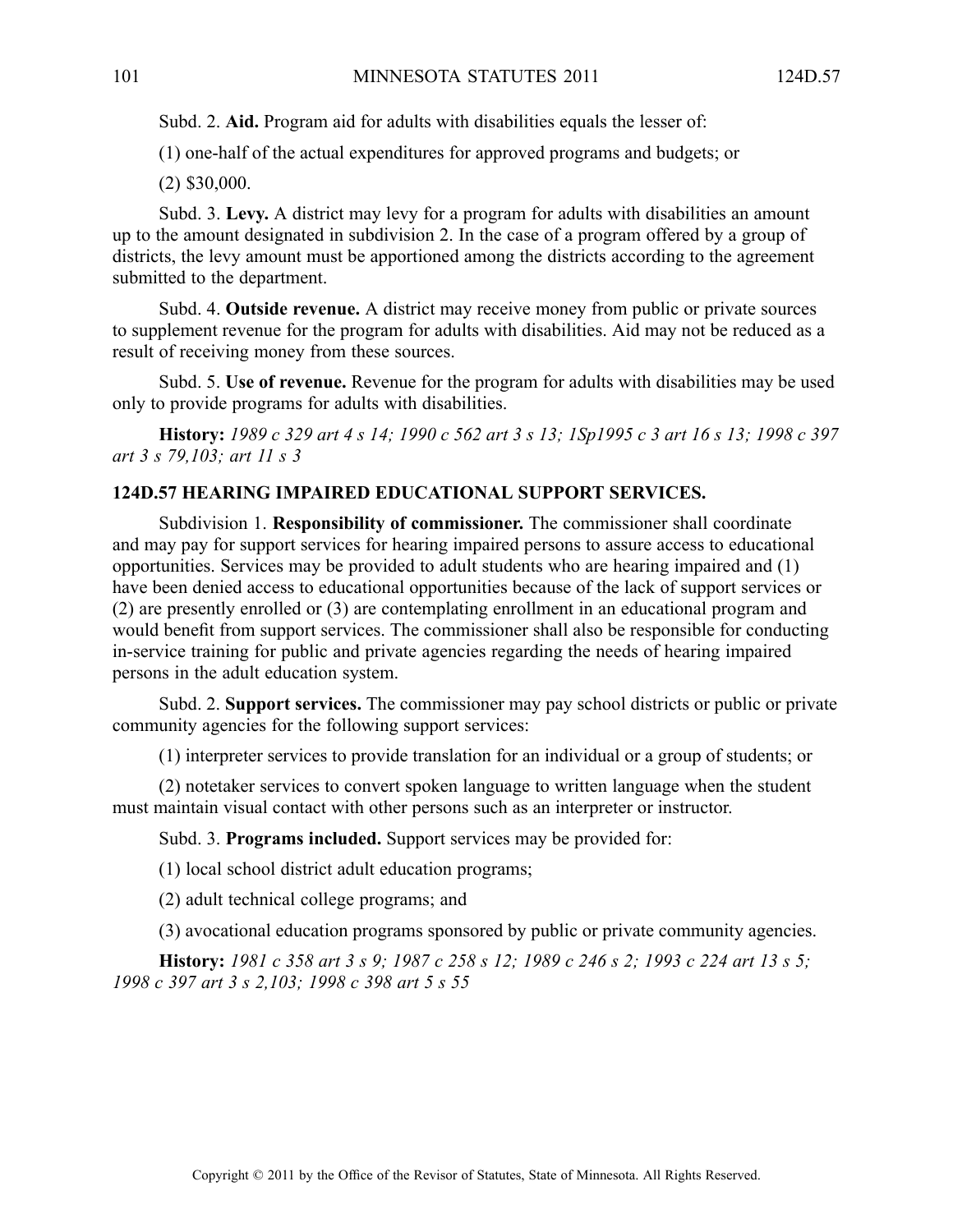Subd. 2. **Aid.** Program aid for adults with disabilities equals the lesser of:

(1) one-half of the actual expenditures for approved programs and budgets; or

(2) $30,000.

Subd. 3. **Levy.** A district may levy for a program for adults with disabilities an amount up to the amount designated in subdivision 2. In the case of a program offered by a group of districts, the levy amount must be apportioned among the districts according to the agreement submitted to the department.

Subd. 4. **Outside revenue.** A district may receive money from public or private sources to supplement revenue for the program for adults with disabilities. Aid may not be reduced as a result of receiving money from these sources.

Subd. 5. **Use of revenue.** Revenue for the program for adults with disabilities may be used only to provide programs for adults with disabilities.

**History:** *1989 c 329 art 4 s 14; 1990 c 562 art 3 s 13; 1Sp1995 c 3 art 16 s 13; 1998 c 397 art 3 s 79,103; art 11 s 3*

### 124D.57 HEARING IMPAIRED EDUCATIONAL SUPPORT SERVICES.

Subdivision 1. **Responsibility of commissioner.** The commissioner shall coordinate and may pay for support services for hearing impaired persons to assure access to educational opportunities. Services may be provided to adult students who are hearing impaired and (1) have been denied access to educational opportunities because of the lack of support services or (2) are presently enrolled or (3) are contemplating enrollment in an educational program and would benefit from support services. The commissioner shall also be responsible for conducting in-service training for public and private agencies regarding the needs of hearing impaired persons in the adult education system.

Subd. 2. **Support services.** The commissioner may pay school districts or public or private community agencies for the following support services:

(1) interpreter services to provide translation for an individual or a group of students; or

(2) notetaker services to convert spoken language to written language when the student must maintain visual contact with other persons such as an interpreter or instructor.

Subd. 3. **Programs included.** Support services may be provided for:

(1) local school district adult education programs;

(2) adult technical college programs; and

(3) avocational education programs sponsored by public or private community agencies.

**History:** *1981 c 358 art 3 s 9; 1987 c 258 s 12; 1989 c 246 s 2; 1993 c 224 art 13 s 5; 1998 c 397 art 3 s 2,103; 1998 c 398 art 5 s 55*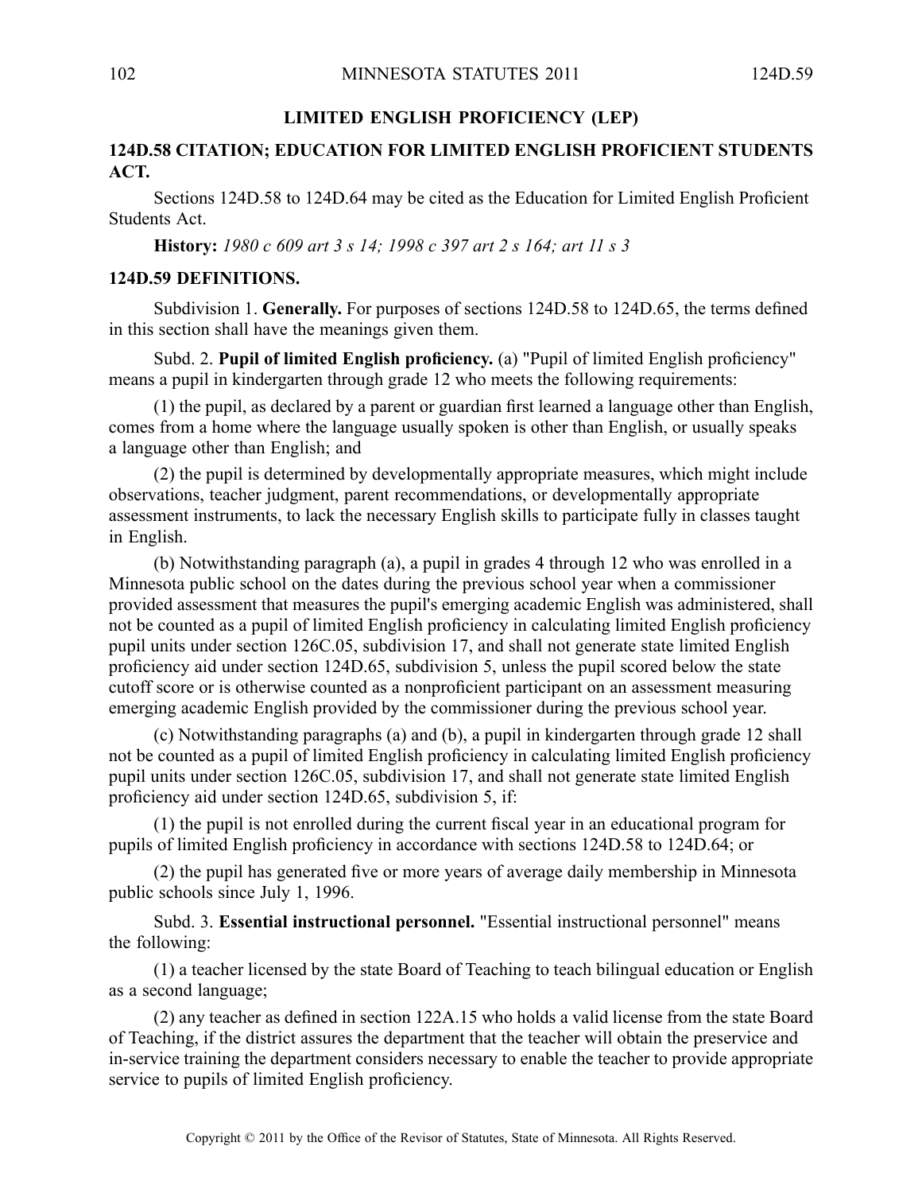## LIMITED ENGLISH PROFICIENCY (LEP)

### 124D.58 CITATION; EDUCATION FOR LIMITED ENGLISH PROFICIENT STUDENTS ACT.

Sections 124D.58 to 124D.64 may be cited as the Education for Limited English Proficient Students Act.

**History:** *1980 c 609 art 3 s 14; 1998 c 397 art 2 s 164; art 11 s 3*

### 124D.59 DEFINITIONS.

Subdivision 1. **Generally.** For purposes of sections 124D.58 to 124D.65, the terms defined in this section shall have the meanings given them.

Subd. 2. **Pupil of limited English proficiency.** (a) "Pupil of limited English proficiency" means a pupil in kindergarten through grade 12 who meets the following requirements:

(1) the pupil, as declared by a parent or guardian first learned a language other than English, comes from a home where the language usually spoken is other than English, or usually speaks a language other than English; and

(2) the pupil is determined by developmentally appropriate measures, which might include observations, teacher judgment, parent recommendations, or developmentally appropriate assessment instruments, to lack the necessary English skills to participate fully in classes taught in English.

(b) Notwithstanding paragraph (a), a pupil in grades 4 through 12 who was enrolled in a Minnesota public school on the dates during the previous school year when a commissioner provided assessment that measures the pupil's emerging academic English was administered, shall not be counted as a pupil of limited English proficiency in calculating limited English proficiency pupil units under section 126C.05, subdivision 17, and shall not generate state limited English proficiency aid under section 124D.65, subdivision 5, unless the pupil scored below the state cutoff score or is otherwise counted as a nonproficient participant on an assessment measuring emerging academic English provided by the commissioner during the previous school year.

(c) Notwithstanding paragraphs (a) and (b), a pupil in kindergarten through grade 12 shall not be counted as a pupil of limited English proficiency in calculating limited English proficiency pupil units under section 126C.05, subdivision 17, and shall not generate state limited English proficiency aid under section 124D.65, subdivision 5, if:

(1) the pupil is not enrolled during the current fiscal year in an educational program for pupils of limited English proficiency in accordance with sections 124D.58 to 124D.64; or

(2) the pupil has generated five or more years of average daily membership in Minnesota public schools since July 1, 1996.

Subd. 3. **Essential instructional personnel.** "Essential instructional personnel" means the following:

(1) a teacher licensed by the state Board of Teaching to teach bilingual education or English as a second language;

(2) any teacher as defined in section 122A.15 who holds a valid license from the state Board of Teaching, if the district assures the department that the teacher will obtain the preservice and in-service training the department considers necessary to enable the teacher to provide appropriate service to pupils of limited English proficiency.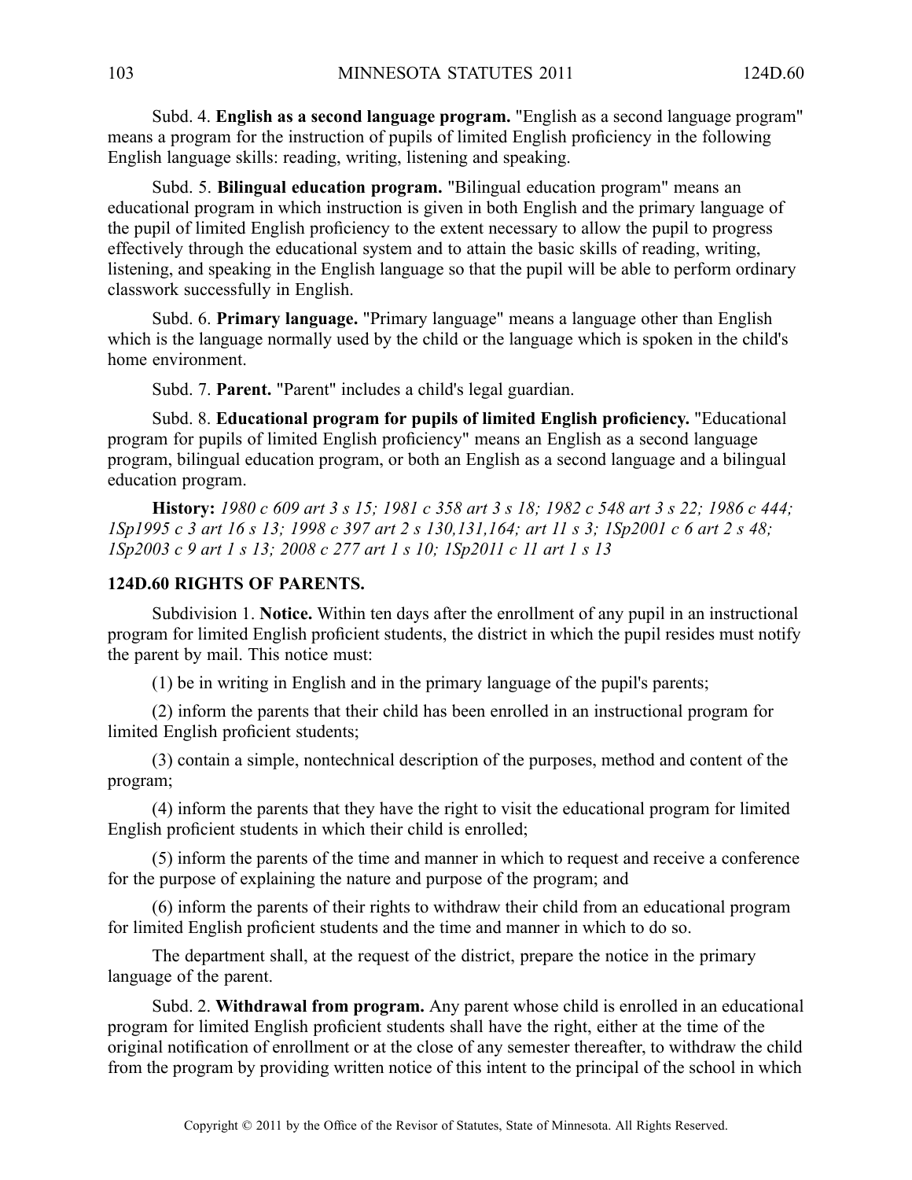Subd. 4. **English as a second language program.** "English as a second language program" means a program for the instruction of pupils of limited English proficiency in the following English language skills: reading, writing, listening and speaking.

Subd. 5. **Bilingual education program.** "Bilingual education program" means an educational program in which instruction is given in both English and the primary language of the pupil of limited English proficiency to the extent necessary to allow the pupil to progress effectively through the educational system and to attain the basic skills of reading, writing, listening, and speaking in the English language so that the pupil will be able to perform ordinary classwork successfully in English.

Subd. 6. **Primary language.** "Primary language" means a language other than English which is the language normally used by the child or the language which is spoken in the child's home environment.

Subd. 7. **Parent.** "Parent" includes a child's legal guardian.

Subd. 8. **Educational program for pupils of limited English proficiency.** "Educational program for pupils of limited English proficiency" means an English as a second language program, bilingual education program, or both an English as a second language and a bilingual education program.

**History:** *1980 c 609 art 3 s 15; 1981 c 358 art 3 s 18; 1982 c 548 art 3 s 22; 1986 c 444; 1Sp1995 c 3 art 16 s 13; 1998 c 397 art 2 s 130,131,164; art 11 s 3; 1Sp2001 c 6 art 2 s 48; 1Sp2003 c 9 art 1 s 13; 2008 c 277 art 1 s 10; 1Sp2011 c 11 art 1 s 13*

## 124D.60 RIGHTS OF PARENTS.

Subdivision 1. **Notice.** Within ten days after the enrollment of any pupil in an instructional program for limited English proficient students, the district in which the pupil resides must notify the parent by mail. This notice must:

(1) be in writing in English and in the primary language of the pupil's parents;

(2) inform the parents that their child has been enrolled in an instructional program for limited English proficient students;

(3) contain a simple, nontechnical description of the purposes, method and content of the program;

(4) inform the parents that they have the right to visit the educational program for limited English proficient students in which their child is enrolled;

(5) inform the parents of the time and manner in which to request and receive a conference for the purpose of explaining the nature and purpose of the program; and

(6) inform the parents of their rights to withdraw their child from an educational program for limited English proficient students and the time and manner in which to do so.

The department shall, at the request of the district, prepare the notice in the primary language of the parent.

Subd. 2. **Withdrawal from program.** Any parent whose child is enrolled in an educational program for limited English proficient students shall have the right, either at the time of the original notification of enrollment or at the close of any semester thereafter, to withdraw the child from the program by providing written notice of this intent to the principal of the school in which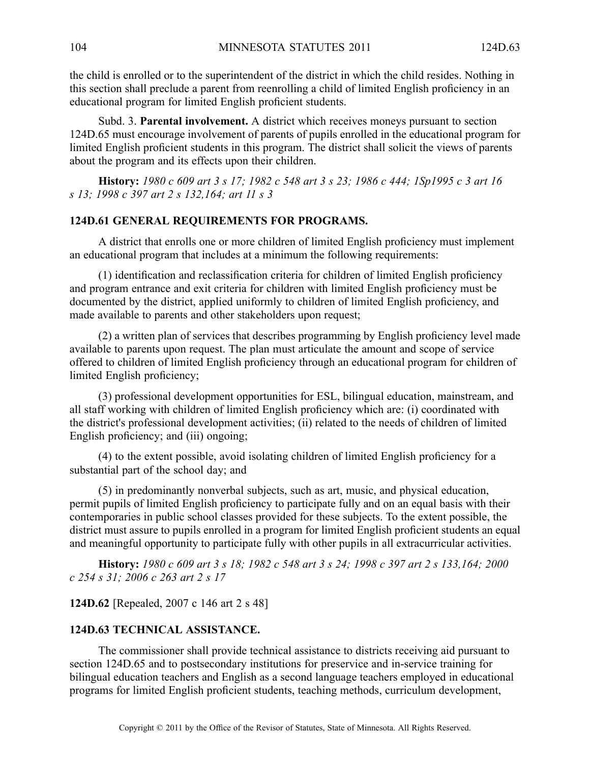the child is enrolled or to the superintendent of the district in which the child resides. Nothing in this section shall preclude a parent from reenrolling a child of limited English proficiency in an educational program for limited English proficient students.

Subd. 3. **Parental involvement.** A district which receives moneys pursuant to section 124D.65 must encourage involvement of parents of pupils enrolled in the educational program for limited English proficient students in this program. The district shall solicit the views of parents about the program and its effects upon their children.

**History:** *1980 c 609 art 3 s 17; 1982 c 548 art 3 s 23; 1986 c 444; 1Sp1995 c 3 art 16 s 13; 1998 c 397 art 2 s 132,164; art 11 s 3*

### 124D.61 GENERAL REQUIREMENTS FOR PROGRAMS.

A district that enrolls one or more children of limited English proficiency must implement an educational program that includes at a minimum the following requirements:

(1) identification and reclassification criteria for children of limited English proficiency and program entrance and exit criteria for children with limited English proficiency must be documented by the district, applied uniformly to children of limited English proficiency, and made available to parents and other stakeholders upon request;

(2) a written plan of services that describes programming by English proficiency level made available to parents upon request. The plan must articulate the amount and scope of service offered to children of limited English proficiency through an educational program for children of limited English proficiency;

(3) professional development opportunities for ESL, bilingual education, mainstream, and all staff working with children of limited English proficiency which are: (i) coordinated with the district's professional development activities; (ii) related to the needs of children of limited English proficiency; and (iii) ongoing;

(4) to the extent possible, avoid isolating children of limited English proficiency for a substantial part of the school day; and

(5) in predominantly nonverbal subjects, such as art, music, and physical education, permit pupils of limited English proficiency to participate fully and on an equal basis with their contemporaries in public school classes provided for these subjects. To the extent possible, the district must assure to pupils enrolled in a program for limited English proficient students an equal and meaningful opportunity to participate fully with other pupils in all extracurricular activities.

**History:** *1980 c 609 art 3 s 18; 1982 c 548 art 3 s 24; 1998 c 397 art 2 s 133,164; 2000 c 254 s 31; 2006 c 263 art 2 s 17*

**124D.62** [Repealed, 2007 c 146 art 2 s 48]

### 124D.63 TECHNICAL ASSISTANCE.

The commissioner shall provide technical assistance to districts receiving aid pursuant to section 124D.65 and to postsecondary institutions for preservice and in-service training for bilingual education teachers and English as a second language teachers employed in educational programs for limited English proficient students, teaching methods, curriculum development,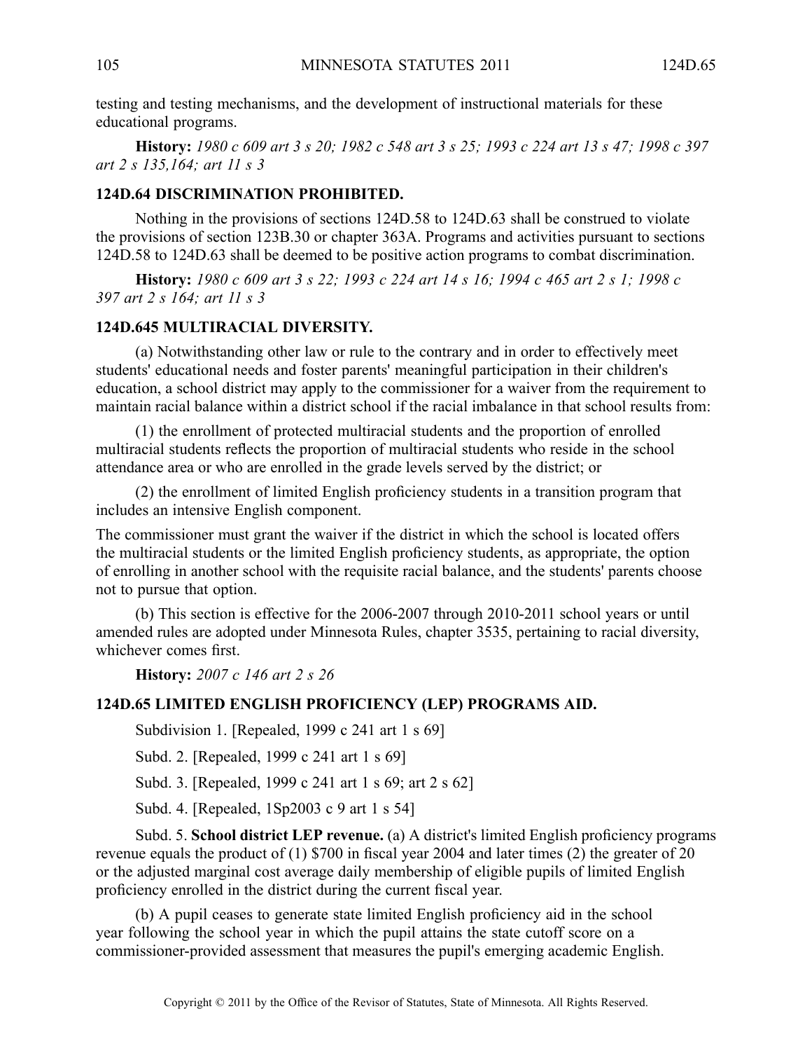testing and testing mechanisms, and the development of instructional materials for these educational programs.

**History:** *1980 c 609 art 3 s 20; 1982 c 548 art 3 s 25; 1993 c 224 art 13 s 47; 1998 c 397 art 2 s 135,164; art 11 s 3*

### 124D.64 DISCRIMINATION PROHIBITED.

Nothing in the provisions of sections 124D.58 to 124D.63 shall be construed to violate the provisions of section 123B.30 or chapter 363A. Programs and activities pursuant to sections 124D.58 to 124D.63 shall be deemed to be positive action programs to combat discrimination.

**History:** *1980 c 609 art 3 s 22; 1993 c 224 art 14 s 16; 1994 c 465 art 2 s 1; 1998 c 397 art 2 s 164; art 11 s 3*

### 124D.645 MULTIRACIAL DIVERSITY.

(a) Notwithstanding other law or rule to the contrary and in order to effectively meet students' educational needs and foster parents' meaningful participation in their children's education, a school district may apply to the commissioner for a waiver from the requirement to maintain racial balance within a district school if the racial imbalance in that school results from:

(1) the enrollment of protected multiracial students and the proportion of enrolled multiracial students reflects the proportion of multiracial students who reside in the school attendance area or who are enrolled in the grade levels served by the district; or

(2) the enrollment of limited English proficiency students in a transition program that includes an intensive English component.

The commissioner must grant the waiver if the district in which the school is located offers the multiracial students or the limited English proficiency students, as appropriate, the option of enrolling in another school with the requisite racial balance, and the students' parents choose not to pursue that option.

(b) This section is effective for the 2006-2007 through 2010-2011 school years or until amended rules are adopted under Minnesota Rules, chapter 3535, pertaining to racial diversity, whichever comes first.

**History:** *2007 c 146 art 2 s 26*

### 124D.65 LIMITED ENGLISH PROFICIENCY (LEP) PROGRAMS AID.

Subdivision 1. [Repealed, 1999 c 241 art 1 s 69]

Subd. 2. [Repealed, 1999 c 241 art 1 s 69]

Subd. 3. [Repealed, 1999 c 241 art 1 s 69; art 2 s 62]

Subd. 4. [Repealed, 1Sp2003 c 9 art 1 s 54]

Subd. 5. **School district LEP revenue.** (a) A district's limited English proficiency programs revenue equals the product of (1) $700 in fiscal year 2004 and later times (2) the greater of 20 or the adjusted marginal cost average daily membership of eligible pupils of limited English proficiency enrolled in the district during the current fiscal year.

(b) A pupil ceases to generate state limited English proficiency aid in the school year following the school year in which the pupil attains the state cutoff score on a commissioner-provided assessment that measures the pupil's emerging academic English.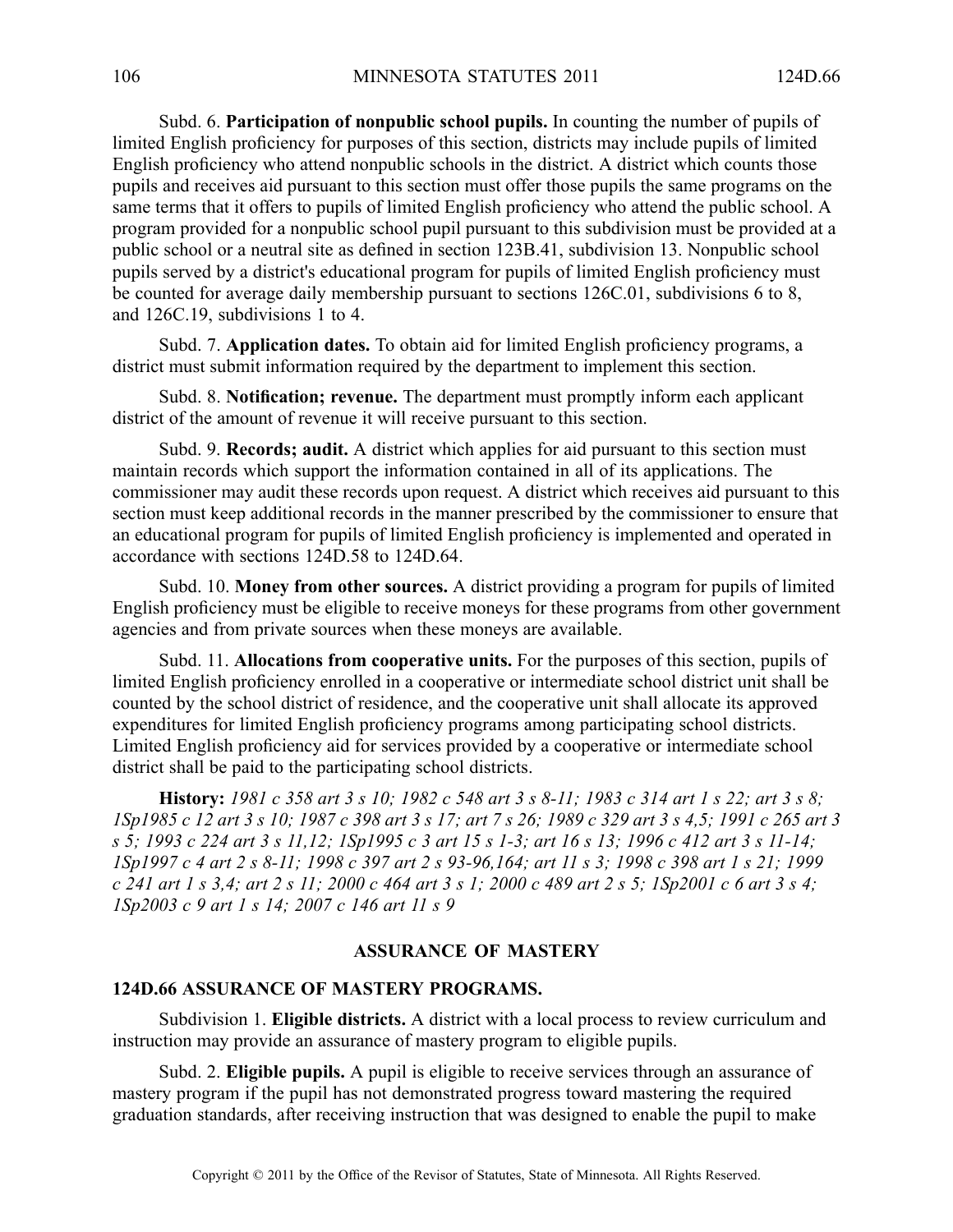Subd. 6. **Participation of nonpublic school pupils.** In counting the number of pupils of limited English proficiency for purposes of this section, districts may include pupils of limited English proficiency who attend nonpublic schools in the district. A district which counts those pupils and receives aid pursuant to this section must offer those pupils the same programs on the same terms that it offers to pupils of limited English proficiency who attend the public school. A program provided for a nonpublic school pupil pursuant to this subdivision must be provided at a public school or a neutral site as defined in section 123B.41, subdivision 13. Nonpublic school pupils served by a district's educational program for pupils of limited English proficiency must be counted for average daily membership pursuant to sections 126C.01, subdivisions 6 to 8, and 126C.19, subdivisions 1 to 4.

Subd. 7. **Application dates.** To obtain aid for limited English proficiency programs, a district must submit information required by the department to implement this section.

Subd. 8. **Notification; revenue.** The department must promptly inform each applicant district of the amount of revenue it will receive pursuant to this section.

Subd. 9. **Records; audit.** A district which applies for aid pursuant to this section must maintain records which support the information contained in all of its applications. The commissioner may audit these records upon request. A district which receives aid pursuant to this section must keep additional records in the manner prescribed by the commissioner to ensure that an educational program for pupils of limited English proficiency is implemented and operated in accordance with sections 124D.58 to 124D.64.

Subd. 10. **Money from other sources.** A district providing a program for pupils of limited English proficiency must be eligible to receive moneys for these programs from other government agencies and from private sources when these moneys are available.

Subd. 11. **Allocations from cooperative units.** For the purposes of this section, pupils of limited English proficiency enrolled in a cooperative or intermediate school district unit shall be counted by the school district of residence, and the cooperative unit shall allocate its approved expenditures for limited English proficiency programs among participating school districts. Limited English proficiency aid for services provided by a cooperative or intermediate school district shall be paid to the participating school districts.

**History:** *1981 c 358 art 3 s 10; 1982 c 548 art 3 s 8-11; 1983 c 314 art 1 s 22; art 3 s 8; 1Sp1985 c 12 art 3 s 10; 1987 c 398 art 3 s 17; art 7 s 26; 1989 c 329 art 3 s 4,5; 1991 c 265 art 3 s 5; 1993 c 224 art 3 s 11,12; 1Sp1995 c 3 art 15 s 1-3; art 16 s 13; 1996 c 412 art 3 s 11-14; 1Sp1997 c 4 art 2 s 8-11; 1998 c 397 art 2 s 93-96,164; art 11 s 3; 1998 c 398 art 1 s 21; 1999 c 241 art 1 s 3,4; art 2 s 11; 2000 c 464 art 3 s 1; 2000 c 489 art 2 s 5; 1Sp2001 c 6 art 3 s 4; 1Sp2003 c 9 art 1 s 14; 2007 c 146 art 11 s 9*

## ASSURANCE OF MASTERY

### 124D.66 ASSURANCE OF MASTERY PROGRAMS.

Subdivision 1. **Eligible districts.** A district with a local process to review curriculum and instruction may provide an assurance of mastery program to eligible pupils.

Subd. 2. **Eligible pupils.** A pupil is eligible to receive services through an assurance of mastery program if the pupil has not demonstrated progress toward mastering the required graduation standards, after receiving instruction that was designed to enable the pupil to make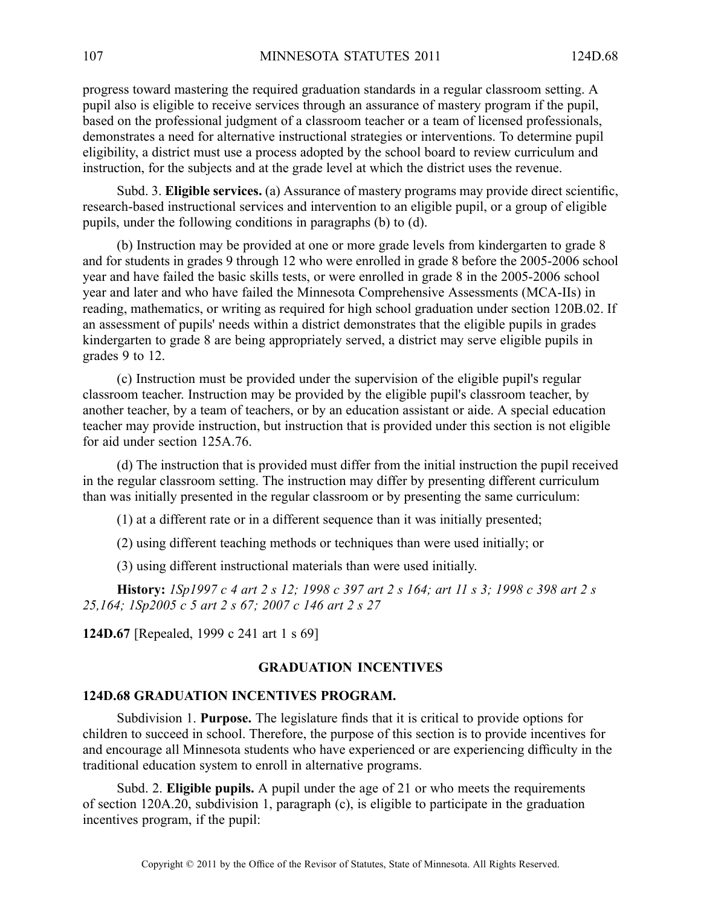progress toward mastering the required graduation standards in a regular classroom setting. A pupil also is eligible to receive services through an assurance of mastery program if the pupil, based on the professional judgment of a classroom teacher or a team of licensed professionals, demonstrates a need for alternative instructional strategies or interventions. To determine pupil eligibility, a district must use a process adopted by the school board to review curriculum and instruction, for the subjects and at the grade level at which the district uses the revenue.

Subd. 3. **Eligible services.** (a) Assurance of mastery programs may provide direct scientific, research-based instructional services and intervention to an eligible pupil, or a group of eligible pupils, under the following conditions in paragraphs (b) to (d).

(b) Instruction may be provided at one or more grade levels from kindergarten to grade 8 and for students in grades 9 through 12 who were enrolled in grade 8 before the 2005-2006 school year and have failed the basic skills tests, or were enrolled in grade 8 in the 2005-2006 school year and later and who have failed the Minnesota Comprehensive Assessments (MCA-IIs) in reading, mathematics, or writing as required for high school graduation under section 120B.02. If an assessment of pupils' needs within a district demonstrates that the eligible pupils in grades kindergarten to grade 8 are being appropriately served, a district may serve eligible pupils in grades 9 to 12.

(c) Instruction must be provided under the supervision of the eligible pupil's regular classroom teacher. Instruction may be provided by the eligible pupil's classroom teacher, by another teacher, by a team of teachers, or by an education assistant or aide. A special education teacher may provide instruction, but instruction that is provided under this section is not eligible for aid under section 125A.76.

(d) The instruction that is provided must differ from the initial instruction the pupil received in the regular classroom setting. The instruction may differ by presenting different curriculum than was initially presented in the regular classroom or by presenting the same curriculum:

(1) at a different rate or in a different sequence than it was initially presented;

(2) using different teaching methods or techniques than were used initially; or

(3) using different instructional materials than were used initially.

**History:** *1Sp1997 c 4 art 2 s 12; 1998 c 397 art 2 s 164; art 11 s 3; 1998 c 398 art 2 s 25,164; 1Sp2005 c 5 art 2 s 67; 2007 c 146 art 2 s 27*

**124D.67** [Repealed, 1999 c 241 art 1 s 69]

## GRADUATION INCENTIVES

### 124D.68 GRADUATION INCENTIVES PROGRAM.

Subdivision 1. **Purpose.** The legislature finds that it is critical to provide options for children to succeed in school. Therefore, the purpose of this section is to provide incentives for and encourage all Minnesota students who have experienced or are experiencing difficulty in the traditional education system to enroll in alternative programs.

Subd. 2. **Eligible pupils.** A pupil under the age of 21 or who meets the requirements of section 120A.20, subdivision 1, paragraph (c), is eligible to participate in the graduation incentives program, if the pupil: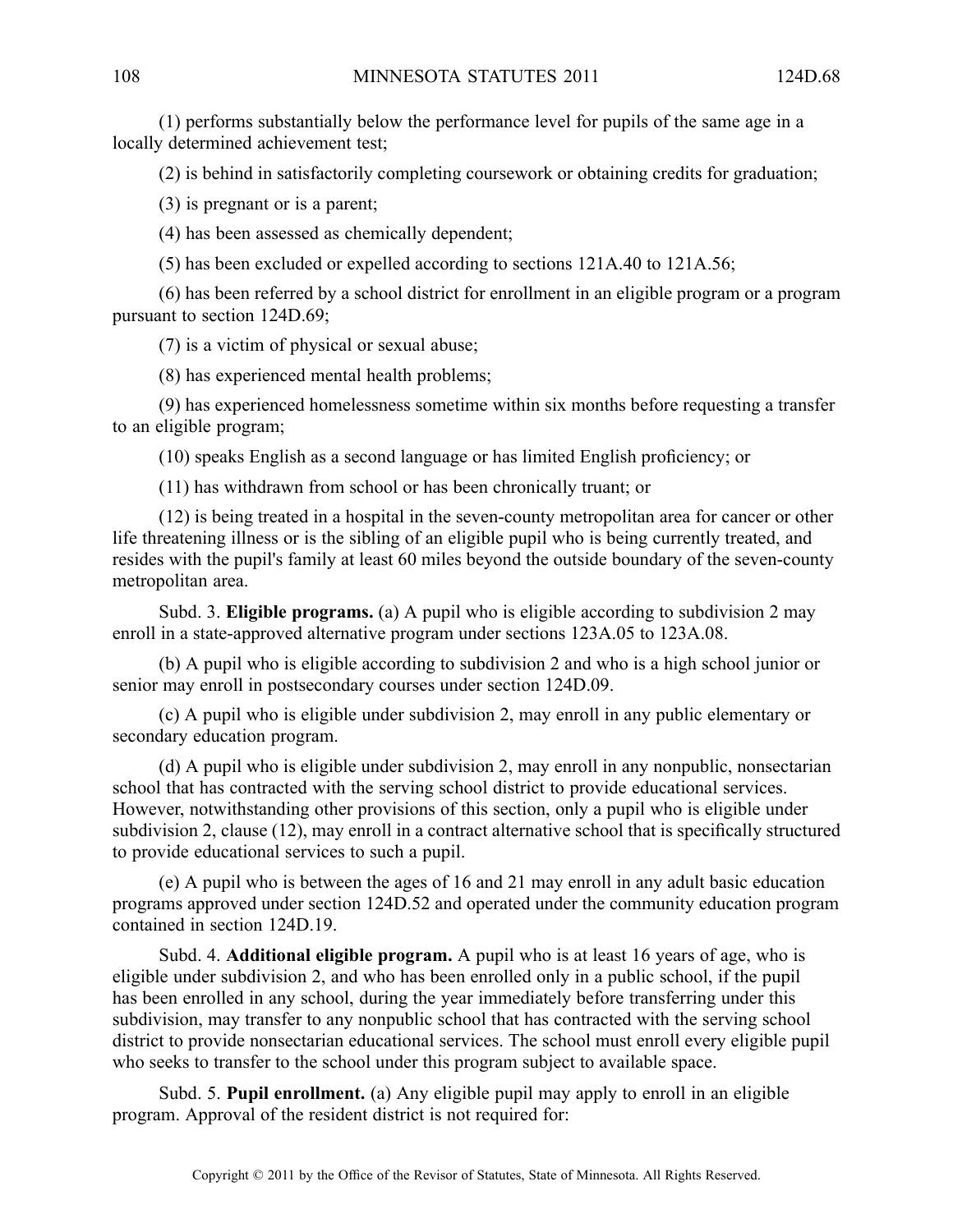(1) performs substantially below the performance level for pupils of the same age in a locally determined achievement test;

(2) is behind in satisfactorily completing coursework or obtaining credits for graduation;

(3) is pregnant or is a parent;

(4) has been assessed as chemically dependent;

(5) has been excluded or expelled according to sections 121A.40 to 121A.56;

(6) has been referred by a school district for enrollment in an eligible program or a program pursuant to section 124D.69;

(7) is a victim of physical or sexual abuse;

(8) has experienced mental health problems;

(9) has experienced homelessness sometime within six months before requesting a transfer to an eligible program;

(10) speaks English as a second language or has limited English proficiency; or

(11) has withdrawn from school or has been chronically truant; or

(12) is being treated in a hospital in the seven-county metropolitan area for cancer or other life threatening illness or is the sibling of an eligible pupil who is being currently treated, and resides with the pupil's family at least 60 miles beyond the outside boundary of the seven-county metropolitan area.

Subd. 3. **Eligible programs.** (a) A pupil who is eligible according to subdivision 2 may enroll in a state-approved alternative program under sections 123A.05 to 123A.08.

(b) A pupil who is eligible according to subdivision 2 and who is a high school junior or senior may enroll in postsecondary courses under section 124D.09.

(c) A pupil who is eligible under subdivision 2, may enroll in any public elementary or secondary education program.

(d) A pupil who is eligible under subdivision 2, may enroll in any nonpublic, nonsectarian school that has contracted with the serving school district to provide educational services. However, notwithstanding other provisions of this section, only a pupil who is eligible under subdivision 2, clause (12), may enroll in a contract alternative school that is specifically structured to provide educational services to such a pupil.

(e) A pupil who is between the ages of 16 and 21 may enroll in any adult basic education programs approved under section 124D.52 and operated under the community education program contained in section 124D.19.

Subd. 4. **Additional eligible program.** A pupil who is at least 16 years of age, who is eligible under subdivision 2, and who has been enrolled only in a public school, if the pupil has been enrolled in any school, during the year immediately before transferring under this subdivision, may transfer to any nonpublic school that has contracted with the serving school district to provide nonsectarian educational services. The school must enroll every eligible pupil who seeks to transfer to the school under this program subject to available space.

Subd. 5. **Pupil enrollment.** (a) Any eligible pupil may apply to enroll in an eligible program. Approval of the resident district is not required for: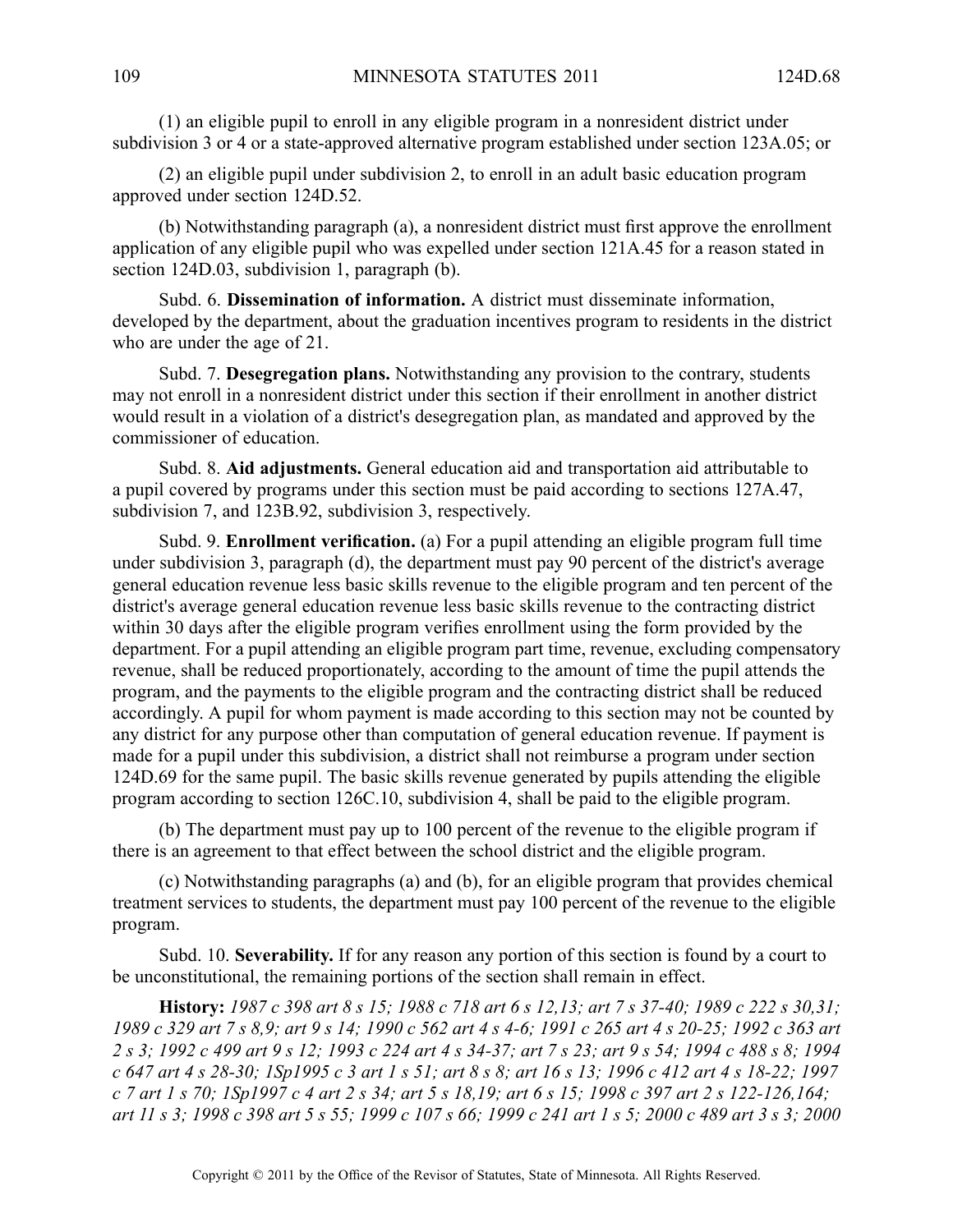(1) an eligible pupil to enroll in any eligible program in a nonresident district under subdivision 3 or 4 or a state-approved alternative program established under section 123A.05; or

(2) an eligible pupil under subdivision 2, to enroll in an adult basic education program approved under section 124D.52.

(b) Notwithstanding paragraph (a), a nonresident district must first approve the enrollment application of any eligible pupil who was expelled under section 121A.45 for a reason stated in section 124D.03, subdivision 1, paragraph (b).

Subd. 6. **Dissemination of information.** A district must disseminate information, developed by the department, about the graduation incentives program to residents in the district who are under the age of 21.

Subd. 7. **Desegregation plans.** Notwithstanding any provision to the contrary, students may not enroll in a nonresident district under this section if their enrollment in another district would result in a violation of a district's desegregation plan, as mandated and approved by the commissioner of education.

Subd. 8. **Aid adjustments.** General education aid and transportation aid attributable to a pupil covered by programs under this section must be paid according to sections 127A.47, subdivision 7, and 123B.92, subdivision 3, respectively.

Subd. 9. **Enrollment verification.** (a) For a pupil attending an eligible program full time under subdivision 3, paragraph (d), the department must pay 90 percent of the district's average general education revenue less basic skills revenue to the eligible program and ten percent of the district's average general education revenue less basic skills revenue to the contracting district within 30 days after the eligible program verifies enrollment using the form provided by the department. For a pupil attending an eligible program part time, revenue, excluding compensatory revenue, shall be reduced proportionately, according to the amount of time the pupil attends the program, and the payments to the eligible program and the contracting district shall be reduced accordingly. A pupil for whom payment is made according to this section may not be counted by any district for any purpose other than computation of general education revenue. If payment is made for a pupil under this subdivision, a district shall not reimburse a program under section 124D.69 for the same pupil. The basic skills revenue generated by pupils attending the eligible program according to section 126C.10, subdivision 4, shall be paid to the eligible program.

(b) The department must pay up to 100 percent of the revenue to the eligible program if there is an agreement to that effect between the school district and the eligible program.

(c) Notwithstanding paragraphs (a) and (b), for an eligible program that provides chemical treatment services to students, the department must pay 100 percent of the revenue to the eligible program.

Subd. 10. **Severability.** If for any reason any portion of this section is found by a court to be unconstitutional, the remaining portions of the section shall remain in effect.

**History:** *1987 c 398 art 8 s 15; 1988 c 718 art 6 s 12,13; art 7 s 37-40; 1989 c 222 s 30,31; 1989 c 329 art 7 s 8,9; art 9 s 14; 1990 c 562 art 4 s 4-6; 1991 c 265 art 4 s 20-25; 1992 c 363 art 2 s 3; 1992 c 499 art 9 s 12; 1993 c 224 art 4 s 34-37; art 7 s 23; art 9 s 54; 1994 c 488 s 8; 1994 c 647 art 4 s 28-30; 1Sp1995 c 3 art 1 s 51; art 8 s 8; art 16 s 13; 1996 c 412 art 4 s 18-22; 1997 c 7 art 1 s 70; 1Sp1997 c 4 art 2 s 34; art 5 s 18,19; art 6 s 15; 1998 c 397 art 2 s 122-126,164; art 11 s 3; 1998 c 398 art 5 s 55; 1999 c 107 s 66; 1999 c 241 art 1 s 5; 2000 c 489 art 3 s 3; 2000*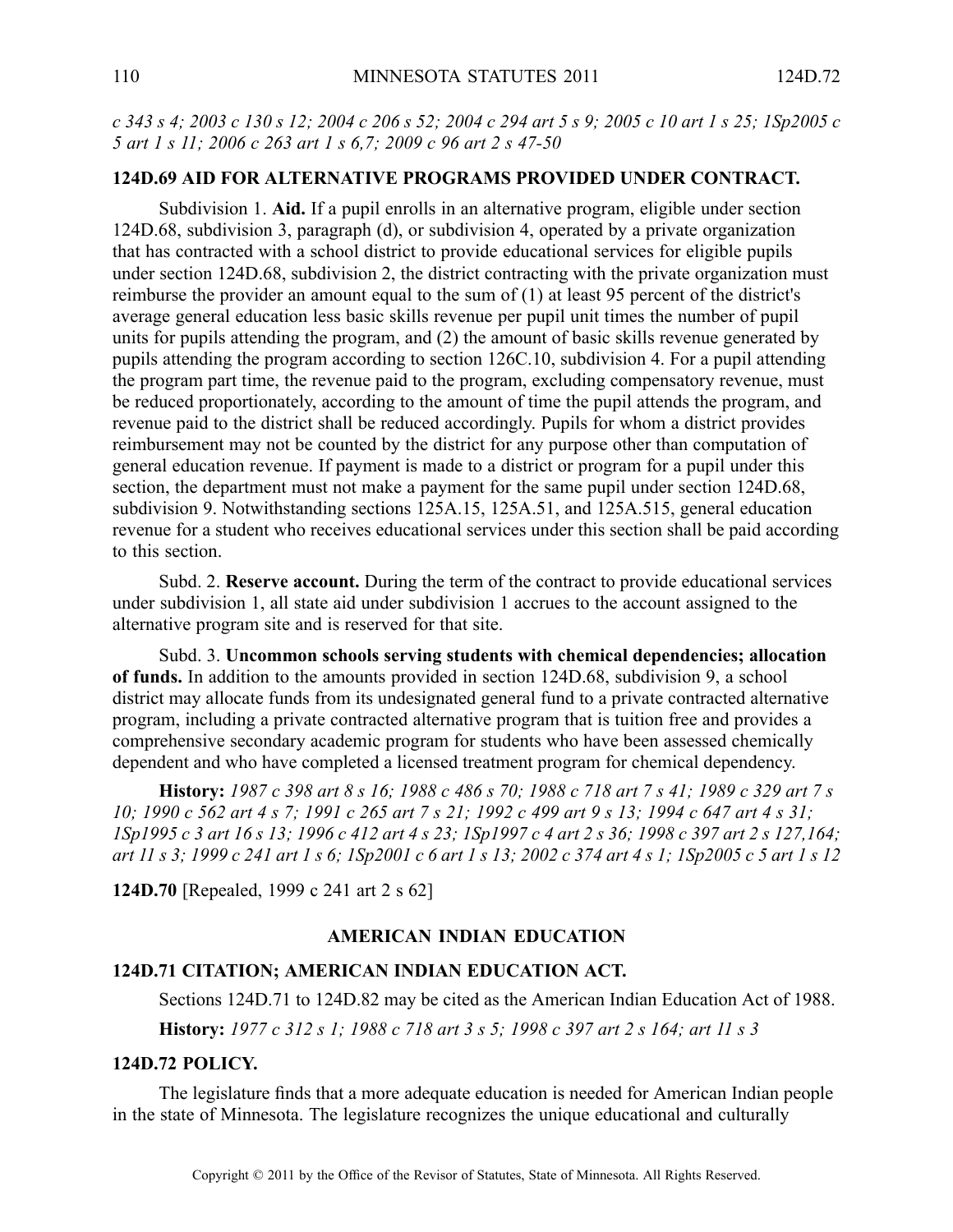*c 343 s 4; 2003 c 130 s 12; 2004 c 206 s 52; 2004 c 294 art 5 s 9; 2005 c 10 art 1 s 25; 1Sp2005 c 5 art 1 s 11; 2006 c 263 art 1 s 6,7; 2009 c 96 art 2 s 47-50*

**124D.69 AID FOR ALTERNATIVE PROGRAMS PROVIDED UNDER CONTRACT.**

Subdivision 1. **Aid.** If a pupil enrolls in an alternative program, eligible under section 124D.68, subdivision 3, paragraph (d), or subdivision 4, operated by a private organization that has contracted with a school district to provide educational services for eligible pupils under section 124D.68, subdivision 2, the district contracting with the private organization must reimburse the provider an amount equal to the sum of (1) at least 95 percent of the district's average general education less basic skills revenue per pupil unit times the number of pupil units for pupils attending the program, and (2) the amount of basic skills revenue generated by pupils attending the program according to section 126C.10, subdivision 4. For a pupil attending the program part time, the revenue paid to the program, excluding compensatory revenue, must be reduced proportionately, according to the amount of time the pupil attends the program, and revenue paid to the district shall be reduced accordingly. Pupils for whom a district provides reimbursement may not be counted by the district for any purpose other than computation of general education revenue. If payment is made to a district or program for a pupil under this section, the department must not make a payment for the same pupil under section 124D.68, subdivision 9. Notwithstanding sections 125A.15, 125A.51, and 125A.515, general education revenue for a student who receives educational services under this section shall be paid according to this section.

Subd. 2. **Reserve account.** During the term of the contract to provide educational services under subdivision 1, all state aid under subdivision 1 accrues to the account assigned to the alternative program site and is reserved for that site.

Subd. 3. **Uncommon schools serving students with chemical dependencies; allocation of funds.** In addition to the amounts provided in section 124D.68, subdivision 9, a school district may allocate funds from its undesignated general fund to a private contracted alternative program, including a private contracted alternative program that is tuition free and provides a comprehensive secondary academic program for students who have been assessed chemically dependent and who have completed a licensed treatment program for chemical dependency.

**History:** *1987 c 398 art 8 s 16; 1988 c 486 s 70; 1988 c 718 art 7 s 41; 1989 c 329 art 7 s 10; 1990 c 562 art 4 s 7; 1991 c 265 art 7 s 21; 1992 c 499 art 9 s 13; 1994 c 647 art 4 s 31; 1Sp1995 c 3 art 16 s 13; 1996 c 412 art 4 s 23; 1Sp1997 c 4 art 2 s 36; 1998 c 397 art 2 s 127,164; art 11 s 3; 1999 c 241 art 1 s 6; 1Sp2001 c 6 art 1 s 13; 2002 c 374 art 4 s 1; 1Sp2005 c 5 art 1 s 12*

**124D.70** [Repealed, 1999 c 241 art 2 s 62]

## AMERICAN INDIAN EDUCATION

**124D.71 CITATION; AMERICAN INDIAN EDUCATION ACT.**

Sections 124D.71 to 124D.82 may be cited as the American Indian Education Act of 1988.

**History:** *1977 c 312 s 1; 1988 c 718 art 3 s 5; 1998 c 397 art 2 s 164; art 11 s 3*

**124D.72 POLICY.**

The legislature finds that a more adequate education is needed for American Indian people in the state of Minnesota. The legislature recognizes the unique educational and culturally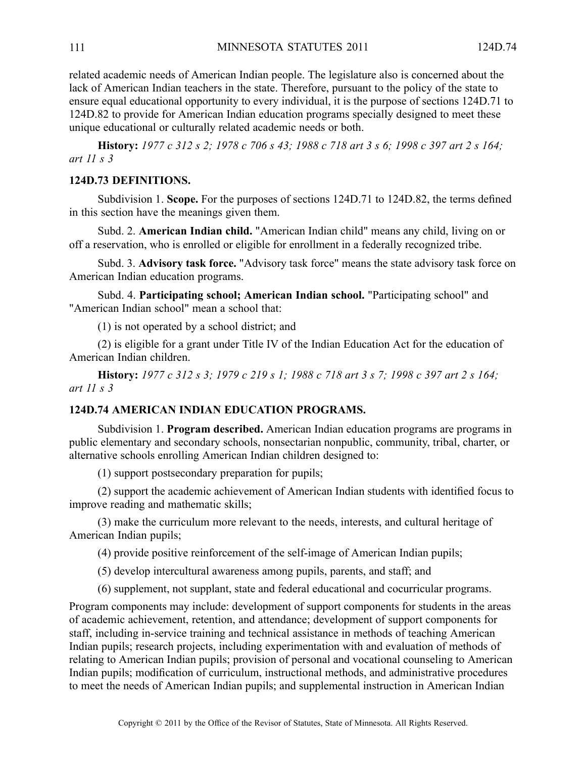related academic needs of American Indian people. The legislature also is concerned about the lack of American Indian teachers in the state. Therefore, pursuant to the policy of the state to ensure equal educational opportunity to every individual, it is the purpose of sections 124D.71 to 124D.82 to provide for American Indian education programs specially designed to meet these unique educational or culturally related academic needs or both.

**History:** *1977 c 312 s 2; 1978 c 706 s 43; 1988 c 718 art 3 s 6; 1998 c 397 art 2 s 164; art 11 s 3*

### 124D.73 DEFINITIONS.

Subdivision 1. **Scope.** For the purposes of sections 124D.71 to 124D.82, the terms defined in this section have the meanings given them.

Subd. 2. **American Indian child.** "American Indian child" means any child, living on or off a reservation, who is enrolled or eligible for enrollment in a federally recognized tribe.

Subd. 3. **Advisory task force.** "Advisory task force" means the state advisory task force on American Indian education programs.

Subd. 4. **Participating school; American Indian school.** "Participating school" and "American Indian school" mean a school that:

(1) is not operated by a school district; and

(2) is eligible for a grant under Title IV of the Indian Education Act for the education of American Indian children.

**History:** *1977 c 312 s 3; 1979 c 219 s 1; 1988 c 718 art 3 s 7; 1998 c 397 art 2 s 164; art 11 s 3*

### 124D.74 AMERICAN INDIAN EDUCATION PROGRAMS.

Subdivision 1. **Program described.** American Indian education programs are programs in public elementary and secondary schools, nonsectarian nonpublic, community, tribal, charter, or alternative schools enrolling American Indian children designed to:

(1) support postsecondary preparation for pupils;

(2) support the academic achievement of American Indian students with identified focus to improve reading and mathematic skills;

(3) make the curriculum more relevant to the needs, interests, and cultural heritage of American Indian pupils;

(4) provide positive reinforcement of the self-image of American Indian pupils;

(5) develop intercultural awareness among pupils, parents, and staff; and

(6) supplement, not supplant, state and federal educational and cocurricular programs.

Program components may include: development of support components for students in the areas of academic achievement, retention, and attendance; development of support components for staff, including in-service training and technical assistance in methods of teaching American Indian pupils; research projects, including experimentation with and evaluation of methods of relating to American Indian pupils; provision of personal and vocational counseling to American Indian pupils; modification of curriculum, instructional methods, and administrative procedures to meet the needs of American Indian pupils; and supplemental instruction in American Indian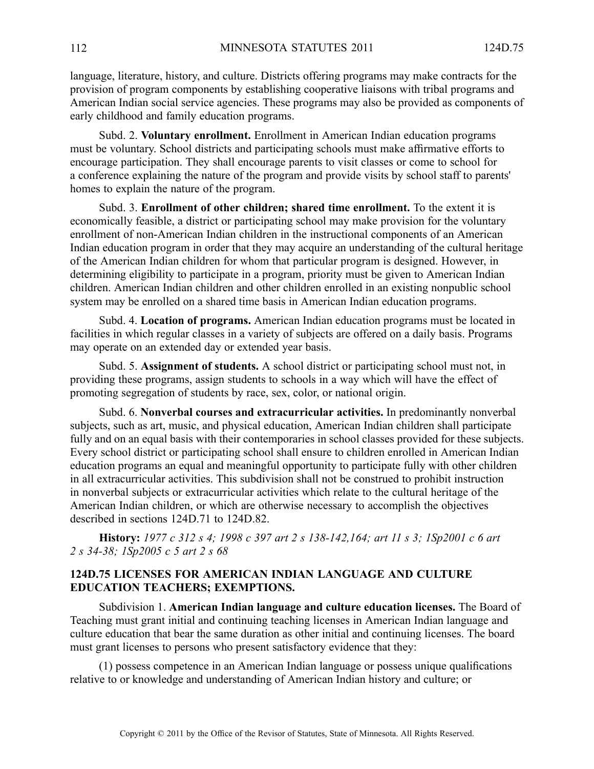language, literature, history, and culture. Districts offering programs may make contracts for the provision of program components by establishing cooperative liaisons with tribal programs and American Indian social service agencies. These programs may also be provided as components of early childhood and family education programs.

Subd. 2. **Voluntary enrollment.** Enrollment in American Indian education programs must be voluntary. School districts and participating schools must make affirmative efforts to encourage participation. They shall encourage parents to visit classes or come to school for a conference explaining the nature of the program and provide visits by school staff to parents' homes to explain the nature of the program.

Subd. 3. **Enrollment of other children; shared time enrollment.** To the extent it is economically feasible, a district or participating school may make provision for the voluntary enrollment of non-American Indian children in the instructional components of an American Indian education program in order that they may acquire an understanding of the cultural heritage of the American Indian children for whom that particular program is designed. However, in determining eligibility to participate in a program, priority must be given to American Indian children. American Indian children and other children enrolled in an existing nonpublic school system may be enrolled on a shared time basis in American Indian education programs.

Subd. 4. **Location of programs.** American Indian education programs must be located in facilities in which regular classes in a variety of subjects are offered on a daily basis. Programs may operate on an extended day or extended year basis.

Subd. 5. **Assignment of students.** A school district or participating school must not, in providing these programs, assign students to schools in a way which will have the effect of promoting segregation of students by race, sex, color, or national origin.

Subd. 6. **Nonverbal courses and extracurricular activities.** In predominantly nonverbal subjects, such as art, music, and physical education, American Indian children shall participate fully and on an equal basis with their contemporaries in school classes provided for these subjects. Every school district or participating school shall ensure to children enrolled in American Indian education programs an equal and meaningful opportunity to participate fully with other children in all extracurricular activities. This subdivision shall not be construed to prohibit instruction in nonverbal subjects or extracurricular activities which relate to the cultural heritage of the American Indian children, or which are otherwise necessary to accomplish the objectives described in sections 124D.71 to 124D.82.

**History:** *1977 c 312 s 4; 1998 c 397 art 2 s 138-142,164; art 11 s 3; 1Sp2001 c 6 art 2 s 34-38; 1Sp2005 c 5 art 2 s 68*

## 124D.75 LICENSES FOR AMERICAN INDIAN LANGUAGE AND CULTURE EDUCATION TEACHERS; EXEMPTIONS.

Subdivision 1. **American Indian language and culture education licenses.** The Board of Teaching must grant initial and continuing teaching licenses in American Indian language and culture education that bear the same duration as other initial and continuing licenses. The board must grant licenses to persons who present satisfactory evidence that they:

(1) possess competence in an American Indian language or possess unique qualifications relative to or knowledge and understanding of American Indian history and culture; or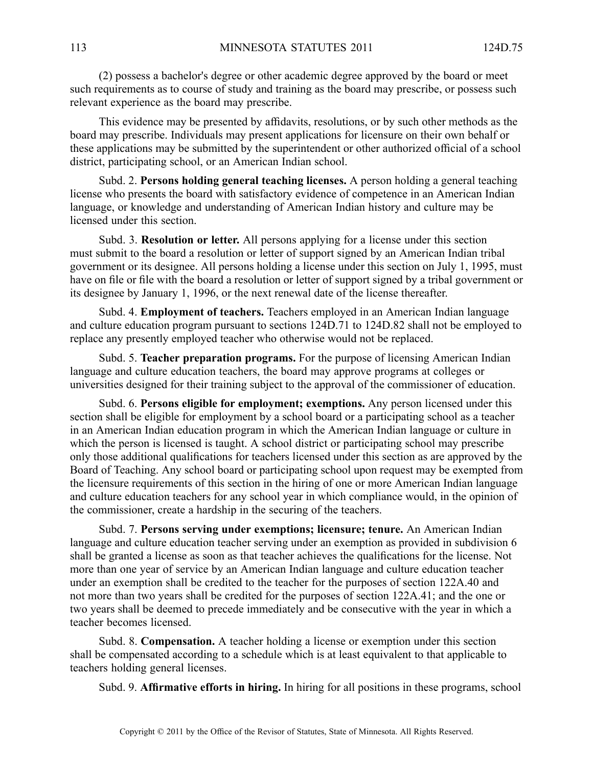(2) possess a bachelor's degree or other academic degree approved by the board or meet such requirements as to course of study and training as the board may prescribe, or possess such relevant experience as the board may prescribe.

This evidence may be presented by affidavits, resolutions, or by such other methods as the board may prescribe. Individuals may present applications for licensure on their own behalf or these applications may be submitted by the superintendent or other authorized official of a school district, participating school, or an American Indian school.

Subd. 2. **Persons holding general teaching licenses.** A person holding a general teaching license who presents the board with satisfactory evidence of competence in an American Indian language, or knowledge and understanding of American Indian history and culture may be licensed under this section.

Subd. 3. **Resolution or letter.** All persons applying for a license under this section must submit to the board a resolution or letter of support signed by an American Indian tribal government or its designee. All persons holding a license under this section on July 1, 1995, must have on file or file with the board a resolution or letter of support signed by a tribal government or its designee by January 1, 1996, or the next renewal date of the license thereafter.

Subd. 4. **Employment of teachers.** Teachers employed in an American Indian language and culture education program pursuant to sections 124D.71 to 124D.82 shall not be employed to replace any presently employed teacher who otherwise would not be replaced.

Subd. 5. **Teacher preparation programs.** For the purpose of licensing American Indian language and culture education teachers, the board may approve programs at colleges or universities designed for their training subject to the approval of the commissioner of education.

Subd. 6. **Persons eligible for employment; exemptions.** Any person licensed under this section shall be eligible for employment by a school board or a participating school as a teacher in an American Indian education program in which the American Indian language or culture in which the person is licensed is taught. A school district or participating school may prescribe only those additional qualifications for teachers licensed under this section as are approved by the Board of Teaching. Any school board or participating school upon request may be exempted from the licensure requirements of this section in the hiring of one or more American Indian language and culture education teachers for any school year in which compliance would, in the opinion of the commissioner, create a hardship in the securing of the teachers.

Subd. 7. **Persons serving under exemptions; licensure; tenure.** An American Indian language and culture education teacher serving under an exemption as provided in subdivision 6 shall be granted a license as soon as that teacher achieves the qualifications for the license. Not more than one year of service by an American Indian language and culture education teacher under an exemption shall be credited to the teacher for the purposes of section 122A.40 and not more than two years shall be credited for the purposes of section 122A.41; and the one or two years shall be deemed to precede immediately and be consecutive with the year in which a teacher becomes licensed.

Subd. 8. **Compensation.** A teacher holding a license or exemption under this section shall be compensated according to a schedule which is at least equivalent to that applicable to teachers holding general licenses.

Subd. 9. **Affirmative efforts in hiring.** In hiring for all positions in these programs, school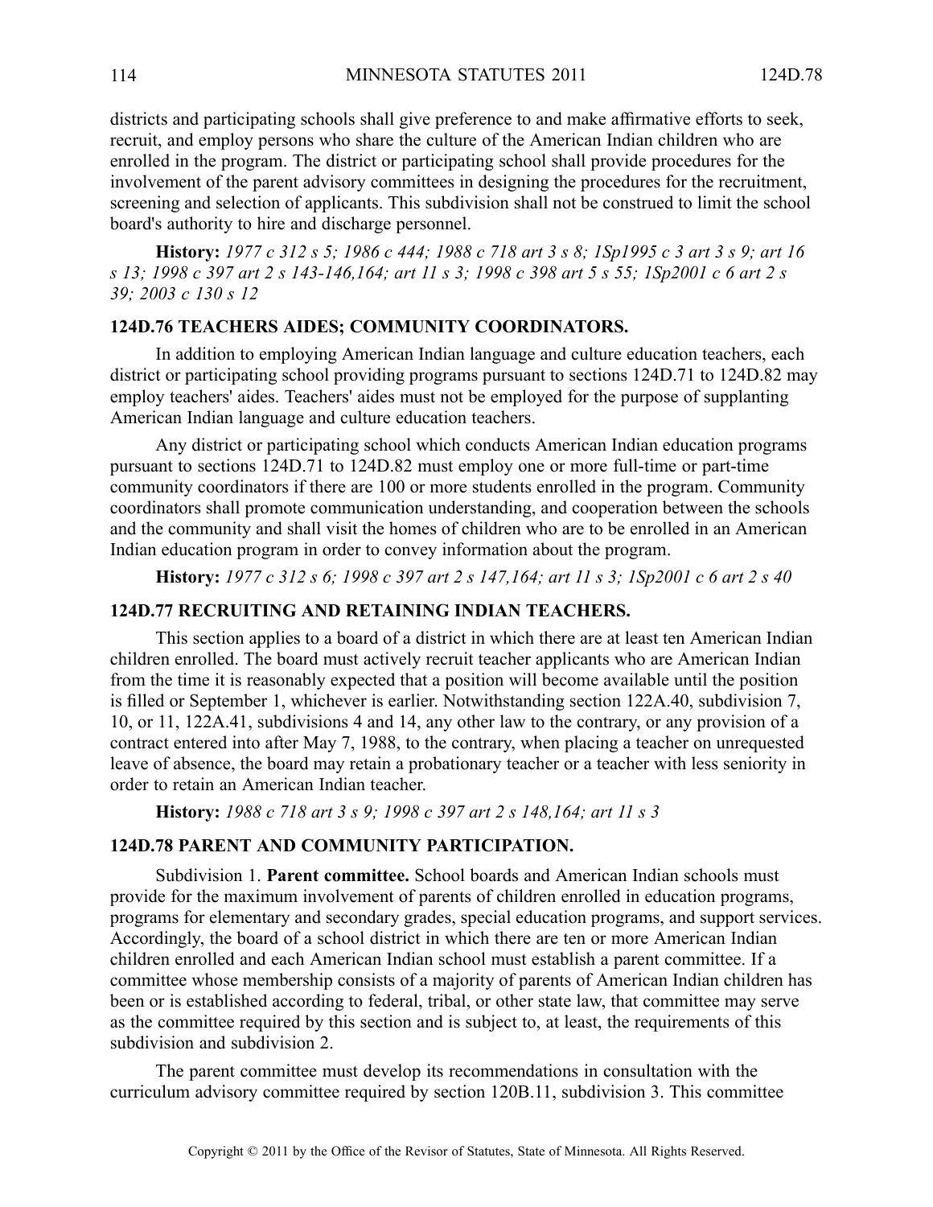districts and participating schools shall give preference to and make affirmative efforts to seek, recruit, and employ persons who share the culture of the American Indian children who are enrolled in the program. The district or participating school shall provide procedures for the involvement of the parent advisory committees in designing the procedures for the recruitment, screening and selection of applicants. This subdivision shall not be construed to limit the school board's authority to hire and discharge personnel.

**History:** *1977 c 312 s 5; 1986 c 444; 1988 c 718 art 3 s 8; 1Sp1995 c 3 art 3 s 9; art 16 s 13; 1998 c 397 art 2 s 143-146,164; art 11 s 3; 1998 c 398 art 5 s 55; 1Sp2001 c 6 art 2 s 39; 2003 c 130 s 12*

### 124D.76 TEACHERS AIDES; COMMUNITY COORDINATORS.

In addition to employing American Indian language and culture education teachers, each district or participating school providing programs pursuant to sections 124D.71 to 124D.82 may employ teachers' aides. Teachers' aides must not be employed for the purpose of supplanting American Indian language and culture education teachers.

Any district or participating school which conducts American Indian education programs pursuant to sections 124D.71 to 124D.82 must employ one or more full-time or part-time community coordinators if there are 100 or more students enrolled in the program. Community coordinators shall promote communication understanding, and cooperation between the schools and the community and shall visit the homes of children who are to be enrolled in an American Indian education program in order to convey information about the program.

**History:** *1977 c 312 s 6; 1998 c 397 art 2 s 147,164; art 11 s 3; 1Sp2001 c 6 art 2 s 40*

### 124D.77 RECRUITING AND RETAINING INDIAN TEACHERS.

This section applies to a board of a district in which there are at least ten American Indian children enrolled. The board must actively recruit teacher applicants who are American Indian from the time it is reasonably expected that a position will become available until the position is filled or September 1, whichever is earlier. Notwithstanding section 122A.40, subdivision 7, 10, or 11, 122A.41, subdivisions 4 and 14, any other law to the contrary, or any provision of a contract entered into after May 7, 1988, to the contrary, when placing a teacher on unrequested leave of absence, the board may retain a probationary teacher or a teacher with less seniority in order to retain an American Indian teacher.

**History:** *1988 c 718 art 3 s 9; 1998 c 397 art 2 s 148,164; art 11 s 3*

### 124D.78 PARENT AND COMMUNITY PARTICIPATION.

Subdivision 1. **Parent committee.** School boards and American Indian schools must provide for the maximum involvement of parents of children enrolled in education programs, programs for elementary and secondary grades, special education programs, and support services. Accordingly, the board of a school district in which there are ten or more American Indian children enrolled and each American Indian school must establish a parent committee. If a committee whose membership consists of a majority of parents of American Indian children has been or is established according to federal, tribal, or other state law, that committee may serve as the committee required by this section and is subject to, at least, the requirements of this subdivision and subdivision 2.

The parent committee must develop its recommendations in consultation with the curriculum advisory committee required by section 120B.11, subdivision 3. This committee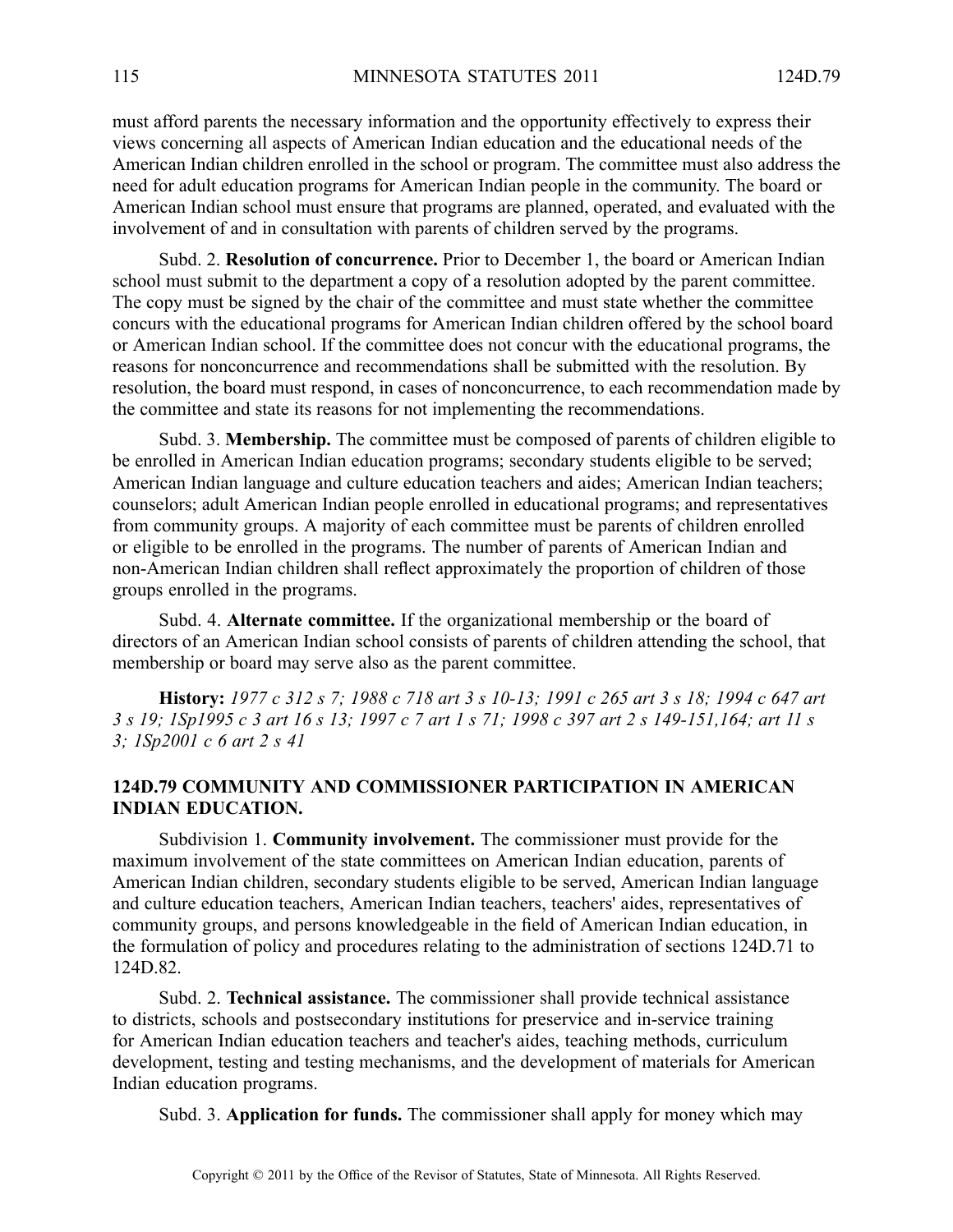must afford parents the necessary information and the opportunity effectively to express their views concerning all aspects of American Indian education and the educational needs of the American Indian children enrolled in the school or program. The committee must also address the need for adult education programs for American Indian people in the community. The board or American Indian school must ensure that programs are planned, operated, and evaluated with the involvement of and in consultation with parents of children served by the programs.

Subd. 2. **Resolution of concurrence.** Prior to December 1, the board or American Indian school must submit to the department a copy of a resolution adopted by the parent committee. The copy must be signed by the chair of the committee and must state whether the committee concurs with the educational programs for American Indian children offered by the school board or American Indian school. If the committee does not concur with the educational programs, the reasons for nonconcurrence and recommendations shall be submitted with the resolution. By resolution, the board must respond, in cases of nonconcurrence, to each recommendation made by the committee and state its reasons for not implementing the recommendations.

Subd. 3. **Membership.** The committee must be composed of parents of children eligible to be enrolled in American Indian education programs; secondary students eligible to be served; American Indian language and culture education teachers and aides; American Indian teachers; counselors; adult American Indian people enrolled in educational programs; and representatives from community groups. A majority of each committee must be parents of children enrolled or eligible to be enrolled in the programs. The number of parents of American Indian and non-American Indian children shall reflect approximately the proportion of children of those groups enrolled in the programs.

Subd. 4. **Alternate committee.** If the organizational membership or the board of directors of an American Indian school consists of parents of children attending the school, that membership or board may serve also as the parent committee.

**History:** *1977 c 312 s 7; 1988 c 718 art 3 s 10-13; 1991 c 265 art 3 s 18; 1994 c 647 art 3 s 19; 1Sp1995 c 3 art 16 s 13; 1997 c 7 art 1 s 71; 1998 c 397 art 2 s 149-151,164; art 11 s 3; 1Sp2001 c 6 art 2 s 41*

## 124D.79 COMMUNITY AND COMMISSIONER PARTICIPATION IN AMERICAN INDIAN EDUCATION.

Subdivision 1. **Community involvement.** The commissioner must provide for the maximum involvement of the state committees on American Indian education, parents of American Indian children, secondary students eligible to be served, American Indian language and culture education teachers, American Indian teachers, teachers' aides, representatives of community groups, and persons knowledgeable in the field of American Indian education, in the formulation of policy and procedures relating to the administration of sections 124D.71 to 124D.82.

Subd. 2. **Technical assistance.** The commissioner shall provide technical assistance to districts, schools and postsecondary institutions for preservice and in-service training for American Indian education teachers and teacher's aides, teaching methods, curriculum development, testing and testing mechanisms, and the development of materials for American Indian education programs.

Subd. 3. **Application for funds.** The commissioner shall apply for money which may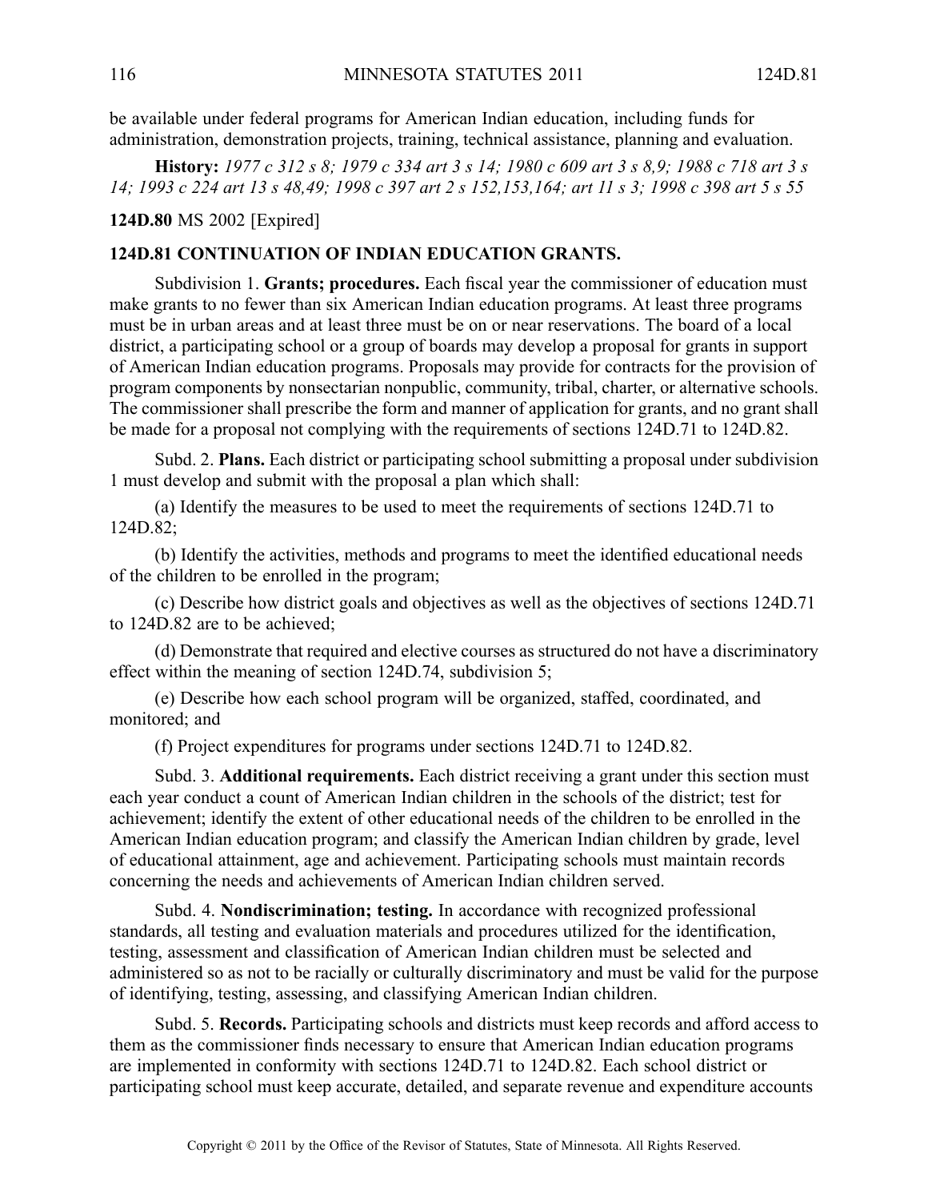be available under federal programs for American Indian education, including funds for administration, demonstration projects, training, technical assistance, planning and evaluation.

**History:** *1977 c 312 s 8; 1979 c 334 art 3 s 14; 1980 c 609 art 3 s 8,9; 1988 c 718 art 3 s 14; 1993 c 224 art 13 s 48,49; 1998 c 397 art 2 s 152,153,164; art 11 s 3; 1998 c 398 art 5 s 55*

**124D.80** MS 2002 [Expired]

**124D.81 CONTINUATION OF INDIAN EDUCATION GRANTS.**

Subdivision 1. **Grants; procedures.** Each fiscal year the commissioner of education must make grants to no fewer than six American Indian education programs. At least three programs must be in urban areas and at least three must be on or near reservations. The board of a local district, a participating school or a group of boards may develop a proposal for grants in support of American Indian education programs. Proposals may provide for contracts for the provision of program components by nonsectarian nonpublic, community, tribal, charter, or alternative schools. The commissioner shall prescribe the form and manner of application for grants, and no grant shall be made for a proposal not complying with the requirements of sections 124D.71 to 124D.82.

Subd. 2. **Plans.** Each district or participating school submitting a proposal under subdivision 1 must develop and submit with the proposal a plan which shall:

(a) Identify the measures to be used to meet the requirements of sections 124D.71 to 124D.82;

(b) Identify the activities, methods and programs to meet the identified educational needs of the children to be enrolled in the program;

(c) Describe how district goals and objectives as well as the objectives of sections 124D.71 to 124D.82 are to be achieved;

(d) Demonstrate that required and elective courses as structured do not have a discriminatory effect within the meaning of section 124D.74, subdivision 5;

(e) Describe how each school program will be organized, staffed, coordinated, and monitored; and

(f) Project expenditures for programs under sections 124D.71 to 124D.82.

Subd. 3. **Additional requirements.** Each district receiving a grant under this section must each year conduct a count of American Indian children in the schools of the district; test for achievement; identify the extent of other educational needs of the children to be enrolled in the American Indian education program; and classify the American Indian children by grade, level of educational attainment, age and achievement. Participating schools must maintain records concerning the needs and achievements of American Indian children served.

Subd. 4. **Nondiscrimination; testing.** In accordance with recognized professional standards, all testing and evaluation materials and procedures utilized for the identification, testing, assessment and classification of American Indian children must be selected and administered so as not to be racially or culturally discriminatory and must be valid for the purpose of identifying, testing, assessing, and classifying American Indian children.

Subd. 5. **Records.** Participating schools and districts must keep records and afford access to them as the commissioner finds necessary to ensure that American Indian education programs are implemented in conformity with sections 124D.71 to 124D.82. Each school district or participating school must keep accurate, detailed, and separate revenue and expenditure accounts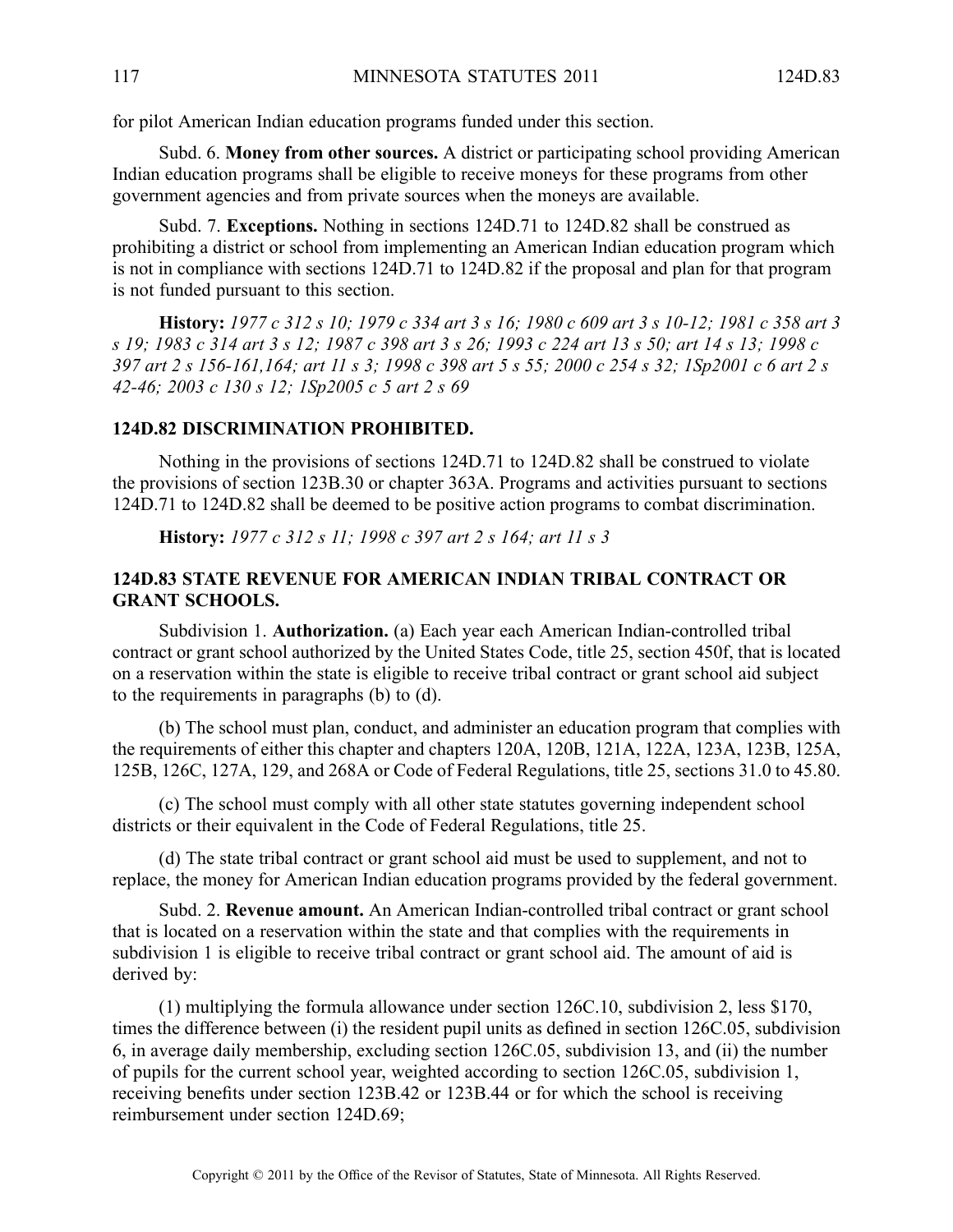for pilot American Indian education programs funded under this section.

Subd. 6. **Money from other sources.** A district or participating school providing American Indian education programs shall be eligible to receive moneys for these programs from other government agencies and from private sources when the moneys are available.

Subd. 7. **Exceptions.** Nothing in sections 124D.71 to 124D.82 shall be construed as prohibiting a district or school from implementing an American Indian education program which is not in compliance with sections 124D.71 to 124D.82 if the proposal and plan for that program is not funded pursuant to this section.

**History:** *1977 c 312 s 10; 1979 c 334 art 3 s 16; 1980 c 609 art 3 s 10-12; 1981 c 358 art 3 s 19; 1983 c 314 art 3 s 12; 1987 c 398 art 3 s 26; 1993 c 224 art 13 s 50; art 14 s 13; 1998 c 397 art 2 s 156-161,164; art 11 s 3; 1998 c 398 art 5 s 55; 2000 c 254 s 32; 1Sp2001 c 6 art 2 s 42-46; 2003 c 130 s 12; 1Sp2005 c 5 art 2 s 69*

### 124D.82 DISCRIMINATION PROHIBITED.

Nothing in the provisions of sections 124D.71 to 124D.82 shall be construed to violate the provisions of section 123B.30 or chapter 363A. Programs and activities pursuant to sections 124D.71 to 124D.82 shall be deemed to be positive action programs to combat discrimination.

**History:** *1977 c 312 s 11; 1998 c 397 art 2 s 164; art 11 s 3*

### 124D.83 STATE REVENUE FOR AMERICAN INDIAN TRIBAL CONTRACT OR GRANT SCHOOLS.

Subdivision 1. **Authorization.** (a) Each year each American Indian-controlled tribal contract or grant school authorized by the United States Code, title 25, section 450f, that is located on a reservation within the state is eligible to receive tribal contract or grant school aid subject to the requirements in paragraphs (b) to (d).

(b) The school must plan, conduct, and administer an education program that complies with the requirements of either this chapter and chapters 120A, 120B, 121A, 122A, 123A, 123B, 125A, 125B, 126C, 127A, 129, and 268A or Code of Federal Regulations, title 25, sections 31.0 to 45.80.

(c) The school must comply with all other state statutes governing independent school districts or their equivalent in the Code of Federal Regulations, title 25.

(d) The state tribal contract or grant school aid must be used to supplement, and not to replace, the money for American Indian education programs provided by the federal government.

Subd. 2. **Revenue amount.** An American Indian-controlled tribal contract or grant school that is located on a reservation within the state and that complies with the requirements in subdivision 1 is eligible to receive tribal contract or grant school aid. The amount of aid is derived by:

(1) multiplying the formula allowance under section 126C.10, subdivision 2, less $170, times the difference between (i) the resident pupil units as defined in section 126C.05, subdivision 6, in average daily membership, excluding section 126C.05, subdivision 13, and (ii) the number of pupils for the current school year, weighted according to section 126C.05, subdivision 1, receiving benefits under section 123B.42 or 123B.44 or for which the school is receiving reimbursement under section 124D.69;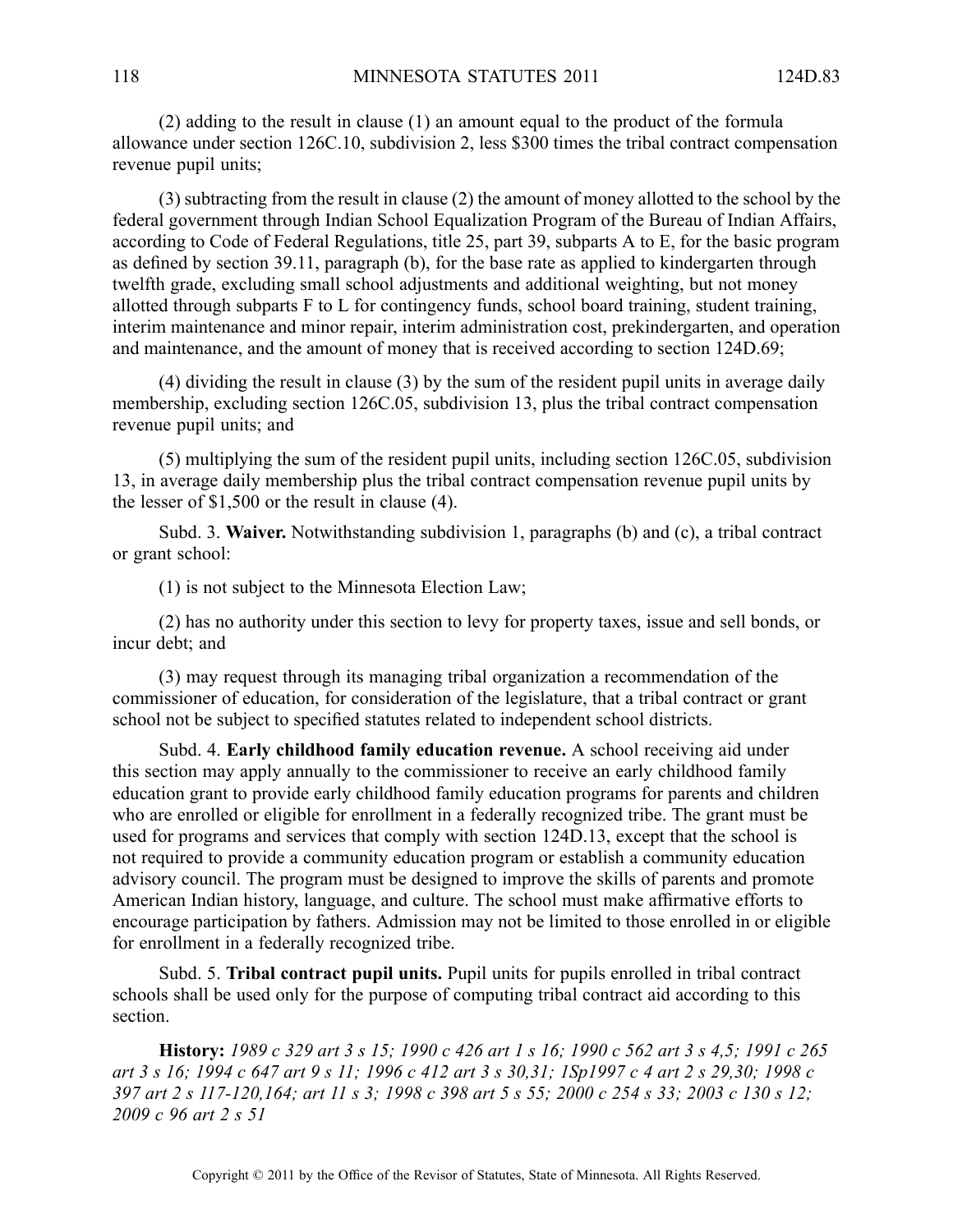(2) adding to the result in clause (1) an amount equal to the product of the formula allowance under section 126C.10, subdivision 2, less $300 times the tribal contract compensation revenue pupil units;

(3) subtracting from the result in clause (2) the amount of money allotted to the school by the federal government through Indian School Equalization Program of the Bureau of Indian Affairs, according to Code of Federal Regulations, title 25, part 39, subparts A to E, for the basic program as defined by section 39.11, paragraph (b), for the base rate as applied to kindergarten through twelfth grade, excluding small school adjustments and additional weighting, but not money allotted through subparts F to L for contingency funds, school board training, student training, interim maintenance and minor repair, interim administration cost, prekindergarten, and operation and maintenance, and the amount of money that is received according to section 124D.69;

(4) dividing the result in clause (3) by the sum of the resident pupil units in average daily membership, excluding section 126C.05, subdivision 13, plus the tribal contract compensation revenue pupil units; and

(5) multiplying the sum of the resident pupil units, including section 126C.05, subdivision 13, in average daily membership plus the tribal contract compensation revenue pupil units by the lesser of $1,500 or the result in clause (4).

Subd. 3. **Waiver.** Notwithstanding subdivision 1, paragraphs (b) and (c), a tribal contract or grant school:

(1) is not subject to the Minnesota Election Law;

(2) has no authority under this section to levy for property taxes, issue and sell bonds, or incur debt; and

(3) may request through its managing tribal organization a recommendation of the commissioner of education, for consideration of the legislature, that a tribal contract or grant school not be subject to specified statutes related to independent school districts.

Subd. 4. **Early childhood family education revenue.** A school receiving aid under this section may apply annually to the commissioner to receive an early childhood family education grant to provide early childhood family education programs for parents and children who are enrolled or eligible for enrollment in a federally recognized tribe. The grant must be used for programs and services that comply with section 124D.13, except that the school is not required to provide a community education program or establish a community education advisory council. The program must be designed to improve the skills of parents and promote American Indian history, language, and culture. The school must make affirmative efforts to encourage participation by fathers. Admission may not be limited to those enrolled in or eligible for enrollment in a federally recognized tribe.

Subd. 5. **Tribal contract pupil units.** Pupil units for pupils enrolled in tribal contract schools shall be used only for the purpose of computing tribal contract aid according to this section.

**History:** *1989 c 329 art 3 s 15; 1990 c 426 art 1 s 16; 1990 c 562 art 3 s 4,5; 1991 c 265 art 3 s 16; 1994 c 647 art 9 s 11; 1996 c 412 art 3 s 30,31; 1Sp1997 c 4 art 2 s 29,30; 1998 c 397 art 2 s 117-120,164; art 11 s 3; 1998 c 398 art 5 s 55; 2000 c 254 s 33; 2003 c 130 s 12; 2009 c 96 art 2 s 51*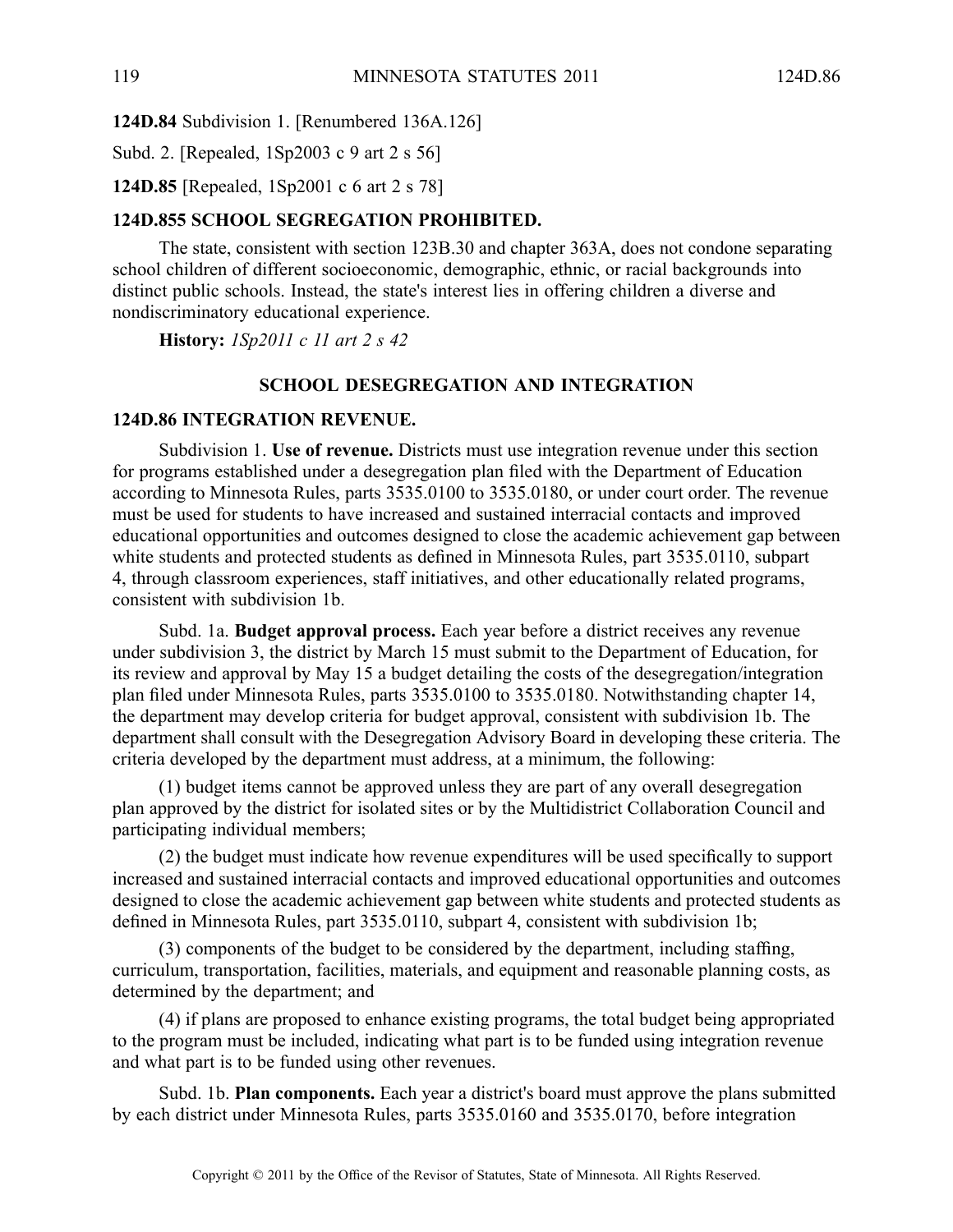**124D.84** Subdivision 1. [Renumbered 136A.126]

Subd. 2. [Repealed, 1Sp2003 c 9 art 2 s 56]

**124D.85** [Repealed, 1Sp2001 c 6 art 2 s 78]

**124D.855 SCHOOL SEGREGATION PROHIBITED.**

The state, consistent with section 123B.30 and chapter 363A, does not condone separating school children of different socioeconomic, demographic, ethnic, or racial backgrounds into distinct public schools. Instead, the state's interest lies in offering children a diverse and nondiscriminatory educational experience.

**History:** *1Sp2011 c 11 art 2 s 42*

## SCHOOL DESEGREGATION AND INTEGRATION

**124D.86 INTEGRATION REVENUE.**

Subdivision 1. **Use of revenue.** Districts must use integration revenue under this section for programs established under a desegregation plan filed with the Department of Education according to Minnesota Rules, parts 3535.0100 to 3535.0180, or under court order. The revenue must be used for students to have increased and sustained interracial contacts and improved educational opportunities and outcomes designed to close the academic achievement gap between white students and protected students as defined in Minnesota Rules, part 3535.0110, subpart 4, through classroom experiences, staff initiatives, and other educationally related programs, consistent with subdivision 1b.

Subd. 1a. **Budget approval process.** Each year before a district receives any revenue under subdivision 3, the district by March 15 must submit to the Department of Education, for its review and approval by May 15 a budget detailing the costs of the desegregation/integration plan filed under Minnesota Rules, parts 3535.0100 to 3535.0180. Notwithstanding chapter 14, the department may develop criteria for budget approval, consistent with subdivision 1b. The department shall consult with the Desegregation Advisory Board in developing these criteria. The criteria developed by the department must address, at a minimum, the following:

(1) budget items cannot be approved unless they are part of any overall desegregation plan approved by the district for isolated sites or by the Multidistrict Collaboration Council and participating individual members;

(2) the budget must indicate how revenue expenditures will be used specifically to support increased and sustained interracial contacts and improved educational opportunities and outcomes designed to close the academic achievement gap between white students and protected students as defined in Minnesota Rules, part 3535.0110, subpart 4, consistent with subdivision 1b;

(3) components of the budget to be considered by the department, including staffing, curriculum, transportation, facilities, materials, and equipment and reasonable planning costs, as determined by the department; and

(4) if plans are proposed to enhance existing programs, the total budget being appropriated to the program must be included, indicating what part is to be funded using integration revenue and what part is to be funded using other revenues.

Subd. 1b. **Plan components.** Each year a district's board must approve the plans submitted by each district under Minnesota Rules, parts 3535.0160 and 3535.0170, before integration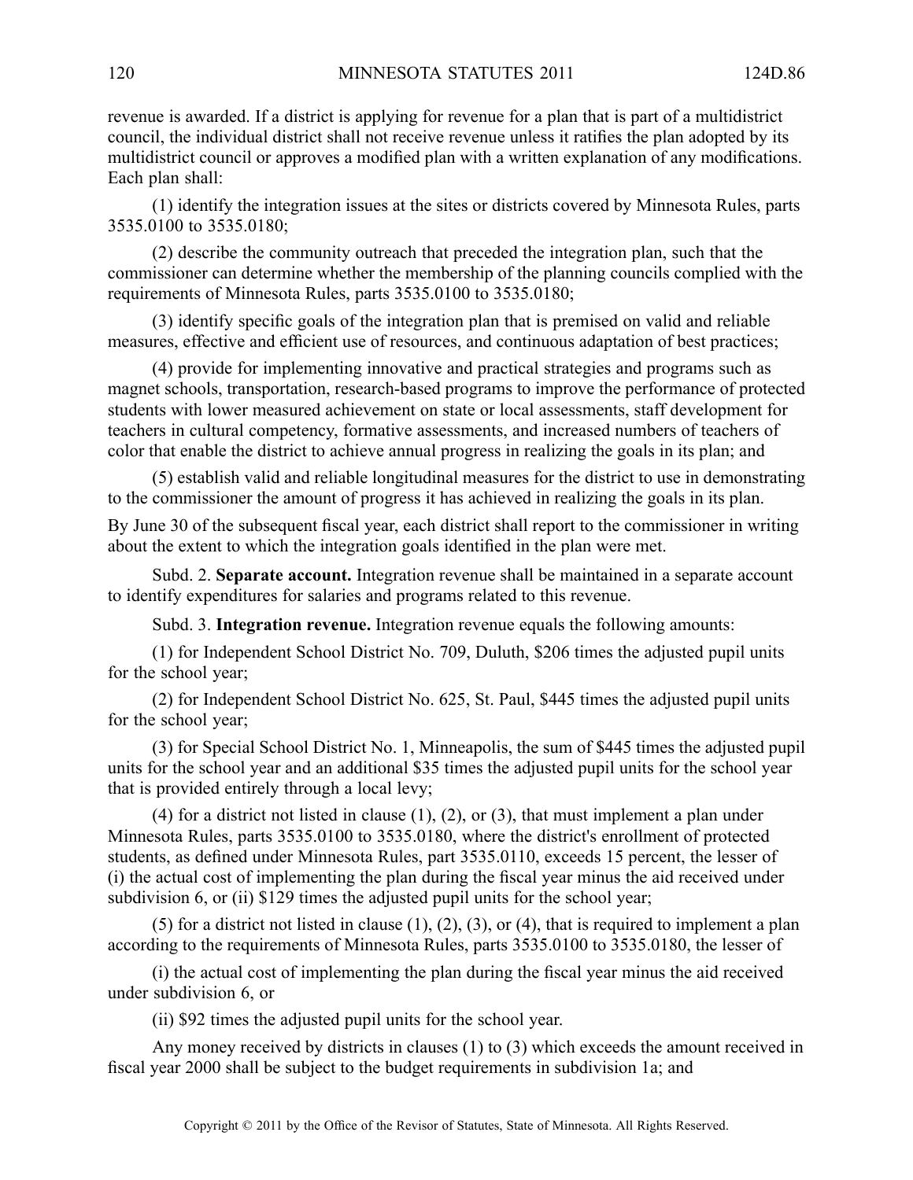revenue is awarded. If a district is applying for revenue for a plan that is part of a multidistrict council, the individual district shall not receive revenue unless it ratifies the plan adopted by its multidistrict council or approves a modified plan with a written explanation of any modifications. Each plan shall:

(1) identify the integration issues at the sites or districts covered by Minnesota Rules, parts 3535.0100 to 3535.0180;

(2) describe the community outreach that preceded the integration plan, such that the commissioner can determine whether the membership of the planning councils complied with the requirements of Minnesota Rules, parts 3535.0100 to 3535.0180;

(3) identify specific goals of the integration plan that is premised on valid and reliable measures, effective and efficient use of resources, and continuous adaptation of best practices;

(4) provide for implementing innovative and practical strategies and programs such as magnet schools, transportation, research-based programs to improve the performance of protected students with lower measured achievement on state or local assessments, staff development for teachers in cultural competency, formative assessments, and increased numbers of teachers of color that enable the district to achieve annual progress in realizing the goals in its plan; and

(5) establish valid and reliable longitudinal measures for the district to use in demonstrating to the commissioner the amount of progress it has achieved in realizing the goals in its plan.

By June 30 of the subsequent fiscal year, each district shall report to the commissioner in writing about the extent to which the integration goals identified in the plan were met.

Subd. 2. **Separate account.** Integration revenue shall be maintained in a separate account to identify expenditures for salaries and programs related to this revenue.

Subd. 3. **Integration revenue.** Integration revenue equals the following amounts:

(1) for Independent School District No. 709, Duluth, $206 times the adjusted pupil units for the school year;

(2) for Independent School District No. 625, St. Paul, $445 times the adjusted pupil units for the school year;

(3) for Special School District No. 1, Minneapolis, the sum of $445 times the adjusted pupil units for the school year and an additional $35 times the adjusted pupil units for the school year that is provided entirely through a local levy;

(4) for a district not listed in clause (1), (2), or (3), that must implement a plan under Minnesota Rules, parts 3535.0100 to 3535.0180, where the district's enrollment of protected students, as defined under Minnesota Rules, part 3535.0110, exceeds 15 percent, the lesser of (i) the actual cost of implementing the plan during the fiscal year minus the aid received under subdivision 6, or (ii) $129 times the adjusted pupil units for the school year;

(5) for a district not listed in clause (1), (2), (3), or (4), that is required to implement a plan according to the requirements of Minnesota Rules, parts 3535.0100 to 3535.0180, the lesser of

(i) the actual cost of implementing the plan during the fiscal year minus the aid received under subdivision 6, or

(ii) $92 times the adjusted pupil units for the school year.

Any money received by districts in clauses (1) to (3) which exceeds the amount received in fiscal year 2000 shall be subject to the budget requirements in subdivision 1a; and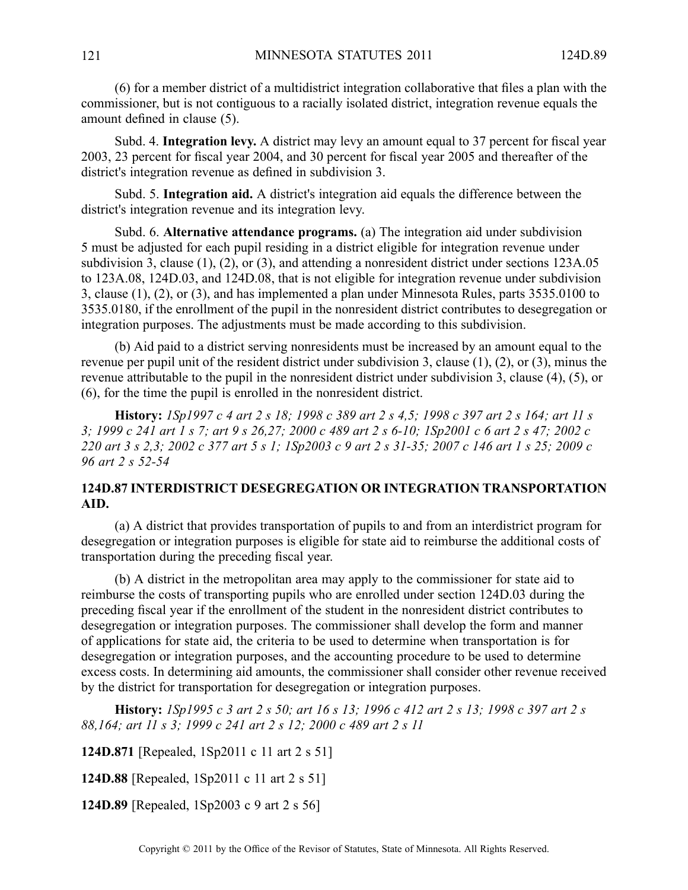(6) for a member district of a multidistrict integration collaborative that files a plan with the commissioner, but is not contiguous to a racially isolated district, integration revenue equals the amount defined in clause (5).

Subd. 4. **Integration levy.** A district may levy an amount equal to 37 percent for fiscal year 2003, 23 percent for fiscal year 2004, and 30 percent for fiscal year 2005 and thereafter of the district's integration revenue as defined in subdivision 3.

Subd. 5. **Integration aid.** A district's integration aid equals the difference between the district's integration revenue and its integration levy.

Subd. 6. **Alternative attendance programs.** (a) The integration aid under subdivision 5 must be adjusted for each pupil residing in a district eligible for integration revenue under subdivision 3, clause (1), (2), or (3), and attending a nonresident district under sections 123A.05 to 123A.08, 124D.03, and 124D.08, that is not eligible for integration revenue under subdivision 3, clause (1), (2), or (3), and has implemented a plan under Minnesota Rules, parts 3535.0100 to 3535.0180, if the enrollment of the pupil in the nonresident district contributes to desegregation or integration purposes. The adjustments must be made according to this subdivision.

(b) Aid paid to a district serving nonresidents must be increased by an amount equal to the revenue per pupil unit of the resident district under subdivision 3, clause (1), (2), or (3), minus the revenue attributable to the pupil in the nonresident district under subdivision 3, clause (4), (5), or (6), for the time the pupil is enrolled in the nonresident district.

**History:** *1Sp1997 c 4 art 2 s 18; 1998 c 389 art 2 s 4,5; 1998 c 397 art 2 s 164; art 11 s 3; 1999 c 241 art 1 s 7; art 9 s 26,27; 2000 c 489 art 2 s 6-10; 1Sp2001 c 6 art 2 s 47; 2002 c 220 art 3 s 2,3; 2002 c 377 art 5 s 1; 1Sp2003 c 9 art 2 s 31-35; 2007 c 146 art 1 s 25; 2009 c 96 art 2 s 52-54*

## 124D.87 INTERDISTRICT DESEGREGATION OR INTEGRATION TRANSPORTATION AID.

(a) A district that provides transportation of pupils to and from an interdistrict program for desegregation or integration purposes is eligible for state aid to reimburse the additional costs of transportation during the preceding fiscal year.

(b) A district in the metropolitan area may apply to the commissioner for state aid to reimburse the costs of transporting pupils who are enrolled under section 124D.03 during the preceding fiscal year if the enrollment of the student in the nonresident district contributes to desegregation or integration purposes. The commissioner shall develop the form and manner of applications for state aid, the criteria to be used to determine when transportation is for desegregation or integration purposes, and the accounting procedure to be used to determine excess costs. In determining aid amounts, the commissioner shall consider other revenue received by the district for transportation for desegregation or integration purposes.

**History:** *1Sp1995 c 3 art 2 s 50; art 16 s 13; 1996 c 412 art 2 s 13; 1998 c 397 art 2 s 88,164; art 11 s 3; 1999 c 241 art 2 s 12; 2000 c 489 art 2 s 11*

**124D.871** [Repealed, 1Sp2011 c 11 art 2 s 51]

**124D.88** [Repealed, 1Sp2011 c 11 art 2 s 51]

**124D.89** [Repealed, 1Sp2003 c 9 art 2 s 56]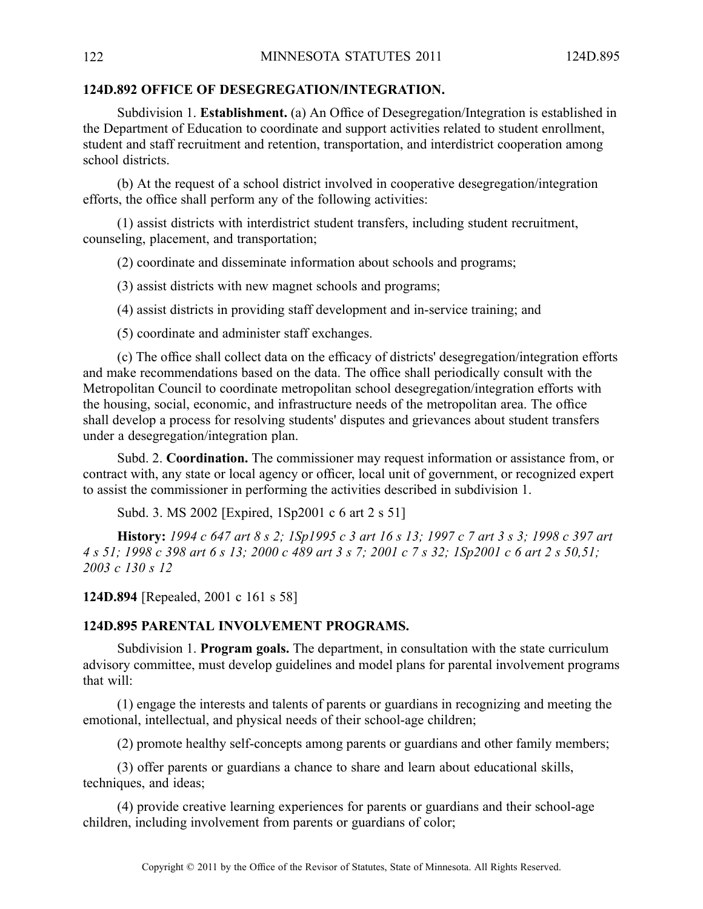**124D.892 OFFICE OF DESEGREGATION/INTEGRATION.**

Subdivision 1. **Establishment.** (a) An Office of Desegregation/Integration is established in the Department of Education to coordinate and support activities related to student enrollment, student and staff recruitment and retention, transportation, and interdistrict cooperation among school districts.

(b) At the request of a school district involved in cooperative desegregation/integration efforts, the office shall perform any of the following activities:

(1) assist districts with interdistrict student transfers, including student recruitment, counseling, placement, and transportation;

(2) coordinate and disseminate information about schools and programs;

(3) assist districts with new magnet schools and programs;

(4) assist districts in providing staff development and in-service training; and

(5) coordinate and administer staff exchanges.

(c) The office shall collect data on the efficacy of districts' desegregation/integration efforts and make recommendations based on the data. The office shall periodically consult with the Metropolitan Council to coordinate metropolitan school desegregation/integration efforts with the housing, social, economic, and infrastructure needs of the metropolitan area. The office shall develop a process for resolving students' disputes and grievances about student transfers under a desegregation/integration plan.

Subd. 2. **Coordination.** The commissioner may request information or assistance from, or contract with, any state or local agency or officer, local unit of government, or recognized expert to assist the commissioner in performing the activities described in subdivision 1.

Subd. 3. MS 2002 [Expired, 1Sp2001 c 6 art 2 s 51]

**History:** *1994 c 647 art 8 s 2; 1Sp1995 c 3 art 16 s 13; 1997 c 7 art 3 s 3; 1998 c 397 art 4 s 51; 1998 c 398 art 6 s 13; 2000 c 489 art 3 s 7; 2001 c 7 s 32; 1Sp2001 c 6 art 2 s 50,51; 2003 c 130 s 12*

**124D.894** [Repealed, 2001 c 161 s 58]

**124D.895 PARENTAL INVOLVEMENT PROGRAMS.**

Subdivision 1. **Program goals.** The department, in consultation with the state curriculum advisory committee, must develop guidelines and model plans for parental involvement programs that will:

(1) engage the interests and talents of parents or guardians in recognizing and meeting the emotional, intellectual, and physical needs of their school-age children;

(2) promote healthy self-concepts among parents or guardians and other family members;

(3) offer parents or guardians a chance to share and learn about educational skills, techniques, and ideas;

(4) provide creative learning experiences for parents or guardians and their school-age children, including involvement from parents or guardians of color;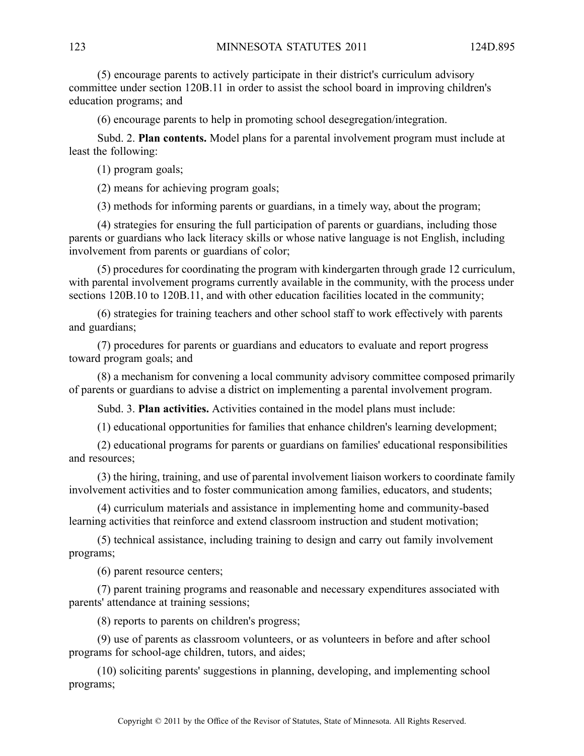(5) encourage parents to actively participate in their district's curriculum advisory committee under section 120B.11 in order to assist the school board in improving children's education programs; and

(6) encourage parents to help in promoting school desegregation/integration.

Subd. 2. **Plan contents.** Model plans for a parental involvement program must include at least the following:

(1) program goals;

(2) means for achieving program goals;

(3) methods for informing parents or guardians, in a timely way, about the program;

(4) strategies for ensuring the full participation of parents or guardians, including those parents or guardians who lack literacy skills or whose native language is not English, including involvement from parents or guardians of color;

(5) procedures for coordinating the program with kindergarten through grade 12 curriculum, with parental involvement programs currently available in the community, with the process under sections 120B.10 to 120B.11, and with other education facilities located in the community;

(6) strategies for training teachers and other school staff to work effectively with parents and guardians;

(7) procedures for parents or guardians and educators to evaluate and report progress toward program goals; and

(8) a mechanism for convening a local community advisory committee composed primarily of parents or guardians to advise a district on implementing a parental involvement program.

Subd. 3. **Plan activities.** Activities contained in the model plans must include:

(1) educational opportunities for families that enhance children's learning development;

(2) educational programs for parents or guardians on families' educational responsibilities and resources;

(3) the hiring, training, and use of parental involvement liaison workers to coordinate family involvement activities and to foster communication among families, educators, and students;

(4) curriculum materials and assistance in implementing home and community-based learning activities that reinforce and extend classroom instruction and student motivation;

(5) technical assistance, including training to design and carry out family involvement programs;

(6) parent resource centers;

(7) parent training programs and reasonable and necessary expenditures associated with parents' attendance at training sessions;

(8) reports to parents on children's progress;

(9) use of parents as classroom volunteers, or as volunteers in before and after school programs for school-age children, tutors, and aides;

(10) soliciting parents' suggestions in planning, developing, and implementing school programs;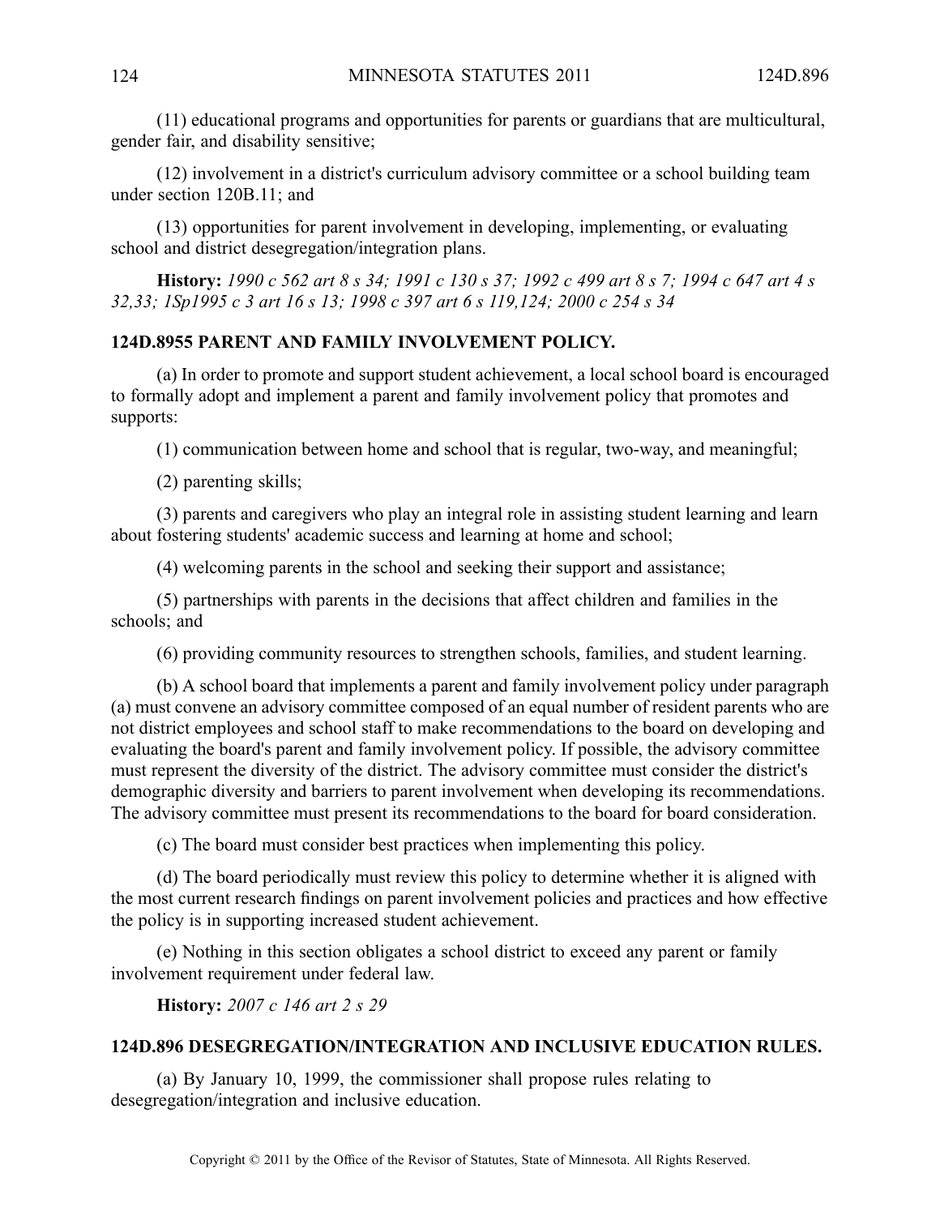(11) educational programs and opportunities for parents or guardians that are multicultural, gender fair, and disability sensitive;

(12) involvement in a district's curriculum advisory committee or a school building team under section 120B.11; and

(13) opportunities for parent involvement in developing, implementing, or evaluating school and district desegregation/integration plans.

**History:** *1990 c 562 art 8 s 34; 1991 c 130 s 37; 1992 c 499 art 8 s 7; 1994 c 647 art 4 s 32,33; 1Sp1995 c 3 art 16 s 13; 1998 c 397 art 6 s 119,124; 2000 c 254 s 34*

## 124D.8955 PARENT AND FAMILY INVOLVEMENT POLICY.

(a) In order to promote and support student achievement, a local school board is encouraged to formally adopt and implement a parent and family involvement policy that promotes and supports:

(1) communication between home and school that is regular, two-way, and meaningful;

(2) parenting skills;

(3) parents and caregivers who play an integral role in assisting student learning and learn about fostering students' academic success and learning at home and school;

(4) welcoming parents in the school and seeking their support and assistance;

(5) partnerships with parents in the decisions that affect children and families in the schools; and

(6) providing community resources to strengthen schools, families, and student learning.

(b) A school board that implements a parent and family involvement policy under paragraph (a) must convene an advisory committee composed of an equal number of resident parents who are not district employees and school staff to make recommendations to the board on developing and evaluating the board's parent and family involvement policy. If possible, the advisory committee must represent the diversity of the district. The advisory committee must consider the district's demographic diversity and barriers to parent involvement when developing its recommendations. The advisory committee must present its recommendations to the board for board consideration.

(c) The board must consider best practices when implementing this policy.

(d) The board periodically must review this policy to determine whether it is aligned with the most current research findings on parent involvement policies and practices and how effective the policy is in supporting increased student achievement.

(e) Nothing in this section obligates a school district to exceed any parent or family involvement requirement under federal law.

**History:** *2007 c 146 art 2 s 29*

## 124D.896 DESEGREGATION/INTEGRATION AND INCLUSIVE EDUCATION RULES.

(a) By January 10, 1999, the commissioner shall propose rules relating to desegregation/integration and inclusive education.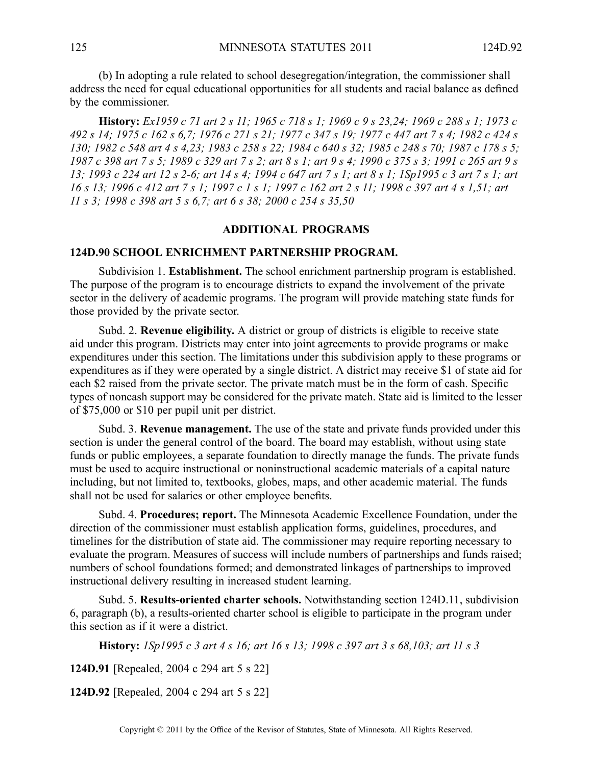(b) In adopting a rule related to school desegregation/integration, the commissioner shall address the need for equal educational opportunities for all students and racial balance as defined by the commissioner.

**History:** *Ex1959 c 71 art 2 s 11; 1965 c 718 s 1; 1969 c 9 s 23,24; 1969 c 288 s 1; 1973 c 492 s 14; 1975 c 162 s 6,7; 1976 c 271 s 21; 1977 c 347 s 19; 1977 c 447 art 7 s 4; 1982 c 424 s 130; 1982 c 548 art 4 s 4,23; 1983 c 258 s 22; 1984 c 640 s 32; 1985 c 248 s 70; 1987 c 178 s 5; 1987 c 398 art 7 s 5; 1989 c 329 art 7 s 2; art 8 s 1; art 9 s 4; 1990 c 375 s 3; 1991 c 265 art 9 s 13; 1993 c 224 art 12 s 2-6; art 14 s 4; 1994 c 647 art 7 s 1; art 8 s 1; 1Sp1995 c 3 art 7 s 1; art 16 s 13; 1996 c 412 art 7 s 1; 1997 c 1 s 1; 1997 c 162 art 2 s 11; 1998 c 397 art 4 s 1,51; art 11 s 3; 1998 c 398 art 5 s 6,7; art 6 s 38; 2000 c 254 s 35,50*

## ADDITIONAL PROGRAMS

### 124D.90 SCHOOL ENRICHMENT PARTNERSHIP PROGRAM.

Subdivision 1. **Establishment.** The school enrichment partnership program is established. The purpose of the program is to encourage districts to expand the involvement of the private sector in the delivery of academic programs. The program will provide matching state funds for those provided by the private sector.

Subd. 2. **Revenue eligibility.** A district or group of districts is eligible to receive state aid under this program. Districts may enter into joint agreements to provide programs or make expenditures under this section. The limitations under this subdivision apply to these programs or expenditures as if they were operated by a single district. A district may receive $1 of state aid for each $2 raised from the private sector. The private match must be in the form of cash. Specific types of noncash support may be considered for the private match. State aid is limited to the lesser of $75,000 or $10 per pupil unit per district.

Subd. 3. **Revenue management.** The use of the state and private funds provided under this section is under the general control of the board. The board may establish, without using state funds or public employees, a separate foundation to directly manage the funds. The private funds must be used to acquire instructional or noninstructional academic materials of a capital nature including, but not limited to, textbooks, globes, maps, and other academic material. The funds shall not be used for salaries or other employee benefits.

Subd. 4. **Procedures; report.** The Minnesota Academic Excellence Foundation, under the direction of the commissioner must establish application forms, guidelines, procedures, and timelines for the distribution of state aid. The commissioner may require reporting necessary to evaluate the program. Measures of success will include numbers of partnerships and funds raised; numbers of school foundations formed; and demonstrated linkages of partnerships to improved instructional delivery resulting in increased student learning.

Subd. 5. **Results-oriented charter schools.** Notwithstanding section 124D.11, subdivision 6, paragraph (b), a results-oriented charter school is eligible to participate in the program under this section as if it were a district.

**History:** *1Sp1995 c 3 art 4 s 16; art 16 s 13; 1998 c 397 art 3 s 68,103; art 11 s 3*

**124D.91** [Repealed, 2004 c 294 art 5 s 22]

**124D.92** [Repealed, 2004 c 294 art 5 s 22]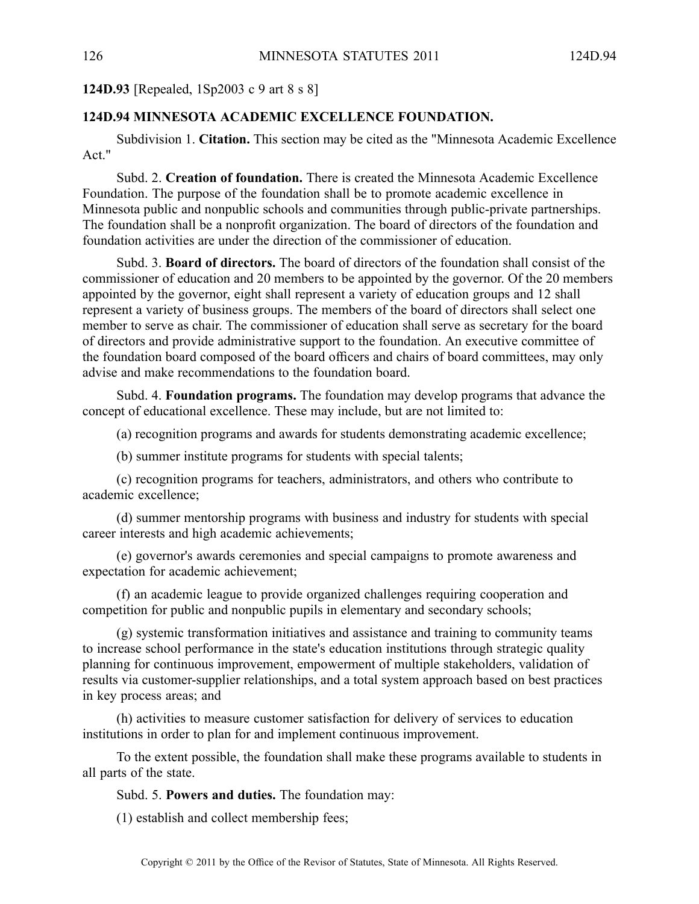**124D.93** [Repealed, 1Sp2003 c 9 art 8 s 8]

**124D.94 MINNESOTA ACADEMIC EXCELLENCE FOUNDATION.**

Subdivision 1. **Citation.** This section may be cited as the "Minnesota Academic Excellence Act."

Subd. 2. **Creation of foundation.** There is created the Minnesota Academic Excellence Foundation. The purpose of the foundation shall be to promote academic excellence in Minnesota public and nonpublic schools and communities through public-private partnerships. The foundation shall be a nonprofit organization. The board of directors of the foundation and foundation activities are under the direction of the commissioner of education.

Subd. 3. **Board of directors.** The board of directors of the foundation shall consist of the commissioner of education and 20 members to be appointed by the governor. Of the 20 members appointed by the governor, eight shall represent a variety of education groups and 12 shall represent a variety of business groups. The members of the board of directors shall select one member to serve as chair. The commissioner of education shall serve as secretary for the board of directors and provide administrative support to the foundation. An executive committee of the foundation board composed of the board officers and chairs of board committees, may only advise and make recommendations to the foundation board.

Subd. 4. **Foundation programs.** The foundation may develop programs that advance the concept of educational excellence. These may include, but are not limited to:

(a) recognition programs and awards for students demonstrating academic excellence;

(b) summer institute programs for students with special talents;

(c) recognition programs for teachers, administrators, and others who contribute to academic excellence;

(d) summer mentorship programs with business and industry for students with special career interests and high academic achievements;

(e) governor's awards ceremonies and special campaigns to promote awareness and expectation for academic achievement;

(f) an academic league to provide organized challenges requiring cooperation and competition for public and nonpublic pupils in elementary and secondary schools;

(g) systemic transformation initiatives and assistance and training to community teams to increase school performance in the state's education institutions through strategic quality planning for continuous improvement, empowerment of multiple stakeholders, validation of results via customer-supplier relationships, and a total system approach based on best practices in key process areas; and

(h) activities to measure customer satisfaction for delivery of services to education institutions in order to plan for and implement continuous improvement.

To the extent possible, the foundation shall make these programs available to students in all parts of the state.

Subd. 5. **Powers and duties.** The foundation may:

(1) establish and collect membership fees;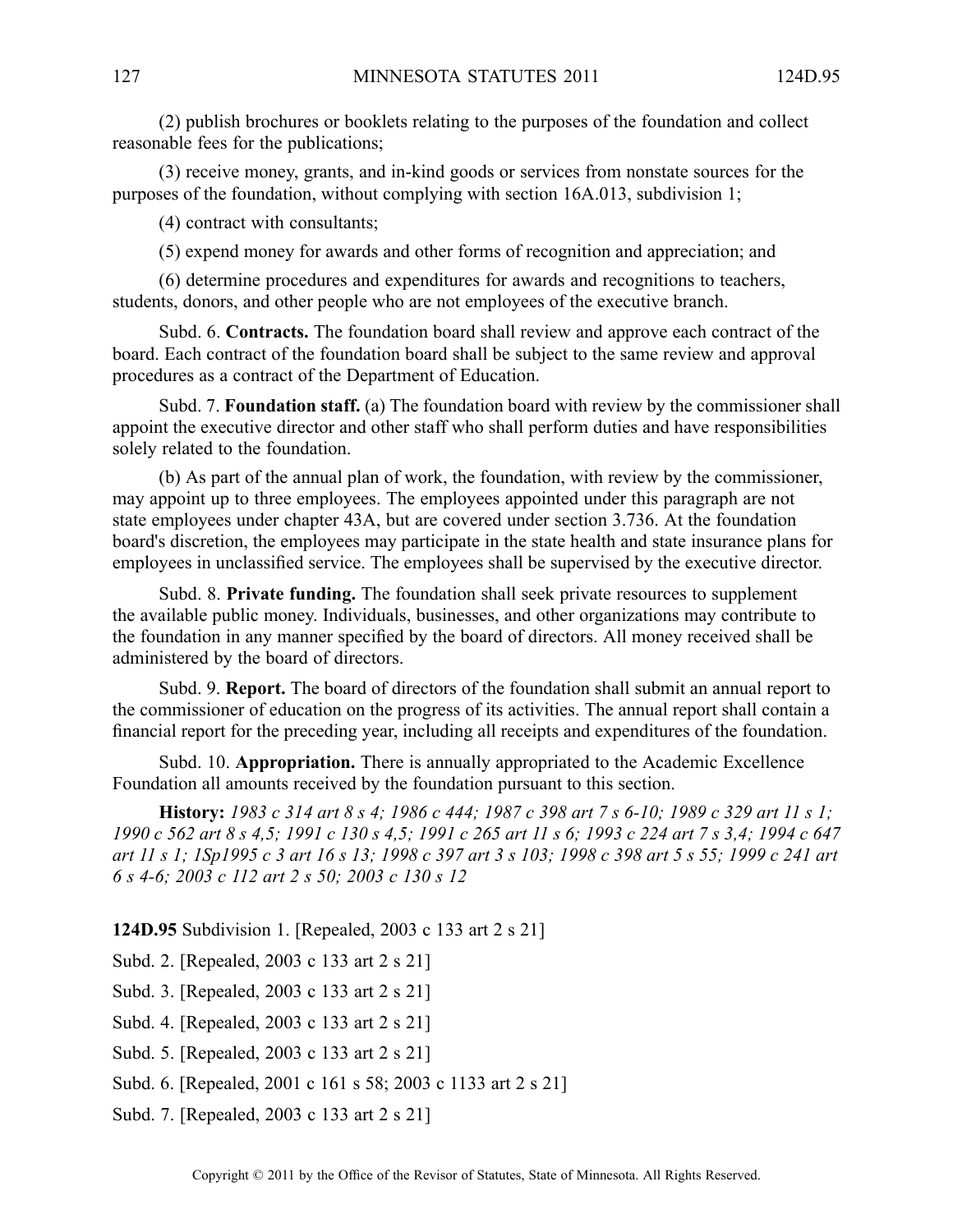(2) publish brochures or booklets relating to the purposes of the foundation and collect reasonable fees for the publications;

(3) receive money, grants, and in-kind goods or services from nonstate sources for the purposes of the foundation, without complying with section 16A.013, subdivision 1;

(4) contract with consultants;

(5) expend money for awards and other forms of recognition and appreciation; and

(6) determine procedures and expenditures for awards and recognitions to teachers, students, donors, and other people who are not employees of the executive branch.

Subd. 6. **Contracts.** The foundation board shall review and approve each contract of the board. Each contract of the foundation board shall be subject to the same review and approval procedures as a contract of the Department of Education.

Subd. 7. **Foundation staff.** (a) The foundation board with review by the commissioner shall appoint the executive director and other staff who shall perform duties and have responsibilities solely related to the foundation.

(b) As part of the annual plan of work, the foundation, with review by the commissioner, may appoint up to three employees. The employees appointed under this paragraph are not state employees under chapter 43A, but are covered under section 3.736. At the foundation board's discretion, the employees may participate in the state health and state insurance plans for employees in unclassified service. The employees shall be supervised by the executive director.

Subd. 8. **Private funding.** The foundation shall seek private resources to supplement the available public money. Individuals, businesses, and other organizations may contribute to the foundation in any manner specified by the board of directors. All money received shall be administered by the board of directors.

Subd. 9. **Report.** The board of directors of the foundation shall submit an annual report to the commissioner of education on the progress of its activities. The annual report shall contain a financial report for the preceding year, including all receipts and expenditures of the foundation.

Subd. 10. **Appropriation.** There is annually appropriated to the Academic Excellence Foundation all amounts received by the foundation pursuant to this section.

**History:** *1983 c 314 art 8 s 4; 1986 c 444; 1987 c 398 art 7 s 6-10; 1989 c 329 art 11 s 1; 1990 c 562 art 8 s 4,5; 1991 c 130 s 4,5; 1991 c 265 art 11 s 6; 1993 c 224 art 7 s 3,4; 1994 c 647 art 11 s 1; 1Sp1995 c 3 art 16 s 13; 1998 c 397 art 3 s 103; 1998 c 398 art 5 s 55; 1999 c 241 art 6 s 4-6; 2003 c 112 art 2 s 50; 2003 c 130 s 12*

**124D.95** Subdivision 1. [Repealed, 2003 c 133 art 2 s 21]

Subd. 2. [Repealed, 2003 c 133 art 2 s 21]

Subd. 3. [Repealed, 2003 c 133 art 2 s 21]

Subd. 4. [Repealed, 2003 c 133 art 2 s 21]

Subd. 5. [Repealed, 2003 c 133 art 2 s 21]

Subd. 6. [Repealed, 2001 c 161 s 58; 2003 c 1133 art 2 s 21]

Subd. 7. [Repealed, 2003 c 133 art 2 s 21]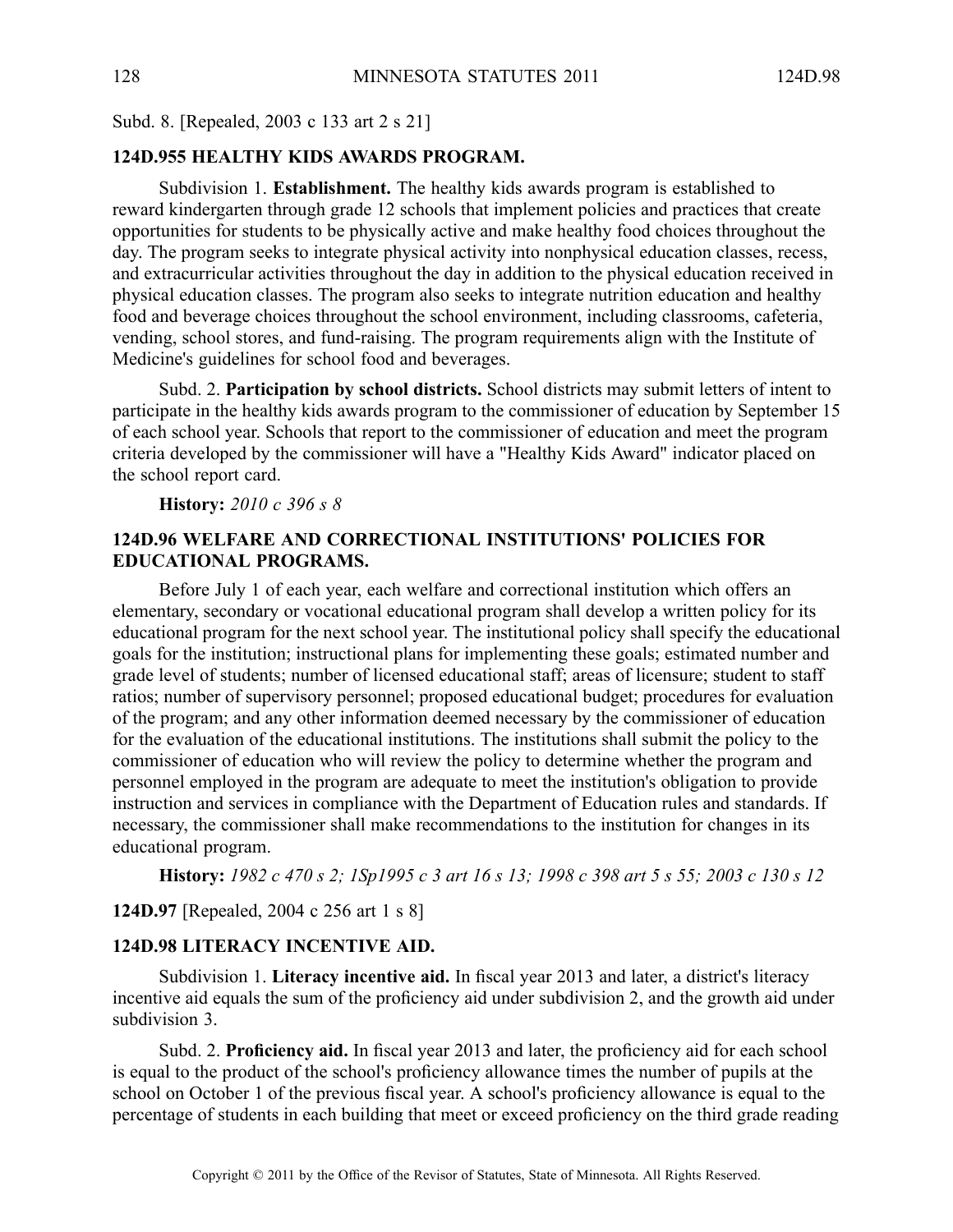Subd. 8. [Repealed, 2003 c 133 art 2 s 21]

## 124D.955 HEALTHY KIDS AWARDS PROGRAM.

Subdivision 1. **Establishment.** The healthy kids awards program is established to reward kindergarten through grade 12 schools that implement policies and practices that create opportunities for students to be physically active and make healthy food choices throughout the day. The program seeks to integrate physical activity into nonphysical education classes, recess, and extracurricular activities throughout the day in addition to the physical education received in physical education classes. The program also seeks to integrate nutrition education and healthy food and beverage choices throughout the school environment, including classrooms, cafeteria, vending, school stores, and fund-raising. The program requirements align with the Institute of Medicine's guidelines for school food and beverages.

Subd. 2. **Participation by school districts.** School districts may submit letters of intent to participate in the healthy kids awards program to the commissioner of education by September 15 of each school year. Schools that report to the commissioner of education and meet the program criteria developed by the commissioner will have a "Healthy Kids Award" indicator placed on the school report card.

**History:** *2010 c 396 s 8*

## 124D.96 WELFARE AND CORRECTIONAL INSTITUTIONS' POLICIES FOR EDUCATIONAL PROGRAMS.

Before July 1 of each year, each welfare and correctional institution which offers an elementary, secondary or vocational educational program shall develop a written policy for its educational program for the next school year. The institutional policy shall specify the educational goals for the institution; instructional plans for implementing these goals; estimated number and grade level of students; number of licensed educational staff; areas of licensure; student to staff ratios; number of supervisory personnel; proposed educational budget; procedures for evaluation of the program; and any other information deemed necessary by the commissioner of education for the evaluation of the educational institutions. The institutions shall submit the policy to the commissioner of education who will review the policy to determine whether the program and personnel employed in the program are adequate to meet the institution's obligation to provide instruction and services in compliance with the Department of Education rules and standards. If necessary, the commissioner shall make recommendations to the institution for changes in its educational program.

**History:** *1982 c 470 s 2; 1Sp1995 c 3 art 16 s 13; 1998 c 398 art 5 s 55; 2003 c 130 s 12*

**124D.97** [Repealed, 2004 c 256 art 1 s 8]

## 124D.98 LITERACY INCENTIVE AID.

Subdivision 1. **Literacy incentive aid.** In fiscal year 2013 and later, a district's literacy incentive aid equals the sum of the proficiency aid under subdivision 2, and the growth aid under subdivision 3.

Subd. 2. **Proficiency aid.** In fiscal year 2013 and later, the proficiency aid for each school is equal to the product of the school's proficiency allowance times the number of pupils at the school on October 1 of the previous fiscal year. A school's proficiency allowance is equal to the percentage of students in each building that meet or exceed proficiency on the third grade reading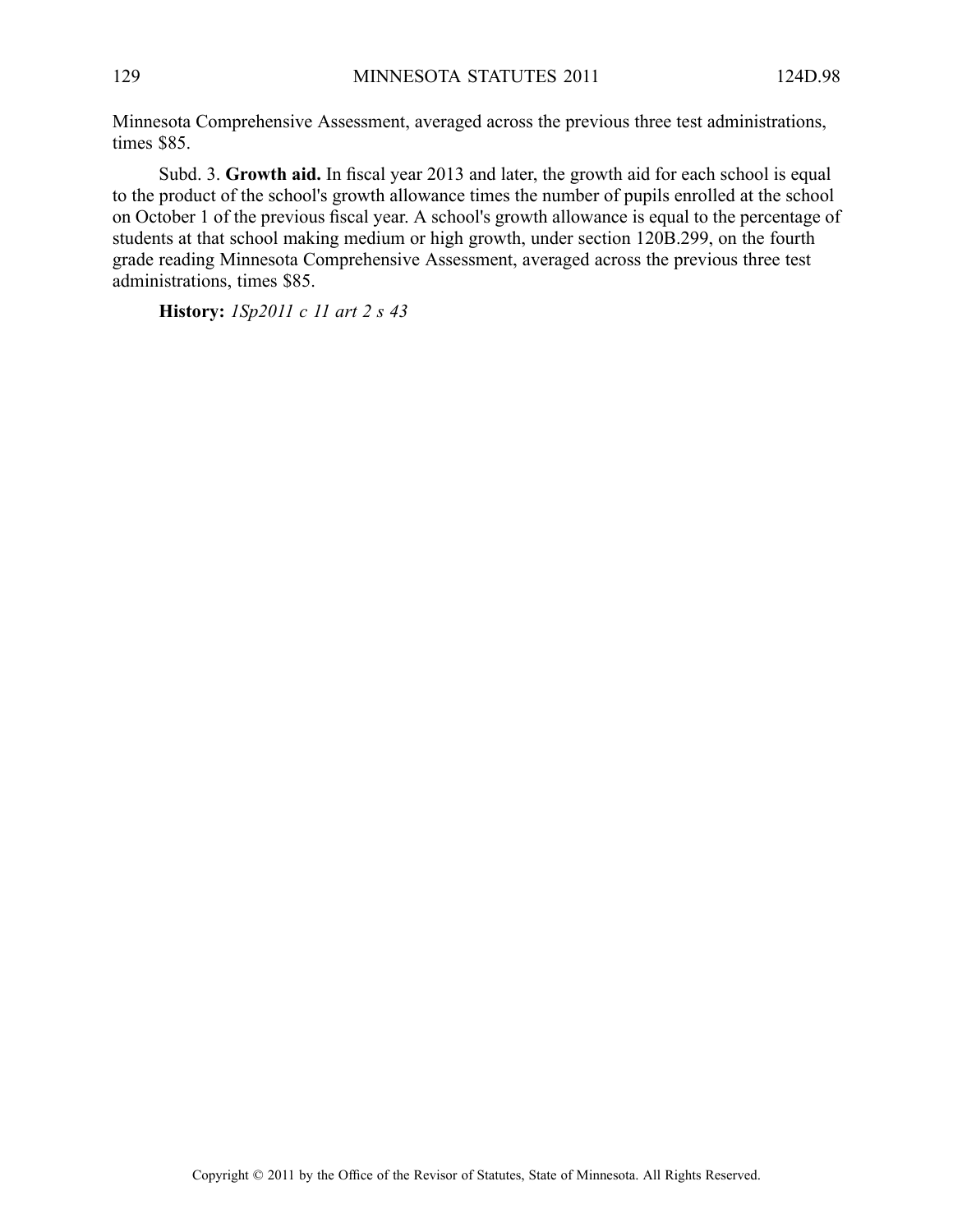Minnesota Comprehensive Assessment, averaged across the previous three test administrations, times $85.

Subd. 3. **Growth aid.** In fiscal year 2013 and later, the growth aid for each school is equal to the product of the school's growth allowance times the number of pupils enrolled at the school on October 1 of the previous fiscal year. A school's growth allowance is equal to the percentage of students at that school making medium or high growth, under section 120B.299, on the fourth grade reading Minnesota Comprehensive Assessment, averaged across the previous three test administrations, times $85.

**History:** *1Sp2011 c 11 art 2 s 43*